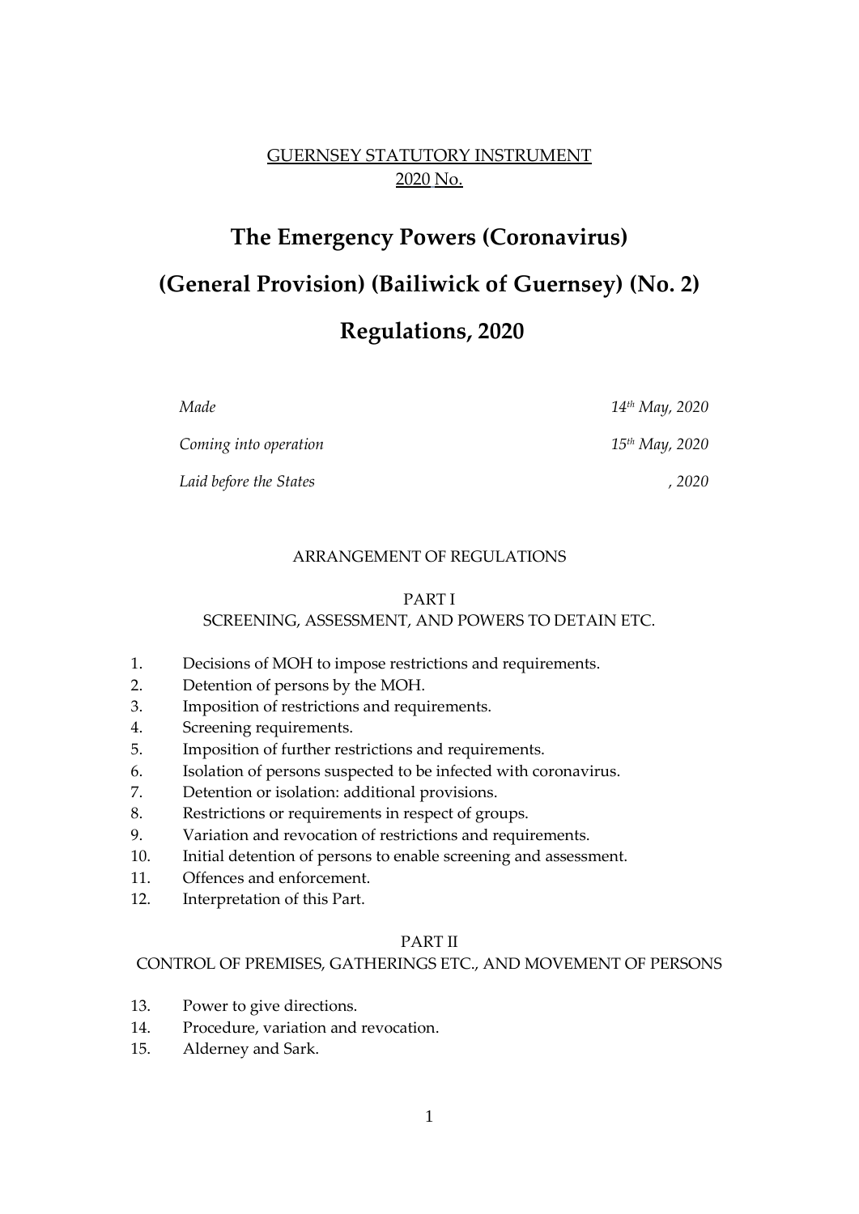GUERNSEY STATUTORY INSTRUMENT
2020 No.

# The Emergency Powers (Coronavirus) (General Provision) (Bailiwick of Guernsey) (No. 2) Regulations, 2020

| | |
|---|---|
| *Made* | *14th May, 2020* |
| *Coming into operation* | *15th May, 2020* |
| *Laid before the States* | *, 2020* |

ARRANGEMENT OF REGULATIONS

PART I
SCREENING, ASSESSMENT, AND POWERS TO DETAIN ETC.

1. Decisions of MOH to impose restrictions and requirements.
2. Detention of persons by the MOH.
3. Imposition of restrictions and requirements.
4. Screening requirements.
5. Imposition of further restrictions and requirements.
6. Isolation of persons suspected to be infected with coronavirus.
7. Detention or isolation: additional provisions.
8. Restrictions or requirements in respect of groups.
9. Variation and revocation of restrictions and requirements.
10. Initial detention of persons to enable screening and assessment.
11. Offences and enforcement.
12. Interpretation of this Part.

PART II
CONTROL OF PREMISES, GATHERINGS ETC., AND MOVEMENT OF PERSONS

13. Power to give directions.
14. Procedure, variation and revocation.
15. Alderney and Sark.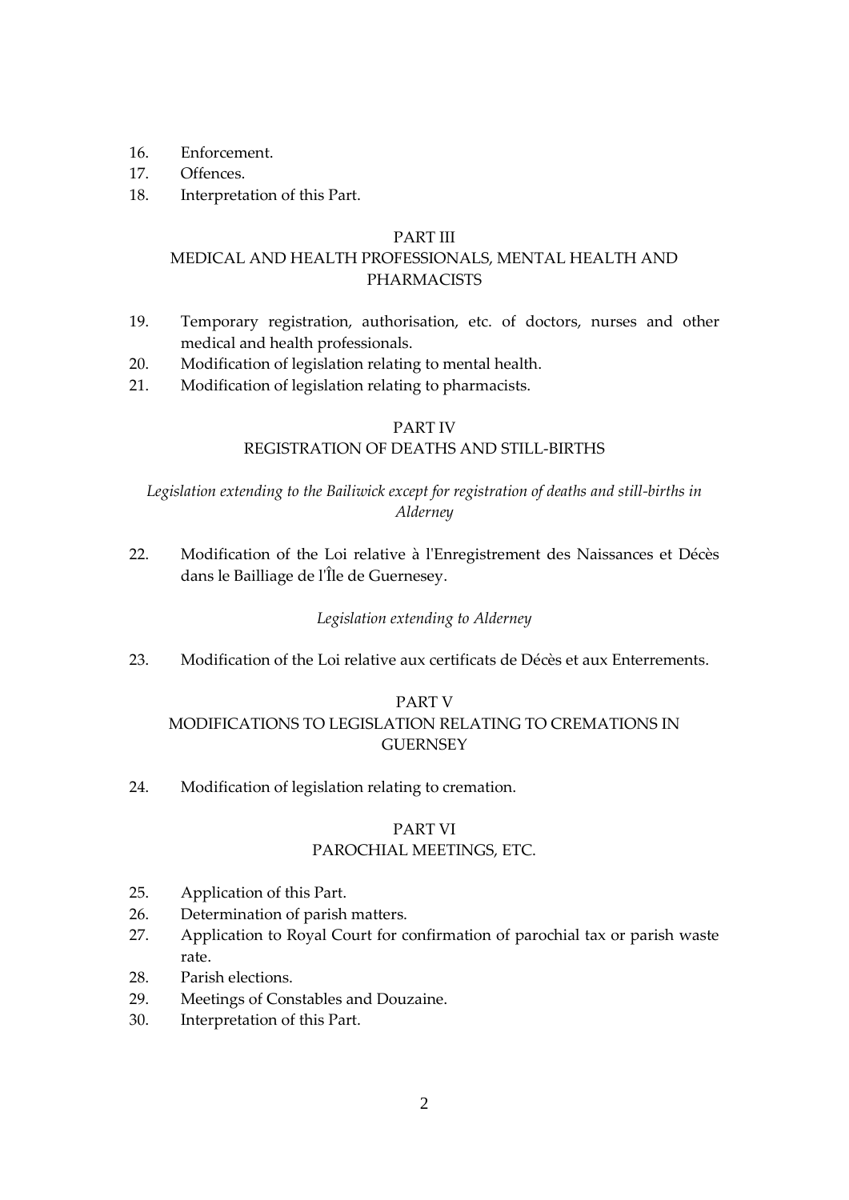16. Enforcement.
17. Offences.
18. Interpretation of this Part.

## PART III
## MEDICAL AND HEALTH PROFESSIONALS, MENTAL HEALTH AND PHARMACISTS

19. Temporary registration, authorisation, etc. of doctors, nurses and other medical and health professionals.
20. Modification of legislation relating to mental health.
21. Modification of legislation relating to pharmacists.

## PART IV
## REGISTRATION OF DEATHS AND STILL-BIRTHS

*Legislation extending to the Bailiwick except for registration of deaths and still-births in Alderney*

22. Modification of the Loi relative à l'Enregistrement des Naissances et Décès dans le Bailliage de l'Île de Guernesey.

*Legislation extending to Alderney*

23. Modification of the Loi relative aux certificats de Décès et aux Enterrements.

## PART V
## MODIFICATIONS TO LEGISLATION RELATING TO CREMATIONS IN GUERNSEY

24. Modification of legislation relating to cremation.

## PART VI
## PAROCHIAL MEETINGS, ETC.

25. Application of this Part.
26. Determination of parish matters.
27. Application to Royal Court for confirmation of parochial tax or parish waste rate.
28. Parish elections.
29. Meetings of Constables and Douzaine.
30. Interpretation of this Part.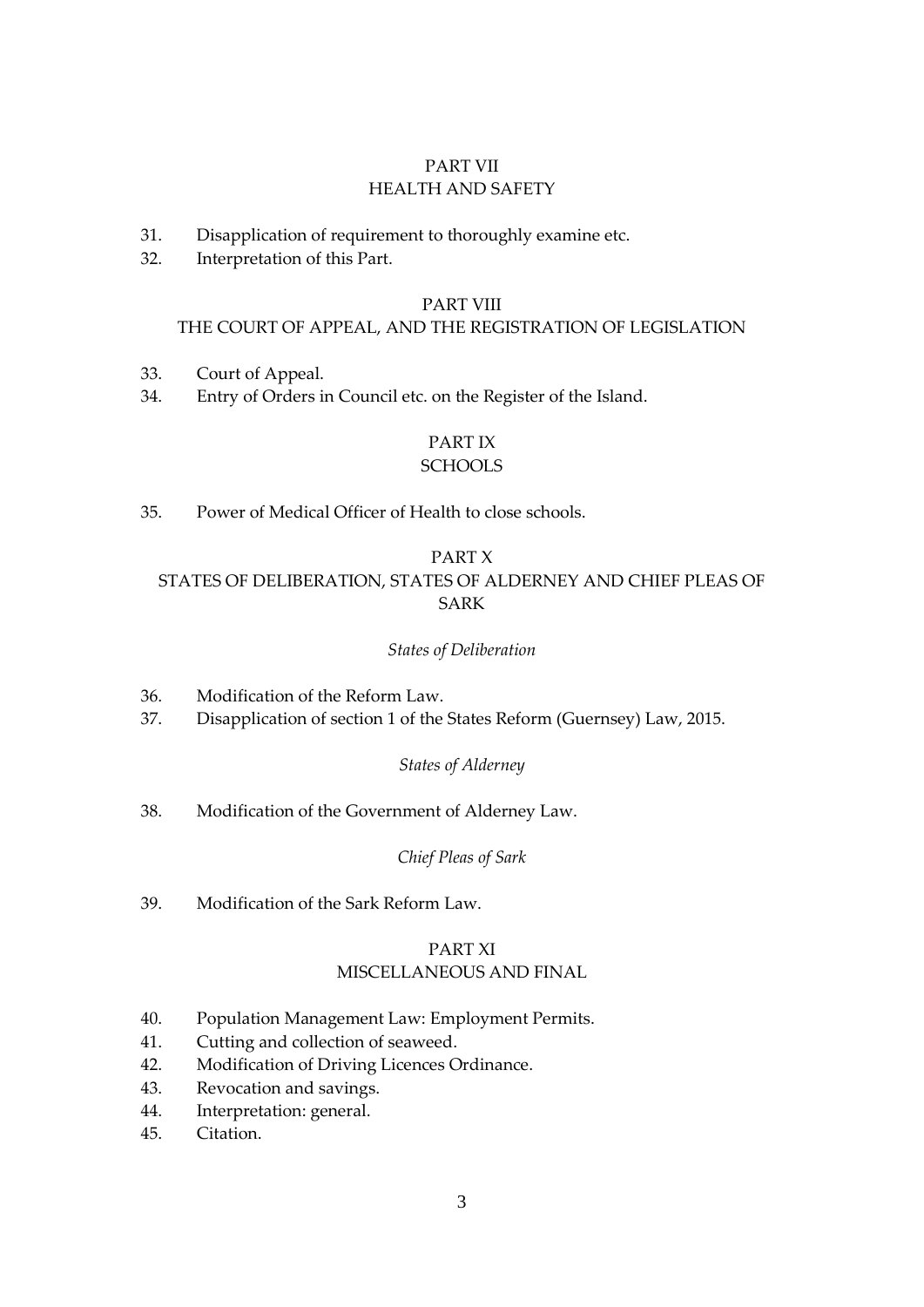## PART VII
## HEALTH AND SAFETY

31. Disapplication of requirement to thoroughly examine etc.
32. Interpretation of this Part.

## PART VIII
## THE COURT OF APPEAL, AND THE REGISTRATION OF LEGISLATION

33. Court of Appeal.
34. Entry of Orders in Council etc. on the Register of the Island.

## PART IX
## SCHOOLS

35. Power of Medical Officer of Health to close schools.

## PART X
## STATES OF DELIBERATION, STATES OF ALDERNEY AND CHIEF PLEAS OF SARK

*States of Deliberation*

36. Modification of the Reform Law.
37. Disapplication of section 1 of the States Reform (Guernsey) Law, 2015.

*States of Alderney*

38. Modification of the Government of Alderney Law.

*Chief Pleas of Sark*

39. Modification of the Sark Reform Law.

## PART XI
## MISCELLANEOUS AND FINAL

40. Population Management Law: Employment Permits.
41. Cutting and collection of seaweed.
42. Modification of Driving Licences Ordinance.
43. Revocation and savings.
44. Interpretation: general.
45. Citation.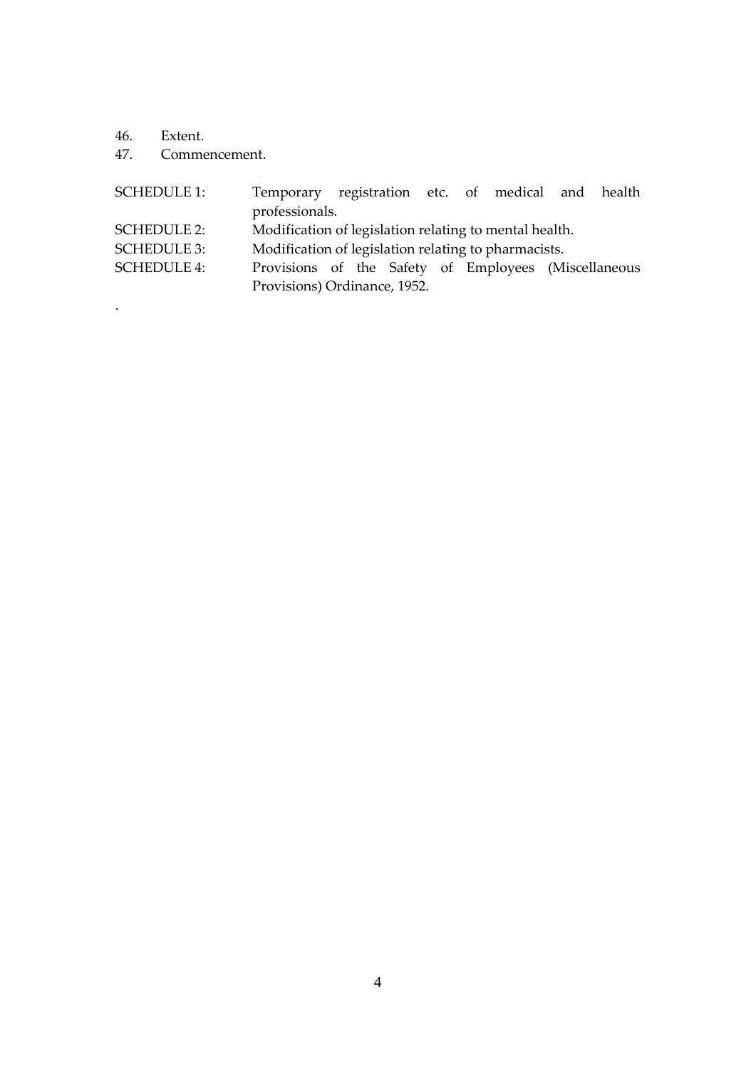46. Extent.
47. Commencement.

| | |
|---|---|
| SCHEDULE 1: | Temporary registration etc. of medical and health professionals. |
| SCHEDULE 2: | Modification of legislation relating to mental health. |
| SCHEDULE 3: | Modification of legislation relating to pharmacists. |
| SCHEDULE 4: | Provisions of the Safety of Employees (Miscellaneous Provisions) Ordinance, 1952. |

.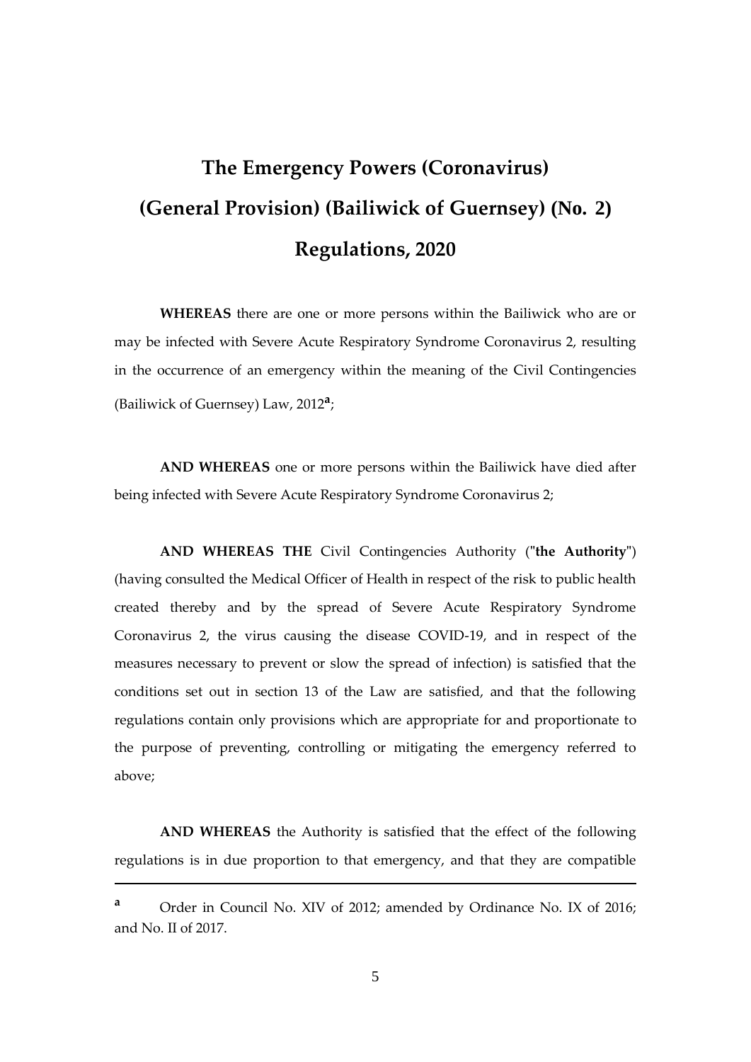# The Emergency Powers (Coronavirus) (General Provision) (Bailiwick of Guernsey) (No. 2) Regulations, 2020

**WHEREAS** there are one or more persons within the Bailiwick who are or may be infected with Severe Acute Respiratory Syndrome Coronavirus 2, resulting in the occurrence of an emergency within the meaning of the Civil Contingencies (Bailiwick of Guernsey) Law, 2012[a];

**AND WHEREAS** one or more persons within the Bailiwick have died after being infected with Severe Acute Respiratory Syndrome Coronavirus 2;

**AND WHEREAS THE** Civil Contingencies Authority ("**the Authority**") (having consulted the Medical Officer of Health in respect of the risk to public health created thereby and by the spread of Severe Acute Respiratory Syndrome Coronavirus 2, the virus causing the disease COVID-19, and in respect of the measures necessary to prevent or slow the spread of infection) is satisfied that the conditions set out in section 13 of the Law are satisfied, and that the following regulations contain only provisions which are appropriate for and proportionate to the purpose of preventing, controlling or mitigating the emergency referred to above;

**AND WHEREAS** the Authority is satisfied that the effect of the following regulations is in due proportion to that emergency, and that they are compatible

---

[a] Order in Council No. XIV of 2012; amended by Ordinance No. IX of 2016; and No. II of 2017.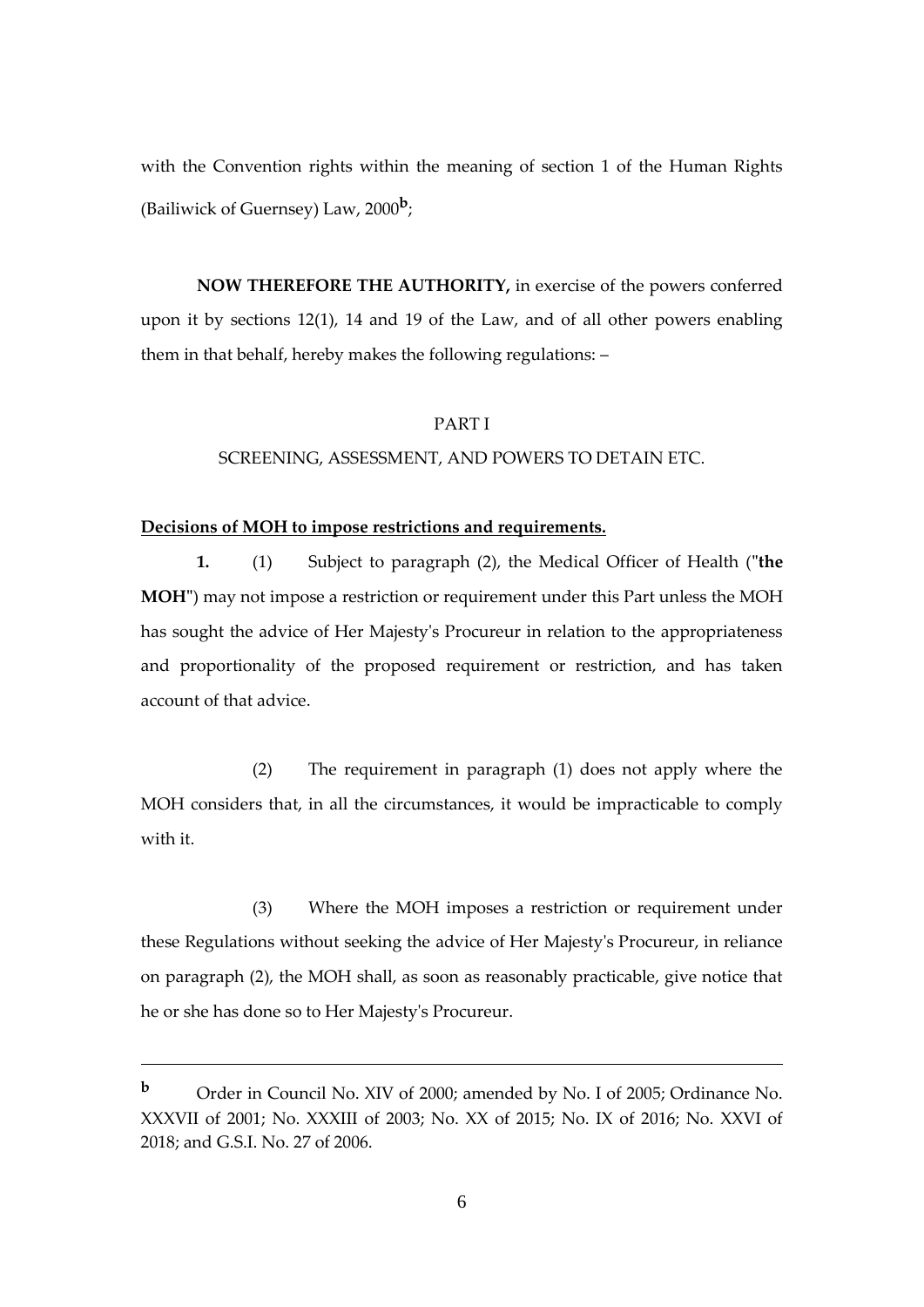with the Convention rights within the meaning of section 1 of the Human Rights (Bailiwick of Guernsey) Law, 2000[b];

**NOW THEREFORE THE AUTHORITY,** in exercise of the powers conferred upon it by sections 12(1), 14 and 19 of the Law, and of all other powers enabling them in that behalf, hereby makes the following regulations: –

PART I

SCREENING, ASSESSMENT, AND POWERS TO DETAIN ETC.

**Decisions of MOH to impose restrictions and requirements.**

**1.** (1) Subject to paragraph (2), the Medical Officer of Health ("**the MOH**") may not impose a restriction or requirement under this Part unless the MOH has sought the advice of Her Majesty's Procureur in relation to the appropriateness and proportionality of the proposed requirement or restriction, and has taken account of that advice.

(2) The requirement in paragraph (1) does not apply where the MOH considers that, in all the circumstances, it would be impracticable to comply with it.

(3) Where the MOH imposes a restriction or requirement under these Regulations without seeking the advice of Her Majesty's Procureur, in reliance on paragraph (2), the MOH shall, as soon as reasonably practicable, give notice that he or she has done so to Her Majesty's Procureur.

---

[b] Order in Council No. XIV of 2000; amended by No. I of 2005; Ordinance No. XXXVII of 2001; No. XXXIII of 2003; No. XX of 2015; No. IX of 2016; No. XXVI of 2018; and G.S.I. No. 27 of 2006.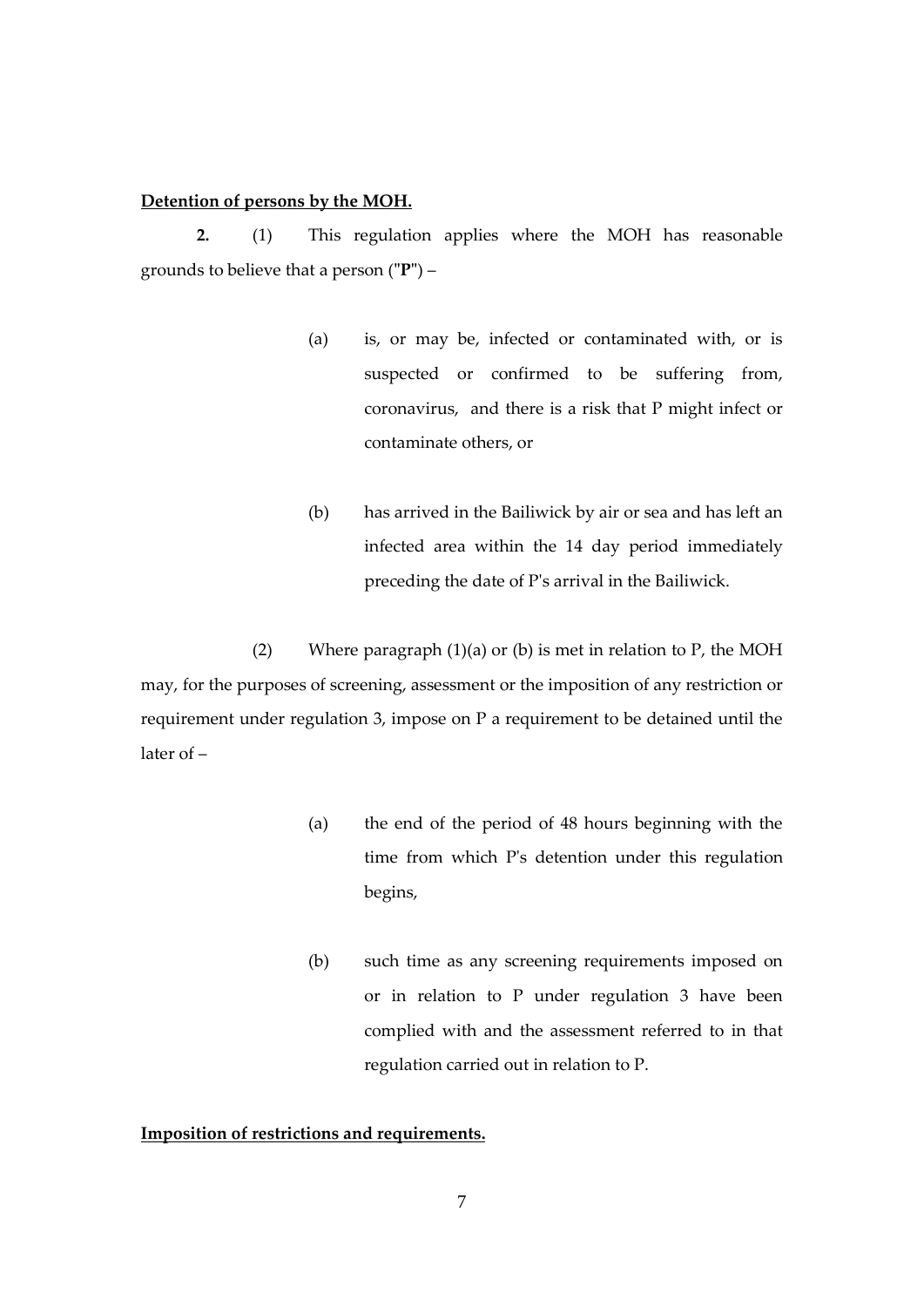**Detention of persons by the MOH.**

**2.** (1) This regulation applies where the MOH has reasonable grounds to believe that a person ("**P**") –

(a) is, or may be, infected or contaminated with, or is suspected or confirmed to be suffering from, coronavirus, and there is a risk that P might infect or contaminate others, or

(b) has arrived in the Bailiwick by air or sea and has left an infected area within the 14 day period immediately preceding the date of P's arrival in the Bailiwick.

(2) Where paragraph (1)(a) or (b) is met in relation to P, the MOH may, for the purposes of screening, assessment or the imposition of any restriction or requirement under regulation 3, impose on P a requirement to be detained until the later of –

(a) the end of the period of 48 hours beginning with the time from which P's detention under this regulation begins,

(b) such time as any screening requirements imposed on or in relation to P under regulation 3 have been complied with and the assessment referred to in that regulation carried out in relation to P.

**Imposition of restrictions and requirements.**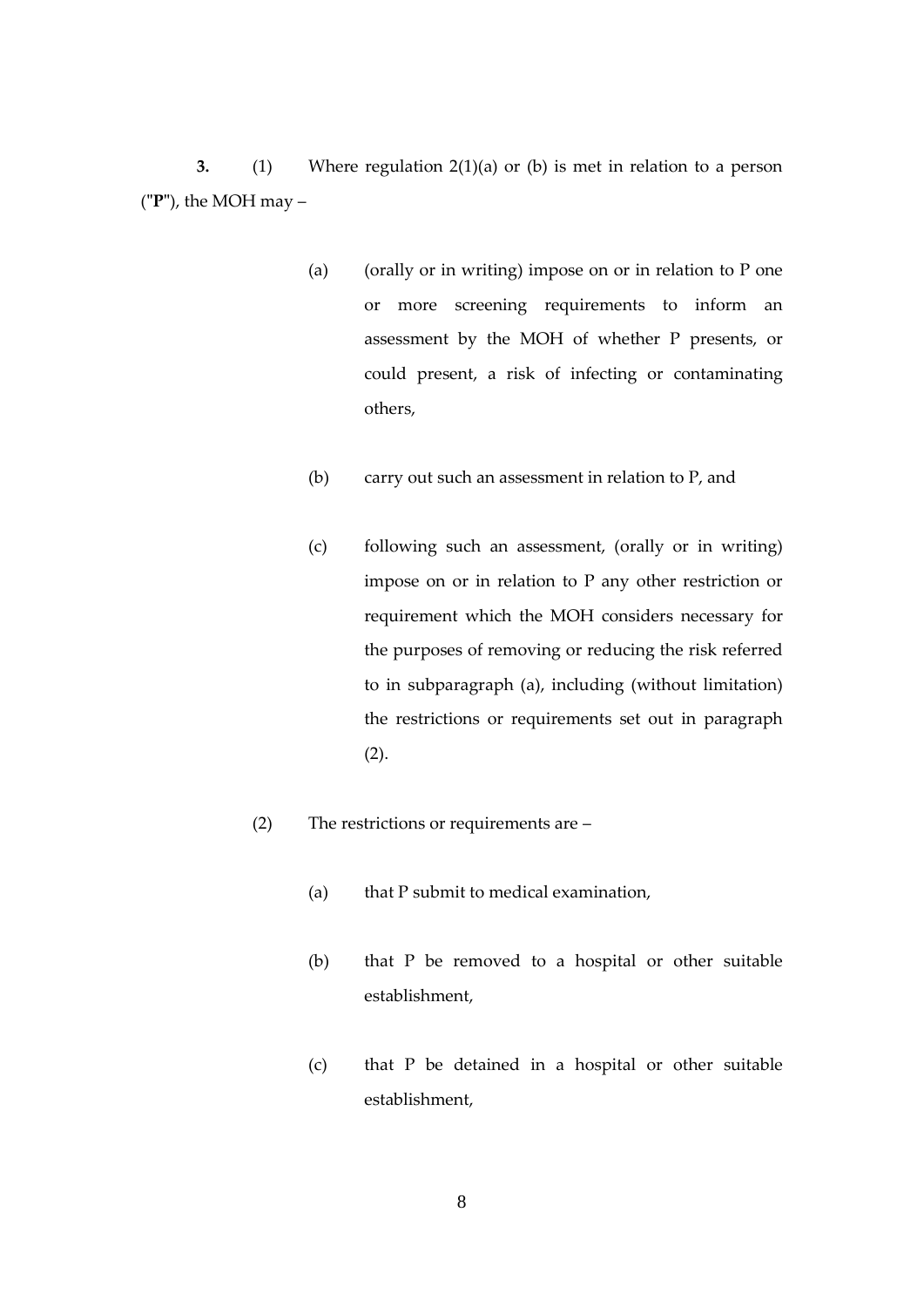**3.** (1) Where regulation 2(1)(a) or (b) is met in relation to a person ("**P**"), the MOH may –

(a) (orally or in writing) impose on or in relation to P one or more screening requirements to inform an assessment by the MOH of whether P presents, or could present, a risk of infecting or contaminating others,

(b) carry out such an assessment in relation to P, and

(c) following such an assessment, (orally or in writing) impose on or in relation to P any other restriction or requirement which the MOH considers necessary for the purposes of removing or reducing the risk referred to in subparagraph (a), including (without limitation) the restrictions or requirements set out in paragraph (2).

(2) The restrictions or requirements are –

(a) that P submit to medical examination,

(b) that P be removed to a hospital or other suitable establishment,

(c) that P be detained in a hospital or other suitable establishment,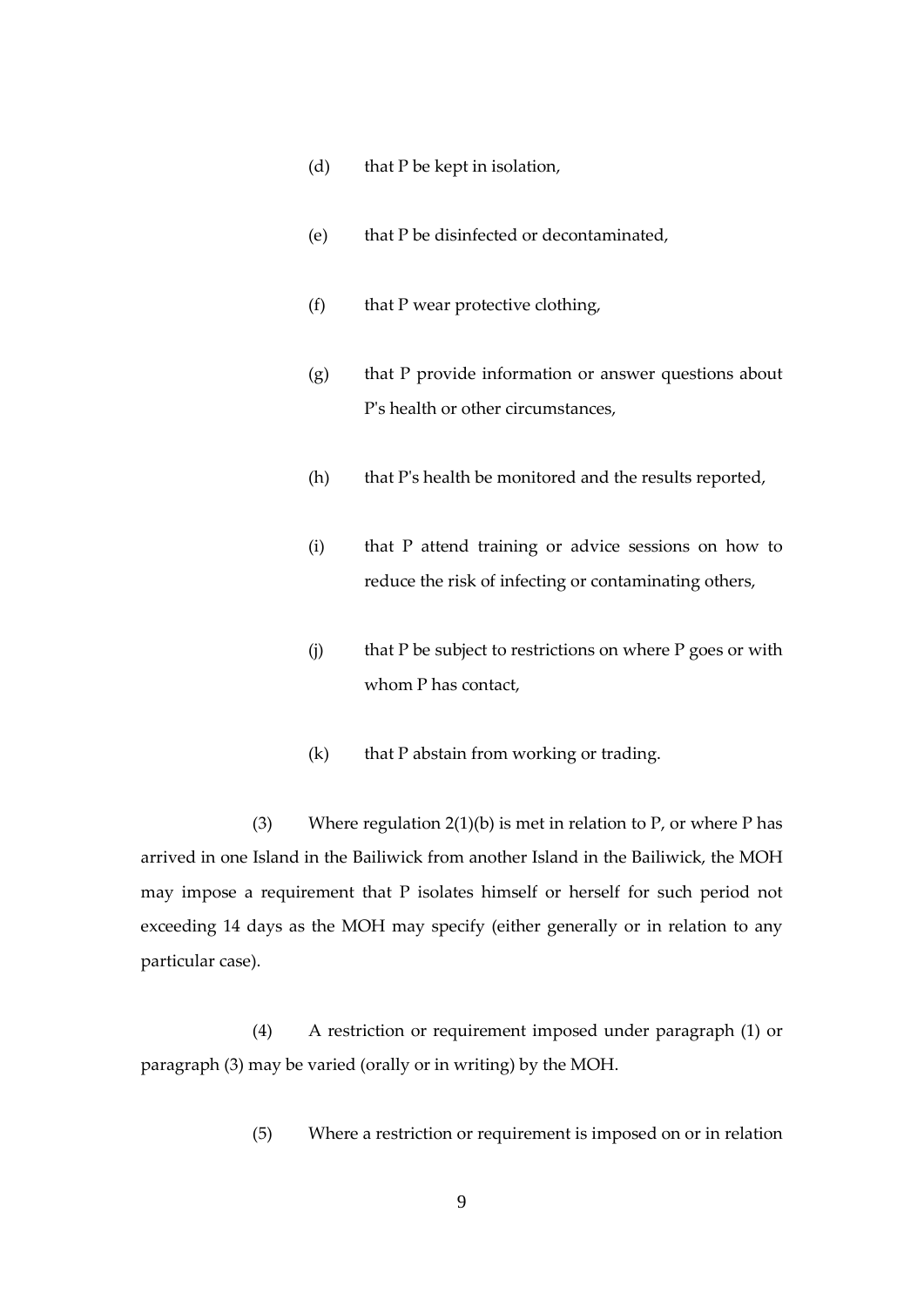(d) that P be kept in isolation,

(e) that P be disinfected or decontaminated,

(f) that P wear protective clothing,

(g) that P provide information or answer questions about P's health or other circumstances,

(h) that P's health be monitored and the results reported,

(i) that P attend training or advice sessions on how to reduce the risk of infecting or contaminating others,

(j) that P be subject to restrictions on where P goes or with whom P has contact,

(k) that P abstain from working or trading.

(3) Where regulation 2(1)(b) is met in relation to P, or where P has arrived in one Island in the Bailiwick from another Island in the Bailiwick, the MOH may impose a requirement that P isolates himself or herself for such period not exceeding 14 days as the MOH may specify (either generally or in relation to any particular case).

(4) A restriction or requirement imposed under paragraph (1) or paragraph (3) may be varied (orally or in writing) by the MOH.

(5) Where a restriction or requirement is imposed on or in relation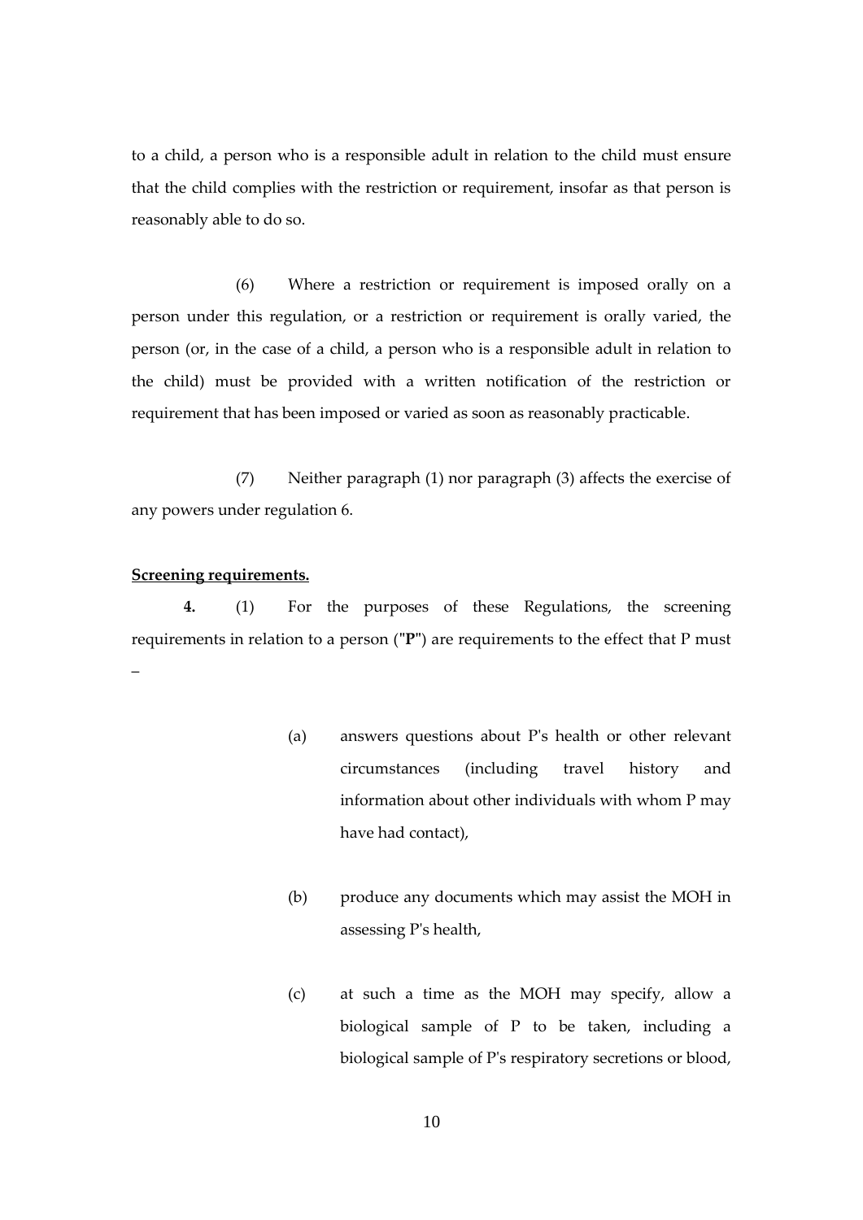to a child, a person who is a responsible adult in relation to the child must ensure that the child complies with the restriction or requirement, insofar as that person is reasonably able to do so.

(6) Where a restriction or requirement is imposed orally on a person under this regulation, or a restriction or requirement is orally varied, the person (or, in the case of a child, a person who is a responsible adult in relation to the child) must be provided with a written notification of the restriction or requirement that has been imposed or varied as soon as reasonably practicable.

(7) Neither paragraph (1) nor paragraph (3) affects the exercise of any powers under regulation 6.

**Screening requirements.**

**4.** (1) For the purposes of these Regulations, the screening requirements in relation to a person ("**P**") are requirements to the effect that P must –

(a) answers questions about P's health or other relevant circumstances (including travel history and information about other individuals with whom P may have had contact),

(b) produce any documents which may assist the MOH in assessing P's health,

(c) at such a time as the MOH may specify, allow a biological sample of P to be taken, including a biological sample of P's respiratory secretions or blood,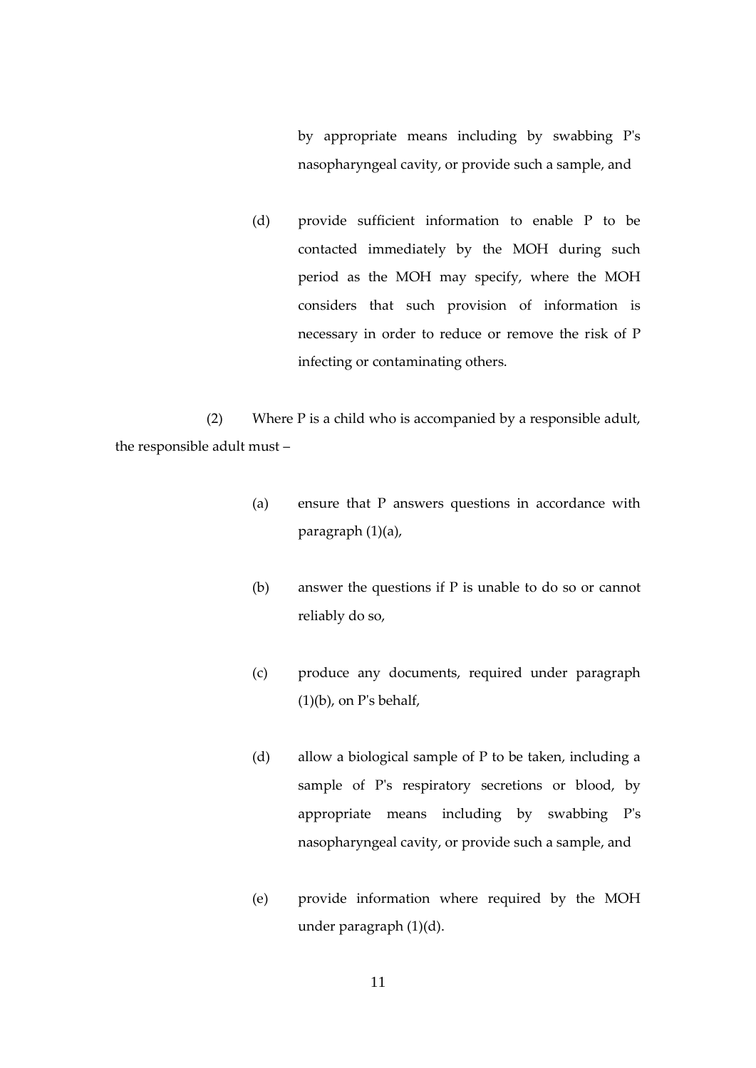by appropriate means including by swabbing P's nasopharyngeal cavity, or provide such a sample, and

(d) provide sufficient information to enable P to be contacted immediately by the MOH during such period as the MOH may specify, where the MOH considers that such provision of information is necessary in order to reduce or remove the risk of P infecting or contaminating others.

(2) Where P is a child who is accompanied by a responsible adult, the responsible adult must –

(a) ensure that P answers questions in accordance with paragraph (1)(a),

(b) answer the questions if P is unable to do so or cannot reliably do so,

(c) produce any documents, required under paragraph (1)(b), on P's behalf,

(d) allow a biological sample of P to be taken, including a sample of P's respiratory secretions or blood, by appropriate means including by swabbing P's nasopharyngeal cavity, or provide such a sample, and

(e) provide information where required by the MOH under paragraph (1)(d).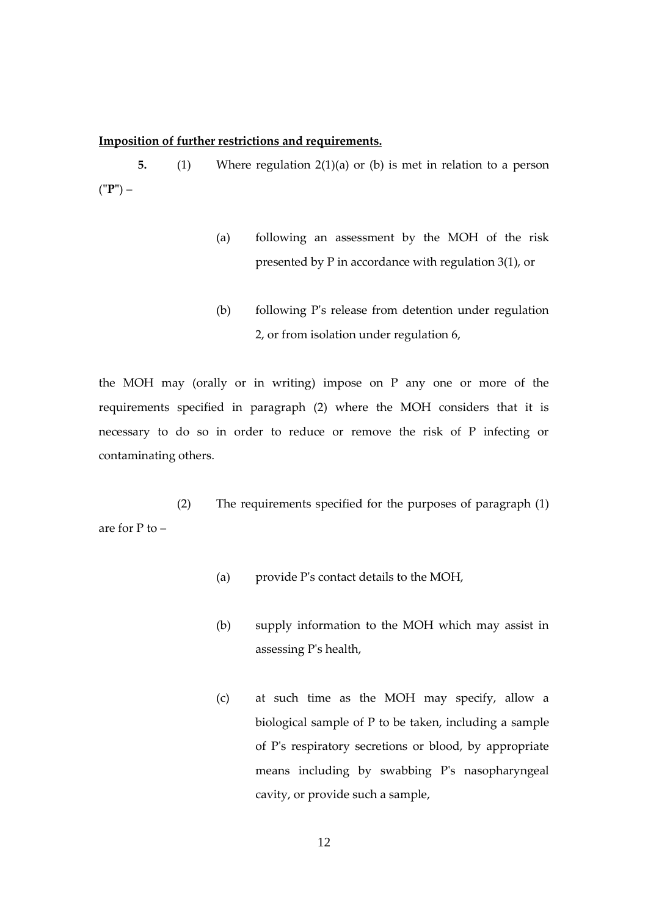**Imposition of further restrictions and requirements.**

**5.** (1) Where regulation 2(1)(a) or (b) is met in relation to a person ("**P**") –

> (a) following an assessment by the MOH of the risk presented by P in accordance with regulation 3(1), or
>
> (b) following P's release from detention under regulation 2, or from isolation under regulation 6,

the MOH may (orally or in writing) impose on P any one or more of the requirements specified in paragraph (2) where the MOH considers that it is necessary to do so in order to reduce or remove the risk of P infecting or contaminating others.

(2) The requirements specified for the purposes of paragraph (1) are for P to –

> (a) provide P's contact details to the MOH,
>
> (b) supply information to the MOH which may assist in assessing P's health,
>
> (c) at such time as the MOH may specify, allow a biological sample of P to be taken, including a sample of P's respiratory secretions or blood, by appropriate means including by swabbing P's nasopharyngeal cavity, or provide such a sample,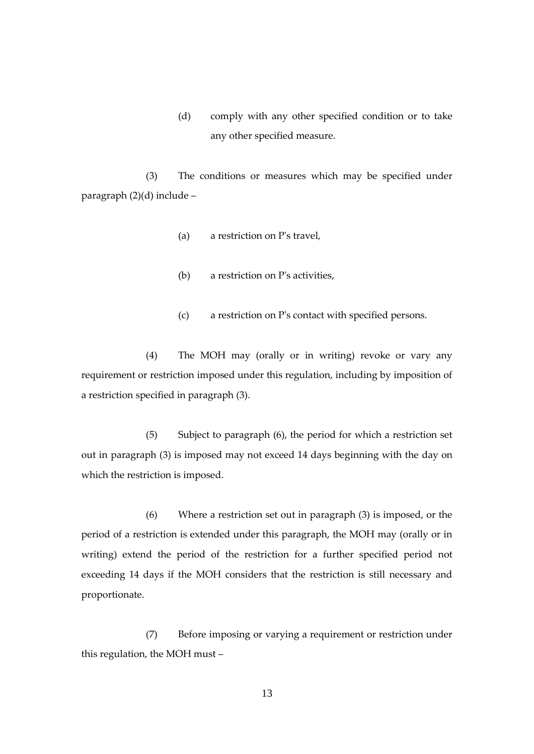(d) comply with any other specified condition or to take any other specified measure.

(3) The conditions or measures which may be specified under paragraph (2)(d) include –

(a) a restriction on P's travel,

(b) a restriction on P's activities,

(c) a restriction on P's contact with specified persons.

(4) The MOH may (orally or in writing) revoke or vary any requirement or restriction imposed under this regulation, including by imposition of a restriction specified in paragraph (3).

(5) Subject to paragraph (6), the period for which a restriction set out in paragraph (3) is imposed may not exceed 14 days beginning with the day on which the restriction is imposed.

(6) Where a restriction set out in paragraph (3) is imposed, or the period of a restriction is extended under this paragraph, the MOH may (orally or in writing) extend the period of the restriction for a further specified period not exceeding 14 days if the MOH considers that the restriction is still necessary and proportionate.

(7) Before imposing or varying a requirement or restriction under this regulation, the MOH must –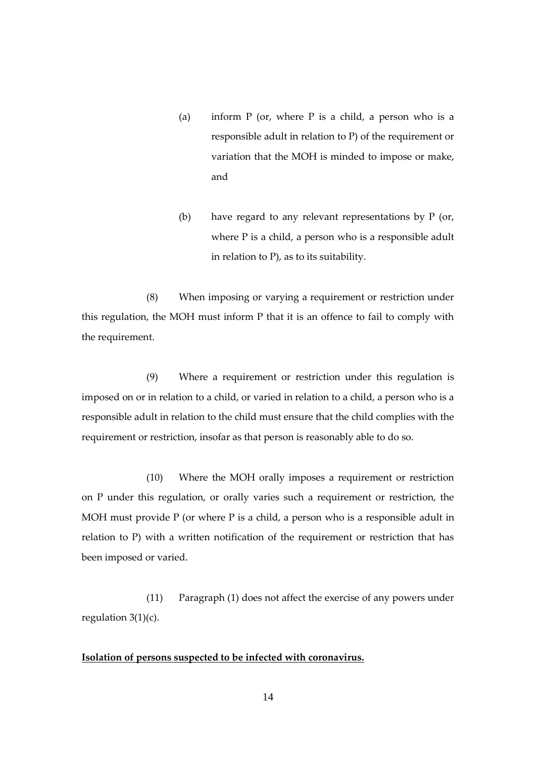(a) inform P (or, where P is a child, a person who is a responsible adult in relation to P) of the requirement or variation that the MOH is minded to impose or make, and

(b) have regard to any relevant representations by P (or, where P is a child, a person who is a responsible adult in relation to P), as to its suitability.

(8) When imposing or varying a requirement or restriction under this regulation, the MOH must inform P that it is an offence to fail to comply with the requirement.

(9) Where a requirement or restriction under this regulation is imposed on or in relation to a child, or varied in relation to a child, a person who is a responsible adult in relation to the child must ensure that the child complies with the requirement or restriction, insofar as that person is reasonably able to do so.

(10) Where the MOH orally imposes a requirement or restriction on P under this regulation, or orally varies such a requirement or restriction, the MOH must provide P (or where P is a child, a person who is a responsible adult in relation to P) with a written notification of the requirement or restriction that has been imposed or varied.

(11) Paragraph (1) does not affect the exercise of any powers under regulation 3(1)(c).

**Isolation of persons suspected to be infected with coronavirus.**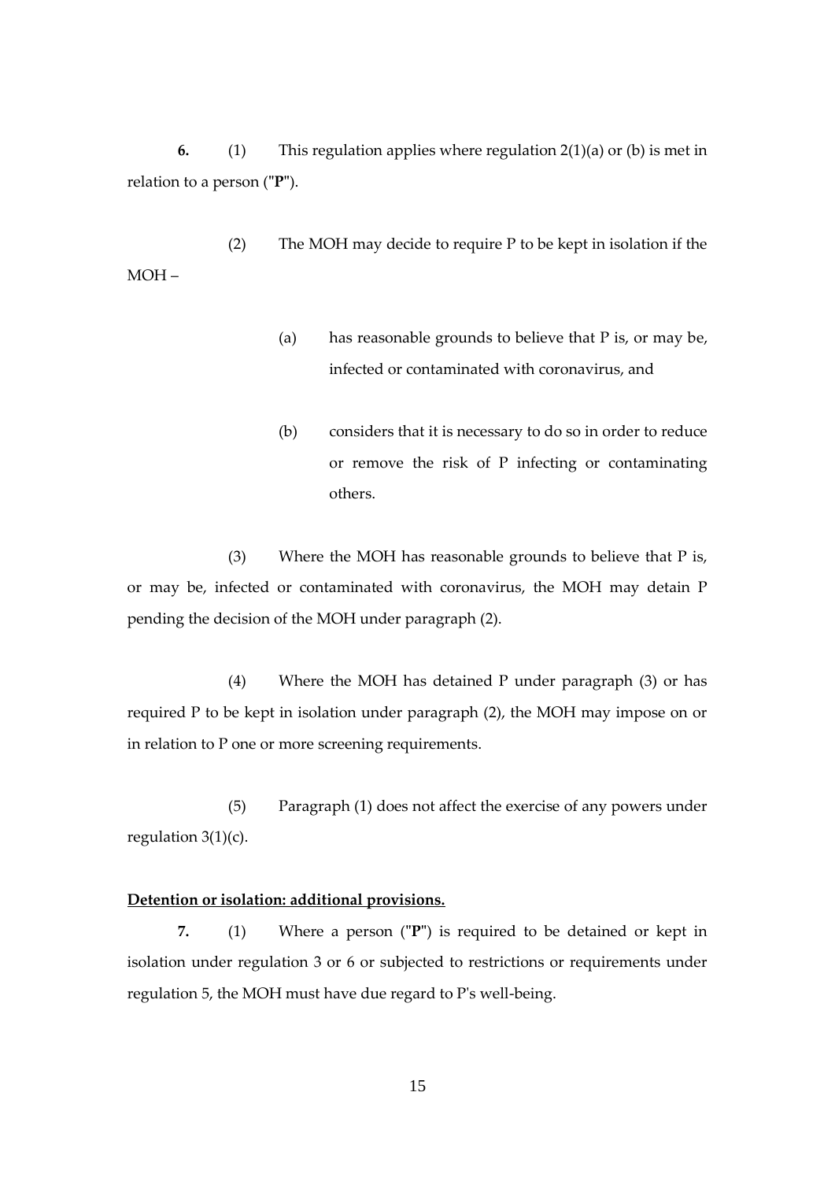**6.** (1) This regulation applies where regulation 2(1)(a) or (b) is met in relation to a person ("**P**").

(2) The MOH may decide to require P to be kept in isolation if the MOH –

(a) has reasonable grounds to believe that P is, or may be, infected or contaminated with coronavirus, and

(b) considers that it is necessary to do so in order to reduce or remove the risk of P infecting or contaminating others.

(3) Where the MOH has reasonable grounds to believe that P is, or may be, infected or contaminated with coronavirus, the MOH may detain P pending the decision of the MOH under paragraph (2).

(4) Where the MOH has detained P under paragraph (3) or has required P to be kept in isolation under paragraph (2), the MOH may impose on or in relation to P one or more screening requirements.

(5) Paragraph (1) does not affect the exercise of any powers under regulation 3(1)(c).

**Detention or isolation: additional provisions.**

**7.** (1) Where a person ("**P**") is required to be detained or kept in isolation under regulation 3 or 6 or subjected to restrictions or requirements under regulation 5, the MOH must have due regard to P's well-being.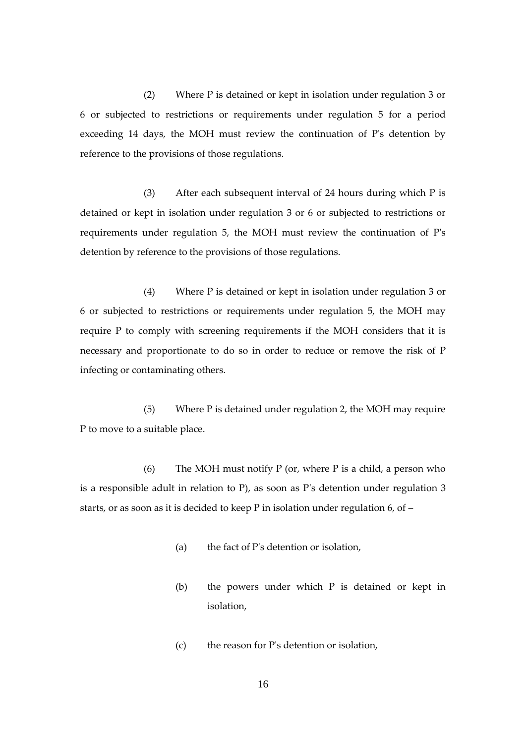(2) Where P is detained or kept in isolation under regulation 3 or 6 or subjected to restrictions or requirements under regulation 5 for a period exceeding 14 days, the MOH must review the continuation of P's detention by reference to the provisions of those regulations.

(3) After each subsequent interval of 24 hours during which P is detained or kept in isolation under regulation 3 or 6 or subjected to restrictions or requirements under regulation 5, the MOH must review the continuation of P's detention by reference to the provisions of those regulations.

(4) Where P is detained or kept in isolation under regulation 3 or 6 or subjected to restrictions or requirements under regulation 5, the MOH may require P to comply with screening requirements if the MOH considers that it is necessary and proportionate to do so in order to reduce or remove the risk of P infecting or contaminating others.

(5) Where P is detained under regulation 2, the MOH may require P to move to a suitable place.

(6) The MOH must notify P (or, where P is a child, a person who is a responsible adult in relation to P), as soon as P's detention under regulation 3 starts, or as soon as it is decided to keep P in isolation under regulation 6, of –

- (a) the fact of P's detention or isolation,
- (b) the powers under which P is detained or kept in isolation,
- (c) the reason for P's detention or isolation,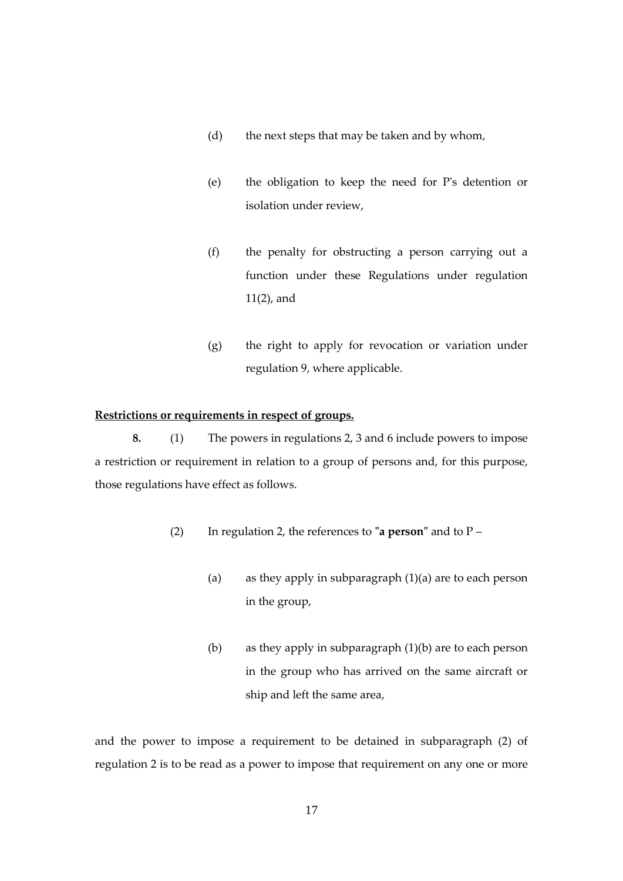(d) the next steps that may be taken and by whom,

(e) the obligation to keep the need for P's detention or isolation under review,

(f) the penalty for obstructing a person carrying out a function under these Regulations under regulation 11(2), and

(g) the right to apply for revocation or variation under regulation 9, where applicable.

**Restrictions or requirements in respect of groups.**

**8.** (1) The powers in regulations 2, 3 and 6 include powers to impose a restriction or requirement in relation to a group of persons and, for this purpose, those regulations have effect as follows.

(2) In regulation 2, the references to "**a person**" and to P –

(a) as they apply in subparagraph (1)(a) are to each person in the group,

(b) as they apply in subparagraph (1)(b) are to each person in the group who has arrived on the same aircraft or ship and left the same area,

and the power to impose a requirement to be detained in subparagraph (2) of regulation 2 is to be read as a power to impose that requirement on any one or more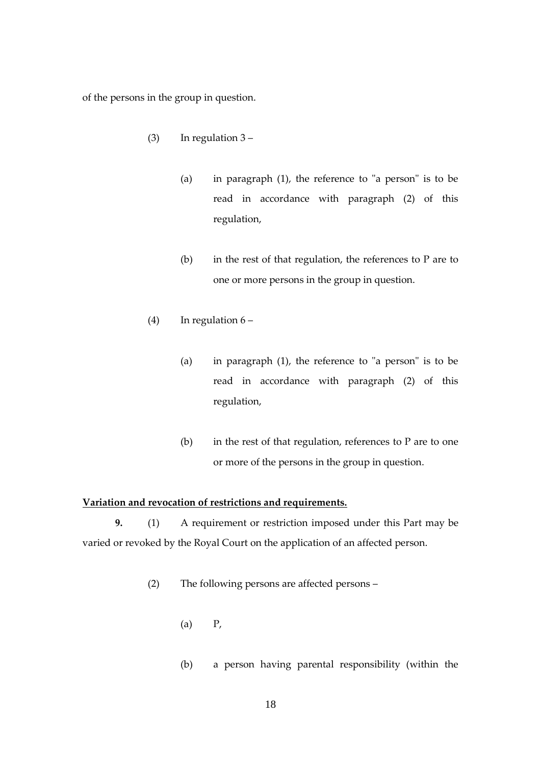of the persons in the group in question.

(3) In regulation 3 –

(a) in paragraph (1), the reference to "a person" is to be read in accordance with paragraph (2) of this regulation,

(b) in the rest of that regulation, the references to P are to one or more persons in the group in question.

(4) In regulation 6 –

(a) in paragraph (1), the reference to "a person" is to be read in accordance with paragraph (2) of this regulation,

(b) in the rest of that regulation, references to P are to one or more of the persons in the group in question.

**Variation and revocation of restrictions and requirements.**

**9.** (1) A requirement or restriction imposed under this Part may be varied or revoked by the Royal Court on the application of an affected person.

(2) The following persons are affected persons –

(a) P,

(b) a person having parental responsibility (within the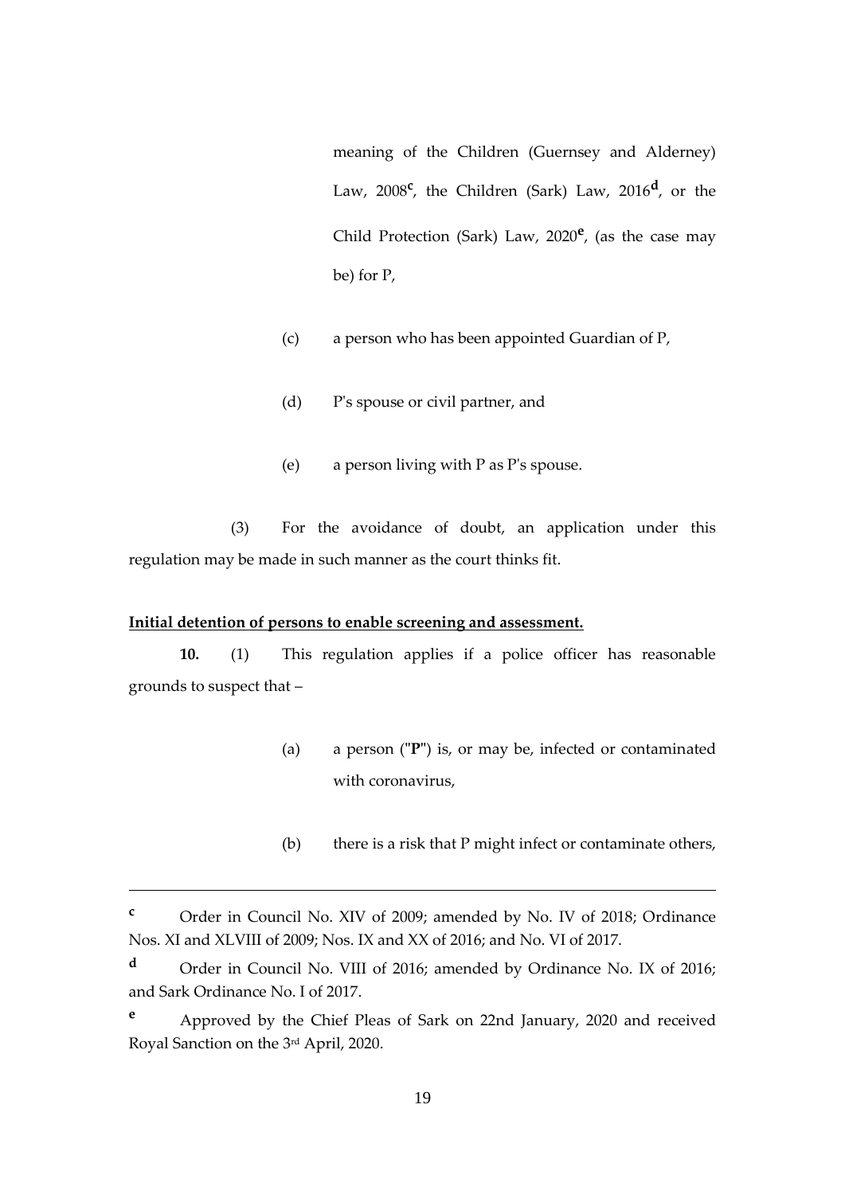meaning of the Children (Guernsey and Alderney) Law, 2008[c], the Children (Sark) Law, 2016[d], or the Child Protection (Sark) Law, 2020[e], (as the case may be) for P,

(c) a person who has been appointed Guardian of P,

(d) P's spouse or civil partner, and

(e) a person living with P as P's spouse.

(3) For the avoidance of doubt, an application under this regulation may be made in such manner as the court thinks fit.

**Initial detention of persons to enable screening and assessment.**

**10.** (1) This regulation applies if a police officer has reasonable grounds to suspect that –

(a) a person ("**P**") is, or may be, infected or contaminated with coronavirus,

(b) there is a risk that P might infect or contaminate others,

---

[c] Order in Council No. XIV of 2009; amended by No. IV of 2018; Ordinance Nos. XI and XLVIII of 2009; Nos. IX and XX of 2016; and No. VI of 2017.

[d] Order in Council No. VIII of 2016; amended by Ordinance No. IX of 2016; and Sark Ordinance No. I of 2017.

[e] Approved by the Chief Pleas of Sark on 22nd January, 2020 and received Royal Sanction on the 3rd April, 2020.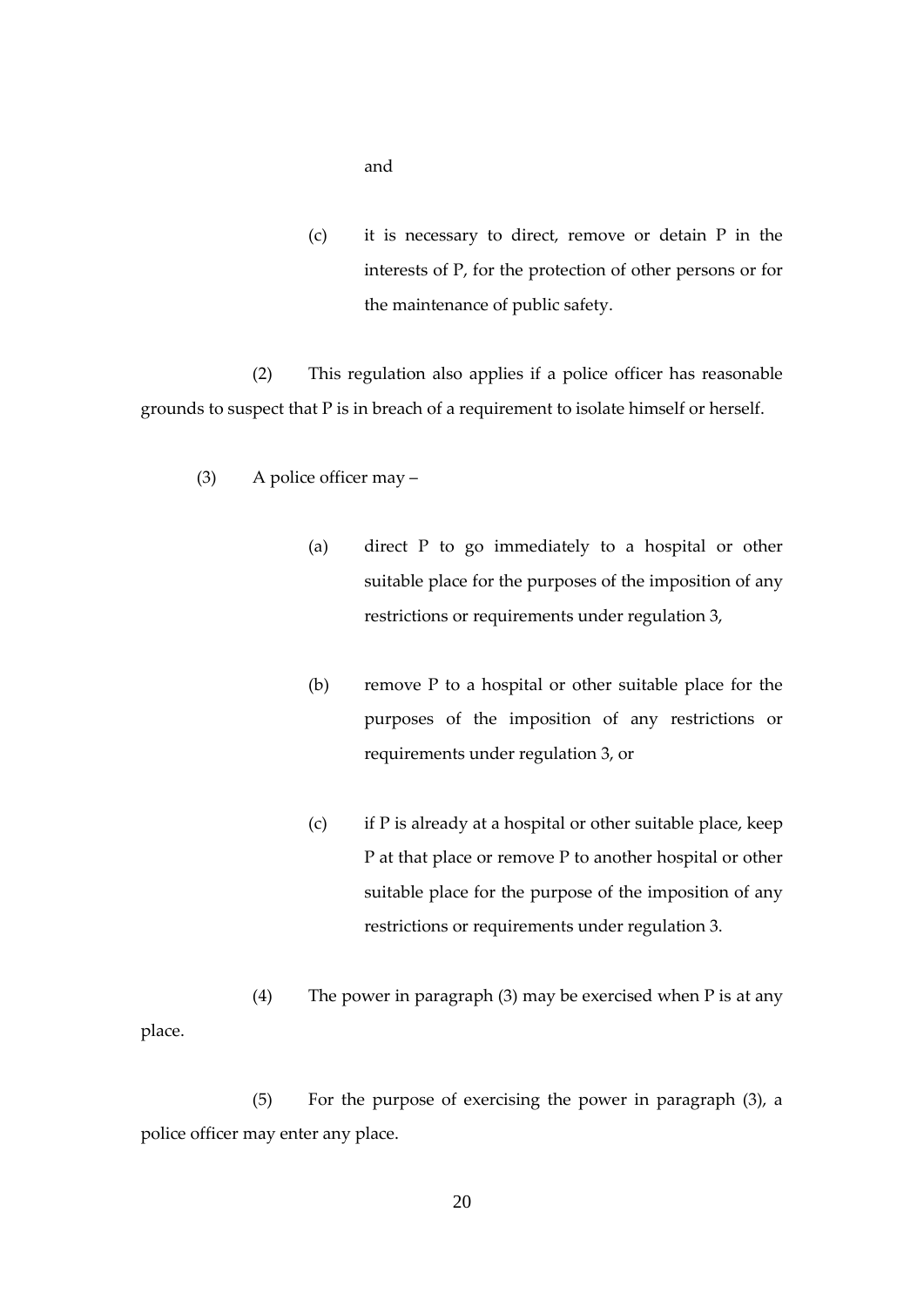and

(c) it is necessary to direct, remove or detain P in the interests of P, for the protection of other persons or for the maintenance of public safety.

(2) This regulation also applies if a police officer has reasonable grounds to suspect that P is in breach of a requirement to isolate himself or herself.

(3) A police officer may –

(a) direct P to go immediately to a hospital or other suitable place for the purposes of the imposition of any restrictions or requirements under regulation 3,

(b) remove P to a hospital or other suitable place for the purposes of the imposition of any restrictions or requirements under regulation 3, or

(c) if P is already at a hospital or other suitable place, keep P at that place or remove P to another hospital or other suitable place for the purpose of the imposition of any restrictions or requirements under regulation 3.

(4) The power in paragraph (3) may be exercised when P is at any place.

(5) For the purpose of exercising the power in paragraph (3), a police officer may enter any place.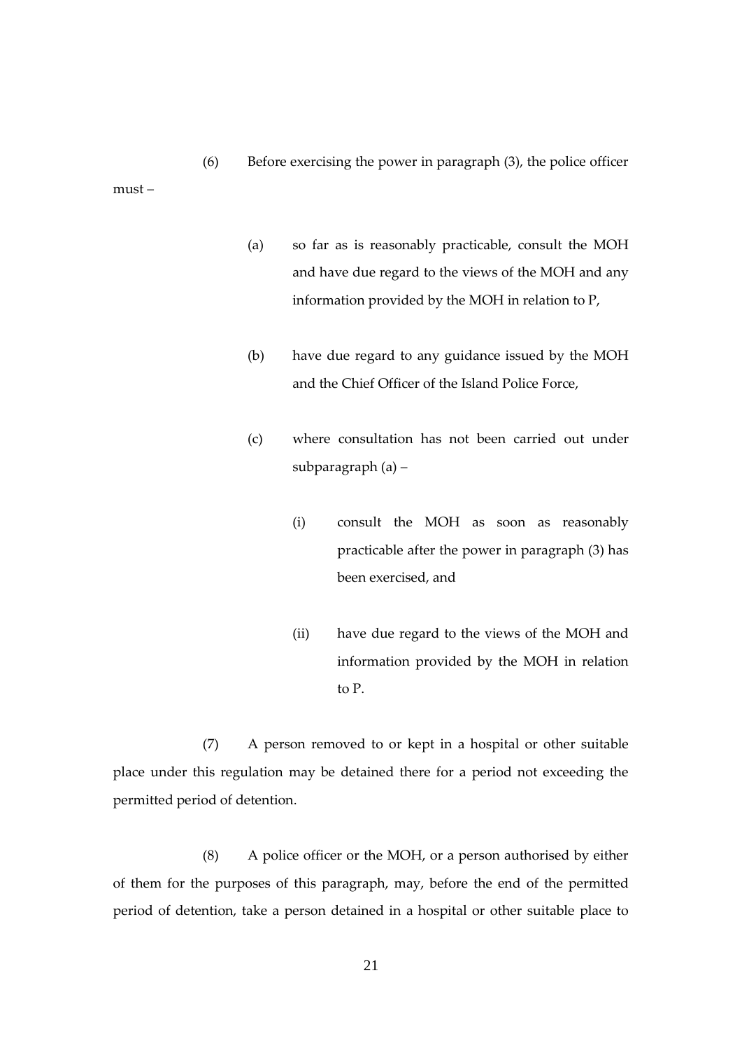(6) Before exercising the power in paragraph (3), the police officer must –

(a) so far as is reasonably practicable, consult the MOH and have due regard to the views of the MOH and any information provided by the MOH in relation to P,

(b) have due regard to any guidance issued by the MOH and the Chief Officer of the Island Police Force,

(c) where consultation has not been carried out under subparagraph (a) –

(i) consult the MOH as soon as reasonably practicable after the power in paragraph (3) has been exercised, and

(ii) have due regard to the views of the MOH and information provided by the MOH in relation to P.

(7) A person removed to or kept in a hospital or other suitable place under this regulation may be detained there for a period not exceeding the permitted period of detention.

(8) A police officer or the MOH, or a person authorised by either of them for the purposes of this paragraph, may, before the end of the permitted period of detention, take a person detained in a hospital or other suitable place to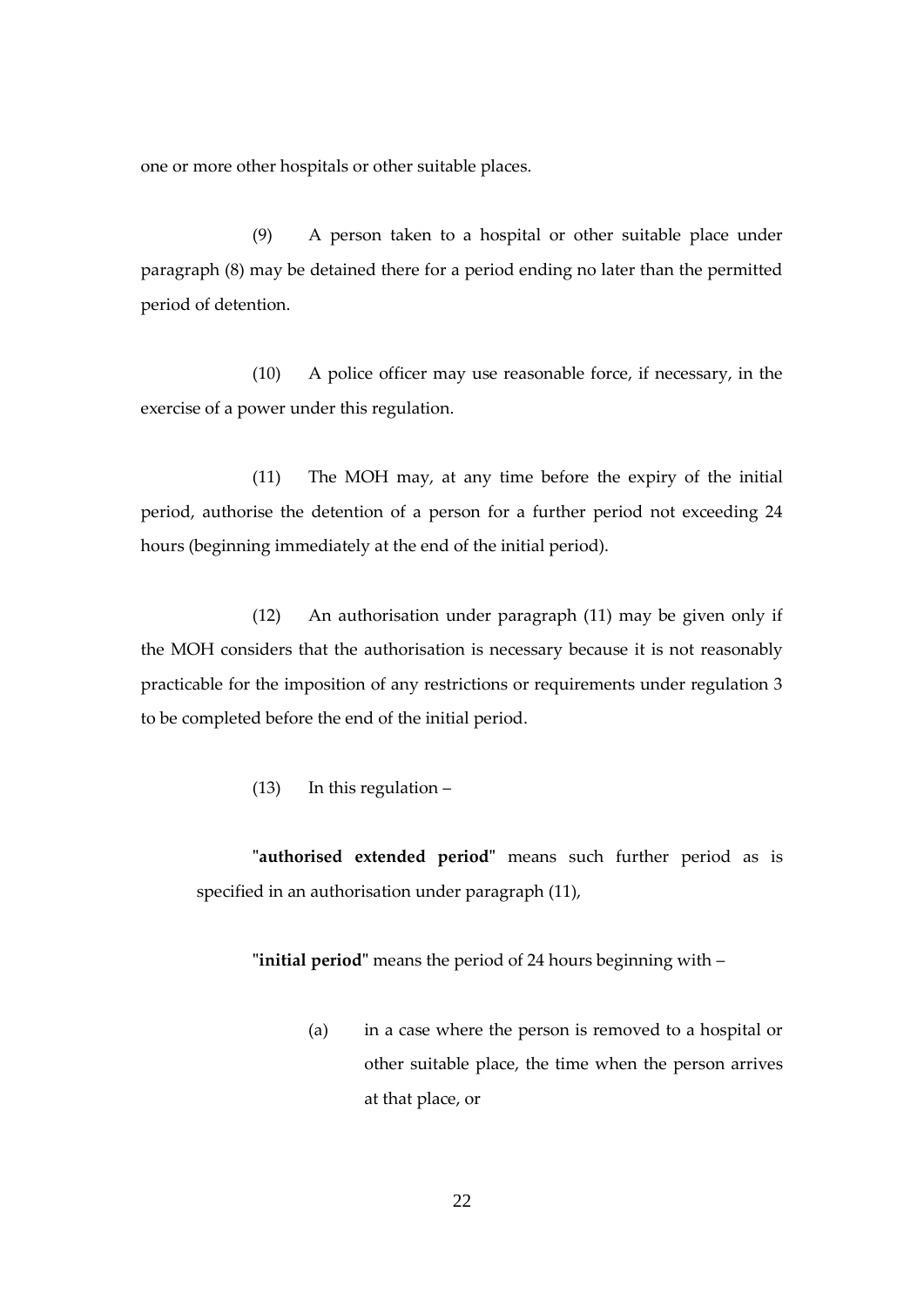one or more other hospitals or other suitable places.

(9) A person taken to a hospital or other suitable place under paragraph (8) may be detained there for a period ending no later than the permitted period of detention.

(10) A police officer may use reasonable force, if necessary, in the exercise of a power under this regulation.

(11) The MOH may, at any time before the expiry of the initial period, authorise the detention of a person for a further period not exceeding 24 hours (beginning immediately at the end of the initial period).

(12) An authorisation under paragraph (11) may be given only if the MOH considers that the authorisation is necessary because it is not reasonably practicable for the imposition of any restrictions or requirements under regulation 3 to be completed before the end of the initial period.

(13) In this regulation –

"**authorised extended period**" means such further period as is specified in an authorisation under paragraph (11),

"**initial period**" means the period of 24 hours beginning with –

(a) in a case where the person is removed to a hospital or other suitable place, the time when the person arrives at that place, or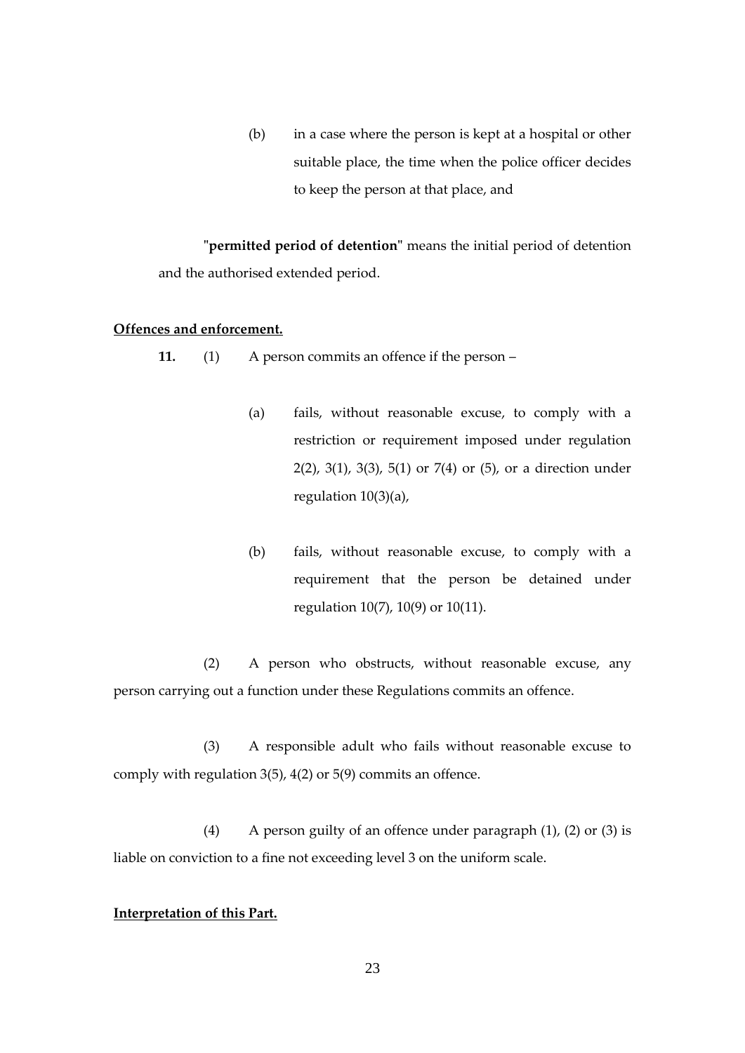(b) in a case where the person is kept at a hospital or other suitable place, the time when the police officer decides to keep the person at that place, and

"**permitted period of detention**" means the initial period of detention and the authorised extended period.

**Offences and enforcement.**

**11.** (1) A person commits an offence if the person –

(a) fails, without reasonable excuse, to comply with a restriction or requirement imposed under regulation 2(2), 3(1), 3(3), 5(1) or 7(4) or (5), or a direction under regulation 10(3)(a),

(b) fails, without reasonable excuse, to comply with a requirement that the person be detained under regulation 10(7), 10(9) or 10(11).

(2) A person who obstructs, without reasonable excuse, any person carrying out a function under these Regulations commits an offence.

(3) A responsible adult who fails without reasonable excuse to comply with regulation 3(5), 4(2) or 5(9) commits an offence.

(4) A person guilty of an offence under paragraph (1), (2) or (3) is liable on conviction to a fine not exceeding level 3 on the uniform scale.

**Interpretation of this Part.**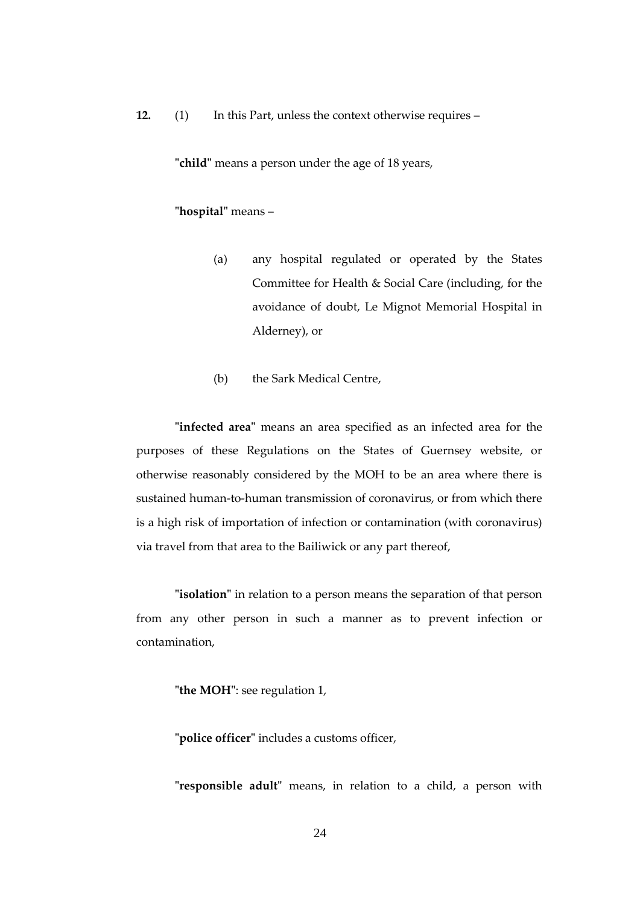**12.** (1) In this Part, unless the context otherwise requires –

"**child**" means a person under the age of 18 years,

"**hospital**" means –

(a) any hospital regulated or operated by the States Committee for Health & Social Care (including, for the avoidance of doubt, Le Mignot Memorial Hospital in Alderney), or

(b) the Sark Medical Centre,

"**infected area**" means an area specified as an infected area for the purposes of these Regulations on the States of Guernsey website, or otherwise reasonably considered by the MOH to be an area where there is sustained human-to-human transmission of coronavirus, or from which there is a high risk of importation of infection or contamination (with coronavirus) via travel from that area to the Bailiwick or any part thereof,

"**isolation**" in relation to a person means the separation of that person from any other person in such a manner as to prevent infection or contamination,

"**the MOH**": see regulation 1,

"**police officer**" includes a customs officer,

"**responsible adult**" means, in relation to a child, a person with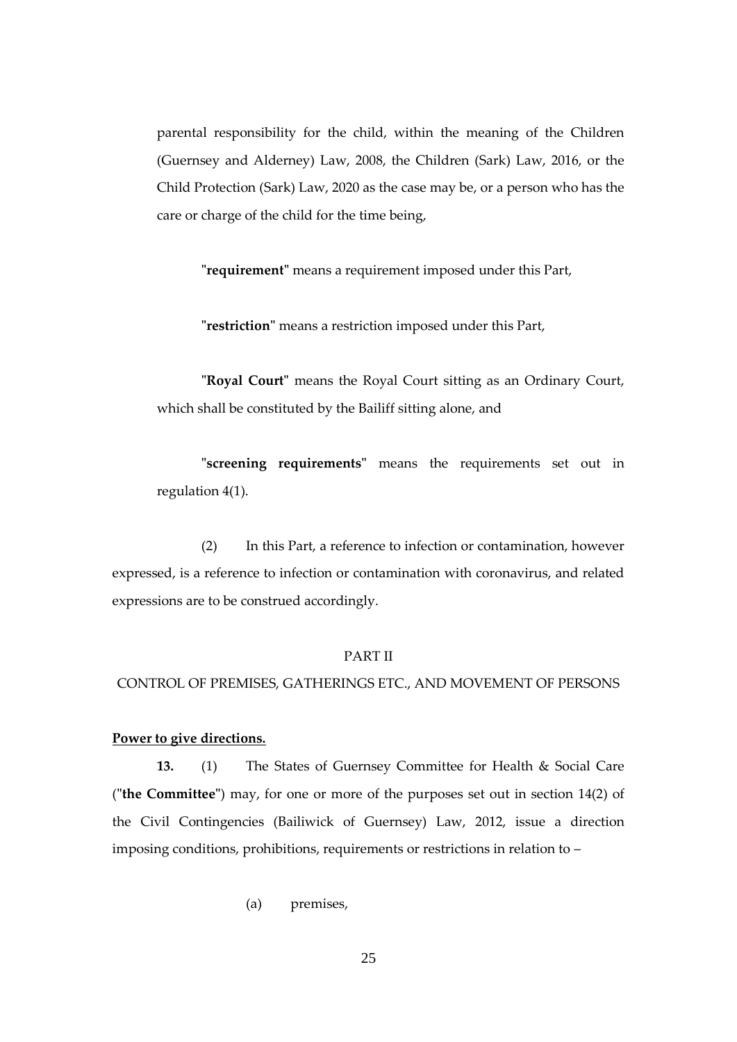parental responsibility for the child, within the meaning of the Children (Guernsey and Alderney) Law, 2008, the Children (Sark) Law, 2016, or the Child Protection (Sark) Law, 2020 as the case may be, or a person who has the care or charge of the child for the time being,

"**requirement**" means a requirement imposed under this Part,

"**restriction**" means a restriction imposed under this Part,

"**Royal Court**" means the Royal Court sitting as an Ordinary Court, which shall be constituted by the Bailiff sitting alone, and

"**screening requirements**" means the requirements set out in regulation 4(1).

(2) In this Part, a reference to infection or contamination, however expressed, is a reference to infection or contamination with coronavirus, and related expressions are to be construed accordingly.

PART II

CONTROL OF PREMISES, GATHERINGS ETC., AND MOVEMENT OF PERSONS

**Power to give directions.**

**13.** (1) The States of Guernsey Committee for Health & Social Care ("**the Committee**") may, for one or more of the purposes set out in section 14(2) of the Civil Contingencies (Bailiwick of Guernsey) Law, 2012, issue a direction imposing conditions, prohibitions, requirements or restrictions in relation to –

(a) premises,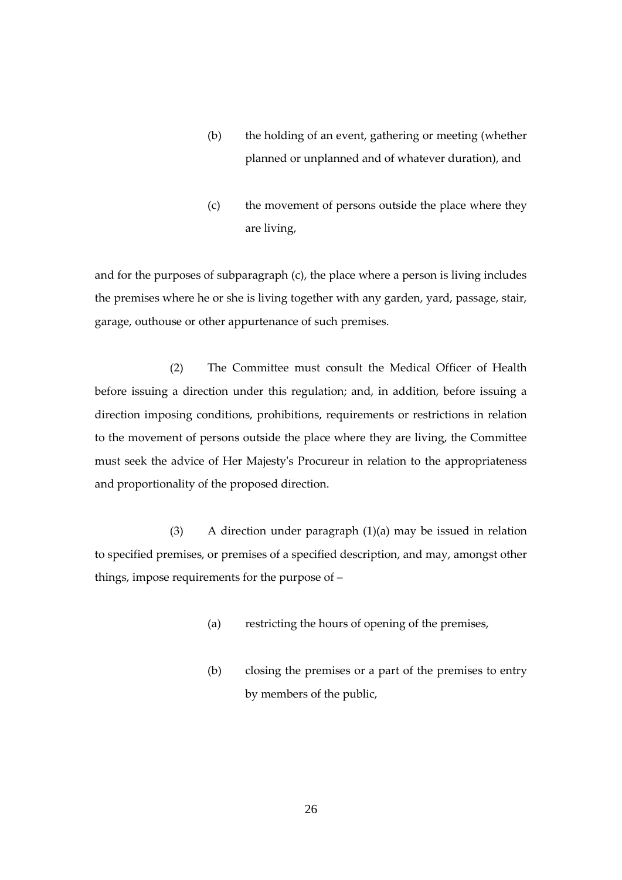(b) the holding of an event, gathering or meeting (whether planned or unplanned and of whatever duration), and

(c) the movement of persons outside the place where they are living,

and for the purposes of subparagraph (c), the place where a person is living includes the premises where he or she is living together with any garden, yard, passage, stair, garage, outhouse or other appurtenance of such premises.

(2) The Committee must consult the Medical Officer of Health before issuing a direction under this regulation; and, in addition, before issuing a direction imposing conditions, prohibitions, requirements or restrictions in relation to the movement of persons outside the place where they are living, the Committee must seek the advice of Her Majesty's Procureur in relation to the appropriateness and proportionality of the proposed direction.

(3) A direction under paragraph (1)(a) may be issued in relation to specified premises, or premises of a specified description, and may, amongst other things, impose requirements for the purpose of –

(a) restricting the hours of opening of the premises,

(b) closing the premises or a part of the premises to entry by members of the public,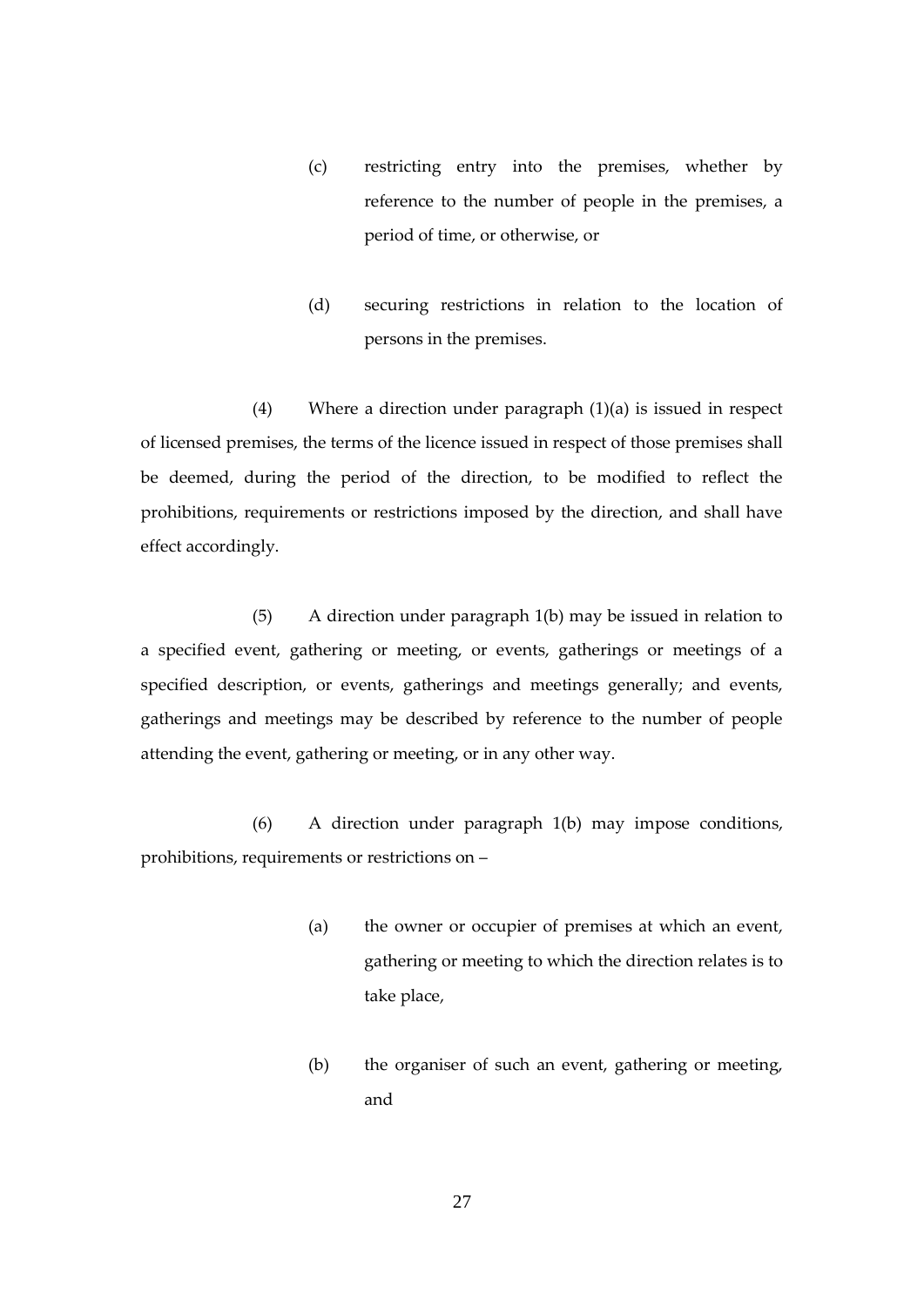(c) restricting entry into the premises, whether by reference to the number of people in the premises, a period of time, or otherwise, or

(d) securing restrictions in relation to the location of persons in the premises.

(4) Where a direction under paragraph (1)(a) is issued in respect of licensed premises, the terms of the licence issued in respect of those premises shall be deemed, during the period of the direction, to be modified to reflect the prohibitions, requirements or restrictions imposed by the direction, and shall have effect accordingly.

(5) A direction under paragraph 1(b) may be issued in relation to a specified event, gathering or meeting, or events, gatherings or meetings of a specified description, or events, gatherings and meetings generally; and events, gatherings and meetings may be described by reference to the number of people attending the event, gathering or meeting, or in any other way.

(6) A direction under paragraph 1(b) may impose conditions, prohibitions, requirements or restrictions on –

(a) the owner or occupier of premises at which an event, gathering or meeting to which the direction relates is to take place,

(b) the organiser of such an event, gathering or meeting, and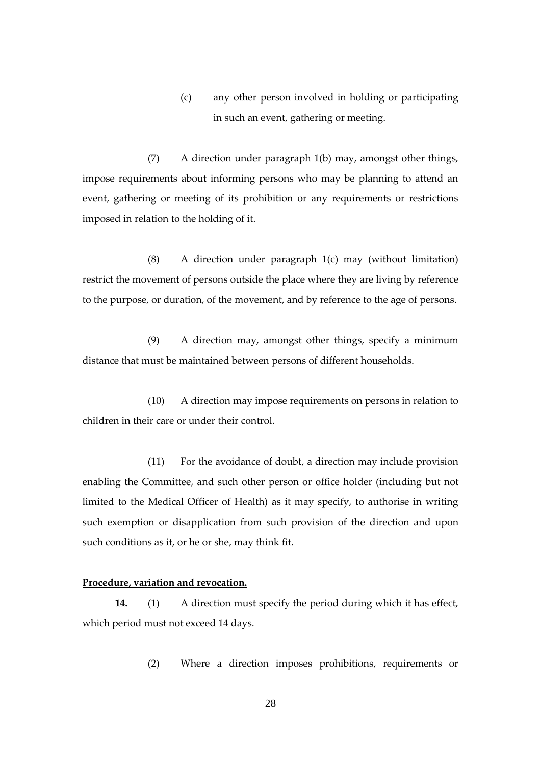(c) any other person involved in holding or participating in such an event, gathering or meeting.

(7) A direction under paragraph 1(b) may, amongst other things, impose requirements about informing persons who may be planning to attend an event, gathering or meeting of its prohibition or any requirements or restrictions imposed in relation to the holding of it.

(8) A direction under paragraph 1(c) may (without limitation) restrict the movement of persons outside the place where they are living by reference to the purpose, or duration, of the movement, and by reference to the age of persons.

(9) A direction may, amongst other things, specify a minimum distance that must be maintained between persons of different households.

(10) A direction may impose requirements on persons in relation to children in their care or under their control.

(11) For the avoidance of doubt, a direction may include provision enabling the Committee, and such other person or office holder (including but not limited to the Medical Officer of Health) as it may specify, to authorise in writing such exemption or disapplication from such provision of the direction and upon such conditions as it, or he or she, may think fit.

**Procedure, variation and revocation.**

**14.** (1) A direction must specify the period during which it has effect, which period must not exceed 14 days.

(2) Where a direction imposes prohibitions, requirements or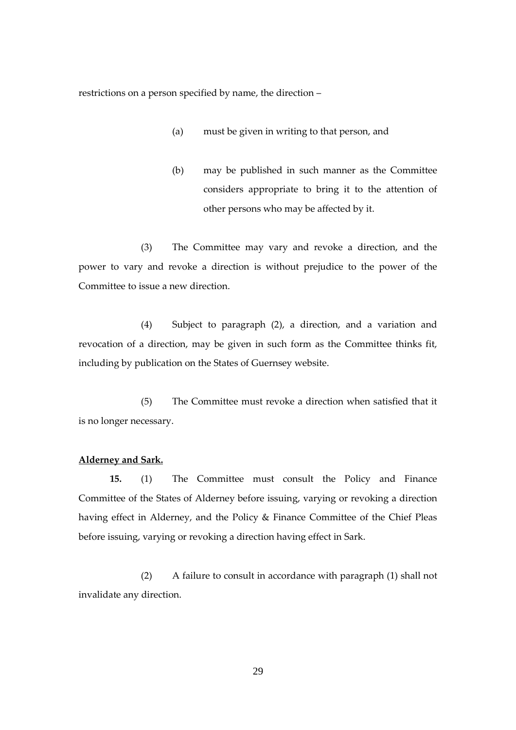restrictions on a person specified by name, the direction –

(a) must be given in writing to that person, and

(b) may be published in such manner as the Committee considers appropriate to bring it to the attention of other persons who may be affected by it.

(3) The Committee may vary and revoke a direction, and the power to vary and revoke a direction is without prejudice to the power of the Committee to issue a new direction.

(4) Subject to paragraph (2), a direction, and a variation and revocation of a direction, may be given in such form as the Committee thinks fit, including by publication on the States of Guernsey website.

(5) The Committee must revoke a direction when satisfied that it is no longer necessary.

**Alderney and Sark.**

**15.** (1) The Committee must consult the Policy and Finance Committee of the States of Alderney before issuing, varying or revoking a direction having effect in Alderney, and the Policy & Finance Committee of the Chief Pleas before issuing, varying or revoking a direction having effect in Sark.

(2) A failure to consult in accordance with paragraph (1) shall not invalidate any direction.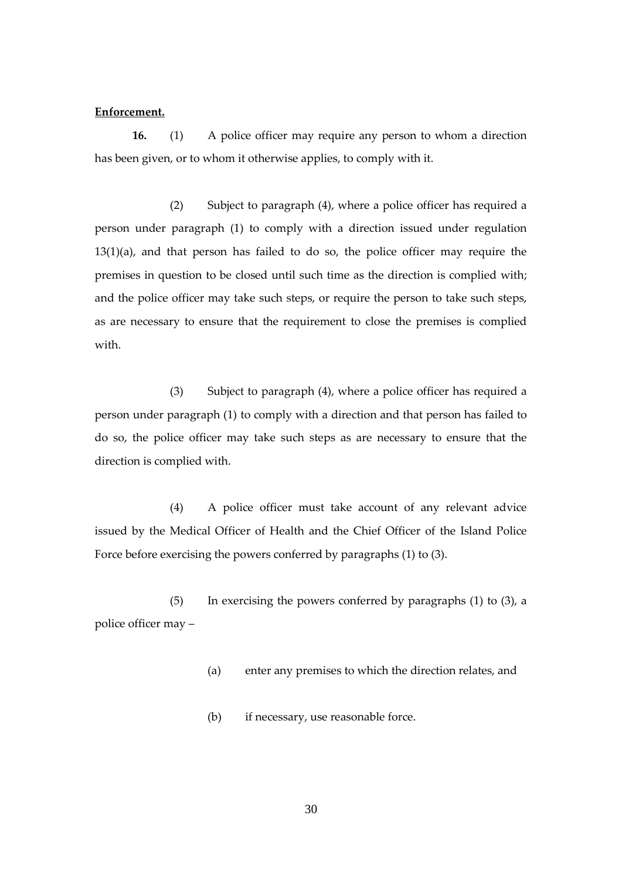**Enforcement.**

**16.** (1) A police officer may require any person to whom a direction has been given, or to whom it otherwise applies, to comply with it.

(2) Subject to paragraph (4), where a police officer has required a person under paragraph (1) to comply with a direction issued under regulation 13(1)(a), and that person has failed to do so, the police officer may require the premises in question to be closed until such time as the direction is complied with; and the police officer may take such steps, or require the person to take such steps, as are necessary to ensure that the requirement to close the premises is complied with.

(3) Subject to paragraph (4), where a police officer has required a person under paragraph (1) to comply with a direction and that person has failed to do so, the police officer may take such steps as are necessary to ensure that the direction is complied with.

(4) A police officer must take account of any relevant advice issued by the Medical Officer of Health and the Chief Officer of the Island Police Force before exercising the powers conferred by paragraphs (1) to (3).

(5) In exercising the powers conferred by paragraphs (1) to (3), a police officer may –

(a) enter any premises to which the direction relates, and

(b) if necessary, use reasonable force.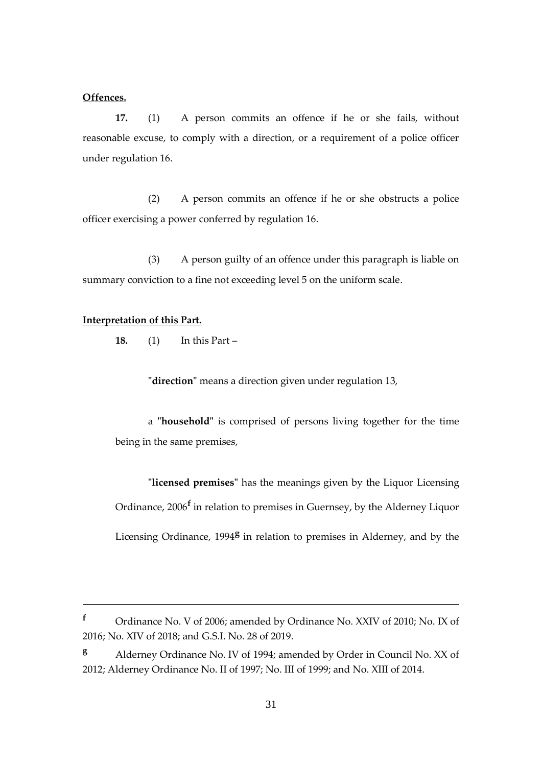**Offences.**

**17.** (1) A person commits an offence if he or she fails, without reasonable excuse, to comply with a direction, or a requirement of a police officer under regulation 16.

(2) A person commits an offence if he or she obstructs a police officer exercising a power conferred by regulation 16.

(3) A person guilty of an offence under this paragraph is liable on summary conviction to a fine not exceeding level 5 on the uniform scale.

**Interpretation of this Part.**

**18.** (1) In this Part –

"**direction**" means a direction given under regulation 13,

a "**household**" is comprised of persons living together for the time being in the same premises,

"**licensed premises**" has the meanings given by the Liquor Licensing Ordinance, 2006[f] in relation to premises in Guernsey, by the Alderney Liquor Licensing Ordinance, 1994[g] in relation to premises in Alderney, and by the

---

[f] Ordinance No. V of 2006; amended by Ordinance No. XXIV of 2010; No. IX of 2016; No. XIV of 2018; and G.S.I. No. 28 of 2019.

[g] Alderney Ordinance No. IV of 1994; amended by Order in Council No. XX of 2012; Alderney Ordinance No. II of 1997; No. III of 1999; and No. XIII of 2014.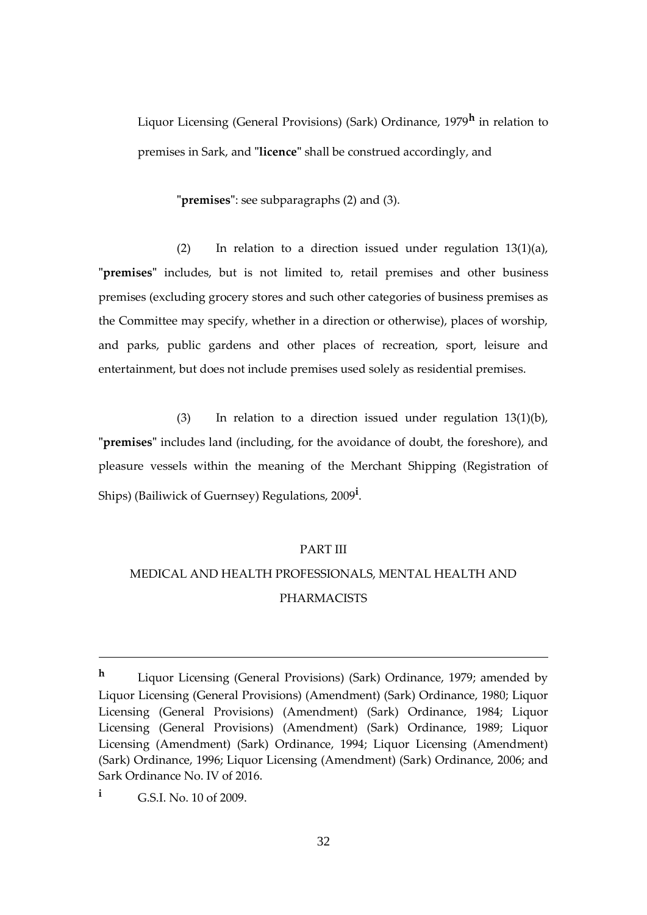Liquor Licensing (General Provisions) (Sark) Ordinance, 1979[h] in relation to premises in Sark, and "**licence**" shall be construed accordingly, and

"**premises**": see subparagraphs (2) and (3).

(2) In relation to a direction issued under regulation 13(1)(a), "**premises**" includes, but is not limited to, retail premises and other business premises (excluding grocery stores and such other categories of business premises as the Committee may specify, whether in a direction or otherwise), places of worship, and parks, public gardens and other places of recreation, sport, leisure and entertainment, but does not include premises used solely as residential premises.

(3) In relation to a direction issued under regulation 13(1)(b), "**premises**" includes land (including, for the avoidance of doubt, the foreshore), and pleasure vessels within the meaning of the Merchant Shipping (Registration of Ships) (Bailiwick of Guernsey) Regulations, 2009[i].

## PART III

## MEDICAL AND HEALTH PROFESSIONALS, MENTAL HEALTH AND PHARMACISTS

---

[h] Liquor Licensing (General Provisions) (Sark) Ordinance, 1979; amended by Liquor Licensing (General Provisions) (Amendment) (Sark) Ordinance, 1980; Liquor Licensing (General Provisions) (Amendment) (Sark) Ordinance, 1984; Liquor Licensing (General Provisions) (Amendment) (Sark) Ordinance, 1989; Liquor Licensing (Amendment) (Sark) Ordinance, 1994; Liquor Licensing (Amendment) (Sark) Ordinance, 1996; Liquor Licensing (Amendment) (Sark) Ordinance, 2006; and Sark Ordinance No. IV of 2016.

[i] G.S.I. No. 10 of 2009.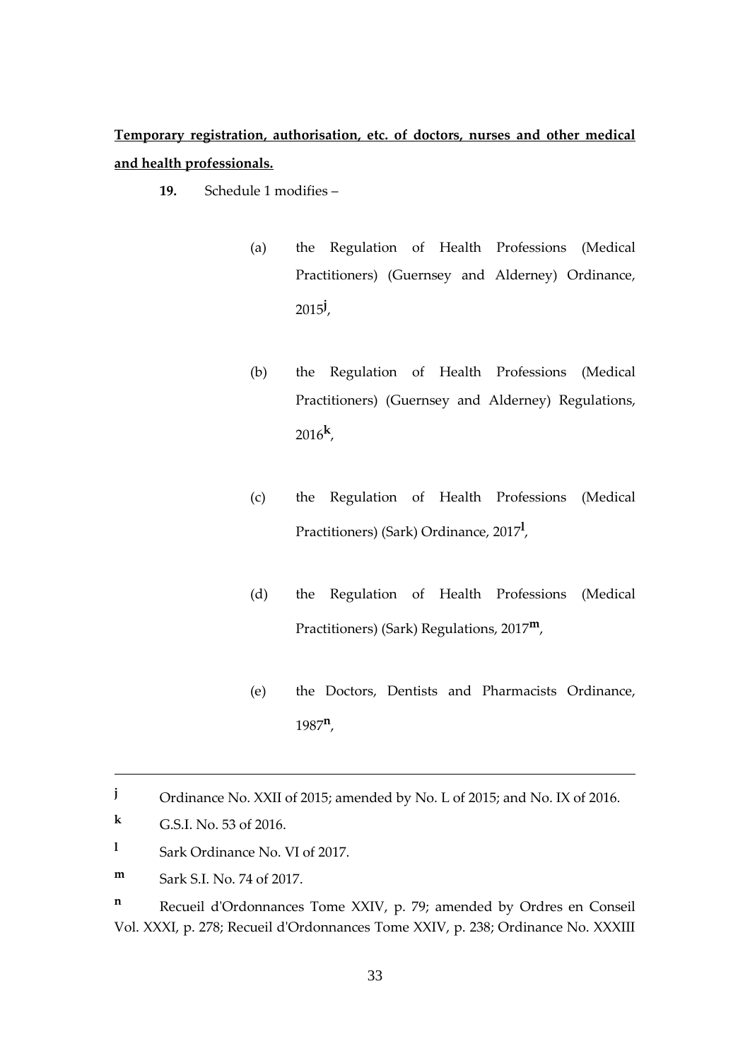**Temporary registration, authorisation, etc. of doctors, nurses and other medical and health professionals.**

**19.** Schedule 1 modifies –

(a) the Regulation of Health Professions (Medical Practitioners) (Guernsey and Alderney) Ordinance, 2015[j],

(b) the Regulation of Health Professions (Medical Practitioners) (Guernsey and Alderney) Regulations, 2016[k],

(c) the Regulation of Health Professions (Medical Practitioners) (Sark) Ordinance, 2017[l],

(d) the Regulation of Health Professions (Medical Practitioners) (Sark) Regulations, 2017[m],

(e) the Doctors, Dentists and Pharmacists Ordinance, 1987[n],

---

[j] Ordinance No. XXII of 2015; amended by No. L of 2015; and No. IX of 2016.

[k] G.S.I. No. 53 of 2016.

[l] Sark Ordinance No. VI of 2017.

[m] Sark S.I. No. 74 of 2017.

[n] Recueil d'Ordonnances Tome XXIV, p. 79; amended by Ordres en Conseil Vol. XXXI, p. 278; Recueil d'Ordonnances Tome XXIV, p. 238; Ordinance No. XXXIII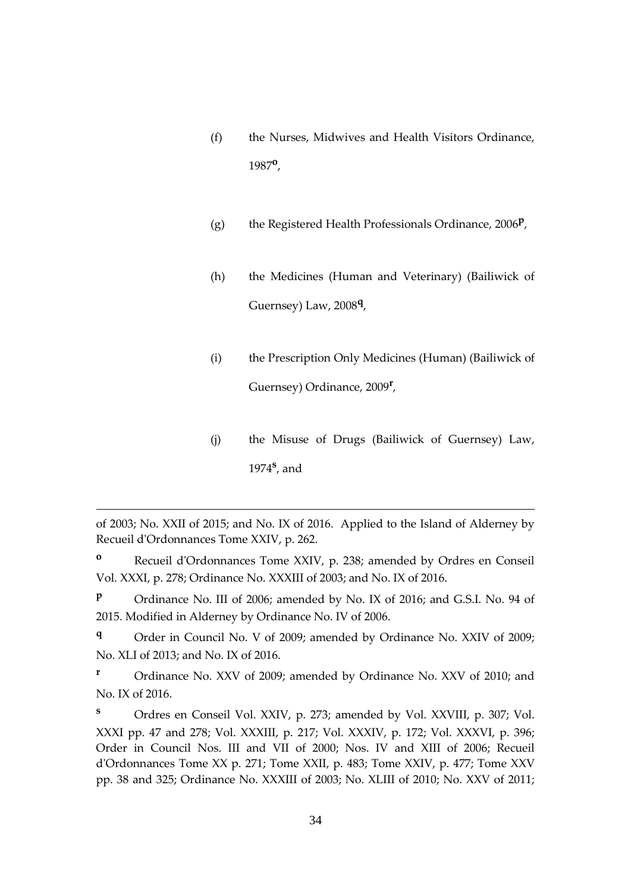(f) the Nurses, Midwives and Health Visitors Ordinance, 1987[o],

(g) the Registered Health Professionals Ordinance, 2006[p],

(h) the Medicines (Human and Veterinary) (Bailiwick of Guernsey) Law, 2008[q],

(i) the Prescription Only Medicines (Human) (Bailiwick of Guernsey) Ordinance, 2009[r],

(j) the Misuse of Drugs (Bailiwick of Guernsey) Law, 1974[s], and

---

of 2003; No. XXII of 2015; and No. IX of 2016. Applied to the Island of Alderney by Recueil d'Ordonnances Tome XXIV, p. 262.

[o] Recueil d'Ordonnances Tome XXIV, p. 238; amended by Ordres en Conseil Vol. XXXI, p. 278; Ordinance No. XXXIII of 2003; and No. IX of 2016.

[p] Ordinance No. III of 2006; amended by No. IX of 2016; and G.S.I. No. 94 of 2015. Modified in Alderney by Ordinance No. IV of 2006.

[q] Order in Council No. V of 2009; amended by Ordinance No. XXIV of 2009; No. XLI of 2013; and No. IX of 2016.

[r] Ordinance No. XXV of 2009; amended by Ordinance No. XXV of 2010; and No. IX of 2016.

[s] Ordres en Conseil Vol. XXIV, p. 273; amended by Vol. XXVIII, p. 307; Vol. XXXI pp. 47 and 278; Vol. XXXIII, p. 217; Vol. XXXIV, p. 172; Vol. XXXVI, p. 396; Order in Council Nos. III and VII of 2000; Nos. IV and XIII of 2006; Recueil d'Ordonnances Tome XX p. 271; Tome XXII, p. 483; Tome XXIV, p. 477; Tome XXV pp. 38 and 325; Ordinance No. XXXIII of 2003; No. XLIII of 2010; No. XXV of 2011;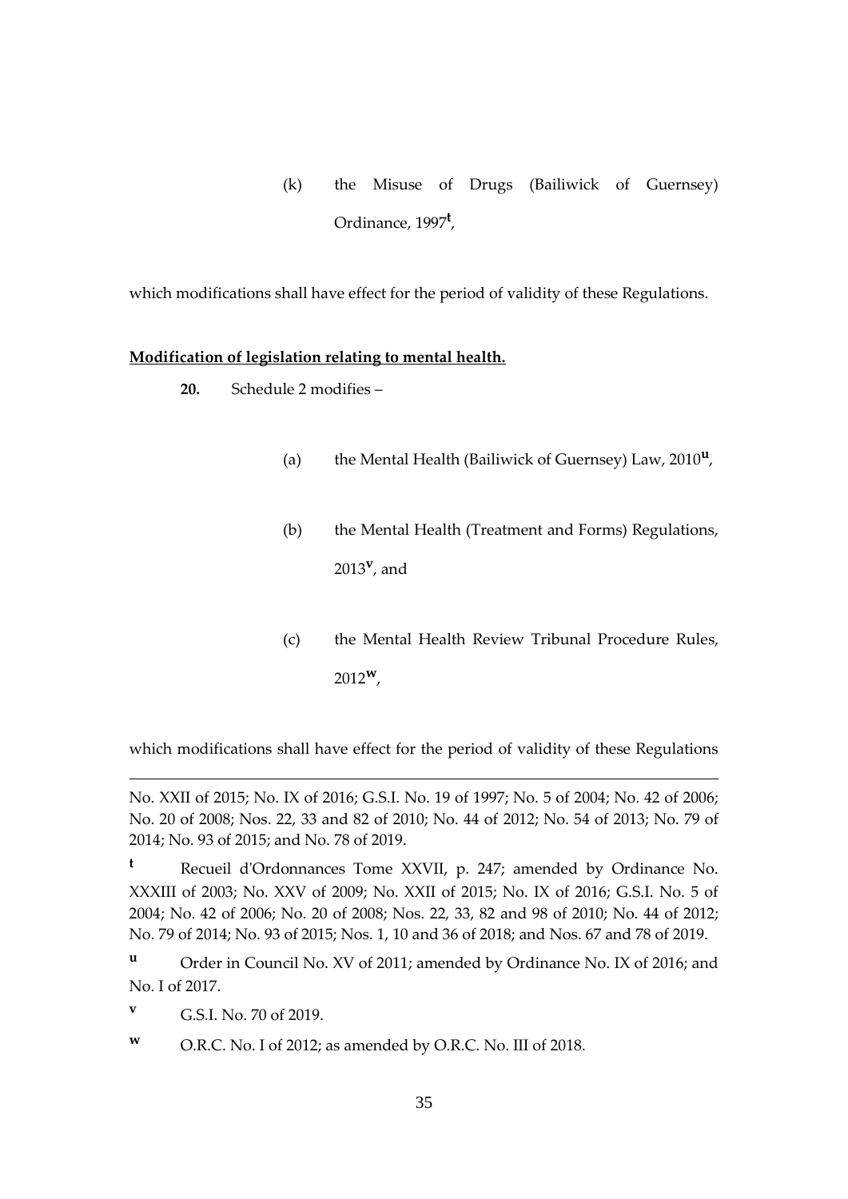(k) the Misuse of Drugs (Bailiwick of Guernsey) Ordinance, 1997[t],

which modifications shall have effect for the period of validity of these Regulations.

**Modification of legislation relating to mental health.**

**20.** Schedule 2 modifies –

(a) the Mental Health (Bailiwick of Guernsey) Law, 2010[u],

(b) the Mental Health (Treatment and Forms) Regulations, 2013[v], and

(c) the Mental Health Review Tribunal Procedure Rules, 2012[w],

which modifications shall have effect for the period of validity of these Regulations

---

No. XXII of 2015; No. IX of 2016; G.S.I. No. 19 of 1997; No. 5 of 2004; No. 42 of 2006; No. 20 of 2008; Nos. 22, 33 and 82 of 2010; No. 44 of 2012; No. 54 of 2013; No. 79 of 2014; No. 93 of 2015; and No. 78 of 2019.

[t] Recueil d'Ordonnances Tome XXVII, p. 247; amended by Ordinance No. XXXIII of 2003; No. XXV of 2009; No. XXII of 2015; No. IX of 2016; G.S.I. No. 5 of 2004; No. 42 of 2006; No. 20 of 2008; Nos. 22, 33, 82 and 98 of 2010; No. 44 of 2012; No. 79 of 2014; No. 93 of 2015; Nos. 1, 10 and 36 of 2018; and Nos. 67 and 78 of 2019.

[u] Order in Council No. XV of 2011; amended by Ordinance No. IX of 2016; and No. I of 2017.

[v] G.S.I. No. 70 of 2019.

[w] O.R.C. No. I of 2012; as amended by O.R.C. No. III of 2018.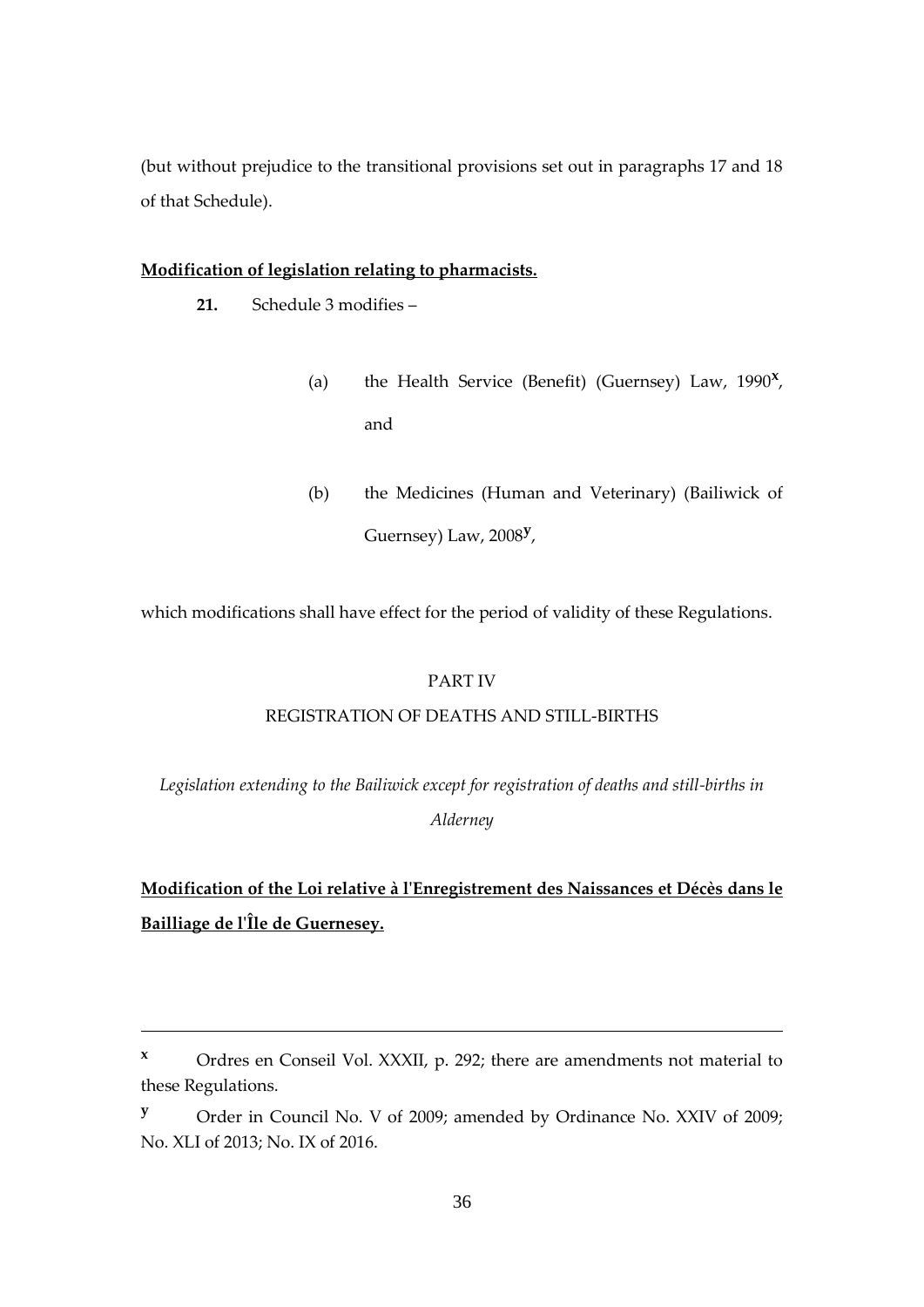(but without prejudice to the transitional provisions set out in paragraphs 17 and 18 of that Schedule).

**Modification of legislation relating to pharmacists.**

**21.** Schedule 3 modifies –

(a) the Health Service (Benefit) (Guernsey) Law, 1990[x], and

(b) the Medicines (Human and Veterinary) (Bailiwick of Guernsey) Law, 2008[y],

which modifications shall have effect for the period of validity of these Regulations.

PART IV

REGISTRATION OF DEATHS AND STILL-BIRTHS

*Legislation extending to the Bailiwick except for registration of deaths and still-births in Alderney*

**Modification of the Loi relative à l'Enregistrement des Naissances et Décès dans le Bailliage de l'Île de Guernesey.**

---

[x] Ordres en Conseil Vol. XXXII, p. 292; there are amendments not material to these Regulations.

[y] Order in Council No. V of 2009; amended by Ordinance No. XXIV of 2009; No. XLI of 2013; No. IX of 2016.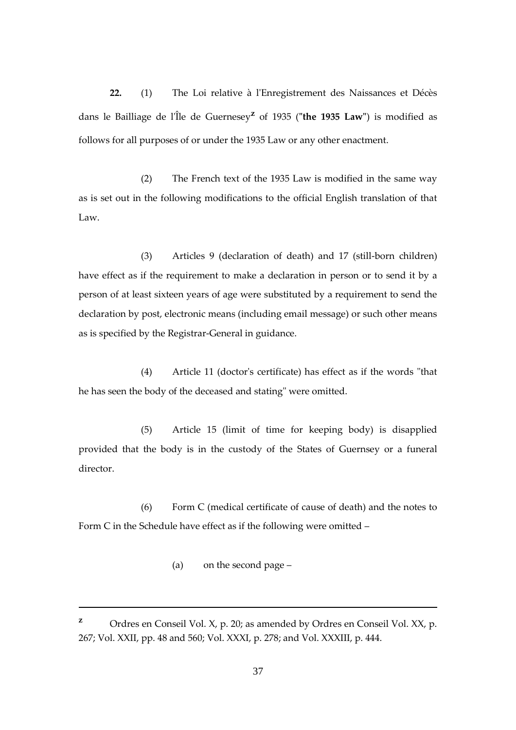**22.** (1) The Loi relative à l'Enregistrement des Naissances et Décès dans le Bailliage de l'Île de Guernesey[z] of 1935 ("**the 1935 Law**") is modified as follows for all purposes of or under the 1935 Law or any other enactment.

(2) The French text of the 1935 Law is modified in the same way as is set out in the following modifications to the official English translation of that Law.

(3) Articles 9 (declaration of death) and 17 (still-born children) have effect as if the requirement to make a declaration in person or to send it by a person of at least sixteen years of age were substituted by a requirement to send the declaration by post, electronic means (including email message) or such other means as is specified by the Registrar-General in guidance.

(4) Article 11 (doctor's certificate) has effect as if the words "that he has seen the body of the deceased and stating" were omitted.

(5) Article 15 (limit of time for keeping body) is disapplied provided that the body is in the custody of the States of Guernsey or a funeral director.

(6) Form C (medical certificate of cause of death) and the notes to Form C in the Schedule have effect as if the following were omitted –

(a) on the second page –

---

[z] Ordres en Conseil Vol. X, p. 20; as amended by Ordres en Conseil Vol. XX, p. 267; Vol. XXII, pp. 48 and 560; Vol. XXXI, p. 278; and Vol. XXXIII, p. 444.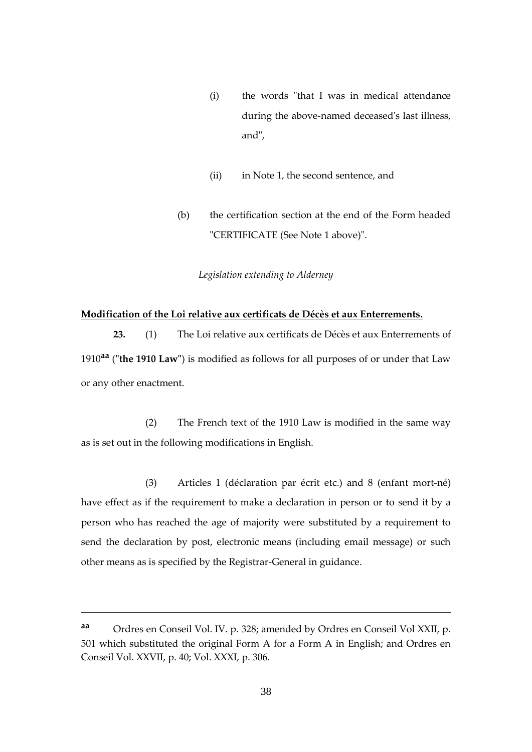(i) the words "that I was in medical attendance during the above-named deceased's last illness, and",

(ii) in Note 1, the second sentence, and

(b) the certification section at the end of the Form headed "CERTIFICATE (See Note 1 above)".

*Legislation extending to Alderney*

**Modification of the Loi relative aux certificats de Décès et aux Enterrements.**

**23.** (1) The Loi relative aux certificats de Décès et aux Enterrements of 1910[aa] ("**the 1910 Law**") is modified as follows for all purposes of or under that Law or any other enactment.

(2) The French text of the 1910 Law is modified in the same way as is set out in the following modifications in English.

(3) Articles 1 (déclaration par écrit etc.) and 8 (enfant mort-né) have effect as if the requirement to make a declaration in person or to send it by a person who has reached the age of majority were substituted by a requirement to send the declaration by post, electronic means (including email message) or such other means as is specified by the Registrar-General in guidance.

---

[aa] Ordres en Conseil Vol. IV. p. 328; amended by Ordres en Conseil Vol XXII, p. 501 which substituted the original Form A for a Form A in English; and Ordres en Conseil Vol. XXVII, p. 40; Vol. XXXI, p. 306.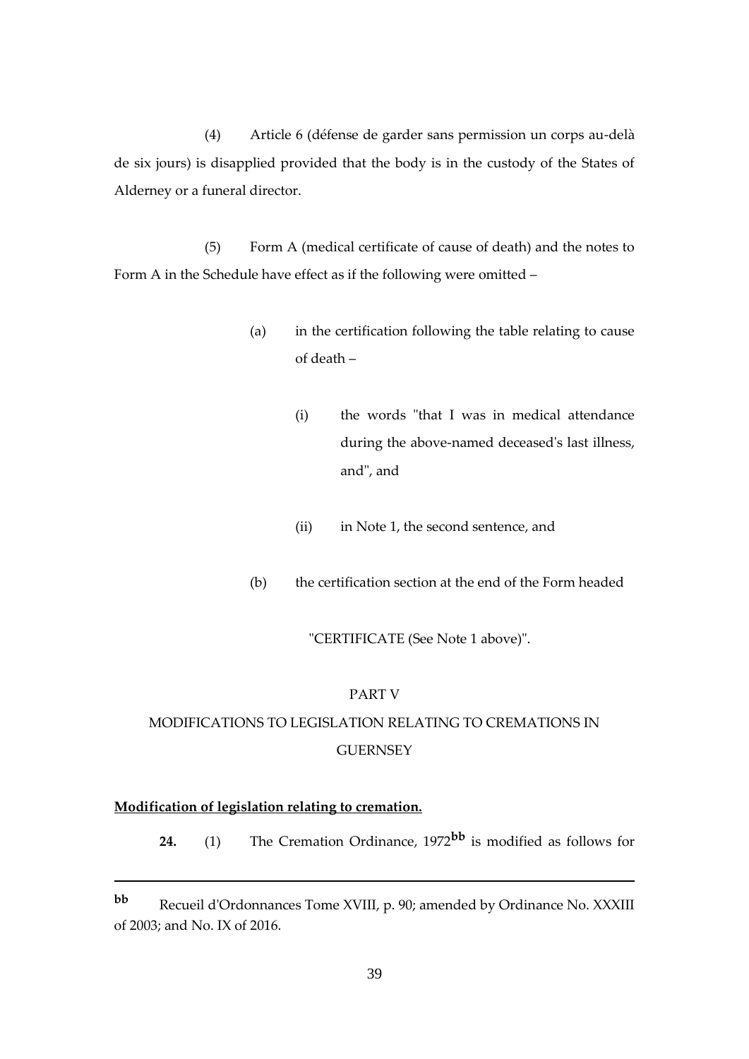(4) Article 6 (défense de garder sans permission un corps au-delà de six jours) is disapplied provided that the body is in the custody of the States of Alderney or a funeral director.

(5) Form A (medical certificate of cause of death) and the notes to Form A in the Schedule have effect as if the following were omitted –

(a) in the certification following the table relating to cause of death –

(i) the words "that I was in medical attendance during the above-named deceased's last illness, and", and

(ii) in Note 1, the second sentence, and

(b) the certification section at the end of the Form headed

"CERTIFICATE (See Note 1 above)".

## PART V

## MODIFICATIONS TO LEGISLATION RELATING TO CREMATIONS IN GUERNSEY

**Modification of legislation relating to cremation.**

**24.** (1) The Cremation Ordinance, 1972[bb] is modified as follows for

---

[bb] Recueil d'Ordonnances Tome XVIII, p. 90; amended by Ordinance No. XXXIII of 2003; and No. IX of 2016.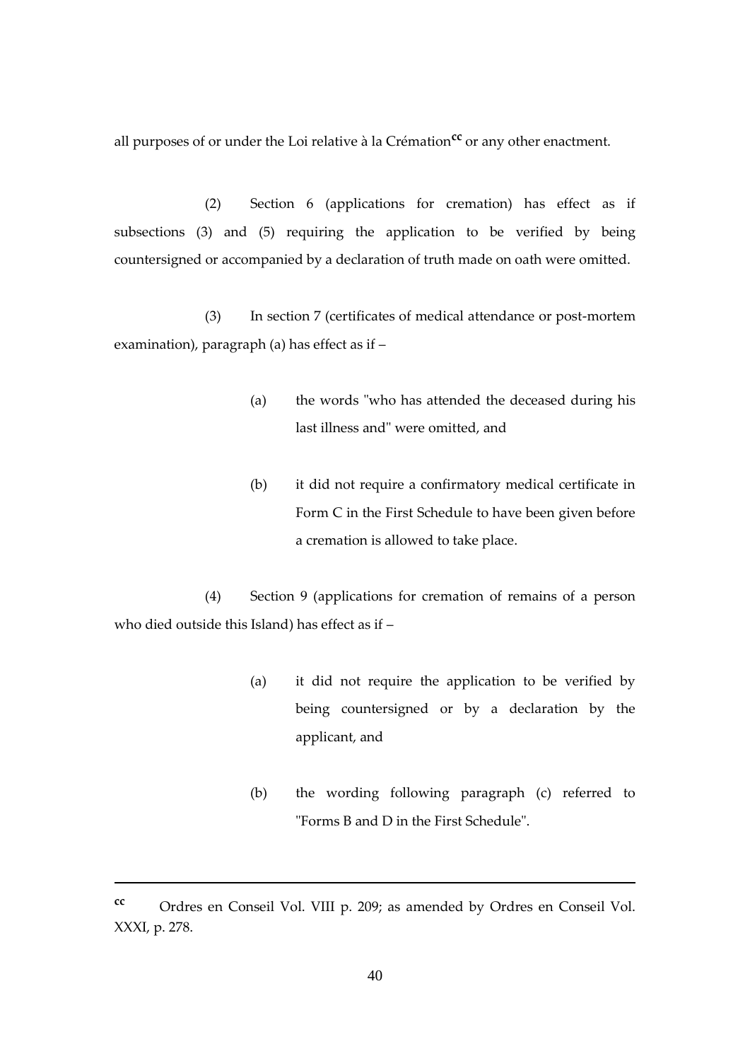all purposes of or under the Loi relative à la Crémation[cc] or any other enactment.

(2) Section 6 (applications for cremation) has effect as if subsections (3) and (5) requiring the application to be verified by being countersigned or accompanied by a declaration of truth made on oath were omitted.

(3) In section 7 (certificates of medical attendance or post-mortem examination), paragraph (a) has effect as if –

(a) the words "who has attended the deceased during his last illness and" were omitted, and

(b) it did not require a confirmatory medical certificate in Form C in the First Schedule to have been given before a cremation is allowed to take place.

(4) Section 9 (applications for cremation of remains of a person who died outside this Island) has effect as if –

(a) it did not require the application to be verified by being countersigned or by a declaration by the applicant, and

(b) the wording following paragraph (c) referred to "Forms B and D in the First Schedule".

---

[cc] Ordres en Conseil Vol. VIII p. 209; as amended by Ordres en Conseil Vol. XXXI, p. 278.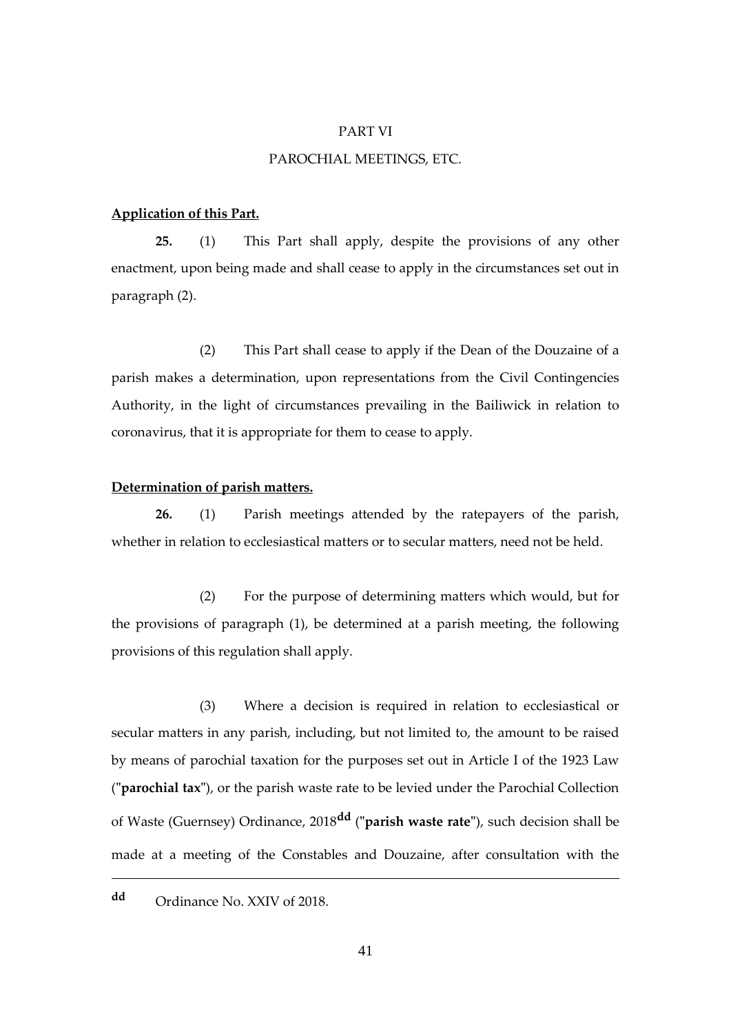## PART VI

## PAROCHIAL MEETINGS, ETC.

**Application of this Part.**

**25.** (1) This Part shall apply, despite the provisions of any other enactment, upon being made and shall cease to apply in the circumstances set out in paragraph (2).

(2) This Part shall cease to apply if the Dean of the Douzaine of a parish makes a determination, upon representations from the Civil Contingencies Authority, in the light of circumstances prevailing in the Bailiwick in relation to coronavirus, that it is appropriate for them to cease to apply.

**Determination of parish matters.**

**26.** (1) Parish meetings attended by the ratepayers of the parish, whether in relation to ecclesiastical matters or to secular matters, need not be held.

(2) For the purpose of determining matters which would, but for the provisions of paragraph (1), be determined at a parish meeting, the following provisions of this regulation shall apply.

(3) Where a decision is required in relation to ecclesiastical or secular matters in any parish, including, but not limited to, the amount to be raised by means of parochial taxation for the purposes set out in Article I of the 1923 Law ("**parochial tax**"), or the parish waste rate to be levied under the Parochial Collection of Waste (Guernsey) Ordinance, 2018[dd] ("**parish waste rate**"), such decision shall be made at a meeting of the Constables and Douzaine, after consultation with the

---

[dd] Ordinance No. XXIV of 2018.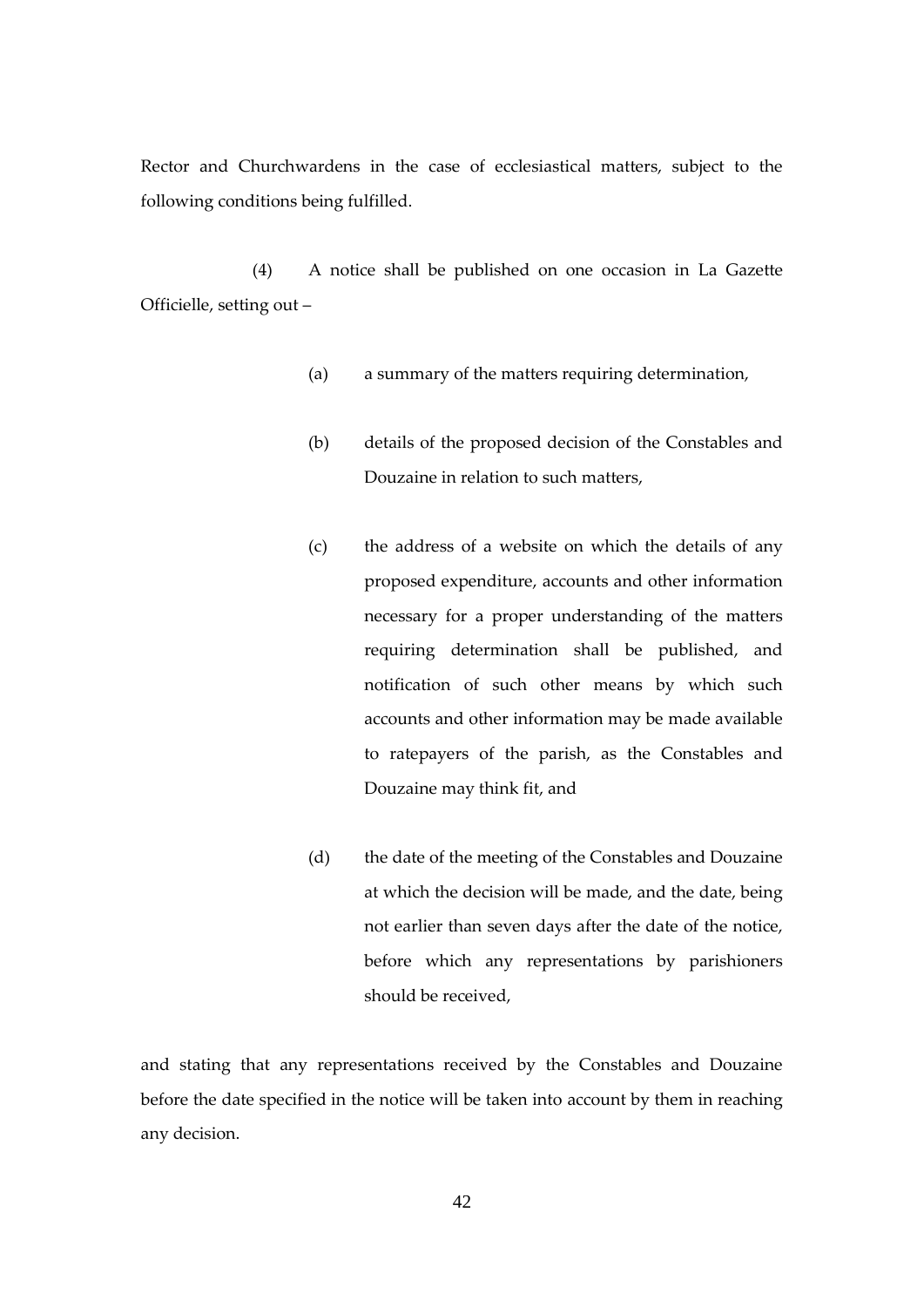Rector and Churchwardens in the case of ecclesiastical matters, subject to the following conditions being fulfilled.

(4) A notice shall be published on one occasion in La Gazette Officielle, setting out –

(a) a summary of the matters requiring determination,

(b) details of the proposed decision of the Constables and Douzaine in relation to such matters,

(c) the address of a website on which the details of any proposed expenditure, accounts and other information necessary for a proper understanding of the matters requiring determination shall be published, and notification of such other means by which such accounts and other information may be made available to ratepayers of the parish, as the Constables and Douzaine may think fit, and

(d) the date of the meeting of the Constables and Douzaine at which the decision will be made, and the date, being not earlier than seven days after the date of the notice, before which any representations by parishioners should be received,

and stating that any representations received by the Constables and Douzaine before the date specified in the notice will be taken into account by them in reaching any decision.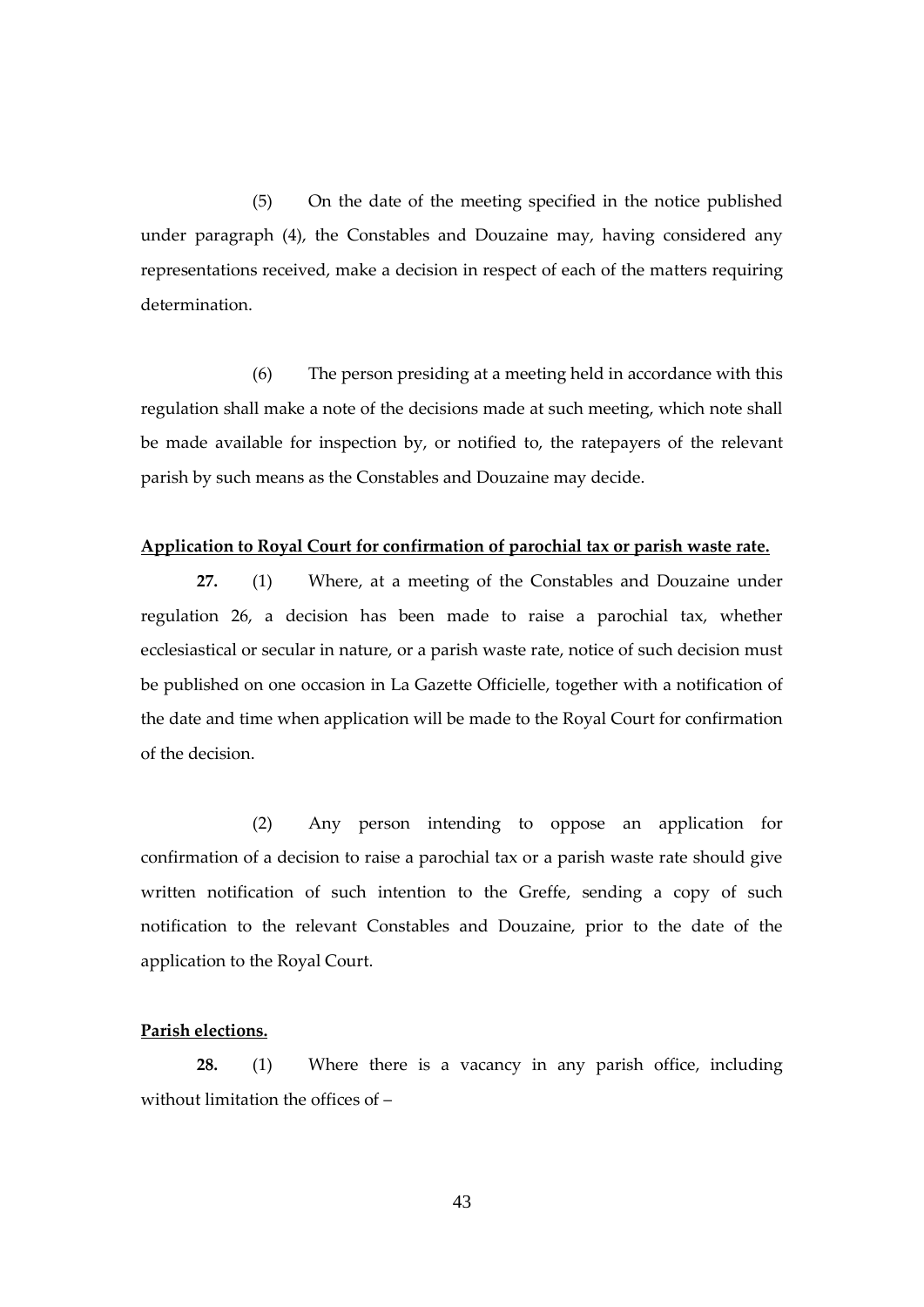(5) On the date of the meeting specified in the notice published under paragraph (4), the Constables and Douzaine may, having considered any representations received, make a decision in respect of each of the matters requiring determination.

(6) The person presiding at a meeting held in accordance with this regulation shall make a note of the decisions made at such meeting, which note shall be made available for inspection by, or notified to, the ratepayers of the relevant parish by such means as the Constables and Douzaine may decide.

**Application to Royal Court for confirmation of parochial tax or parish waste rate.**

**27.** (1) Where, at a meeting of the Constables and Douzaine under regulation 26, a decision has been made to raise a parochial tax, whether ecclesiastical or secular in nature, or a parish waste rate, notice of such decision must be published on one occasion in La Gazette Officielle, together with a notification of the date and time when application will be made to the Royal Court for confirmation of the decision.

(2) Any person intending to oppose an application for confirmation of a decision to raise a parochial tax or a parish waste rate should give written notification of such intention to the Greffe, sending a copy of such notification to the relevant Constables and Douzaine, prior to the date of the application to the Royal Court.

**Parish elections.**

**28.** (1) Where there is a vacancy in any parish office, including without limitation the offices of –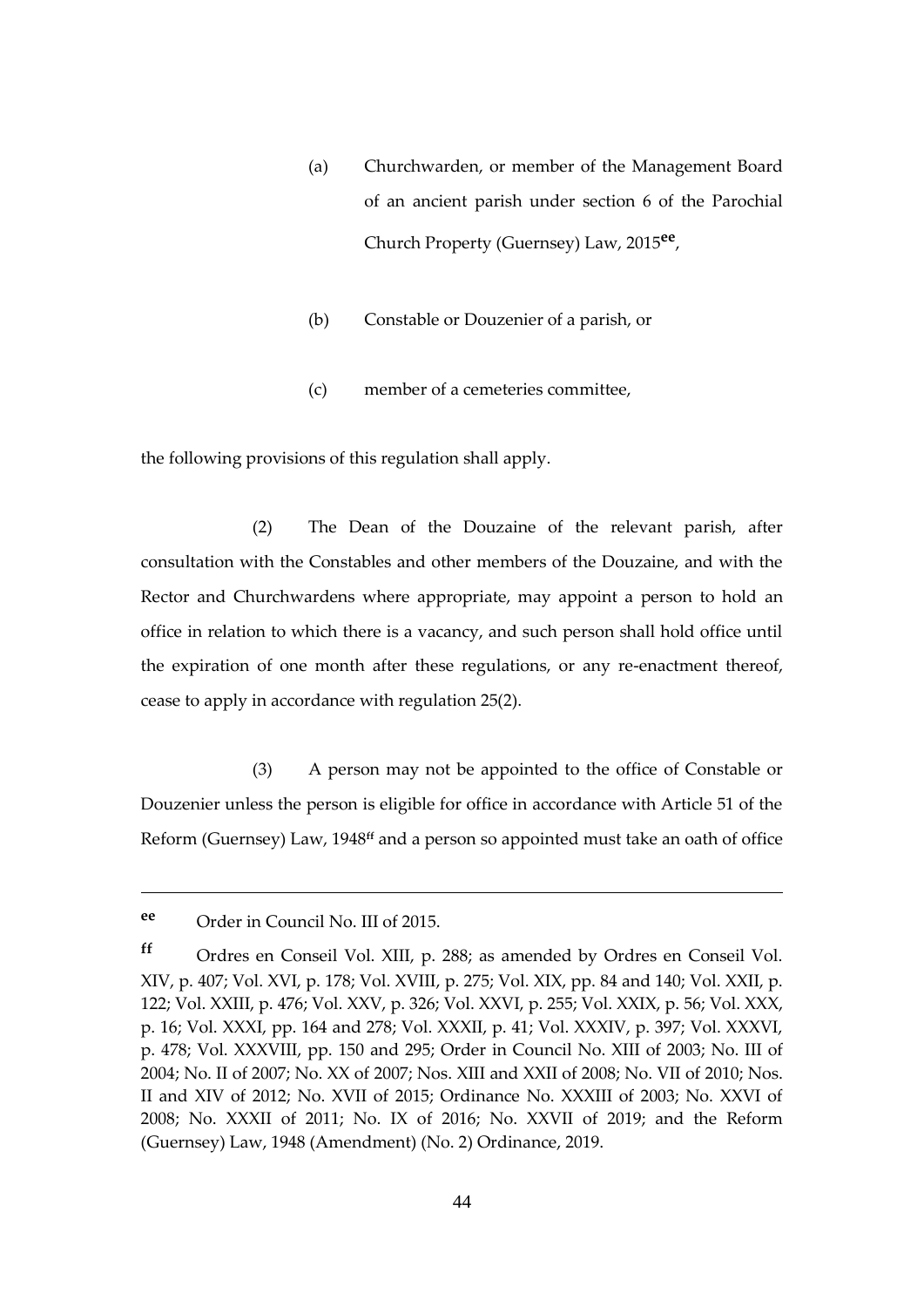(a) Churchwarden, or member of the Management Board of an ancient parish under section 6 of the Parochial Church Property (Guernsey) Law, 2015[ee],

(b) Constable or Douzenier of a parish, or

(c) member of a cemeteries committee,

the following provisions of this regulation shall apply.

(2) The Dean of the Douzaine of the relevant parish, after consultation with the Constables and other members of the Douzaine, and with the Rector and Churchwardens where appropriate, may appoint a person to hold an office in relation to which there is a vacancy, and such person shall hold office until the expiration of one month after these regulations, or any re-enactment thereof, cease to apply in accordance with regulation 25(2).

(3) A person may not be appointed to the office of Constable or Douzenier unless the person is eligible for office in accordance with Article 51 of the Reform (Guernsey) Law, 1948[ff] and a person so appointed must take an oath of office

---

[ee] Order in Council No. III of 2015.

[ff] Ordres en Conseil Vol. XIII, p. 288; as amended by Ordres en Conseil Vol. XIV, p. 407; Vol. XVI, p. 178; Vol. XVIII, p. 275; Vol. XIX, pp. 84 and 140; Vol. XXII, p. 122; Vol. XXIII, p. 476; Vol. XXV, p. 326; Vol. XXVI, p. 255; Vol. XXIX, p. 56; Vol. XXX, p. 16; Vol. XXXI, pp. 164 and 278; Vol. XXXII, p. 41; Vol. XXXIV, p. 397; Vol. XXXVI, p. 478; Vol. XXXVIII, pp. 150 and 295; Order in Council No. XIII of 2003; No. III of 2004; No. II of 2007; No. XX of 2007; Nos. XIII and XXII of 2008; No. VII of 2010; Nos. II and XIV of 2012; No. XVII of 2015; Ordinance No. XXXIII of 2003; No. XXVI of 2008; No. XXXII of 2011; No. IX of 2016; No. XXVII of 2019; and the Reform (Guernsey) Law, 1948 (Amendment) (No. 2) Ordinance, 2019.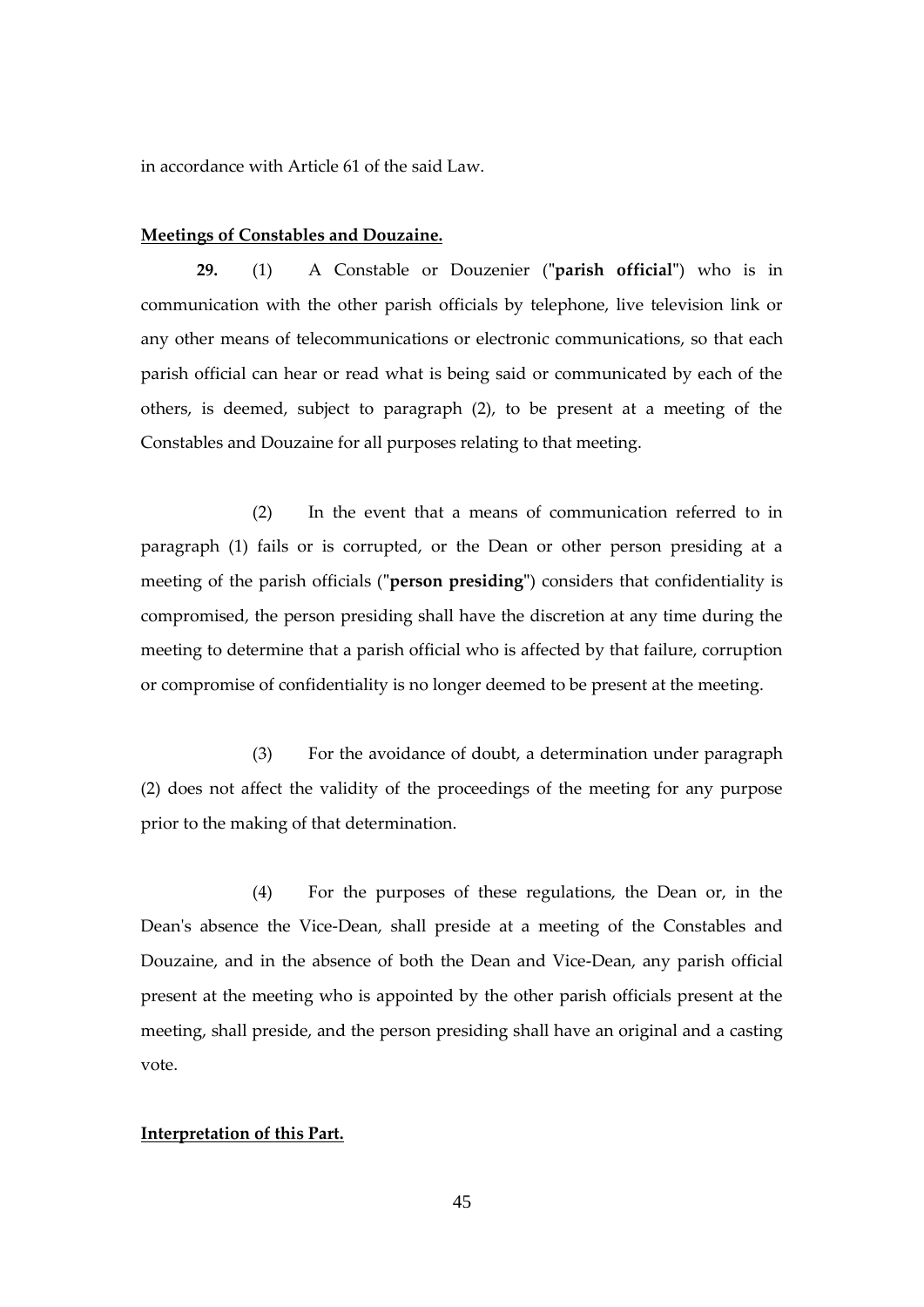in accordance with Article 61 of the said Law.

**Meetings of Constables and Douzaine.**

**29.** (1) A Constable or Douzenier ("**parish official**") who is in communication with the other parish officials by telephone, live television link or any other means of telecommunications or electronic communications, so that each parish official can hear or read what is being said or communicated by each of the others, is deemed, subject to paragraph (2), to be present at a meeting of the Constables and Douzaine for all purposes relating to that meeting.

(2) In the event that a means of communication referred to in paragraph (1) fails or is corrupted, or the Dean or other person presiding at a meeting of the parish officials ("**person presiding**") considers that confidentiality is compromised, the person presiding shall have the discretion at any time during the meeting to determine that a parish official who is affected by that failure, corruption or compromise of confidentiality is no longer deemed to be present at the meeting.

(3) For the avoidance of doubt, a determination under paragraph (2) does not affect the validity of the proceedings of the meeting for any purpose prior to the making of that determination.

(4) For the purposes of these regulations, the Dean or, in the Dean's absence the Vice-Dean, shall preside at a meeting of the Constables and Douzaine, and in the absence of both the Dean and Vice-Dean, any parish official present at the meeting who is appointed by the other parish officials present at the meeting, shall preside, and the person presiding shall have an original and a casting vote.

**Interpretation of this Part.**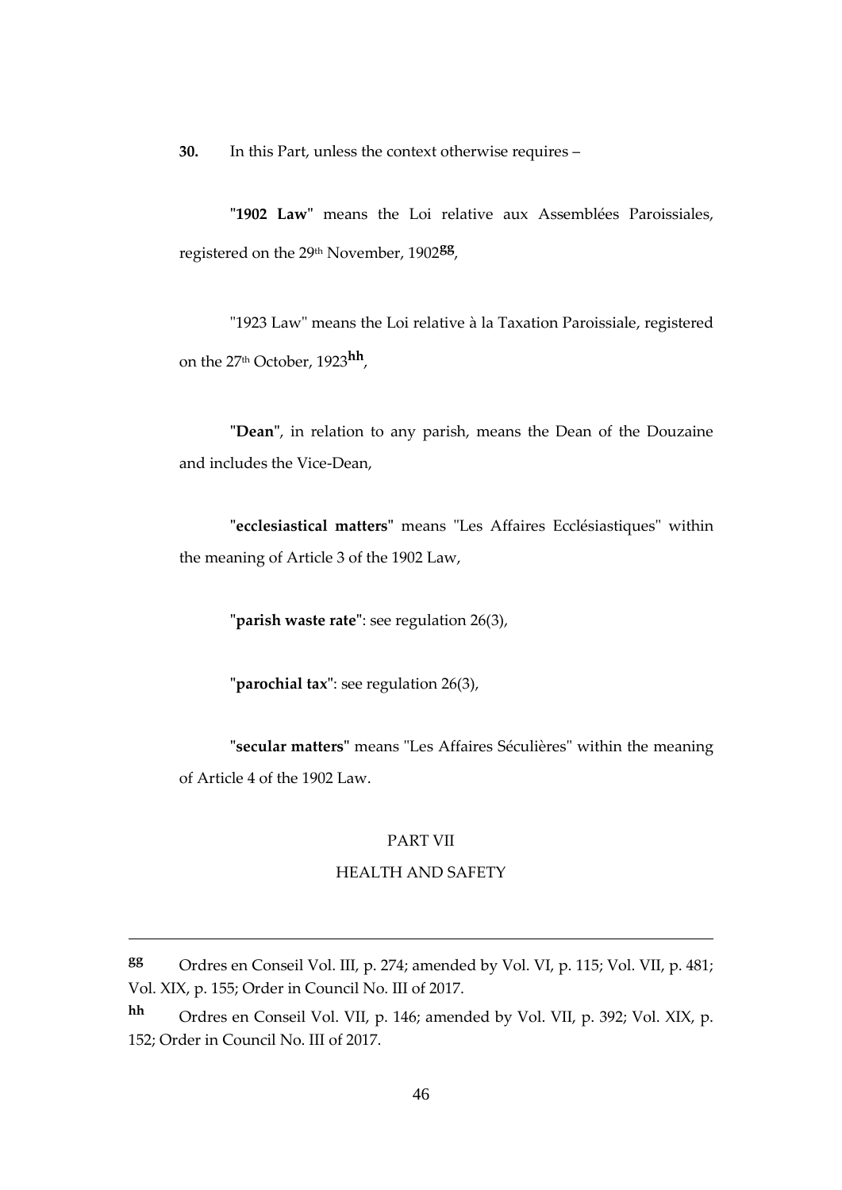**30.** In this Part, unless the context otherwise requires –

"**1902 Law**" means the Loi relative aux Assemblées Paroissiales, registered on the 29th November, 1902[gg],

"1923 Law" means the Loi relative à la Taxation Paroissiale, registered on the 27th October, 1923[hh],

"**Dean**", in relation to any parish, means the Dean of the Douzaine and includes the Vice-Dean,

"**ecclesiastical matters**" means "Les Affaires Ecclésiastiques" within the meaning of Article 3 of the 1902 Law,

"**parish waste rate**": see regulation 26(3),

"**parochial tax**": see regulation 26(3),

"**secular matters**" means "Les Affaires Séculières" within the meaning of Article 4 of the 1902 Law.

PART VII

HEALTH AND SAFETY

---

[gg] Ordres en Conseil Vol. III, p. 274; amended by Vol. VI, p. 115; Vol. VII, p. 481; Vol. XIX, p. 155; Order in Council No. III of 2017.

[hh] Ordres en Conseil Vol. VII, p. 146; amended by Vol. VII, p. 392; Vol. XIX, p. 152; Order in Council No. III of 2017.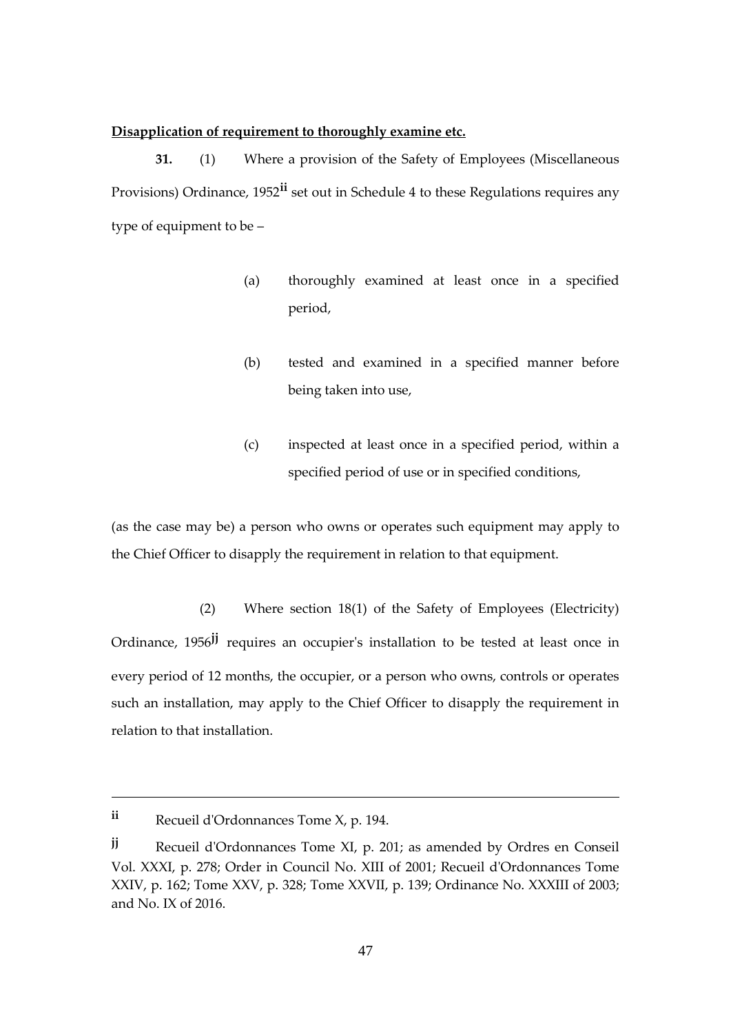**Disapplication of requirement to thoroughly examine etc.**

**31.** (1) Where a provision of the Safety of Employees (Miscellaneous Provisions) Ordinance, 1952[ii] set out in Schedule 4 to these Regulations requires any type of equipment to be –

(a) thoroughly examined at least once in a specified period,

(b) tested and examined in a specified manner before being taken into use,

(c) inspected at least once in a specified period, within a specified period of use or in specified conditions,

(as the case may be) a person who owns or operates such equipment may apply to the Chief Officer to disapply the requirement in relation to that equipment.

(2) Where section 18(1) of the Safety of Employees (Electricity) Ordinance, 1956[jj] requires an occupier's installation to be tested at least once in every period of 12 months, the occupier, or a person who owns, controls or operates such an installation, may apply to the Chief Officer to disapply the requirement in relation to that installation.

---

[ii] Recueil d'Ordonnances Tome X, p. 194.

[jj] Recueil d'Ordonnances Tome XI, p. 201; as amended by Ordres en Conseil Vol. XXXI, p. 278; Order in Council No. XIII of 2001; Recueil d'Ordonnances Tome XXIV, p. 162; Tome XXV, p. 328; Tome XXVII, p. 139; Ordinance No. XXXIII of 2003; and No. IX of 2016.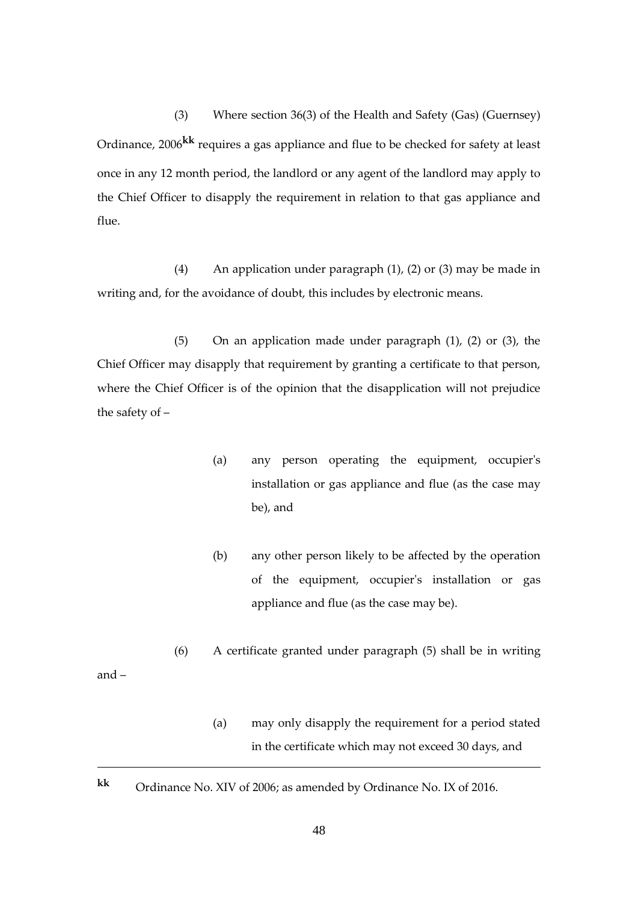(3) Where section 36(3) of the Health and Safety (Gas) (Guernsey) Ordinance, 2006[kk] requires a gas appliance and flue to be checked for safety at least once in any 12 month period, the landlord or any agent of the landlord may apply to the Chief Officer to disapply the requirement in relation to that gas appliance and flue.

(4) An application under paragraph (1), (2) or (3) may be made in writing and, for the avoidance of doubt, this includes by electronic means.

(5) On an application made under paragraph (1), (2) or (3), the Chief Officer may disapply that requirement by granting a certificate to that person, where the Chief Officer is of the opinion that the disapplication will not prejudice the safety of –

> (a) any person operating the equipment, occupier's installation or gas appliance and flue (as the case may be), and
>
> (b) any other person likely to be affected by the operation of the equipment, occupier's installation or gas appliance and flue (as the case may be).

(6) A certificate granted under paragraph (5) shall be in writing and –

> (a) may only disapply the requirement for a period stated in the certificate which may not exceed 30 days, and

---

[kk] Ordinance No. XIV of 2006; as amended by Ordinance No. IX of 2016.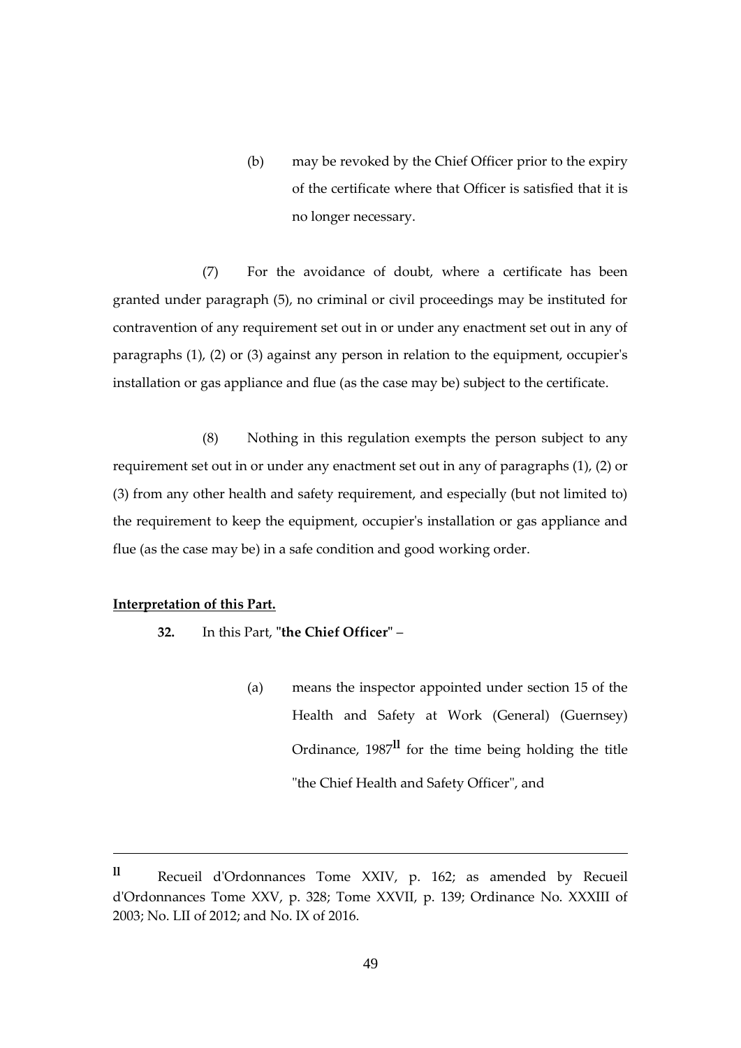(b) may be revoked by the Chief Officer prior to the expiry of the certificate where that Officer is satisfied that it is no longer necessary.

(7) For the avoidance of doubt, where a certificate has been granted under paragraph (5), no criminal or civil proceedings may be instituted for contravention of any requirement set out in or under any enactment set out in any of paragraphs (1), (2) or (3) against any person in relation to the equipment, occupier's installation or gas appliance and flue (as the case may be) subject to the certificate.

(8) Nothing in this regulation exempts the person subject to any requirement set out in or under any enactment set out in any of paragraphs (1), (2) or (3) from any other health and safety requirement, and especially (but not limited to) the requirement to keep the equipment, occupier's installation or gas appliance and flue (as the case may be) in a safe condition and good working order.

**Interpretation of this Part.**

**32.** In this Part, "**the Chief Officer**" –

(a) means the inspector appointed under section 15 of the Health and Safety at Work (General) (Guernsey) Ordinance, 1987[ll] for the time being holding the title "the Chief Health and Safety Officer", and

---

[ll] Recueil d'Ordonnances Tome XXIV, p. 162; as amended by Recueil d'Ordonnances Tome XXV, p. 328; Tome XXVII, p. 139; Ordinance No. XXXIII of 2003; No. LII of 2012; and No. IX of 2016.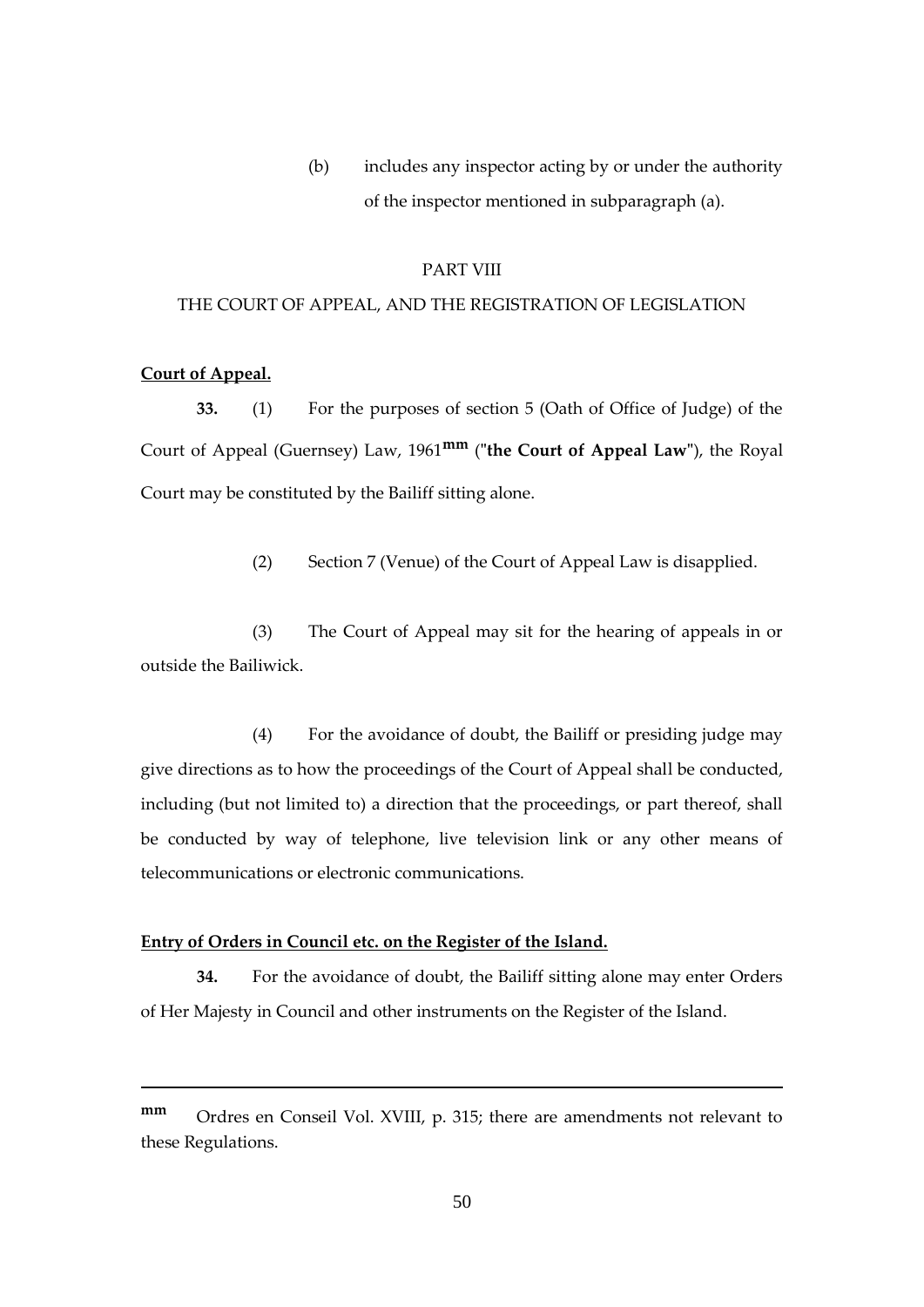(b) includes any inspector acting by or under the authority of the inspector mentioned in subparagraph (a).

## PART VIII

## THE COURT OF APPEAL, AND THE REGISTRATION OF LEGISLATION

**Court of Appeal.**

**33.** (1) For the purposes of section 5 (Oath of Office of Judge) of the Court of Appeal (Guernsey) Law, 1961[mm] ("**the Court of Appeal Law**"), the Royal Court may be constituted by the Bailiff sitting alone.

(2) Section 7 (Venue) of the Court of Appeal Law is disapplied.

(3) The Court of Appeal may sit for the hearing of appeals in or outside the Bailiwick.

(4) For the avoidance of doubt, the Bailiff or presiding judge may give directions as to how the proceedings of the Court of Appeal shall be conducted, including (but not limited to) a direction that the proceedings, or part thereof, shall be conducted by way of telephone, live television link or any other means of telecommunications or electronic communications.

**Entry of Orders in Council etc. on the Register of the Island.**

**34.** For the avoidance of doubt, the Bailiff sitting alone may enter Orders of Her Majesty in Council and other instruments on the Register of the Island.

---

[mm] Ordres en Conseil Vol. XVIII, p. 315; there are amendments not relevant to these Regulations.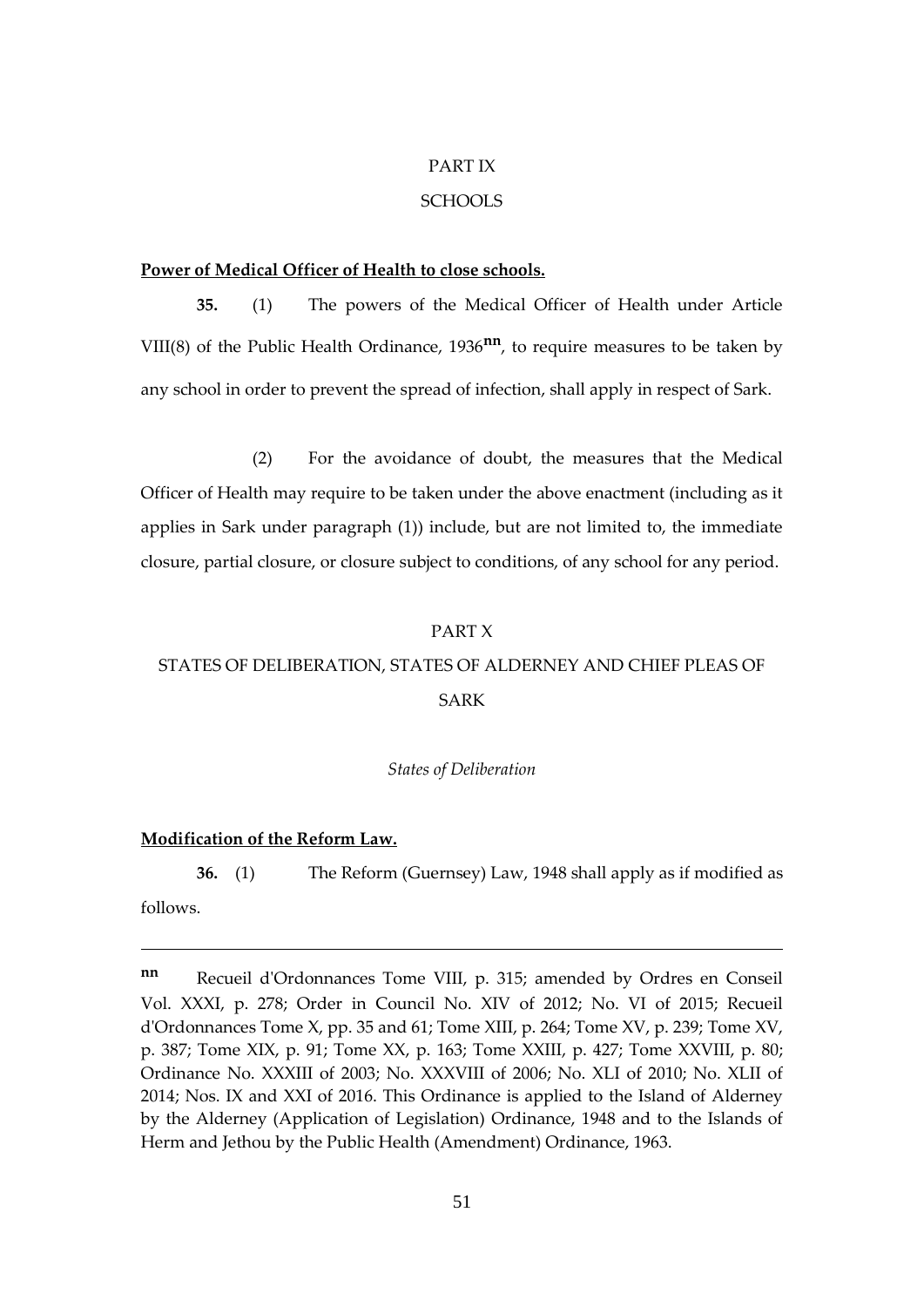PART IX

SCHOOLS

**Power of Medical Officer of Health to close schools.**

**35.** (1) The powers of the Medical Officer of Health under Article VIII(8) of the Public Health Ordinance, 1936[nn], to require measures to be taken by any school in order to prevent the spread of infection, shall apply in respect of Sark.

(2) For the avoidance of doubt, the measures that the Medical Officer of Health may require to be taken under the above enactment (including as it applies in Sark under paragraph (1)) include, but are not limited to, the immediate closure, partial closure, or closure subject to conditions, of any school for any period.

PART X

STATES OF DELIBERATION, STATES OF ALDERNEY AND CHIEF PLEAS OF SARK

*States of Deliberation*

**Modification of the Reform Law.**

**36.** (1) The Reform (Guernsey) Law, 1948 shall apply as if modified as follows.

---

[nn] Recueil d'Ordonnances Tome VIII, p. 315; amended by Ordres en Conseil Vol. XXXI, p. 278; Order in Council No. XIV of 2012; No. VI of 2015; Recueil d'Ordonnances Tome X, pp. 35 and 61; Tome XIII, p. 264; Tome XV, p. 239; Tome XV, p. 387; Tome XIX, p. 91; Tome XX, p. 163; Tome XXIII, p. 427; Tome XXVIII, p. 80; Ordinance No. XXXIII of 2003; No. XXXVIII of 2006; No. XLI of 2010; No. XLII of 2014; Nos. IX and XXI of 2016. This Ordinance is applied to the Island of Alderney by the Alderney (Application of Legislation) Ordinance, 1948 and to the Islands of Herm and Jethou by the Public Health (Amendment) Ordinance, 1963.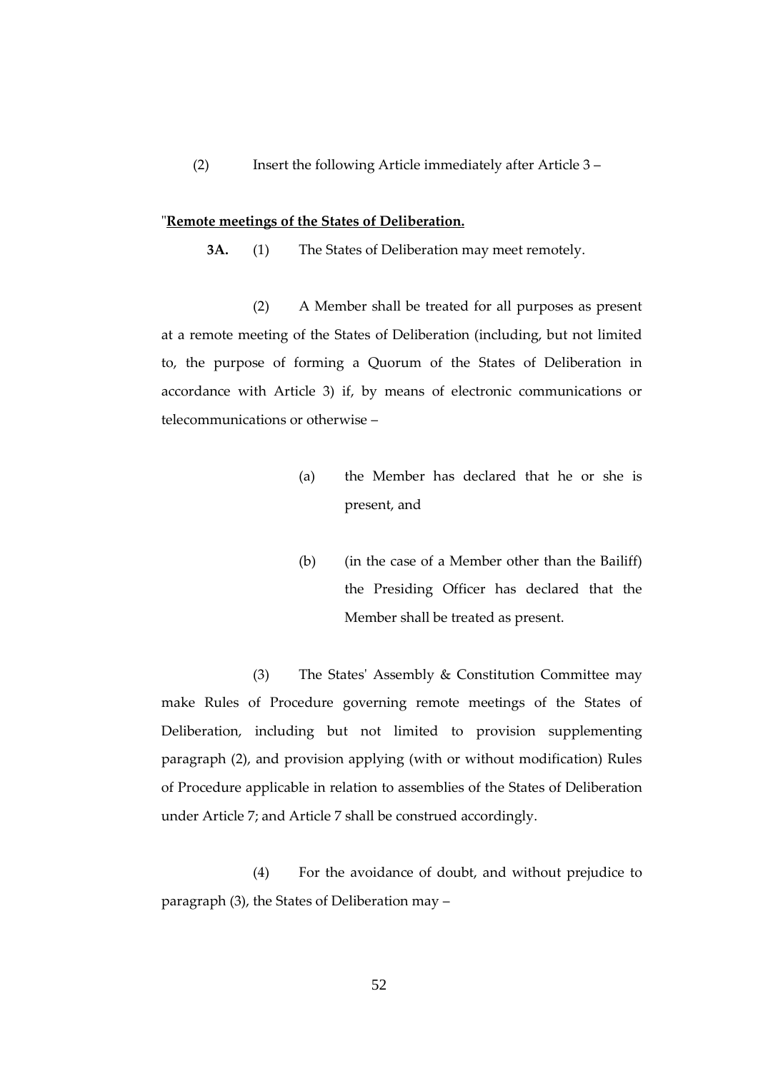(2) Insert the following Article immediately after Article 3 –

"**<u>Remote meetings of the States of Deliberation.</u>**

**3A.** (1) The States of Deliberation may meet remotely.

(2) A Member shall be treated for all purposes as present at a remote meeting of the States of Deliberation (including, but not limited to, the purpose of forming a Quorum of the States of Deliberation in accordance with Article 3) if, by means of electronic communications or telecommunications or otherwise –

(a) the Member has declared that he or she is present, and

(b) (in the case of a Member other than the Bailiff) the Presiding Officer has declared that the Member shall be treated as present.

(3) The States' Assembly & Constitution Committee may make Rules of Procedure governing remote meetings of the States of Deliberation, including but not limited to provision supplementing paragraph (2), and provision applying (with or without modification) Rules of Procedure applicable in relation to assemblies of the States of Deliberation under Article 7; and Article 7 shall be construed accordingly.

(4) For the avoidance of doubt, and without prejudice to paragraph (3), the States of Deliberation may –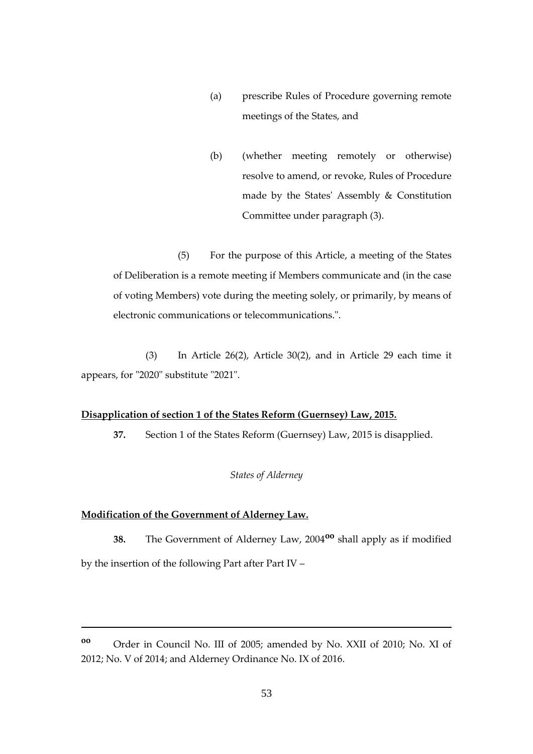(a) prescribe Rules of Procedure governing remote meetings of the States, and

(b) (whether meeting remotely or otherwise) resolve to amend, or revoke, Rules of Procedure made by the States' Assembly & Constitution Committee under paragraph (3).

(5) For the purpose of this Article, a meeting of the States of Deliberation is a remote meeting if Members communicate and (in the case of voting Members) vote during the meeting solely, or primarily, by means of electronic communications or telecommunications.".

(3) In Article 26(2), Article 30(2), and in Article 29 each time it appears, for "2020" substitute "2021".

**Disapplication of section 1 of the States Reform (Guernsey) Law, 2015.**

**37.** Section 1 of the States Reform (Guernsey) Law, 2015 is disapplied.

*States of Alderney*

**Modification of the Government of Alderney Law.**

**38.** The Government of Alderney Law, 2004[oo] shall apply as if modified by the insertion of the following Part after Part IV –

---

[oo] Order in Council No. III of 2005; amended by No. XXII of 2010; No. XI of 2012; No. V of 2014; and Alderney Ordinance No. IX of 2016.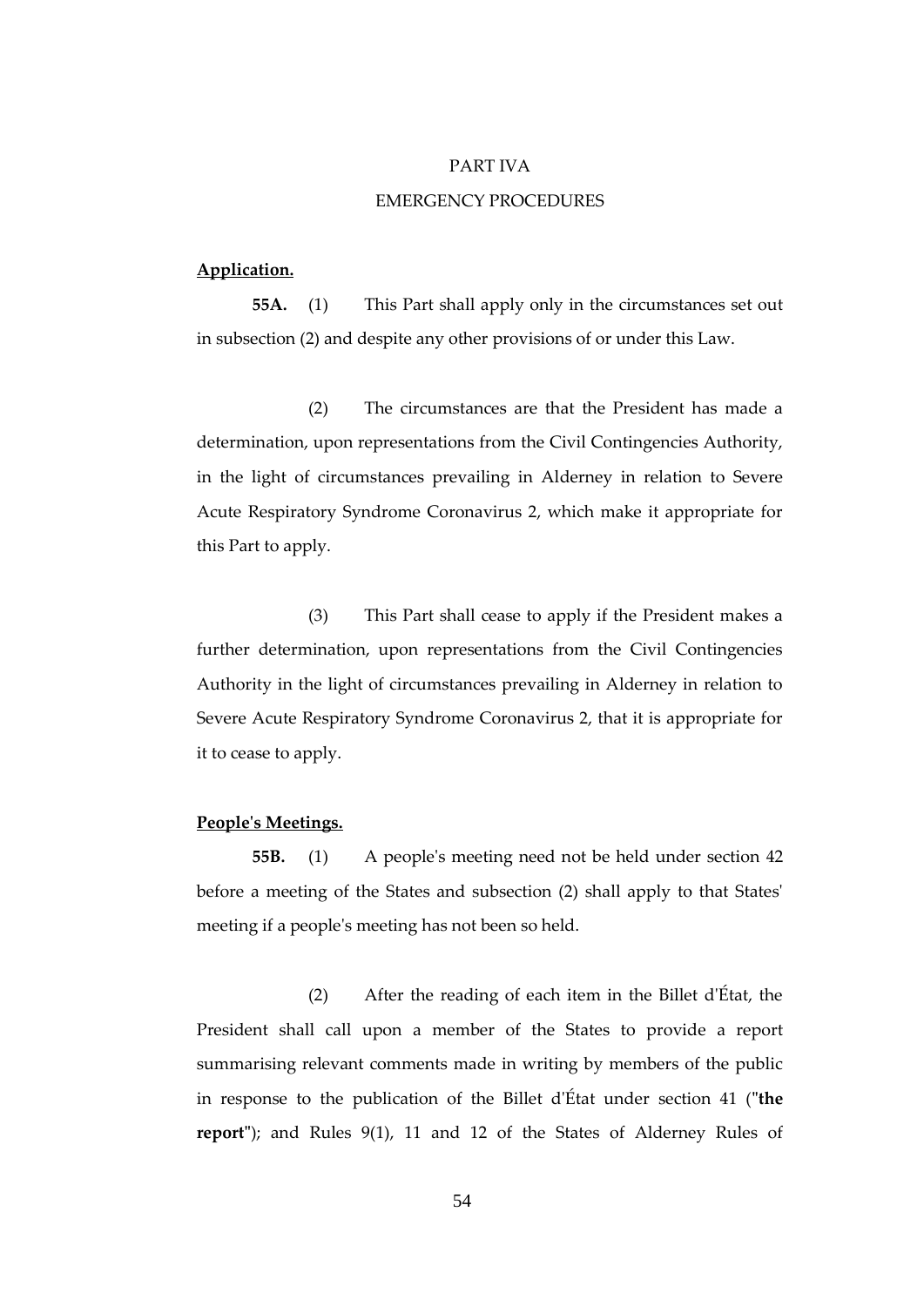## PART IVA

## EMERGENCY PROCEDURES

**Application.**

**55A.** (1) This Part shall apply only in the circumstances set out in subsection (2) and despite any other provisions of or under this Law.

(2) The circumstances are that the President has made a determination, upon representations from the Civil Contingencies Authority, in the light of circumstances prevailing in Alderney in relation to Severe Acute Respiratory Syndrome Coronavirus 2, which make it appropriate for this Part to apply.

(3) This Part shall cease to apply if the President makes a further determination, upon representations from the Civil Contingencies Authority in the light of circumstances prevailing in Alderney in relation to Severe Acute Respiratory Syndrome Coronavirus 2, that it is appropriate for it to cease to apply.

**People's Meetings.**

**55B.** (1) A people's meeting need not be held under section 42 before a meeting of the States and subsection (2) shall apply to that States' meeting if a people's meeting has not been so held.

(2) After the reading of each item in the Billet d'État, the President shall call upon a member of the States to provide a report summarising relevant comments made in writing by members of the public in response to the publication of the Billet d'État under section 41 ("**the report**"); and Rules 9(1), 11 and 12 of the States of Alderney Rules of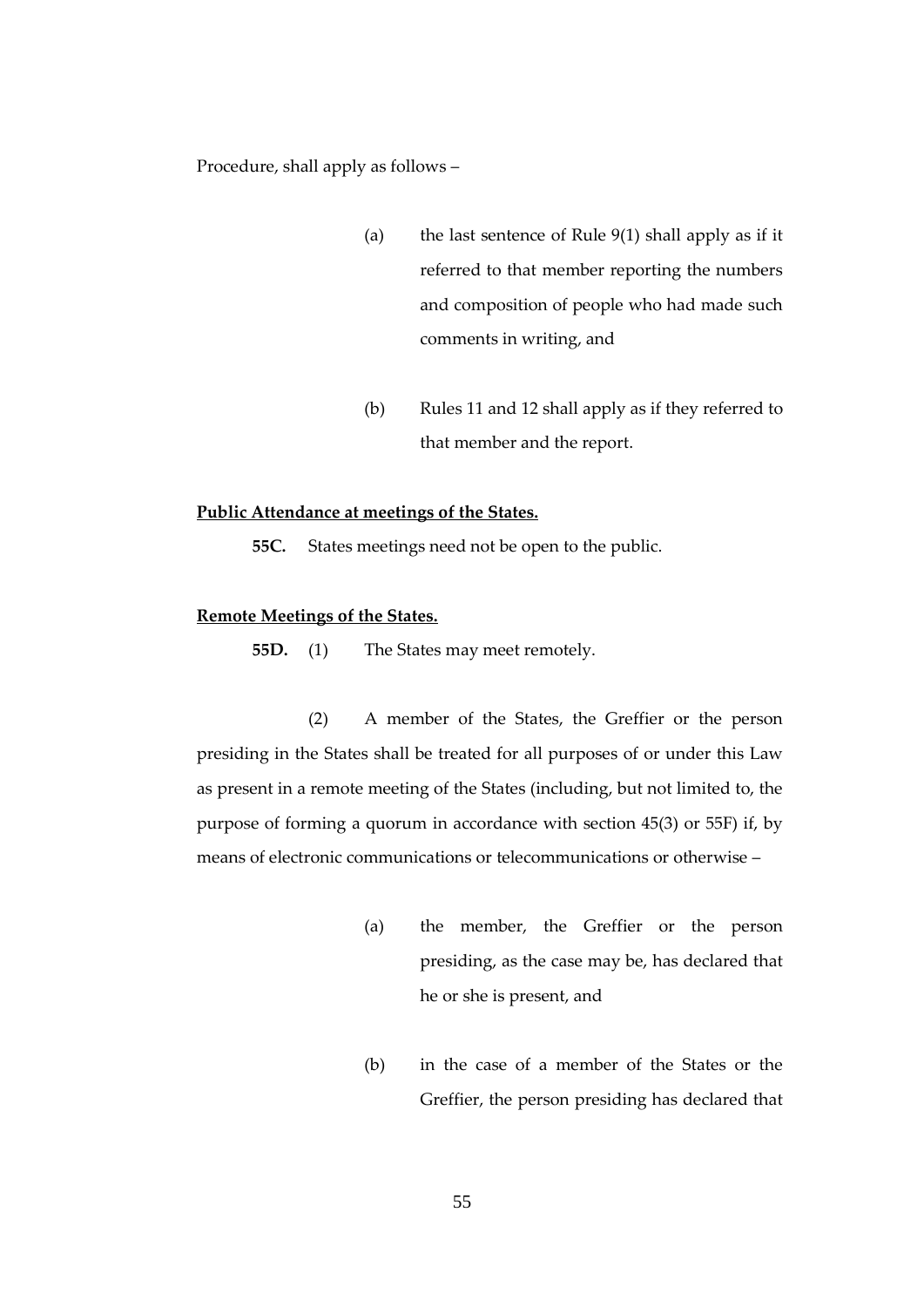Procedure, shall apply as follows –

(a) the last sentence of Rule 9(1) shall apply as if it referred to that member reporting the numbers and composition of people who had made such comments in writing, and

(b) Rules 11 and 12 shall apply as if they referred to that member and the report.

**Public Attendance at meetings of the States.**

**55C.** States meetings need not be open to the public.

**Remote Meetings of the States.**

**55D.** (1) The States may meet remotely.

(2) A member of the States, the Greffier or the person presiding in the States shall be treated for all purposes of or under this Law as present in a remote meeting of the States (including, but not limited to, the purpose of forming a quorum in accordance with section 45(3) or 55F) if, by means of electronic communications or telecommunications or otherwise –

(a) the member, the Greffier or the person presiding, as the case may be, has declared that he or she is present, and

(b) in the case of a member of the States or the Greffier, the person presiding has declared that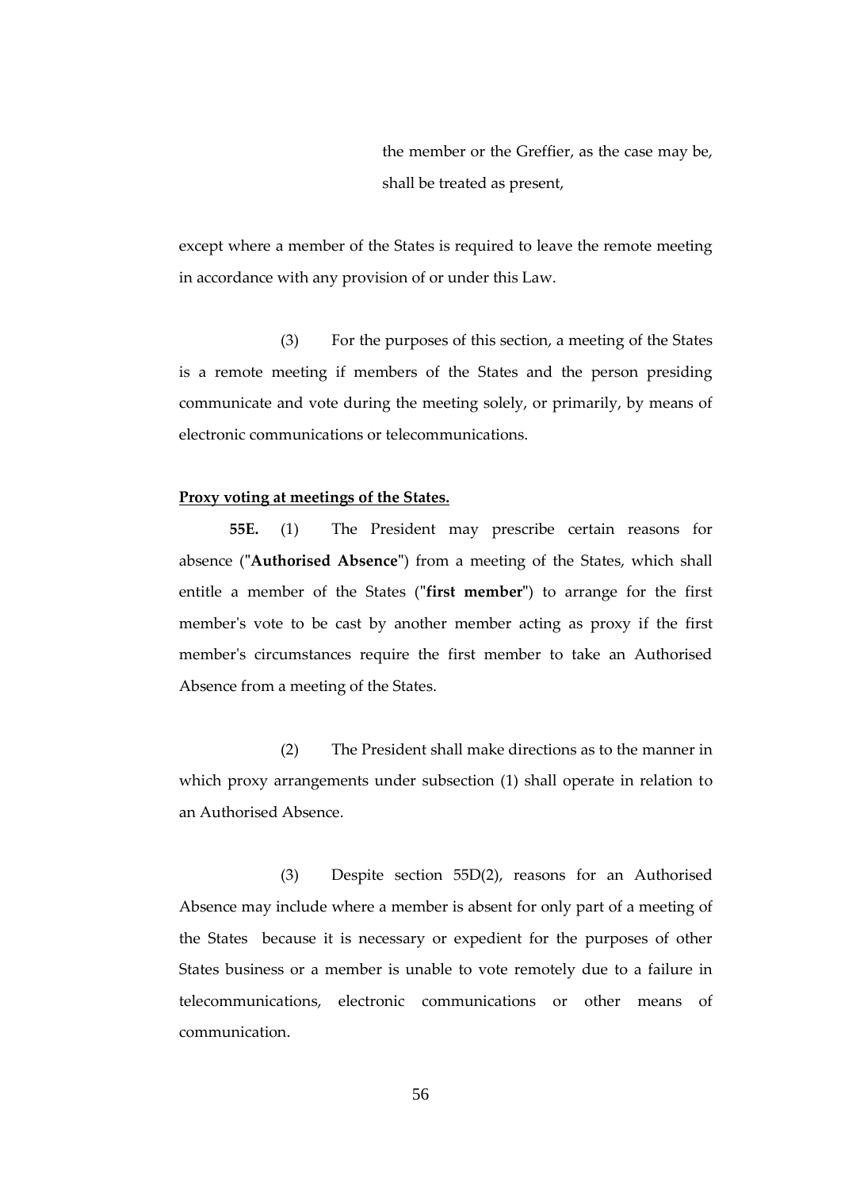the member or the Greffier, as the case may be, shall be treated as present,

except where a member of the States is required to leave the remote meeting in accordance with any provision of or under this Law.

(3) For the purposes of this section, a meeting of the States is a remote meeting if members of the States and the person presiding communicate and vote during the meeting solely, or primarily, by means of electronic communications or telecommunications.

**Proxy voting at meetings of the States.**

**55E.** (1) The President may prescribe certain reasons for absence ("**Authorised Absence**") from a meeting of the States, which shall entitle a member of the States ("**first member**") to arrange for the first member's vote to be cast by another member acting as proxy if the first member's circumstances require the first member to take an Authorised Absence from a meeting of the States.

(2) The President shall make directions as to the manner in which proxy arrangements under subsection (1) shall operate in relation to an Authorised Absence.

(3) Despite section 55D(2), reasons for an Authorised Absence may include where a member is absent for only part of a meeting of the States because it is necessary or expedient for the purposes of other States business or a member is unable to vote remotely due to a failure in telecommunications, electronic communications or other means of communication.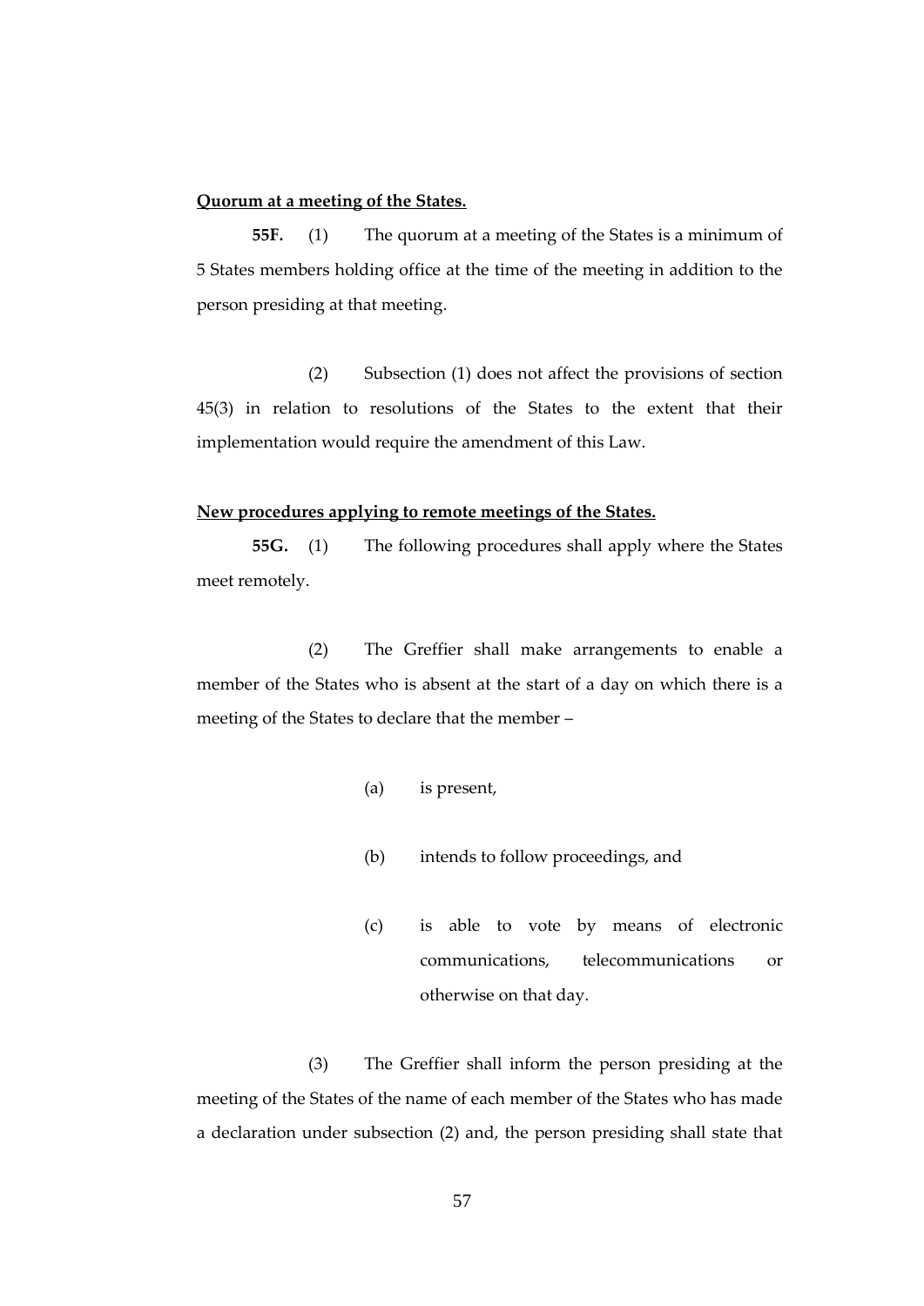**Quorum at a meeting of the States.**

**55F.** (1) The quorum at a meeting of the States is a minimum of 5 States members holding office at the time of the meeting in addition to the person presiding at that meeting.

(2) Subsection (1) does not affect the provisions of section 45(3) in relation to resolutions of the States to the extent that their implementation would require the amendment of this Law.

**New procedures applying to remote meetings of the States.**

**55G.** (1) The following procedures shall apply where the States meet remotely.

(2) The Greffier shall make arrangements to enable a member of the States who is absent at the start of a day on which there is a meeting of the States to declare that the member –

(a) is present,

(b) intends to follow proceedings, and

(c) is able to vote by means of electronic communications, telecommunications or otherwise on that day.

(3) The Greffier shall inform the person presiding at the meeting of the States of the name of each member of the States who has made a declaration under subsection (2) and, the person presiding shall state that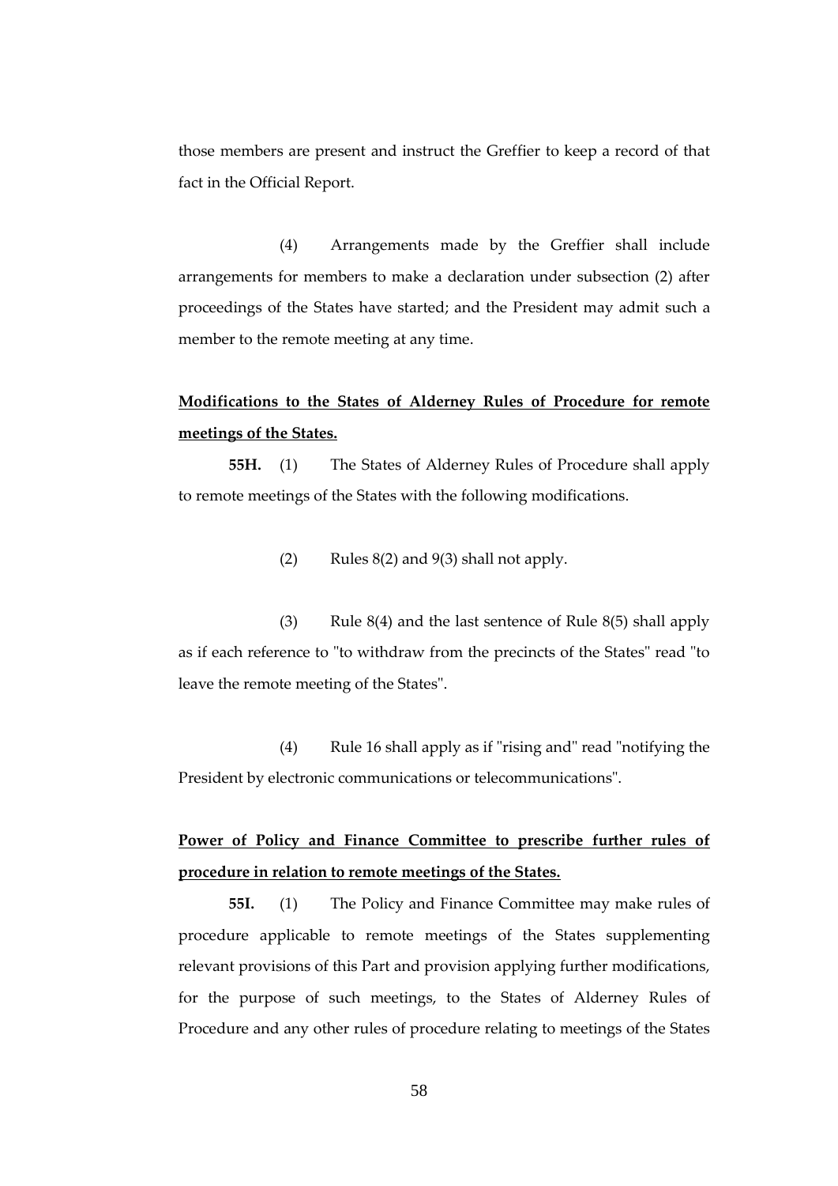those members are present and instruct the Greffier to keep a record of that fact in the Official Report.

(4) Arrangements made by the Greffier shall include arrangements for members to make a declaration under subsection (2) after proceedings of the States have started; and the President may admit such a member to the remote meeting at any time.

**Modifications to the States of Alderney Rules of Procedure for remote meetings of the States.**

**55H.** (1) The States of Alderney Rules of Procedure shall apply to remote meetings of the States with the following modifications.

(2) Rules 8(2) and 9(3) shall not apply.

(3) Rule 8(4) and the last sentence of Rule 8(5) shall apply as if each reference to "to withdraw from the precincts of the States" read "to leave the remote meeting of the States".

(4) Rule 16 shall apply as if "rising and" read "notifying the President by electronic communications or telecommunications".

**Power of Policy and Finance Committee to prescribe further rules of procedure in relation to remote meetings of the States.**

**55I.** (1) The Policy and Finance Committee may make rules of procedure applicable to remote meetings of the States supplementing relevant provisions of this Part and provision applying further modifications, for the purpose of such meetings, to the States of Alderney Rules of Procedure and any other rules of procedure relating to meetings of the States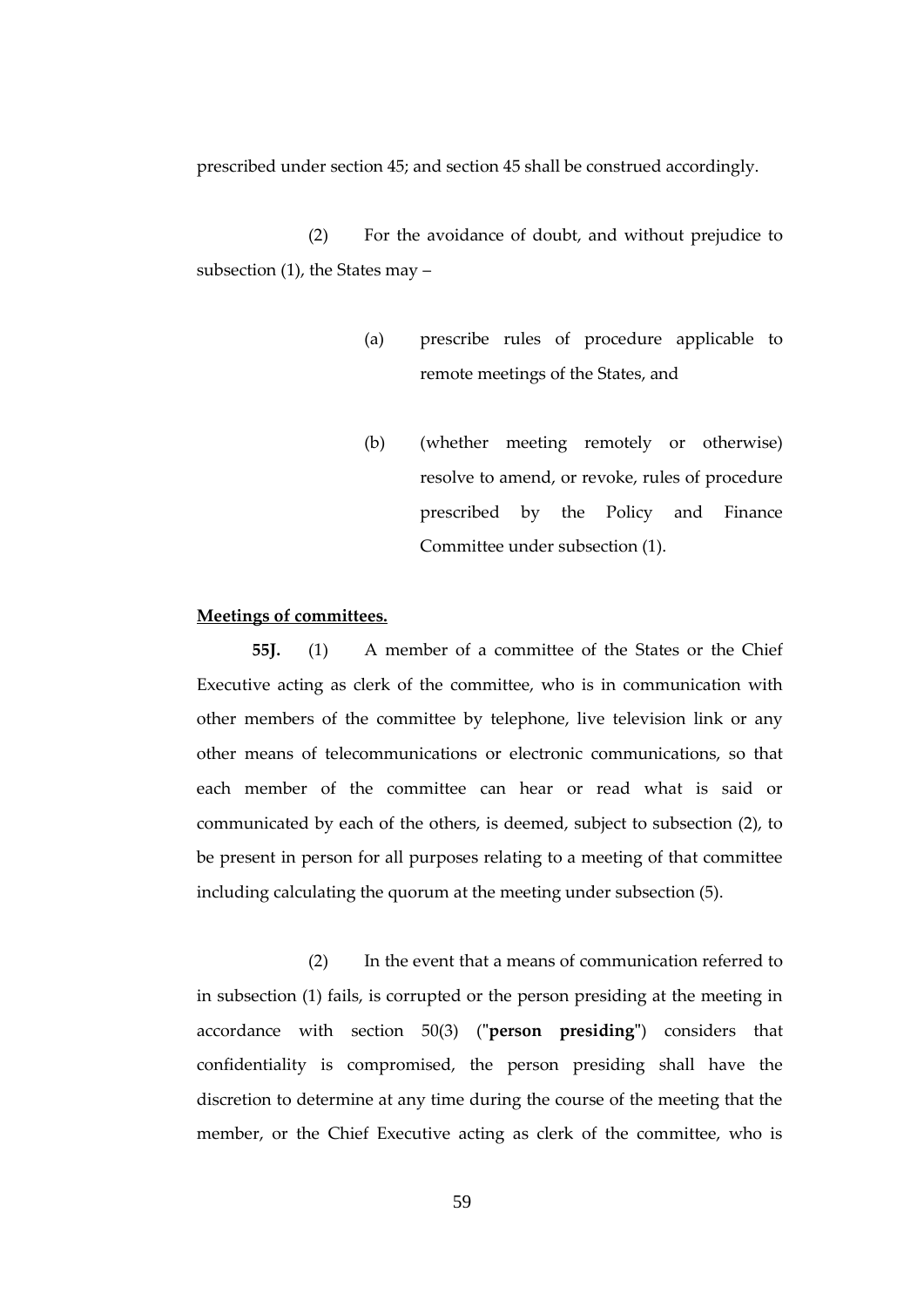prescribed under section 45; and section 45 shall be construed accordingly.

(2) For the avoidance of doubt, and without prejudice to subsection (1), the States may –

(a) prescribe rules of procedure applicable to remote meetings of the States, and

(b) (whether meeting remotely or otherwise) resolve to amend, or revoke, rules of procedure prescribed by the Policy and Finance Committee under subsection (1).

**Meetings of committees.**

**55J.** (1) A member of a committee of the States or the Chief Executive acting as clerk of the committee, who is in communication with other members of the committee by telephone, live television link or any other means of telecommunications or electronic communications, so that each member of the committee can hear or read what is said or communicated by each of the others, is deemed, subject to subsection (2), to be present in person for all purposes relating to a meeting of that committee including calculating the quorum at the meeting under subsection (5).

(2) In the event that a means of communication referred to in subsection (1) fails, is corrupted or the person presiding at the meeting in accordance with section 50(3) ("**person presiding**") considers that confidentiality is compromised, the person presiding shall have the discretion to determine at any time during the course of the meeting that the member, or the Chief Executive acting as clerk of the committee, who is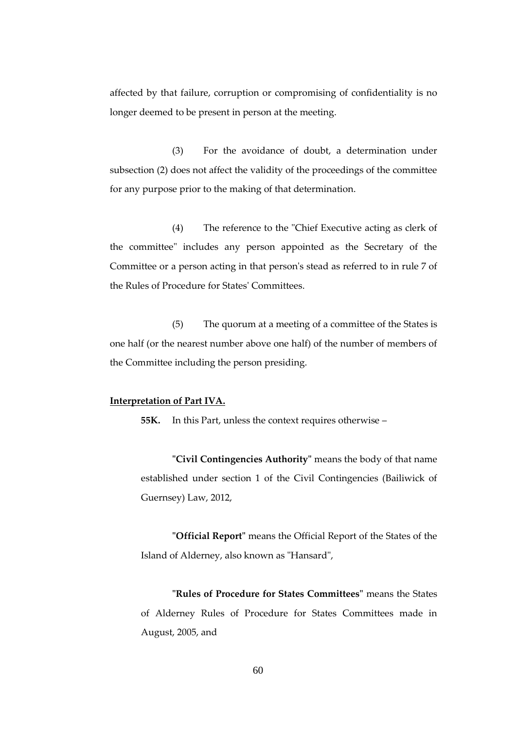affected by that failure, corruption or compromising of confidentiality is no longer deemed to be present in person at the meeting.

(3) For the avoidance of doubt, a determination under subsection (2) does not affect the validity of the proceedings of the committee for any purpose prior to the making of that determination.

(4) The reference to the "Chief Executive acting as clerk of the committee" includes any person appointed as the Secretary of the Committee or a person acting in that person's stead as referred to in rule 7 of the Rules of Procedure for States' Committees.

(5) The quorum at a meeting of a committee of the States is one half (or the nearest number above one half) of the number of members of the Committee including the person presiding.

**Interpretation of Part IVA.**

**55K.** In this Part, unless the context requires otherwise –

"**Civil Contingencies Authority**" means the body of that name established under section 1 of the Civil Contingencies (Bailiwick of Guernsey) Law, 2012,

"**Official Report**" means the Official Report of the States of the Island of Alderney, also known as "Hansard",

"**Rules of Procedure for States Committees**" means the States of Alderney Rules of Procedure for States Committees made in August, 2005, and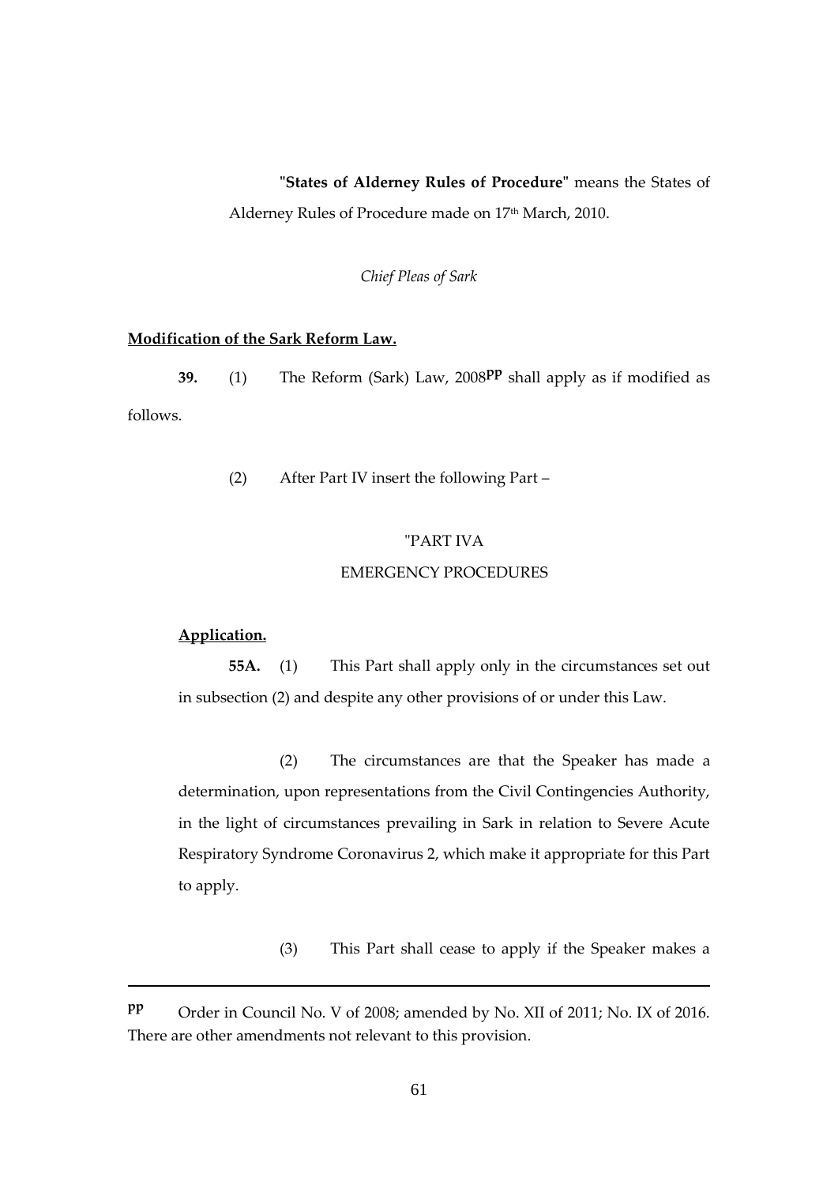**"States of Alderney Rules of Procedure"** means the States of Alderney Rules of Procedure made on 17th March, 2010.

*Chief Pleas of Sark*

**Modification of the Sark Reform Law.**

**39.** (1) The Reform (Sark) Law, 2008[pp] shall apply as if modified as follows.

(2) After Part IV insert the following Part –

"PART IVA

EMERGENCY PROCEDURES

**Application.**

**55A.** (1) This Part shall apply only in the circumstances set out in subsection (2) and despite any other provisions of or under this Law.

(2) The circumstances are that the Speaker has made a determination, upon representations from the Civil Contingencies Authority, in the light of circumstances prevailing in Sark in relation to Severe Acute Respiratory Syndrome Coronavirus 2, which make it appropriate for this Part to apply.

(3) This Part shall cease to apply if the Speaker makes a

---

[pp] Order in Council No. V of 2008; amended by No. XII of 2011; No. IX of 2016. There are other amendments not relevant to this provision.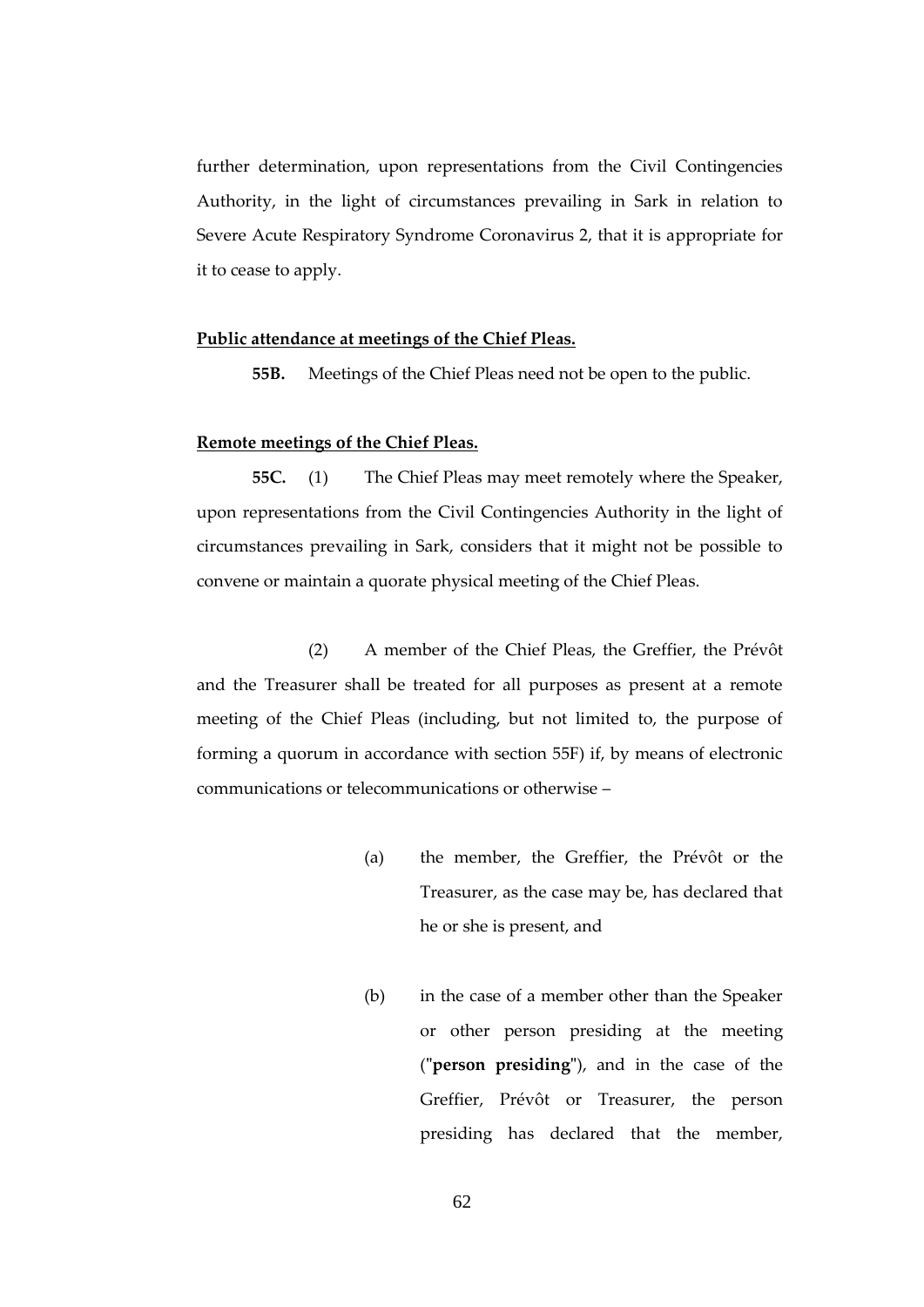further determination, upon representations from the Civil Contingencies Authority, in the light of circumstances prevailing in Sark in relation to Severe Acute Respiratory Syndrome Coronavirus 2, that it is appropriate for it to cease to apply.

**Public attendance at meetings of the Chief Pleas.**

**55B.** Meetings of the Chief Pleas need not be open to the public.

**Remote meetings of the Chief Pleas.**

**55C.** (1) The Chief Pleas may meet remotely where the Speaker, upon representations from the Civil Contingencies Authority in the light of circumstances prevailing in Sark, considers that it might not be possible to convene or maintain a quorate physical meeting of the Chief Pleas.

(2) A member of the Chief Pleas, the Greffier, the Prévôt and the Treasurer shall be treated for all purposes as present at a remote meeting of the Chief Pleas (including, but not limited to, the purpose of forming a quorum in accordance with section 55F) if, by means of electronic communications or telecommunications or otherwise –

(a) the member, the Greffier, the Prévôt or the Treasurer, as the case may be, has declared that he or she is present, and

(b) in the case of a member other than the Speaker or other person presiding at the meeting ("**person presiding**"), and in the case of the Greffier, Prévôt or Treasurer, the person presiding has declared that the member,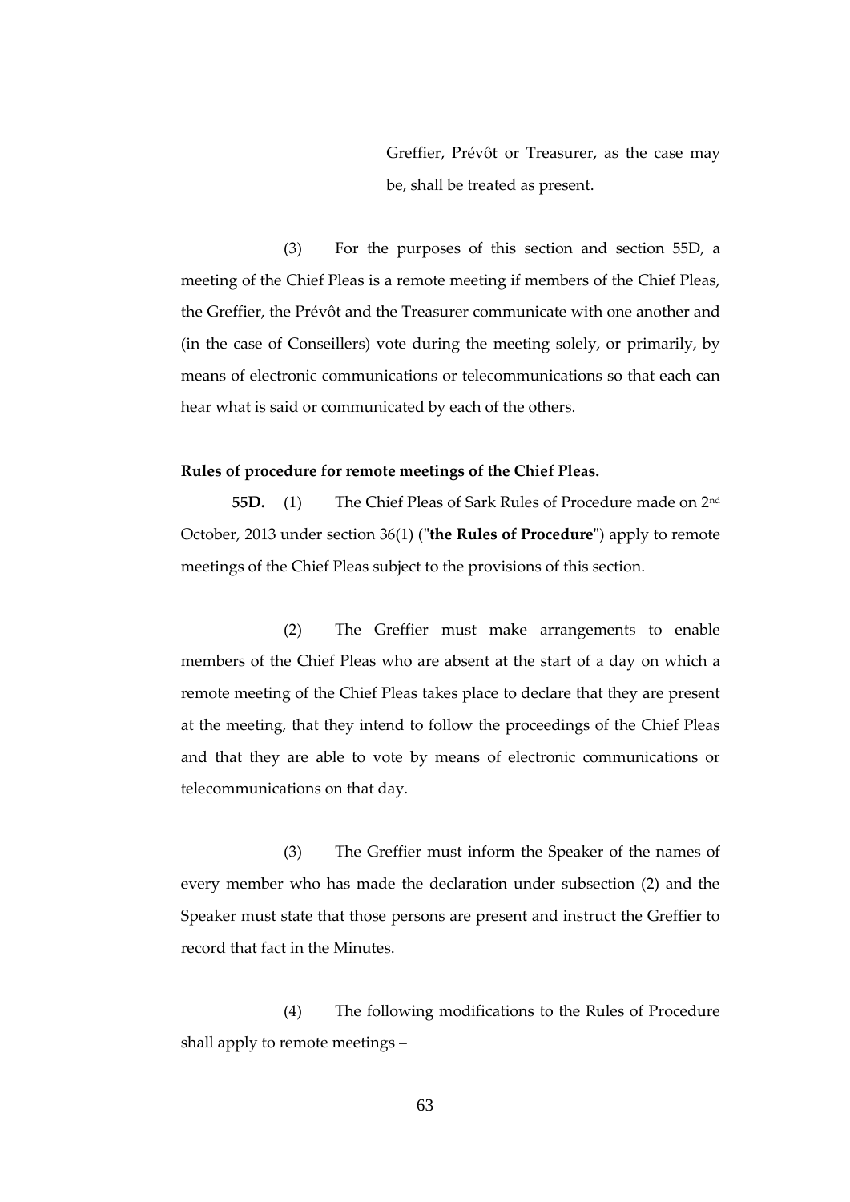Greffier, Prévôt or Treasurer, as the case may be, shall be treated as present.

(3) For the purposes of this section and section 55D, a meeting of the Chief Pleas is a remote meeting if members of the Chief Pleas, the Greffier, the Prévôt and the Treasurer communicate with one another and (in the case of Conseillers) vote during the meeting solely, or primarily, by means of electronic communications or telecommunications so that each can hear what is said or communicated by each of the others.

**Rules of procedure for remote meetings of the Chief Pleas.**

**55D.** (1) The Chief Pleas of Sark Rules of Procedure made on 2nd October, 2013 under section 36(1) ("**the Rules of Procedure**") apply to remote meetings of the Chief Pleas subject to the provisions of this section.

(2) The Greffier must make arrangements to enable members of the Chief Pleas who are absent at the start of a day on which a remote meeting of the Chief Pleas takes place to declare that they are present at the meeting, that they intend to follow the proceedings of the Chief Pleas and that they are able to vote by means of electronic communications or telecommunications on that day.

(3) The Greffier must inform the Speaker of the names of every member who has made the declaration under subsection (2) and the Speaker must state that those persons are present and instruct the Greffier to record that fact in the Minutes.

(4) The following modifications to the Rules of Procedure shall apply to remote meetings –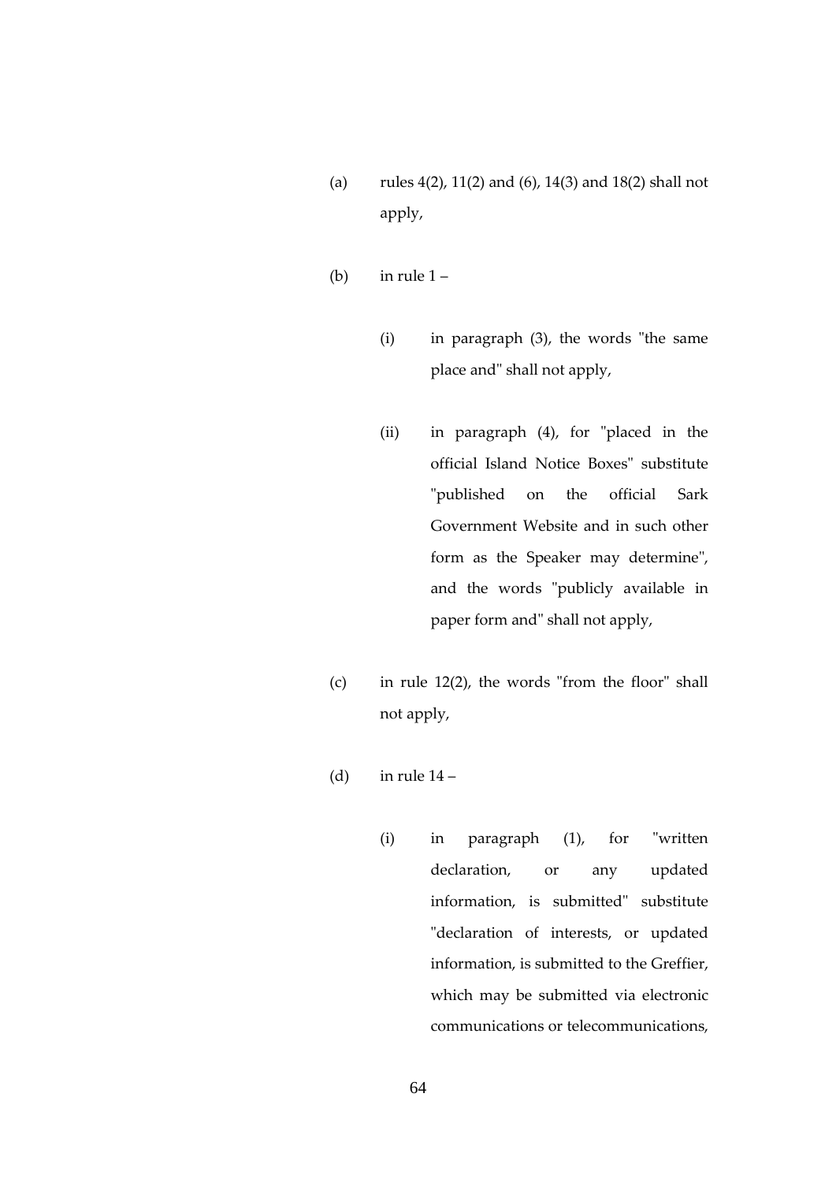(a) rules 4(2), 11(2) and (6), 14(3) and 18(2) shall not apply,

(b) in rule 1 –

   (i) in paragraph (3), the words "the same place and" shall not apply,

   (ii) in paragraph (4), for "placed in the official Island Notice Boxes" substitute "published on the official Sark Government Website and in such other form as the Speaker may determine", and the words "publicly available in paper form and" shall not apply,

(c) in rule 12(2), the words "from the floor" shall not apply,

(d) in rule 14 –

   (i) in paragraph (1), for "written declaration, or any updated information, is submitted" substitute "declaration of interests, or updated information, is submitted to the Greffier, which may be submitted via electronic communications or telecommunications,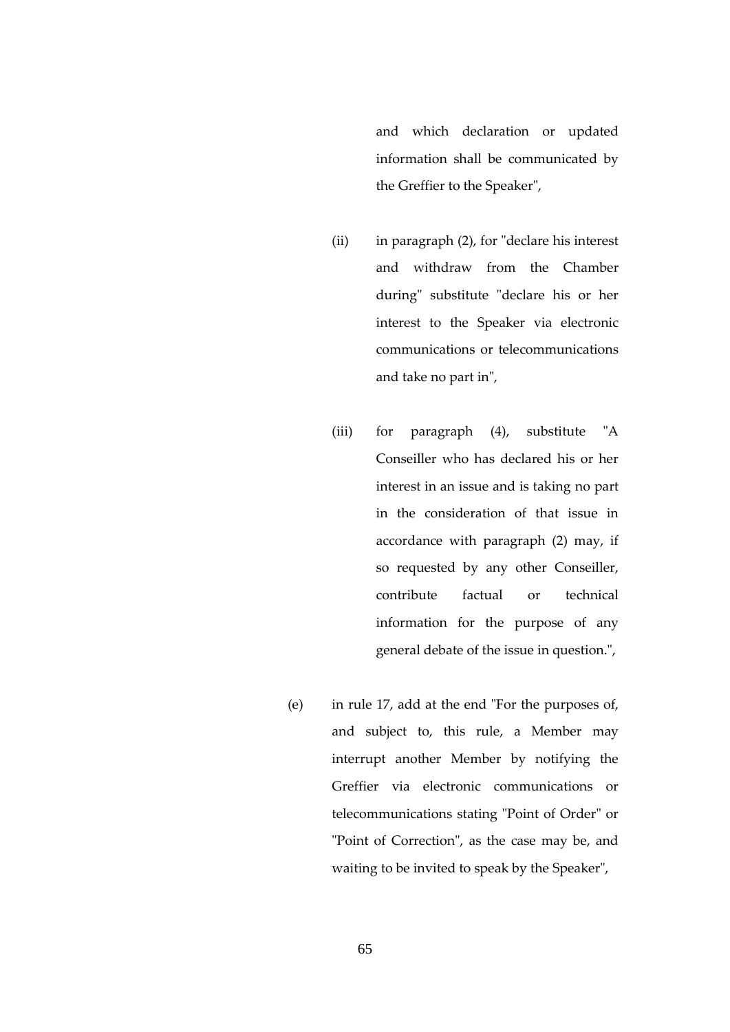and which declaration or updated information shall be communicated by the Greffier to the Speaker",

(ii) in paragraph (2), for "declare his interest and withdraw from the Chamber during" substitute "declare his or her interest to the Speaker via electronic communications or telecommunications and take no part in",

(iii) for paragraph (4), substitute "A Conseiller who has declared his or her interest in an issue and is taking no part in the consideration of that issue in accordance with paragraph (2) may, if so requested by any other Conseiller, contribute factual or technical information for the purpose of any general debate of the issue in question.",

(e) in rule 17, add at the end "For the purposes of, and subject to, this rule, a Member may interrupt another Member by notifying the Greffier via electronic communications or telecommunications stating "Point of Order" or "Point of Correction", as the case may be, and waiting to be invited to speak by the Speaker",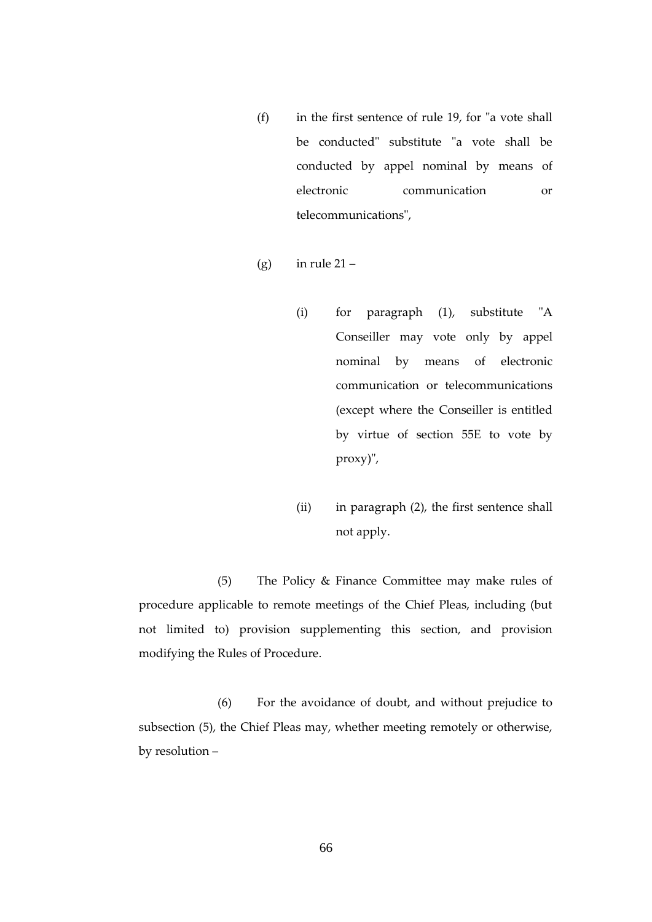(f) in the first sentence of rule 19, for "a vote shall be conducted" substitute "a vote shall be conducted by appel nominal by means of electronic communication or telecommunications",

(g) in rule 21 –

(i) for paragraph (1), substitute "A Conseiller may vote only by appel nominal by means of electronic communication or telecommunications (except where the Conseiller is entitled by virtue of section 55E to vote by proxy)",

(ii) in paragraph (2), the first sentence shall not apply.

(5) The Policy & Finance Committee may make rules of procedure applicable to remote meetings of the Chief Pleas, including (but not limited to) provision supplementing this section, and provision modifying the Rules of Procedure.

(6) For the avoidance of doubt, and without prejudice to subsection (5), the Chief Pleas may, whether meeting remotely or otherwise, by resolution –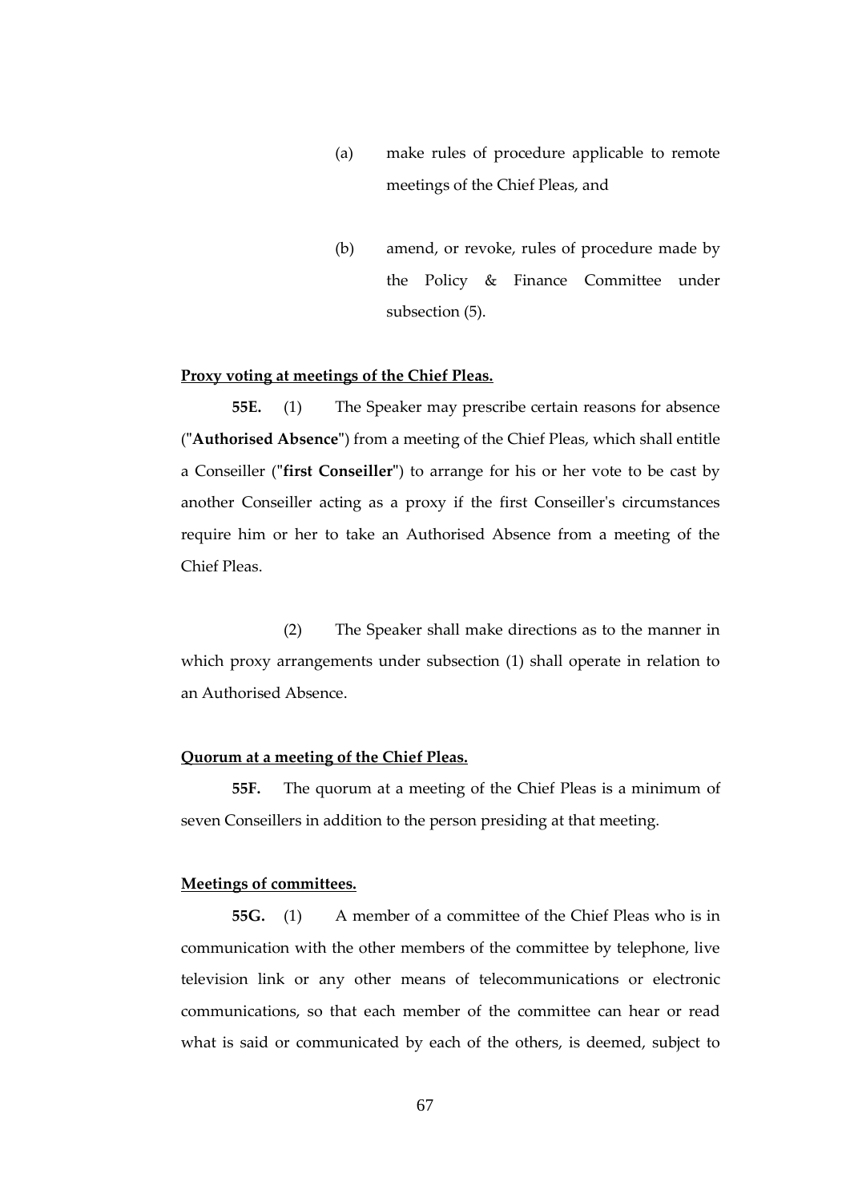(a) make rules of procedure applicable to remote meetings of the Chief Pleas, and

(b) amend, or revoke, rules of procedure made by the Policy & Finance Committee under subsection (5).

**Proxy voting at meetings of the Chief Pleas.**

**55E.** (1) The Speaker may prescribe certain reasons for absence ("**Authorised Absence**") from a meeting of the Chief Pleas, which shall entitle a Conseiller ("**first Conseiller**") to arrange for his or her vote to be cast by another Conseiller acting as a proxy if the first Conseiller's circumstances require him or her to take an Authorised Absence from a meeting of the Chief Pleas.

(2) The Speaker shall make directions as to the manner in which proxy arrangements under subsection (1) shall operate in relation to an Authorised Absence.

**Quorum at a meeting of the Chief Pleas.**

**55F.** The quorum at a meeting of the Chief Pleas is a minimum of seven Conseillers in addition to the person presiding at that meeting.

**Meetings of committees.**

**55G.** (1) A member of a committee of the Chief Pleas who is in communication with the other members of the committee by telephone, live television link or any other means of telecommunications or electronic communications, so that each member of the committee can hear or read what is said or communicated by each of the others, is deemed, subject to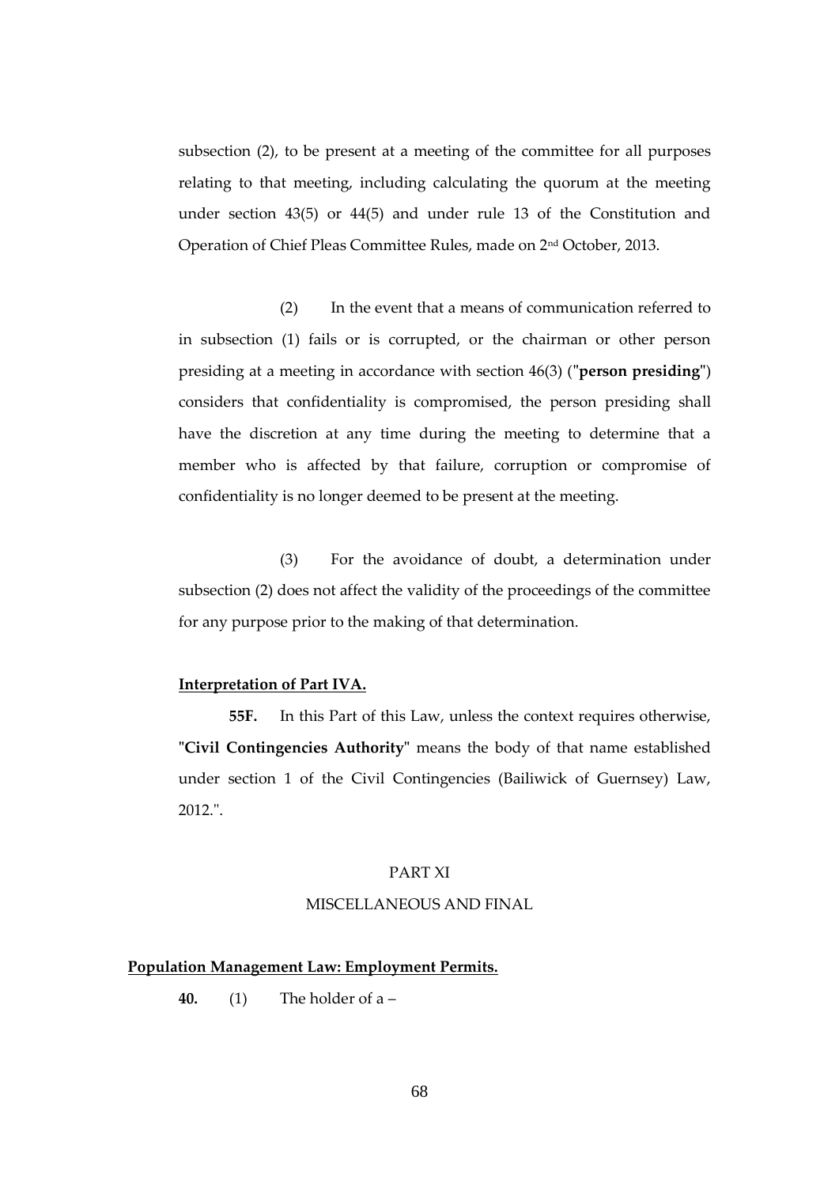subsection (2), to be present at a meeting of the committee for all purposes relating to that meeting, including calculating the quorum at the meeting under section 43(5) or 44(5) and under rule 13 of the Constitution and Operation of Chief Pleas Committee Rules, made on 2nd October, 2013.

(2) In the event that a means of communication referred to in subsection (1) fails or is corrupted, or the chairman or other person presiding at a meeting in accordance with section 46(3) ("**person presiding**") considers that confidentiality is compromised, the person presiding shall have the discretion at any time during the meeting to determine that a member who is affected by that failure, corruption or compromise of confidentiality is no longer deemed to be present at the meeting.

(3) For the avoidance of doubt, a determination under subsection (2) does not affect the validity of the proceedings of the committee for any purpose prior to the making of that determination.

**Interpretation of Part IVA.**

**55F.** In this Part of this Law, unless the context requires otherwise, "**Civil Contingencies Authority**" means the body of that name established under section 1 of the Civil Contingencies (Bailiwick of Guernsey) Law, 2012.".

PART XI

MISCELLANEOUS AND FINAL

**Population Management Law: Employment Permits.**

**40.** (1) The holder of a –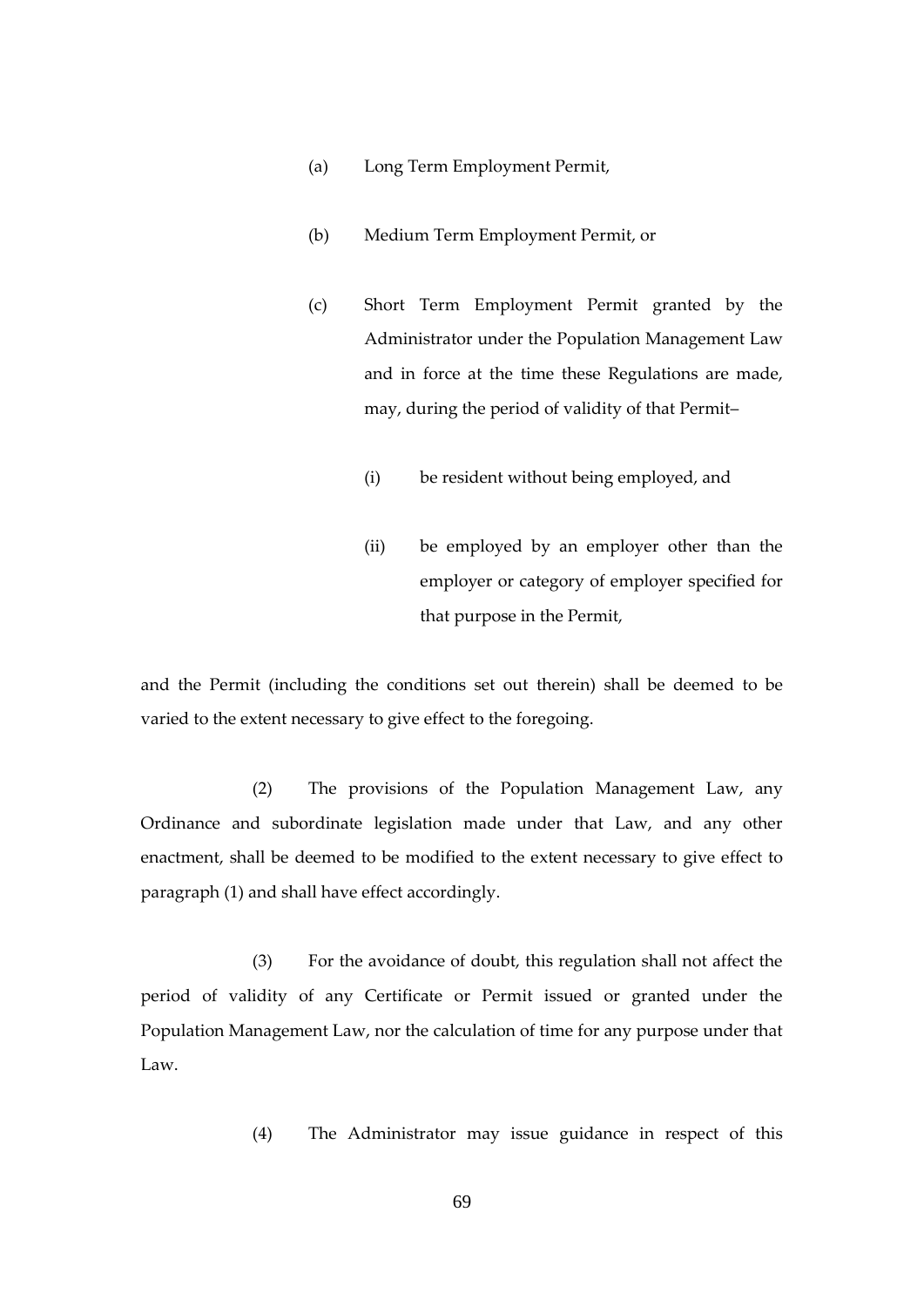(a) Long Term Employment Permit,

(b) Medium Term Employment Permit, or

(c) Short Term Employment Permit granted by the Administrator under the Population Management Law and in force at the time these Regulations are made, may, during the period of validity of that Permit–

   (i) be resident without being employed, and

   (ii) be employed by an employer other than the employer or category of employer specified for that purpose in the Permit,

and the Permit (including the conditions set out therein) shall be deemed to be varied to the extent necessary to give effect to the foregoing.

(2) The provisions of the Population Management Law, any Ordinance and subordinate legislation made under that Law, and any other enactment, shall be deemed to be modified to the extent necessary to give effect to paragraph (1) and shall have effect accordingly.

(3) For the avoidance of doubt, this regulation shall not affect the period of validity of any Certificate or Permit issued or granted under the Population Management Law, nor the calculation of time for any purpose under that Law.

(4) The Administrator may issue guidance in respect of this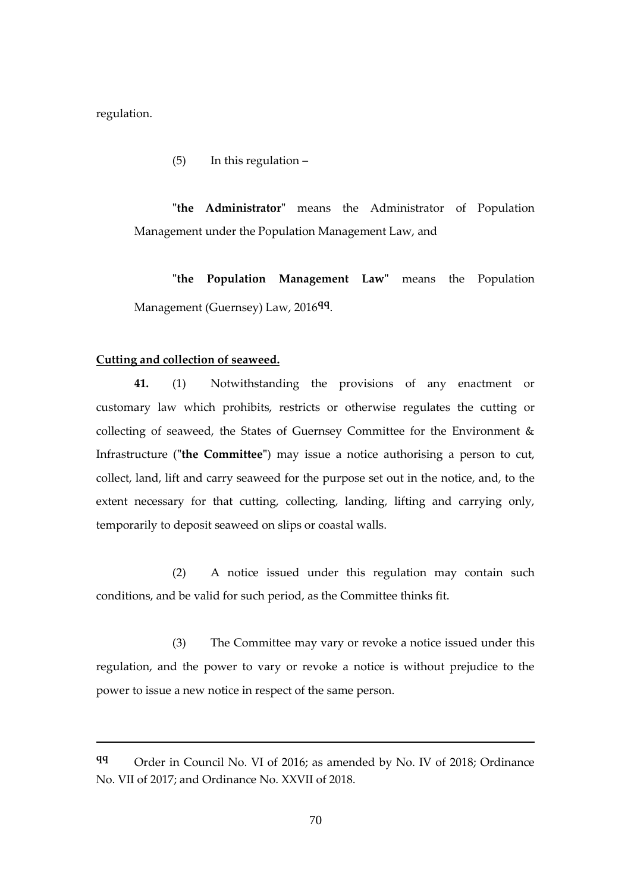regulation.

(5) In this regulation –

"**the Administrator**" means the Administrator of Population Management under the Population Management Law, and

"**the Population Management Law**" means the Population Management (Guernsey) Law, 2016[qq].

**Cutting and collection of seaweed.**

**41.** (1) Notwithstanding the provisions of any enactment or customary law which prohibits, restricts or otherwise regulates the cutting or collecting of seaweed, the States of Guernsey Committee for the Environment & Infrastructure ("**the Committee**") may issue a notice authorising a person to cut, collect, land, lift and carry seaweed for the purpose set out in the notice, and, to the extent necessary for that cutting, collecting, landing, lifting and carrying only, temporarily to deposit seaweed on slips or coastal walls.

(2) A notice issued under this regulation may contain such conditions, and be valid for such period, as the Committee thinks fit.

(3) The Committee may vary or revoke a notice issued under this regulation, and the power to vary or revoke a notice is without prejudice to the power to issue a new notice in respect of the same person.

---

[qq] Order in Council No. VI of 2016; as amended by No. IV of 2018; Ordinance No. VII of 2017; and Ordinance No. XXVII of 2018.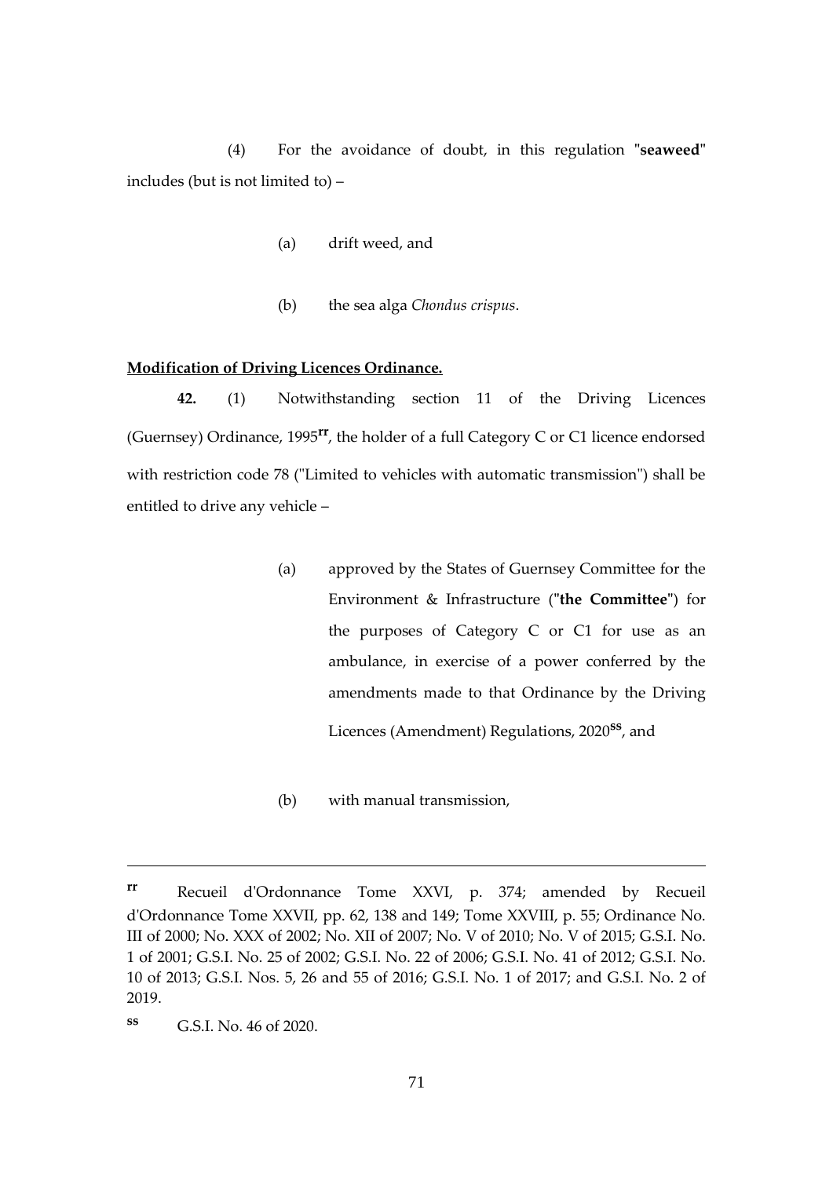(4) For the avoidance of doubt, in this regulation "**seaweed**" includes (but is not limited to) –

(a) drift weed, and

(b) the sea alga *Chondus crispus*.

**Modification of Driving Licences Ordinance.**

**42.** (1) Notwithstanding section 11 of the Driving Licences (Guernsey) Ordinance, 1995[rr], the holder of a full Category C or C1 licence endorsed with restriction code 78 ("Limited to vehicles with automatic transmission") shall be entitled to drive any vehicle –

(a) approved by the States of Guernsey Committee for the Environment & Infrastructure ("**the Committee**") for the purposes of Category C or C1 for use as an ambulance, in exercise of a power conferred by the amendments made to that Ordinance by the Driving Licences (Amendment) Regulations, 2020[ss], and

(b) with manual transmission,

---

[rr] Recueil d'Ordonnance Tome XXVI, p. 374; amended by Recueil d'Ordonnance Tome XXVII, pp. 62, 138 and 149; Tome XXVIII, p. 55; Ordinance No. III of 2000; No. XXX of 2002; No. XII of 2007; No. V of 2010; No. V of 2015; G.S.I. No. 1 of 2001; G.S.I. No. 25 of 2002; G.S.I. No. 22 of 2006; G.S.I. No. 41 of 2012; G.S.I. No. 10 of 2013; G.S.I. Nos. 5, 26 and 55 of 2016; G.S.I. No. 1 of 2017; and G.S.I. No. 2 of 2019.

[ss] G.S.I. No. 46 of 2020.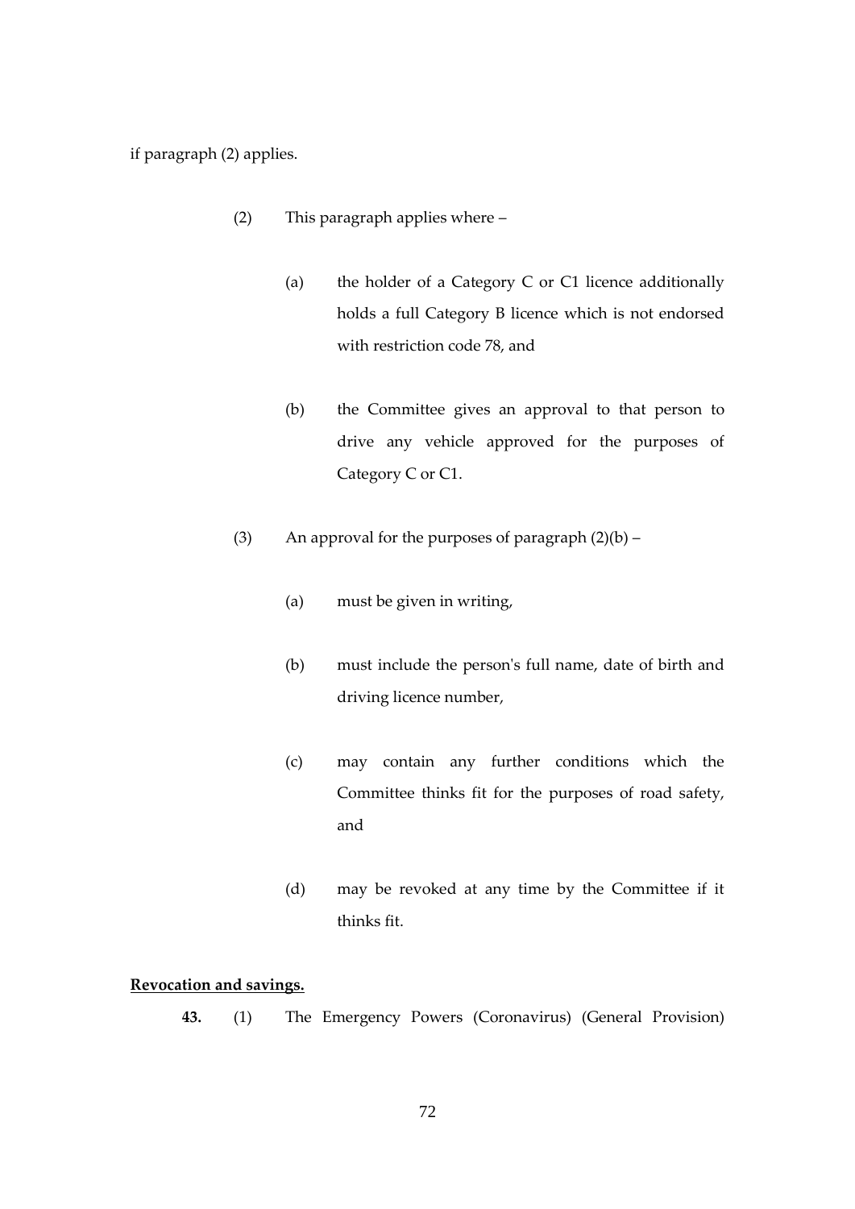if paragraph (2) applies.

(2) This paragraph applies where –

(a) the holder of a Category C or C1 licence additionally holds a full Category B licence which is not endorsed with restriction code 78, and

(b) the Committee gives an approval to that person to drive any vehicle approved for the purposes of Category C or C1.

(3) An approval for the purposes of paragraph (2)(b) –

(a) must be given in writing,

(b) must include the person's full name, date of birth and driving licence number,

(c) may contain any further conditions which the Committee thinks fit for the purposes of road safety, and

(d) may be revoked at any time by the Committee if it thinks fit.

**Revocation and savings.**

**43.** (1) The Emergency Powers (Coronavirus) (General Provision)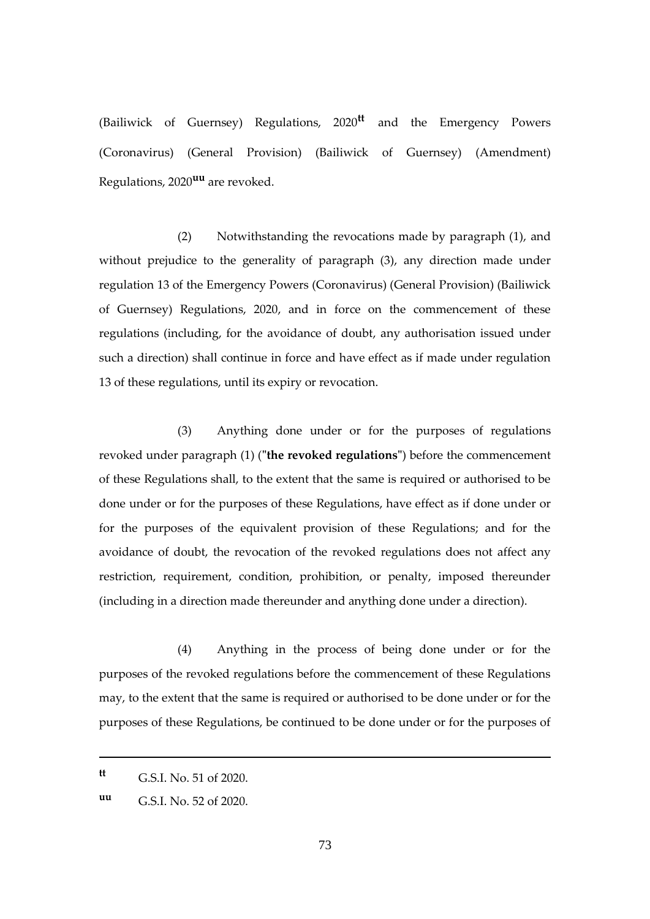(Bailiwick of Guernsey) Regulations, 2020[tt] and the Emergency Powers (Coronavirus) (General Provision) (Bailiwick of Guernsey) (Amendment) Regulations, 2020[uu] are revoked.

(2) Notwithstanding the revocations made by paragraph (1), and without prejudice to the generality of paragraph (3), any direction made under regulation 13 of the Emergency Powers (Coronavirus) (General Provision) (Bailiwick of Guernsey) Regulations, 2020, and in force on the commencement of these regulations (including, for the avoidance of doubt, any authorisation issued under such a direction) shall continue in force and have effect as if made under regulation 13 of these regulations, until its expiry or revocation.

(3) Anything done under or for the purposes of regulations revoked under paragraph (1) ("**the revoked regulations**") before the commencement of these Regulations shall, to the extent that the same is required or authorised to be done under or for the purposes of these Regulations, have effect as if done under or for the purposes of the equivalent provision of these Regulations; and for the avoidance of doubt, the revocation of the revoked regulations does not affect any restriction, requirement, condition, prohibition, or penalty, imposed thereunder (including in a direction made thereunder and anything done under a direction).

(4) Anything in the process of being done under or for the purposes of the revoked regulations before the commencement of these Regulations may, to the extent that the same is required or authorised to be done under or for the purposes of these Regulations, be continued to be done under or for the purposes of

---

[tt] G.S.I. No. 51 of 2020.

[uu] G.S.I. No. 52 of 2020.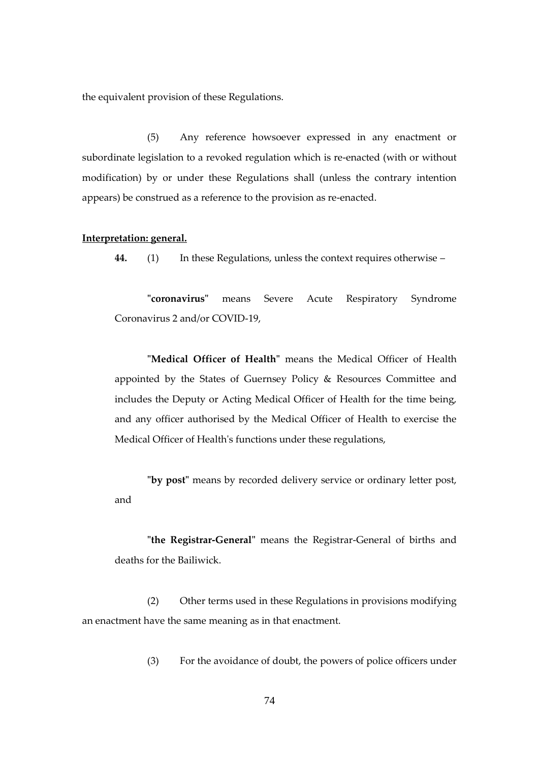the equivalent provision of these Regulations.

(5) Any reference howsoever expressed in any enactment or subordinate legislation to a revoked regulation which is re-enacted (with or without modification) by or under these Regulations shall (unless the contrary intention appears) be construed as a reference to the provision as re-enacted.

**Interpretation: general.**

**44.** (1) In these Regulations, unless the context requires otherwise –

"**coronavirus**" means Severe Acute Respiratory Syndrome Coronavirus 2 and/or COVID-19,

"**Medical Officer of Health**" means the Medical Officer of Health appointed by the States of Guernsey Policy & Resources Committee and includes the Deputy or Acting Medical Officer of Health for the time being, and any officer authorised by the Medical Officer of Health to exercise the Medical Officer of Health's functions under these regulations,

"**by post**" means by recorded delivery service or ordinary letter post, and

"**the Registrar-General**" means the Registrar-General of births and deaths for the Bailiwick.

(2) Other terms used in these Regulations in provisions modifying an enactment have the same meaning as in that enactment.

(3) For the avoidance of doubt, the powers of police officers under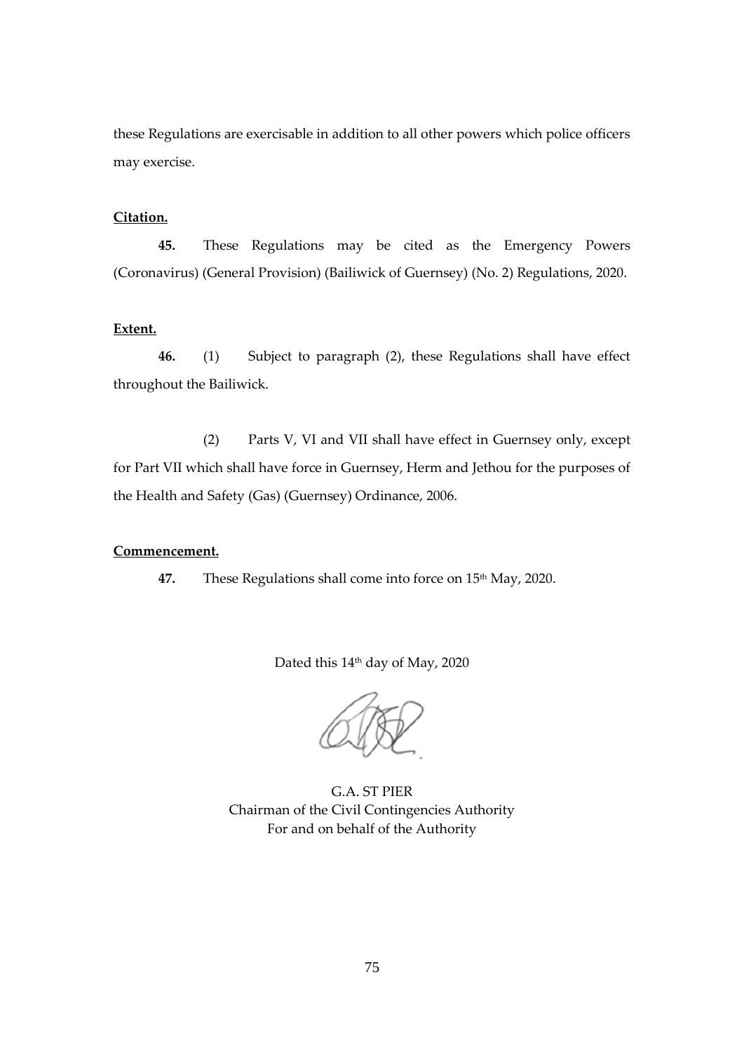these Regulations are exercisable in addition to all other powers which police officers may exercise.

**Citation.**

**45.** These Regulations may be cited as the Emergency Powers (Coronavirus) (General Provision) (Bailiwick of Guernsey) (No. 2) Regulations, 2020.

**Extent.**

**46.** (1) Subject to paragraph (2), these Regulations shall have effect throughout the Bailiwick.

(2) Parts V, VI and VII shall have effect in Guernsey only, except for Part VII which shall have force in Guernsey, Herm and Jethou for the purposes of the Health and Safety (Gas) (Guernsey) Ordinance, 2006.

**Commencement.**

**47.** These Regulations shall come into force on 15th May, 2020.

Dated this 14th day of May, 2020

G.A. ST PIER
Chairman of the Civil Contingencies Authority
For and on behalf of the Authority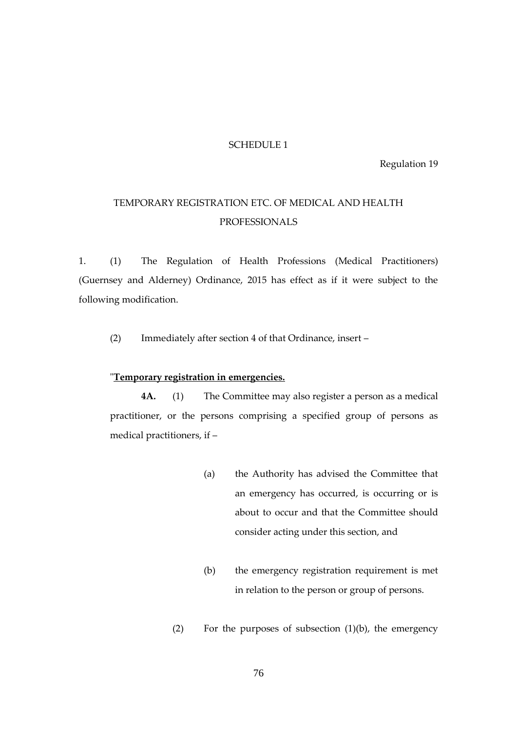SCHEDULE 1

Regulation 19

TEMPORARY REGISTRATION ETC. OF MEDICAL AND HEALTH PROFESSIONALS

1. (1) The Regulation of Health Professions (Medical Practitioners) (Guernsey and Alderney) Ordinance, 2015 has effect as if it were subject to the following modification.

(2) Immediately after section 4 of that Ordinance, insert –

"**Temporary registration in emergencies.**

**4A.** (1) The Committee may also register a person as a medical practitioner, or the persons comprising a specified group of persons as medical practitioners, if –

(a) the Authority has advised the Committee that an emergency has occurred, is occurring or is about to occur and that the Committee should consider acting under this section, and

(b) the emergency registration requirement is met in relation to the person or group of persons.

(2) For the purposes of subsection (1)(b), the emergency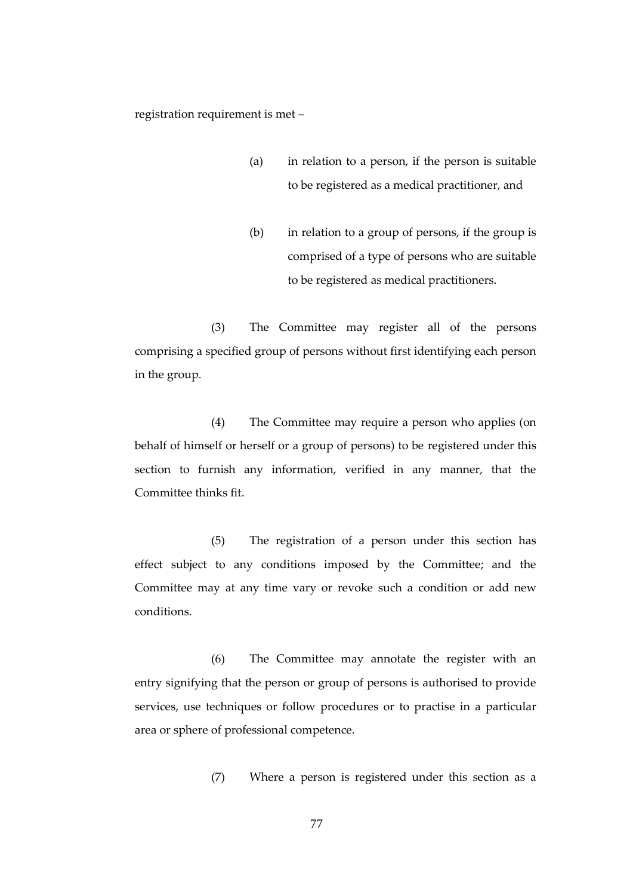registration requirement is met –

(a) in relation to a person, if the person is suitable to be registered as a medical practitioner, and

(b) in relation to a group of persons, if the group is comprised of a type of persons who are suitable to be registered as medical practitioners.

(3) The Committee may register all of the persons comprising a specified group of persons without first identifying each person in the group.

(4) The Committee may require a person who applies (on behalf of himself or herself or a group of persons) to be registered under this section to furnish any information, verified in any manner, that the Committee thinks fit.

(5) The registration of a person under this section has effect subject to any conditions imposed by the Committee; and the Committee may at any time vary or revoke such a condition or add new conditions.

(6) The Committee may annotate the register with an entry signifying that the person or group of persons is authorised to provide services, use techniques or follow procedures or to practise in a particular area or sphere of professional competence.

(7) Where a person is registered under this section as a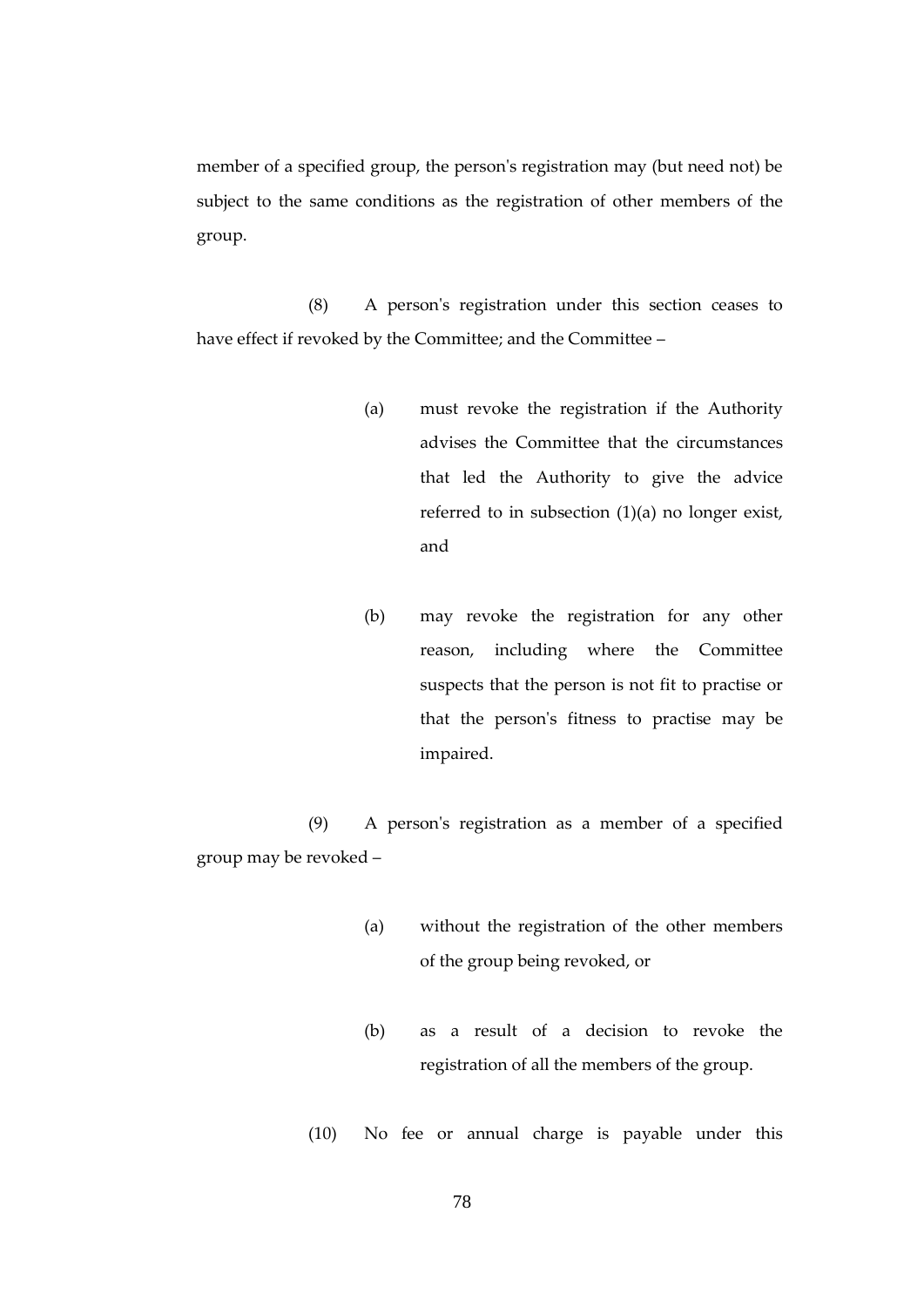member of a specified group, the person's registration may (but need not) be subject to the same conditions as the registration of other members of the group.

(8) A person's registration under this section ceases to have effect if revoked by the Committee; and the Committee –

(a) must revoke the registration if the Authority advises the Committee that the circumstances that led the Authority to give the advice referred to in subsection (1)(a) no longer exist, and

(b) may revoke the registration for any other reason, including where the Committee suspects that the person is not fit to practise or that the person's fitness to practise may be impaired.

(9) A person's registration as a member of a specified group may be revoked –

(a) without the registration of the other members of the group being revoked, or

(b) as a result of a decision to revoke the registration of all the members of the group.

(10) No fee or annual charge is payable under this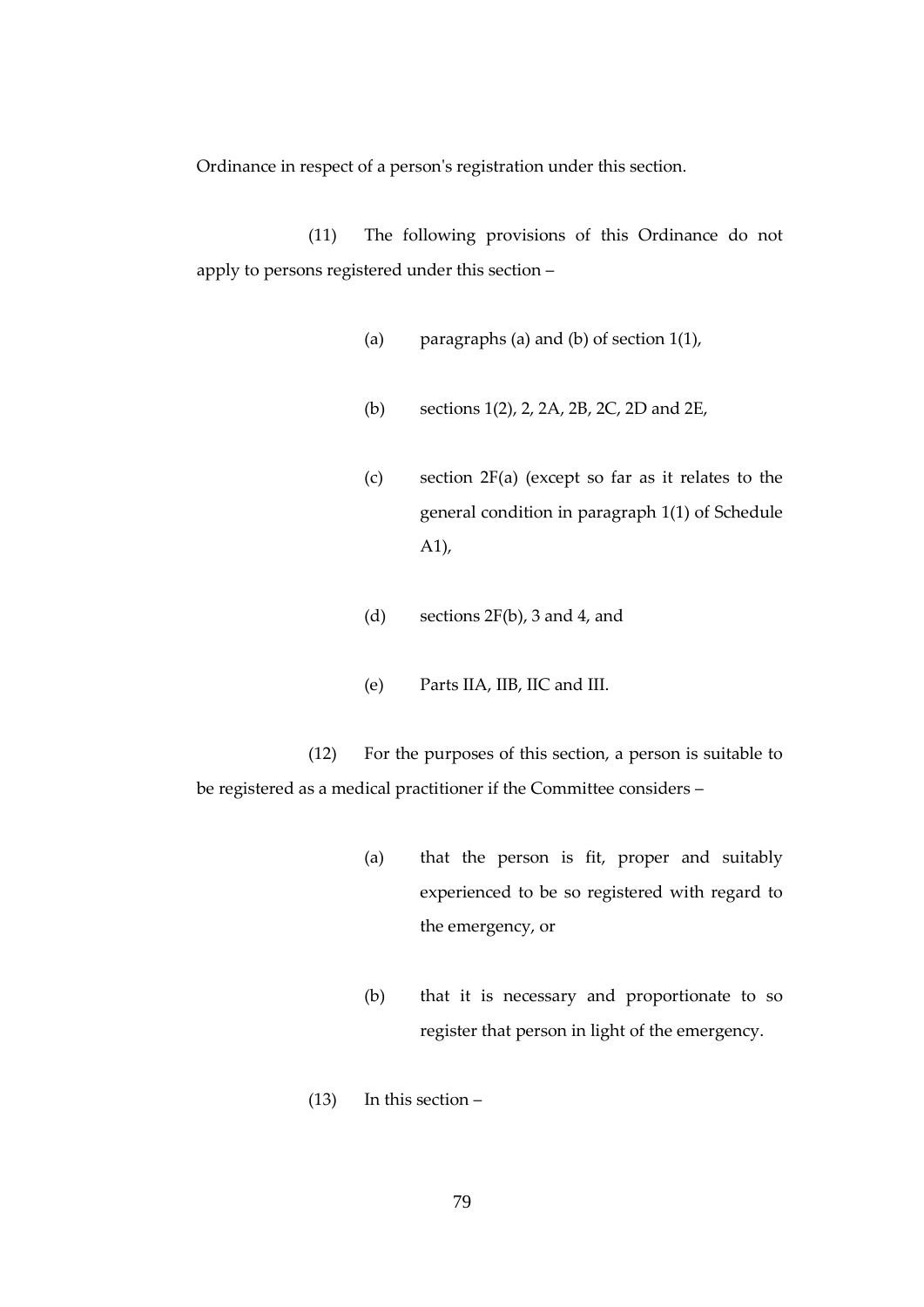Ordinance in respect of a person's registration under this section.

(11) The following provisions of this Ordinance do not apply to persons registered under this section –

(a) paragraphs (a) and (b) of section 1(1),

(b) sections 1(2), 2, 2A, 2B, 2C, 2D and 2E,

(c) section 2F(a) (except so far as it relates to the general condition in paragraph 1(1) of Schedule A1),

(d) sections 2F(b), 3 and 4, and

(e) Parts IIA, IIB, IIC and III.

(12) For the purposes of this section, a person is suitable to be registered as a medical practitioner if the Committee considers –

(a) that the person is fit, proper and suitably experienced to be so registered with regard to the emergency, or

(b) that it is necessary and proportionate to so register that person in light of the emergency.

(13) In this section –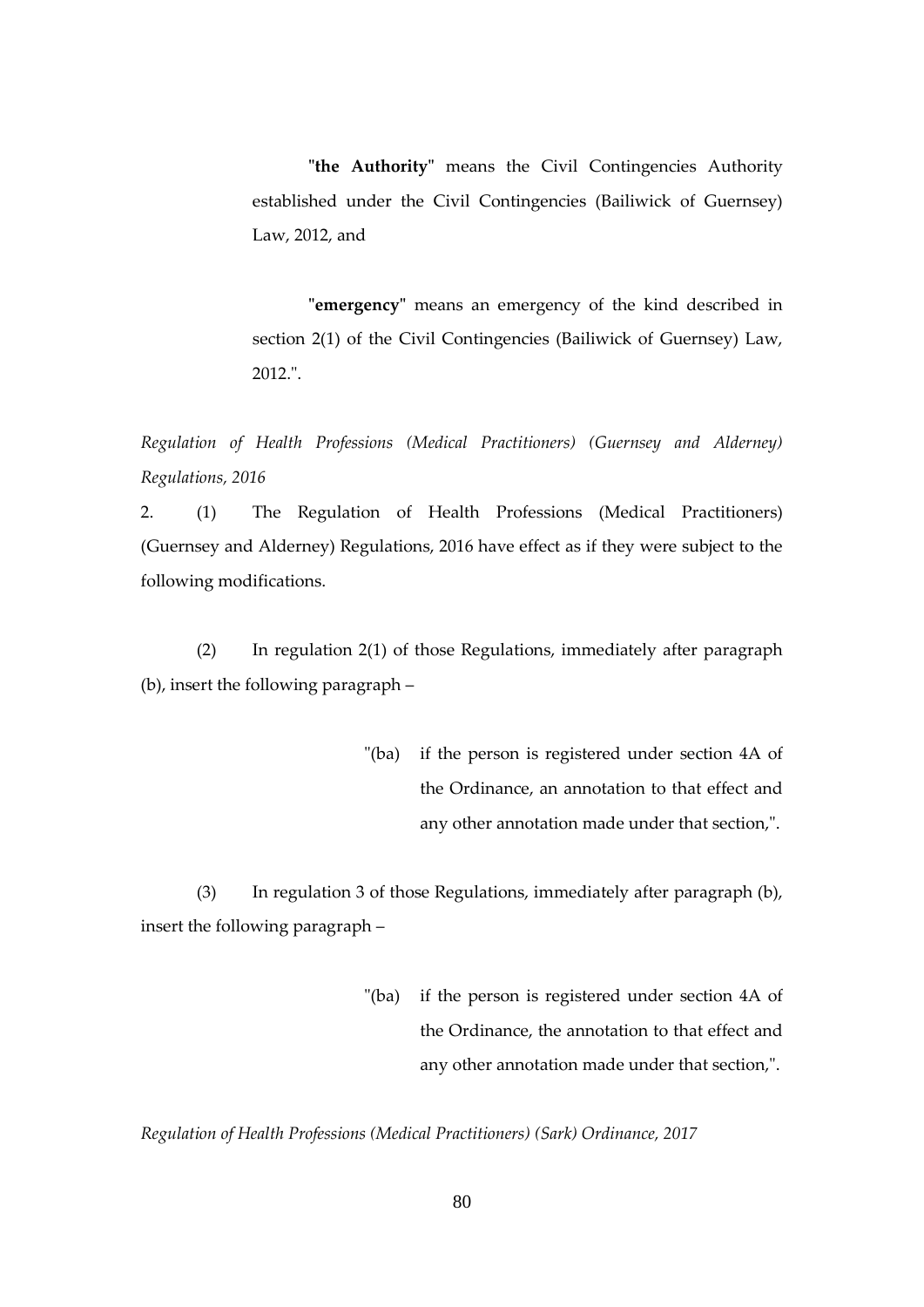"**the Authority**" means the Civil Contingencies Authority established under the Civil Contingencies (Bailiwick of Guernsey) Law, 2012, and

"**emergency**" means an emergency of the kind described in section 2(1) of the Civil Contingencies (Bailiwick of Guernsey) Law, 2012.".

*Regulation of Health Professions (Medical Practitioners) (Guernsey and Alderney) Regulations, 2016*

2. (1) The Regulation of Health Professions (Medical Practitioners) (Guernsey and Alderney) Regulations, 2016 have effect as if they were subject to the following modifications.

(2) In regulation 2(1) of those Regulations, immediately after paragraph (b), insert the following paragraph –

> "(ba) if the person is registered under section 4A of the Ordinance, an annotation to that effect and any other annotation made under that section,".

(3) In regulation 3 of those Regulations, immediately after paragraph (b), insert the following paragraph –

> "(ba) if the person is registered under section 4A of the Ordinance, the annotation to that effect and any other annotation made under that section,".

*Regulation of Health Professions (Medical Practitioners) (Sark) Ordinance, 2017*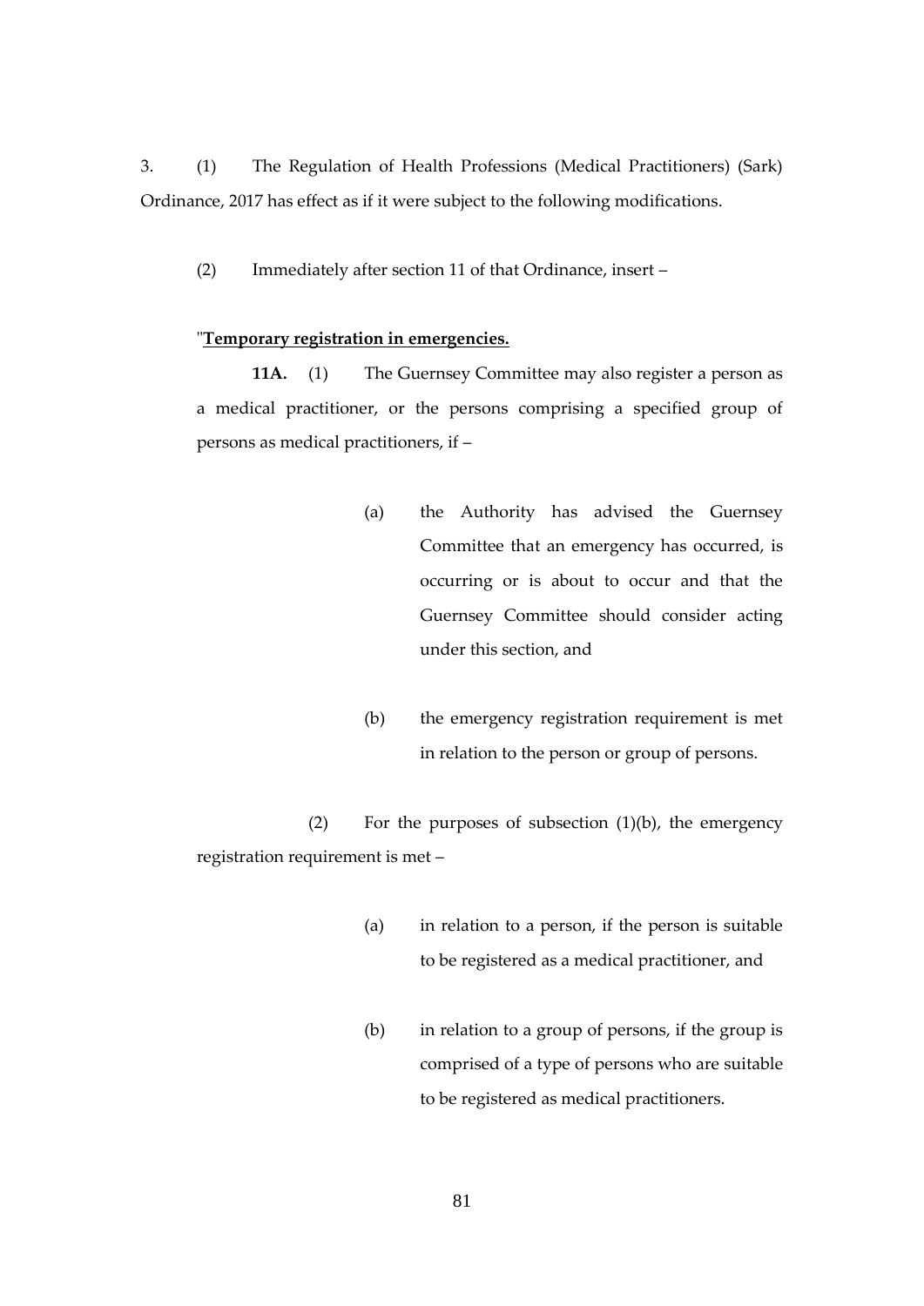3. (1) The Regulation of Health Professions (Medical Practitioners) (Sark) Ordinance, 2017 has effect as if it were subject to the following modifications.

(2) Immediately after section 11 of that Ordinance, insert –

"**Temporary registration in emergencies.**

**11A.** (1) The Guernsey Committee may also register a person as a medical practitioner, or the persons comprising a specified group of persons as medical practitioners, if –

(a) the Authority has advised the Guernsey Committee that an emergency has occurred, is occurring or is about to occur and that the Guernsey Committee should consider acting under this section, and

(b) the emergency registration requirement is met in relation to the person or group of persons.

(2) For the purposes of subsection (1)(b), the emergency registration requirement is met –

(a) in relation to a person, if the person is suitable to be registered as a medical practitioner, and

(b) in relation to a group of persons, if the group is comprised of a type of persons who are suitable to be registered as medical practitioners.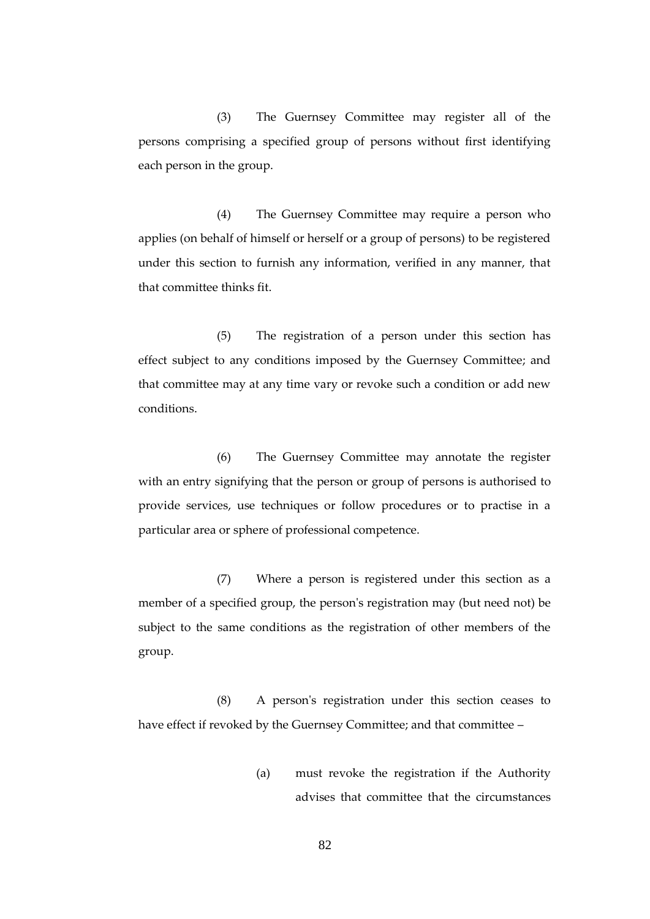(3) The Guernsey Committee may register all of the persons comprising a specified group of persons without first identifying each person in the group.

(4) The Guernsey Committee may require a person who applies (on behalf of himself or herself or a group of persons) to be registered under this section to furnish any information, verified in any manner, that that committee thinks fit.

(5) The registration of a person under this section has effect subject to any conditions imposed by the Guernsey Committee; and that committee may at any time vary or revoke such a condition or add new conditions.

(6) The Guernsey Committee may annotate the register with an entry signifying that the person or group of persons is authorised to provide services, use techniques or follow procedures or to practise in a particular area or sphere of professional competence.

(7) Where a person is registered under this section as a member of a specified group, the person's registration may (but need not) be subject to the same conditions as the registration of other members of the group.

(8) A person's registration under this section ceases to have effect if revoked by the Guernsey Committee; and that committee –

- (a) must revoke the registration if the Authority advises that committee that the circumstances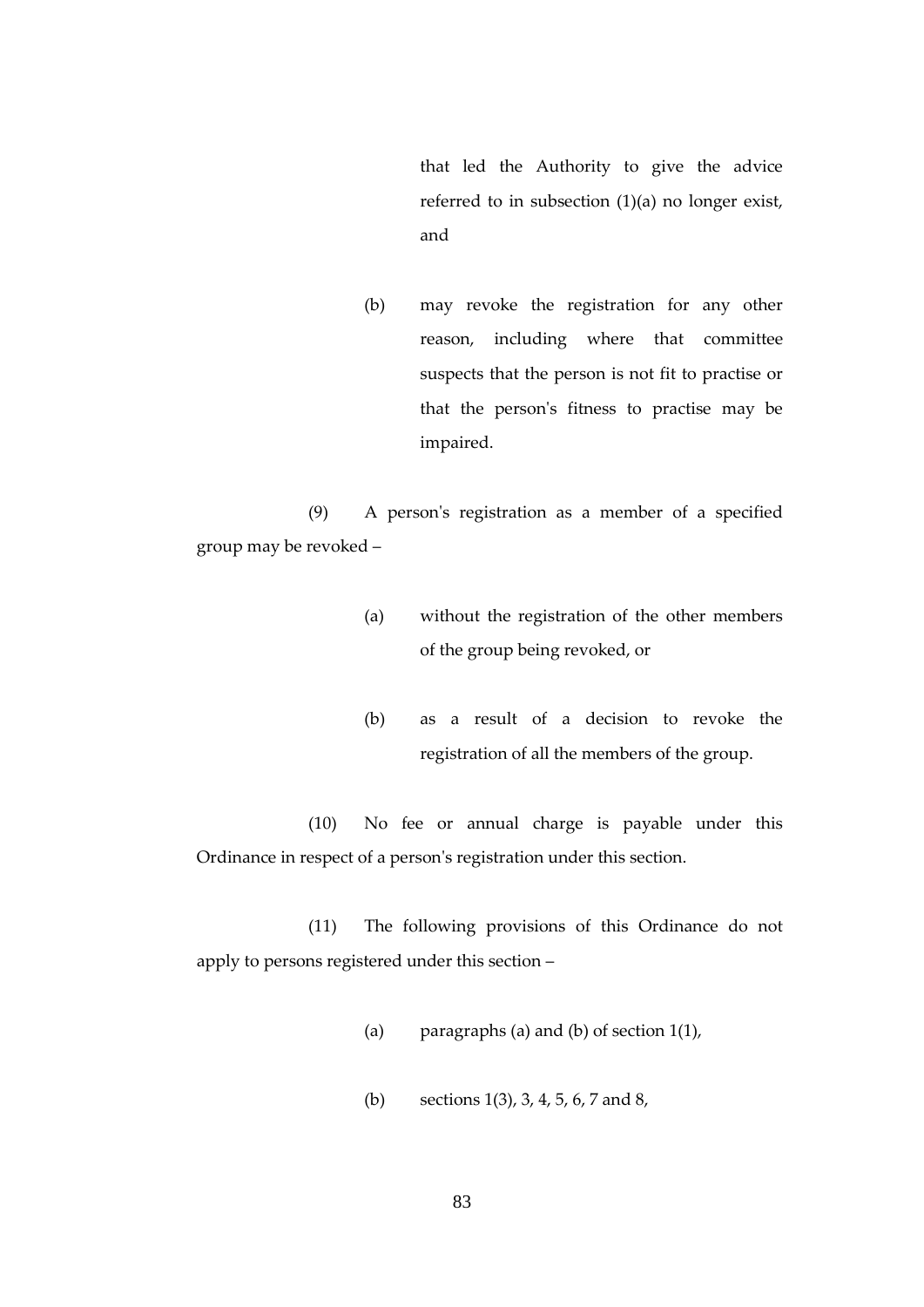that led the Authority to give the advice referred to in subsection (1)(a) no longer exist, and

(b) may revoke the registration for any other reason, including where that committee suspects that the person is not fit to practise or that the person's fitness to practise may be impaired.

(9) A person's registration as a member of a specified group may be revoked –

(a) without the registration of the other members of the group being revoked, or

(b) as a result of a decision to revoke the registration of all the members of the group.

(10) No fee or annual charge is payable under this Ordinance in respect of a person's registration under this section.

(11) The following provisions of this Ordinance do not apply to persons registered under this section –

(a) paragraphs (a) and (b) of section 1(1),

(b) sections 1(3), 3, 4, 5, 6, 7 and 8,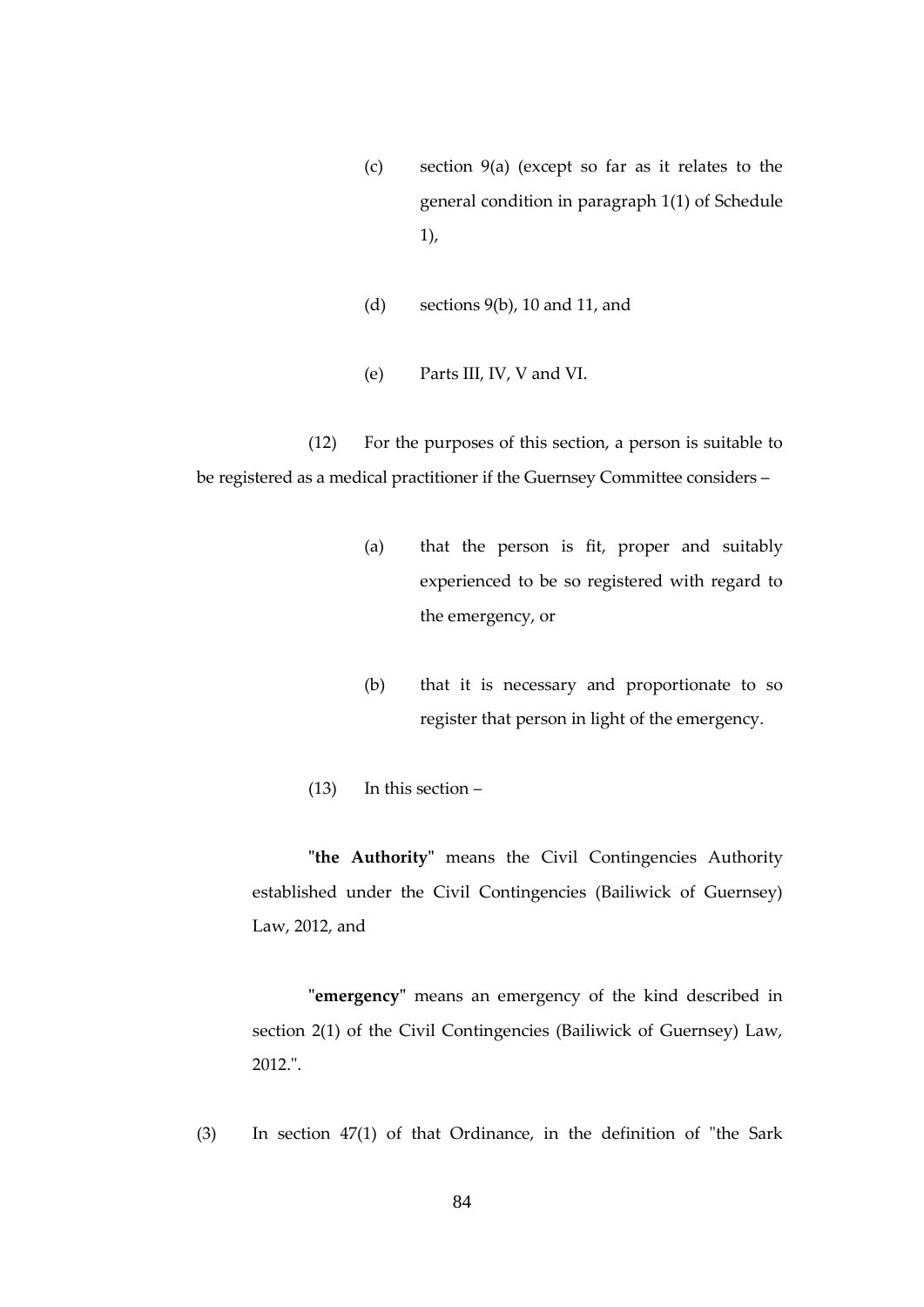(c) section 9(a) (except so far as it relates to the general condition in paragraph 1(1) of Schedule 1),

(d) sections 9(b), 10 and 11, and

(e) Parts III, IV, V and VI.

(12) For the purposes of this section, a person is suitable to be registered as a medical practitioner if the Guernsey Committee considers –

(a) that the person is fit, proper and suitably experienced to be so registered with regard to the emergency, or

(b) that it is necessary and proportionate to so register that person in light of the emergency.

(13) In this section –

"**the Authority**" means the Civil Contingencies Authority established under the Civil Contingencies (Bailiwick of Guernsey) Law, 2012, and

"**emergency**" means an emergency of the kind described in section 2(1) of the Civil Contingencies (Bailiwick of Guernsey) Law, 2012.".

(3) In section 47(1) of that Ordinance, in the definition of "the Sark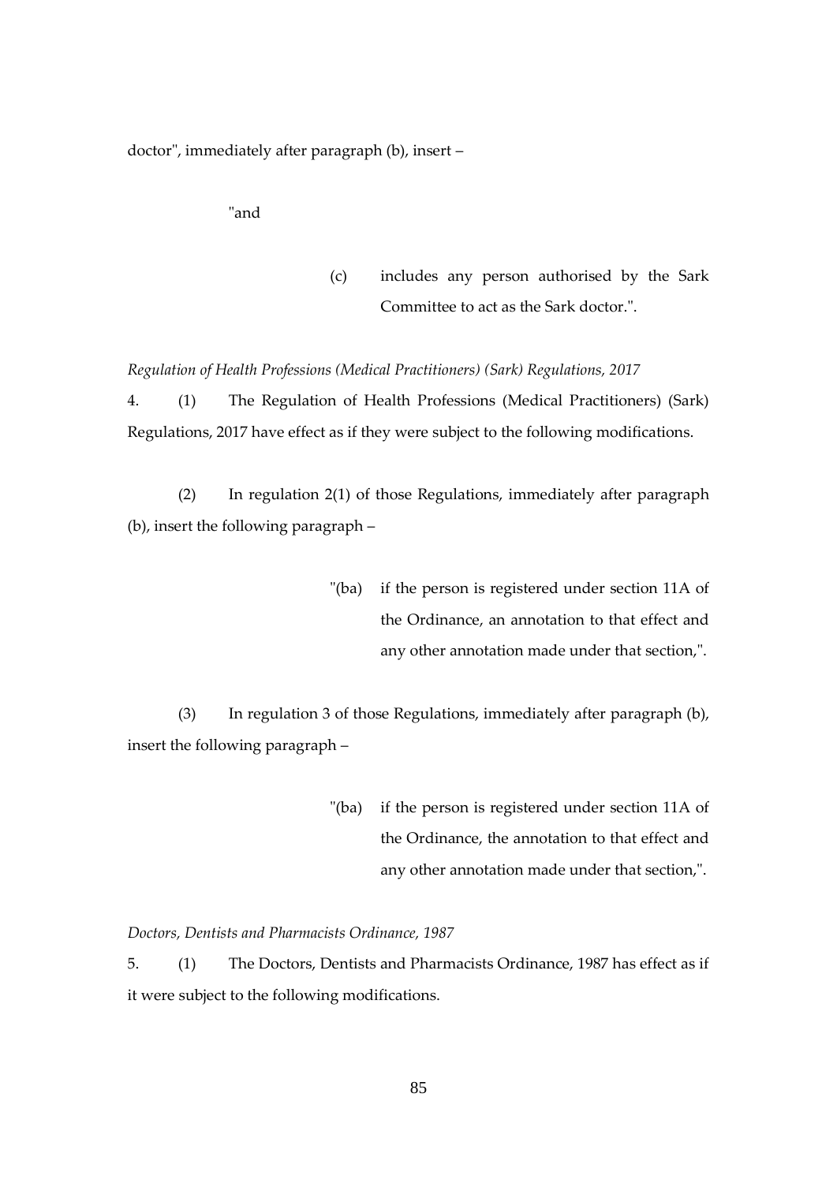doctor", immediately after paragraph (b), insert –

"and

(c) includes any person authorised by the Sark Committee to act as the Sark doctor.".

*Regulation of Health Professions (Medical Practitioners) (Sark) Regulations, 2017*

4. (1) The Regulation of Health Professions (Medical Practitioners) (Sark) Regulations, 2017 have effect as if they were subject to the following modifications.

(2) In regulation 2(1) of those Regulations, immediately after paragraph (b), insert the following paragraph –

"(ba) if the person is registered under section 11A of the Ordinance, an annotation to that effect and any other annotation made under that section,".

(3) In regulation 3 of those Regulations, immediately after paragraph (b), insert the following paragraph –

"(ba) if the person is registered under section 11A of the Ordinance, the annotation to that effect and any other annotation made under that section,".

*Doctors, Dentists and Pharmacists Ordinance, 1987*

5. (1) The Doctors, Dentists and Pharmacists Ordinance, 1987 has effect as if it were subject to the following modifications.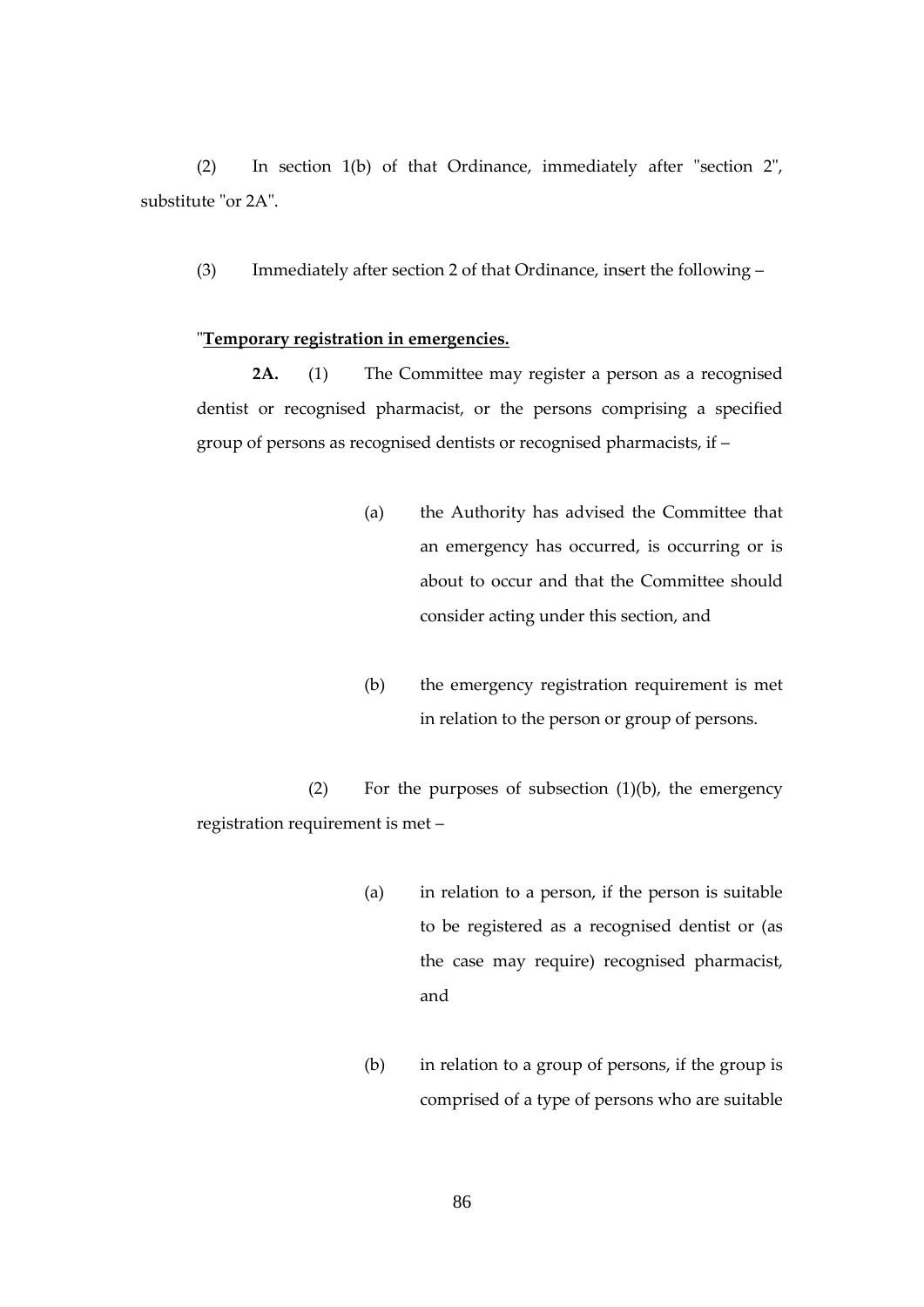(2) In section 1(b) of that Ordinance, immediately after "section 2", substitute "or 2A".

(3) Immediately after section 2 of that Ordinance, insert the following –

"**Temporary registration in emergencies.**

**2A.** (1) The Committee may register a person as a recognised dentist or recognised pharmacist, or the persons comprising a specified group of persons as recognised dentists or recognised pharmacists, if –

(a) the Authority has advised the Committee that an emergency has occurred, is occurring or is about to occur and that the Committee should consider acting under this section, and

(b) the emergency registration requirement is met in relation to the person or group of persons.

(2) For the purposes of subsection (1)(b), the emergency registration requirement is met –

(a) in relation to a person, if the person is suitable to be registered as a recognised dentist or (as the case may require) recognised pharmacist, and

(b) in relation to a group of persons, if the group is comprised of a type of persons who are suitable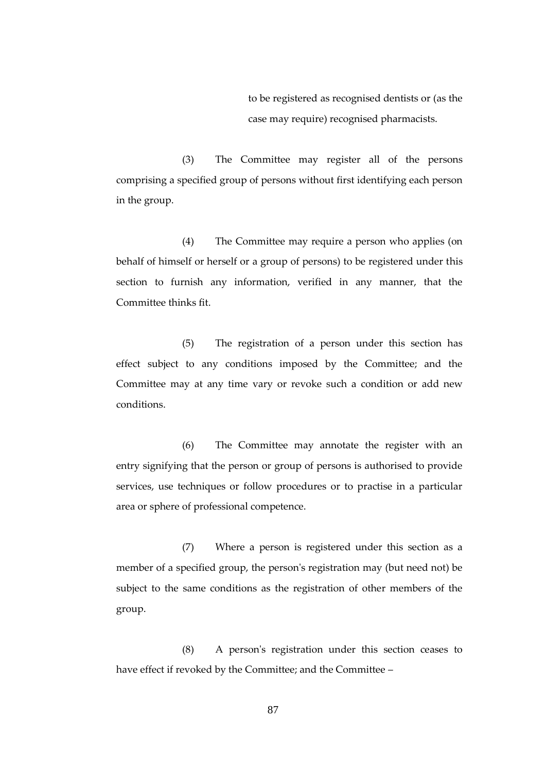to be registered as recognised dentists or (as the case may require) recognised pharmacists.

(3) The Committee may register all of the persons comprising a specified group of persons without first identifying each person in the group.

(4) The Committee may require a person who applies (on behalf of himself or herself or a group of persons) to be registered under this section to furnish any information, verified in any manner, that the Committee thinks fit.

(5) The registration of a person under this section has effect subject to any conditions imposed by the Committee; and the Committee may at any time vary or revoke such a condition or add new conditions.

(6) The Committee may annotate the register with an entry signifying that the person or group of persons is authorised to provide services, use techniques or follow procedures or to practise in a particular area or sphere of professional competence.

(7) Where a person is registered under this section as a member of a specified group, the person's registration may (but need not) be subject to the same conditions as the registration of other members of the group.

(8) A person's registration under this section ceases to have effect if revoked by the Committee; and the Committee –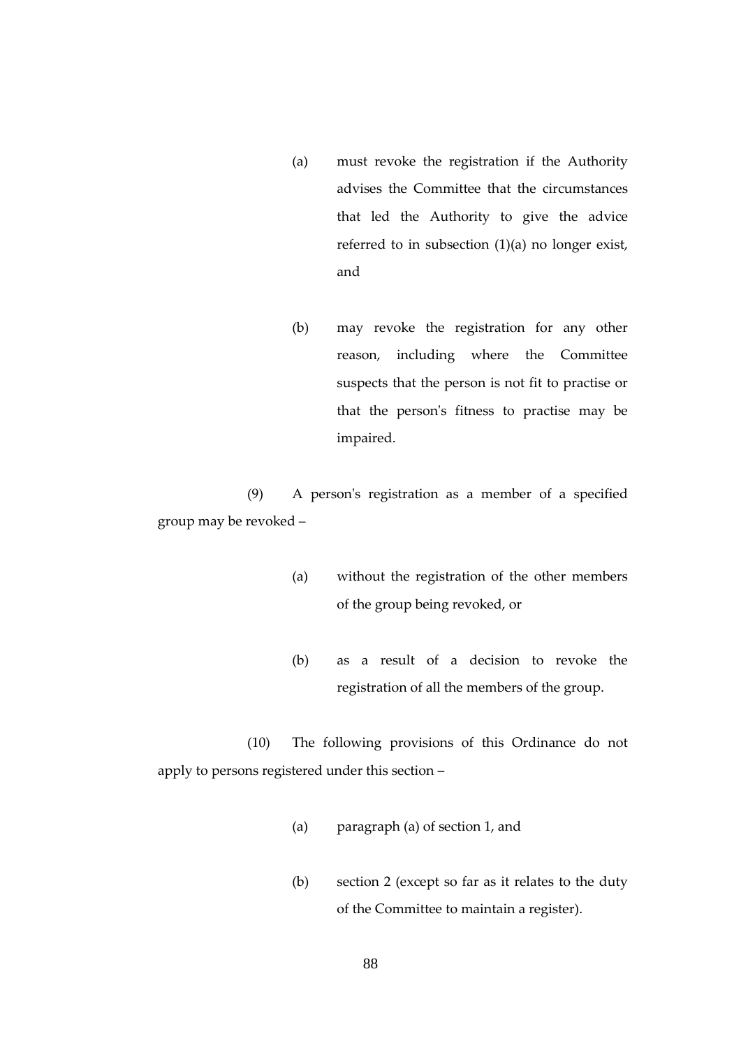(a) must revoke the registration if the Authority advises the Committee that the circumstances that led the Authority to give the advice referred to in subsection (1)(a) no longer exist, and

(b) may revoke the registration for any other reason, including where the Committee suspects that the person is not fit to practise or that the person's fitness to practise may be impaired.

(9) A person's registration as a member of a specified group may be revoked –

(a) without the registration of the other members of the group being revoked, or

(b) as a result of a decision to revoke the registration of all the members of the group.

(10) The following provisions of this Ordinance do not apply to persons registered under this section –

(a) paragraph (a) of section 1, and

(b) section 2 (except so far as it relates to the duty of the Committee to maintain a register).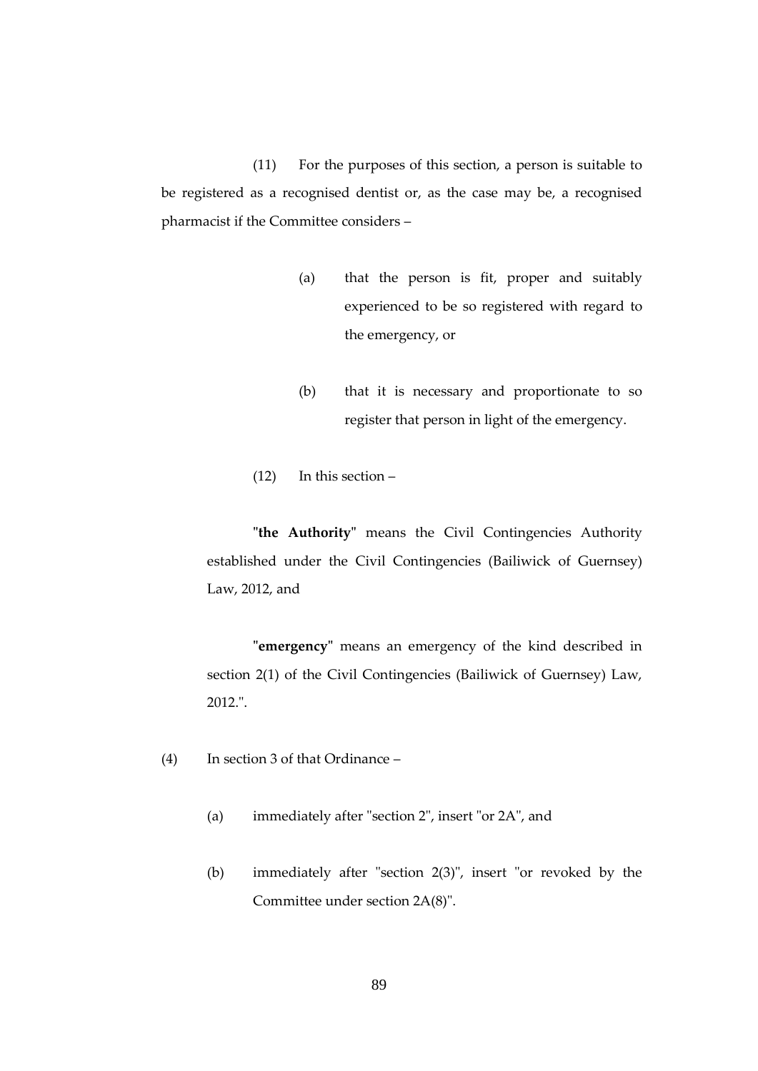(11) For the purposes of this section, a person is suitable to be registered as a recognised dentist or, as the case may be, a recognised pharmacist if the Committee considers –

(a) that the person is fit, proper and suitably experienced to be so registered with regard to the emergency, or

(b) that it is necessary and proportionate to so register that person in light of the emergency.

(12) In this section –

"**the Authority**" means the Civil Contingencies Authority established under the Civil Contingencies (Bailiwick of Guernsey) Law, 2012, and

"**emergency**" means an emergency of the kind described in section 2(1) of the Civil Contingencies (Bailiwick of Guernsey) Law, 2012.".

(4) In section 3 of that Ordinance –

(a) immediately after "section 2", insert "or 2A", and

(b) immediately after "section 2(3)", insert "or revoked by the Committee under section 2A(8)".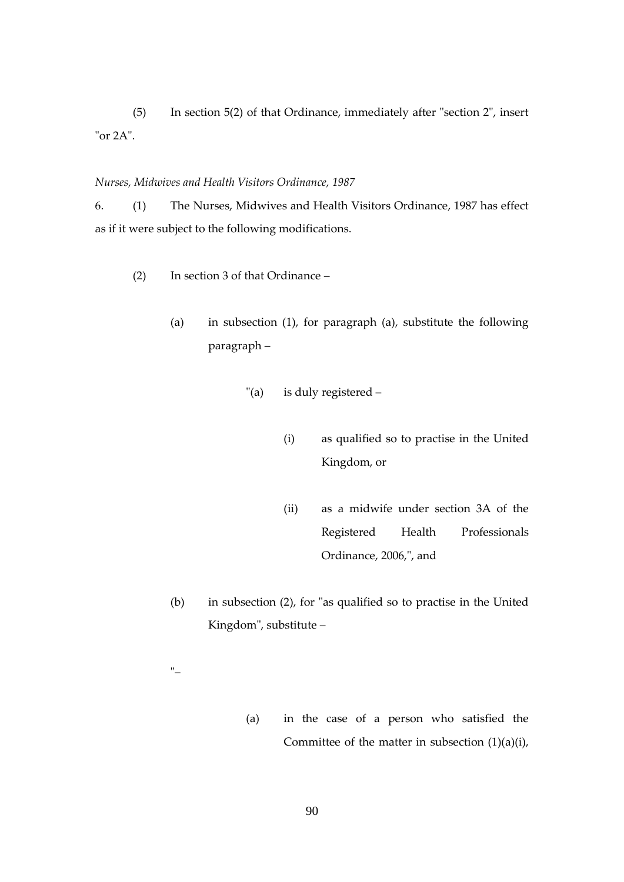(5) In section 5(2) of that Ordinance, immediately after "section 2", insert "or 2A".

*Nurses, Midwives and Health Visitors Ordinance, 1987*

6. (1) The Nurses, Midwives and Health Visitors Ordinance, 1987 has effect as if it were subject to the following modifications.

(2) In section 3 of that Ordinance –

(a) in subsection (1), for paragraph (a), substitute the following paragraph –

"(a) is duly registered –

(i) as qualified so to practise in the United Kingdom, or

(ii) as a midwife under section 3A of the Registered Health Professionals Ordinance, 2006,", and

(b) in subsection (2), for "as qualified so to practise in the United Kingdom", substitute –

"–

(a) in the case of a person who satisfied the Committee of the matter in subsection (1)(a)(i),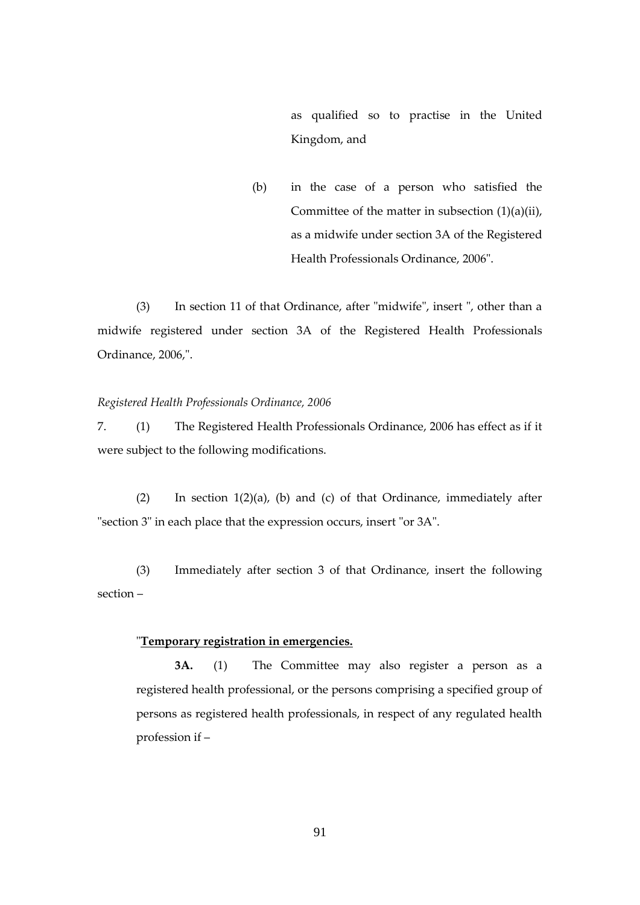as qualified so to practise in the United Kingdom, and

(b) in the case of a person who satisfied the Committee of the matter in subsection (1)(a)(ii), as a midwife under section 3A of the Registered Health Professionals Ordinance, 2006".

(3) In section 11 of that Ordinance, after "midwife", insert ", other than a midwife registered under section 3A of the Registered Health Professionals Ordinance, 2006,".

*Registered Health Professionals Ordinance, 2006*

7. (1) The Registered Health Professionals Ordinance, 2006 has effect as if it were subject to the following modifications.

(2) In section 1(2)(a), (b) and (c) of that Ordinance, immediately after "section 3" in each place that the expression occurs, insert "or 3A".

(3) Immediately after section 3 of that Ordinance, insert the following section –

"**Temporary registration in emergencies.**

**3A.** (1) The Committee may also register a person as a registered health professional, or the persons comprising a specified group of persons as registered health professionals, in respect of any regulated health profession if –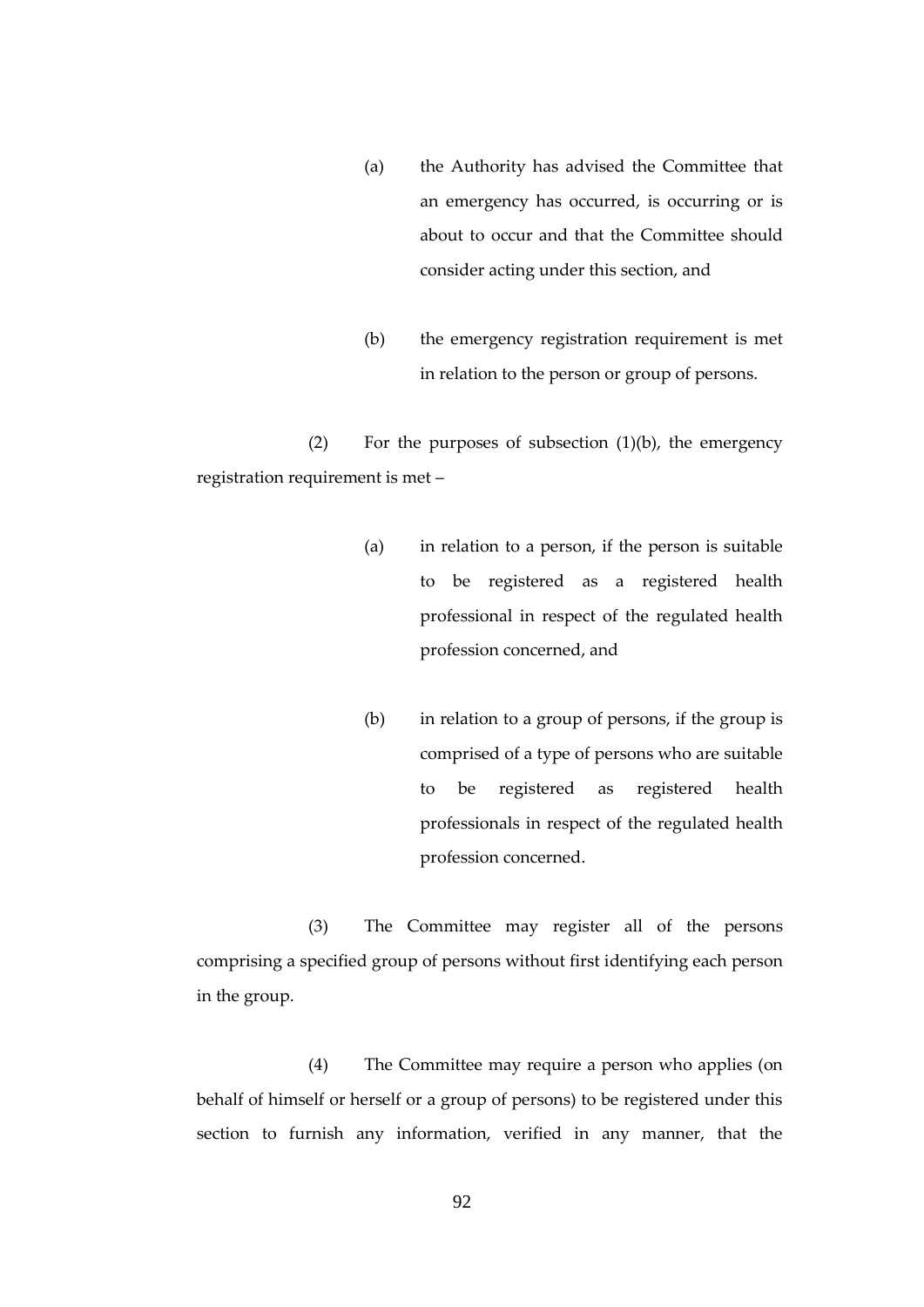(a) the Authority has advised the Committee that an emergency has occurred, is occurring or is about to occur and that the Committee should consider acting under this section, and

(b) the emergency registration requirement is met in relation to the person or group of persons.

(2) For the purposes of subsection (1)(b), the emergency registration requirement is met –

(a) in relation to a person, if the person is suitable to be registered as a registered health professional in respect of the regulated health profession concerned, and

(b) in relation to a group of persons, if the group is comprised of a type of persons who are suitable to be registered as registered health professionals in respect of the regulated health profession concerned.

(3) The Committee may register all of the persons comprising a specified group of persons without first identifying each person in the group.

(4) The Committee may require a person who applies (on behalf of himself or herself or a group of persons) to be registered under this section to furnish any information, verified in any manner, that the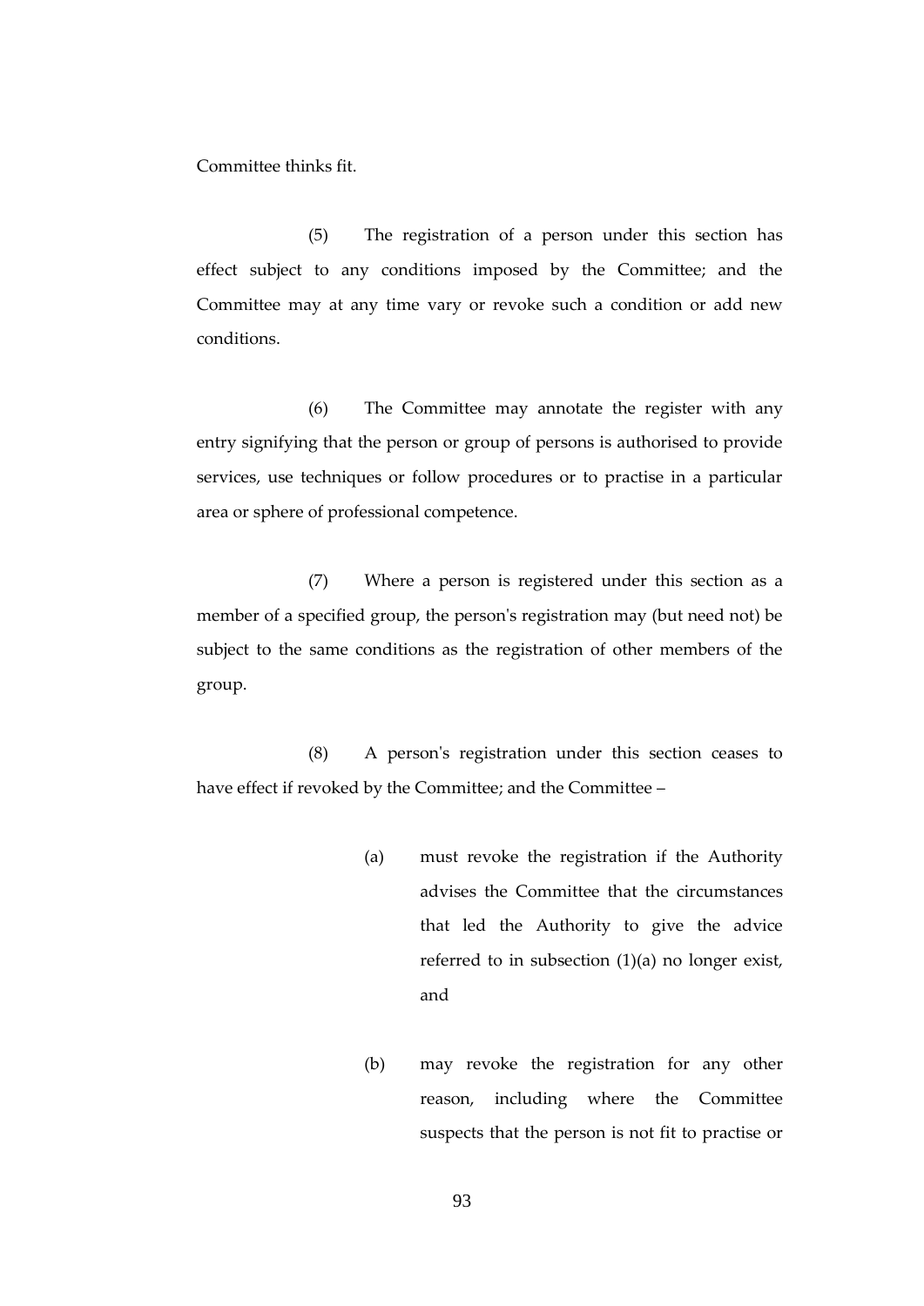Committee thinks fit.

(5) The registration of a person under this section has effect subject to any conditions imposed by the Committee; and the Committee may at any time vary or revoke such a condition or add new conditions.

(6) The Committee may annotate the register with any entry signifying that the person or group of persons is authorised to provide services, use techniques or follow procedures or to practise in a particular area or sphere of professional competence.

(7) Where a person is registered under this section as a member of a specified group, the person's registration may (but need not) be subject to the same conditions as the registration of other members of the group.

(8) A person's registration under this section ceases to have effect if revoked by the Committee; and the Committee –

- (a) must revoke the registration if the Authority advises the Committee that the circumstances that led the Authority to give the advice referred to in subsection (1)(a) no longer exist, and

- (b) may revoke the registration for any other reason, including where the Committee suspects that the person is not fit to practise or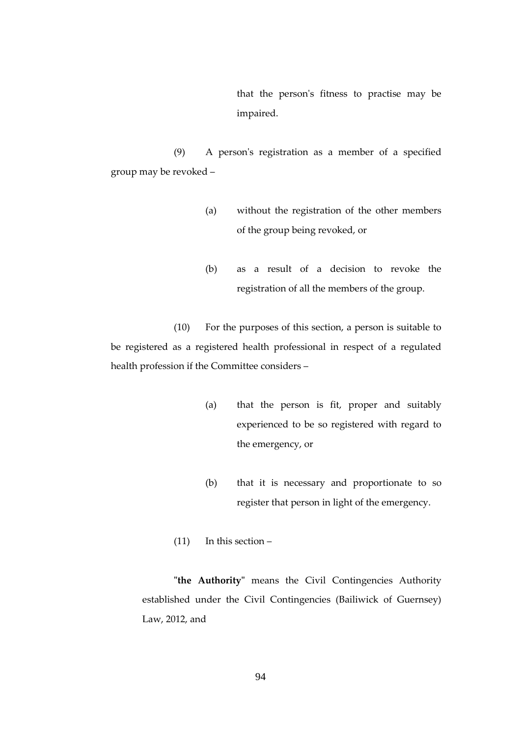that the person's fitness to practise may be impaired.

(9) A person's registration as a member of a specified group may be revoked –

(a) without the registration of the other members of the group being revoked, or

(b) as a result of a decision to revoke the registration of all the members of the group.

(10) For the purposes of this section, a person is suitable to be registered as a registered health professional in respect of a regulated health profession if the Committee considers –

(a) that the person is fit, proper and suitably experienced to be so registered with regard to the emergency, or

(b) that it is necessary and proportionate to so register that person in light of the emergency.

(11) In this section –

"**the Authority**" means the Civil Contingencies Authority established under the Civil Contingencies (Bailiwick of Guernsey) Law, 2012, and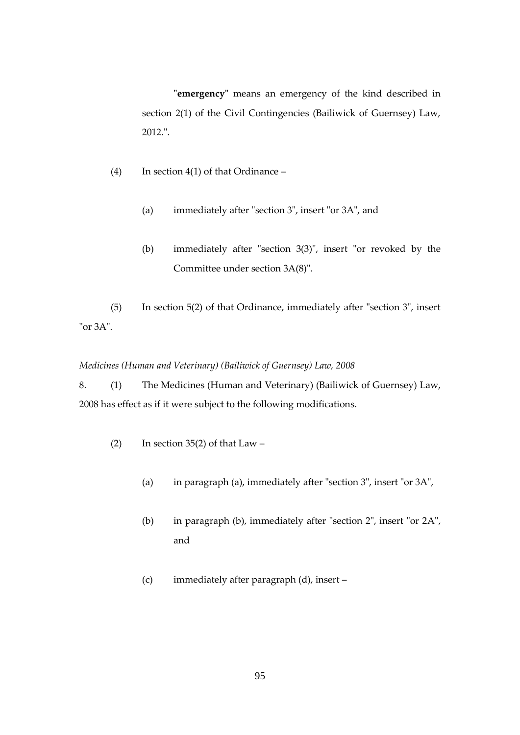"**emergency**" means an emergency of the kind described in section 2(1) of the Civil Contingencies (Bailiwick of Guernsey) Law, 2012.".

(4) In section 4(1) of that Ordinance –

(a) immediately after "section 3", insert "or 3A", and

(b) immediately after "section 3(3)", insert "or revoked by the Committee under section 3A(8)".

(5) In section 5(2) of that Ordinance, immediately after "section 3", insert "or 3A".

*Medicines (Human and Veterinary) (Bailiwick of Guernsey) Law, 2008*

8. (1) The Medicines (Human and Veterinary) (Bailiwick of Guernsey) Law, 2008 has effect as if it were subject to the following modifications.

(2) In section 35(2) of that Law –

(a) in paragraph (a), immediately after "section 3", insert "or 3A",

(b) in paragraph (b), immediately after "section 2", insert "or 2A", and

(c) immediately after paragraph (d), insert –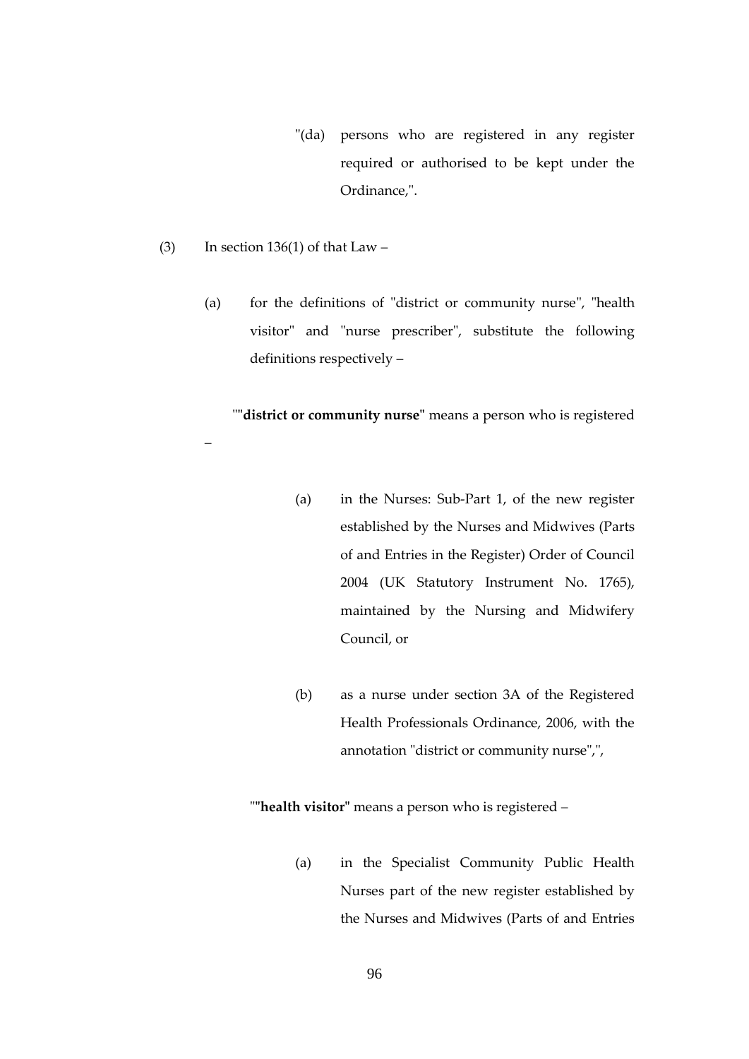"(da) persons who are registered in any register required or authorised to be kept under the Ordinance,".

(3) In section 136(1) of that Law –

(a) for the definitions of "district or community nurse", "health visitor" and "nurse prescriber", substitute the following definitions respectively –

""**district or community nurse**" means a person who is registered –

(a) in the Nurses: Sub-Part 1, of the new register established by the Nurses and Midwives (Parts of and Entries in the Register) Order of Council 2004 (UK Statutory Instrument No. 1765), maintained by the Nursing and Midwifery Council, or

(b) as a nurse under section 3A of the Registered Health Professionals Ordinance, 2006, with the annotation "district or community nurse",",

""**health visitor**" means a person who is registered –

(a) in the Specialist Community Public Health Nurses part of the new register established by the Nurses and Midwives (Parts of and Entries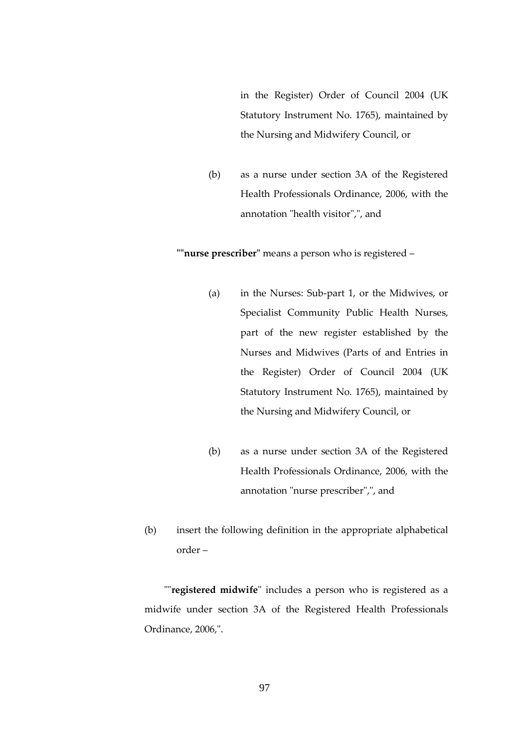in the Register) Order of Council 2004 (UK Statutory Instrument No. 1765), maintained by the Nursing and Midwifery Council, or

(b) as a nurse under section 3A of the Registered Health Professionals Ordinance, 2006, with the annotation "health visitor",", and

""**nurse prescriber**" means a person who is registered –

(a) in the Nurses: Sub-part 1, or the Midwives, or Specialist Community Public Health Nurses, part of the new register established by the Nurses and Midwives (Parts of and Entries in the Register) Order of Council 2004 (UK Statutory Instrument No. 1765), maintained by the Nursing and Midwifery Council, or

(b) as a nurse under section 3A of the Registered Health Professionals Ordinance, 2006, with the annotation "nurse prescriber",", and

(b) insert the following definition in the appropriate alphabetical order –

""**registered midwife**" includes a person who is registered as a midwife under section 3A of the Registered Health Professionals Ordinance, 2006,".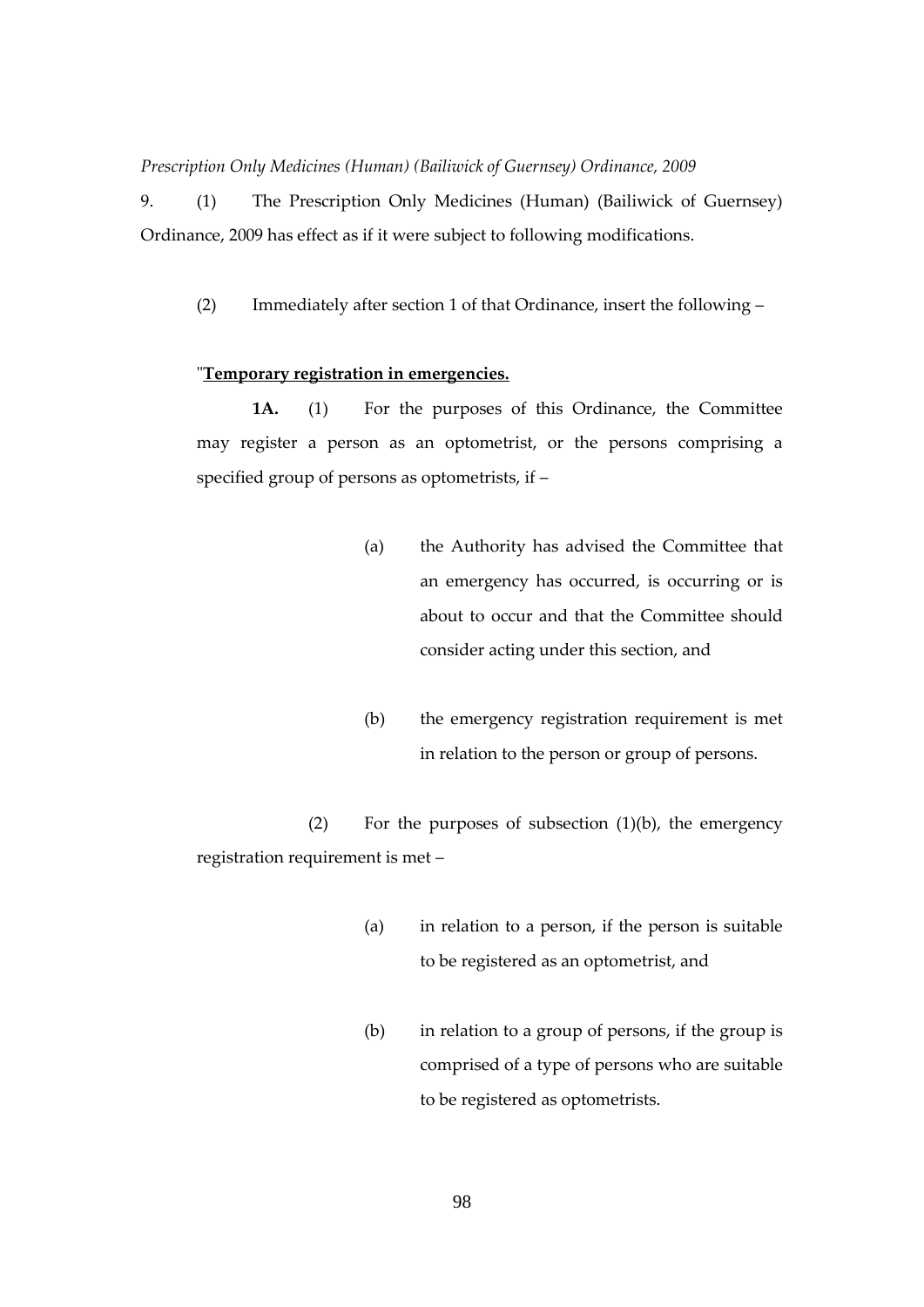*Prescription Only Medicines (Human) (Bailiwick of Guernsey) Ordinance, 2009*

9. (1) The Prescription Only Medicines (Human) (Bailiwick of Guernsey) Ordinance, 2009 has effect as if it were subject to following modifications.

(2) Immediately after section 1 of that Ordinance, insert the following –

"**Temporary registration in emergencies.**

**1A.** (1) For the purposes of this Ordinance, the Committee may register a person as an optometrist, or the persons comprising a specified group of persons as optometrists, if –

(a) the Authority has advised the Committee that an emergency has occurred, is occurring or is about to occur and that the Committee should consider acting under this section, and

(b) the emergency registration requirement is met in relation to the person or group of persons.

(2) For the purposes of subsection (1)(b), the emergency registration requirement is met –

(a) in relation to a person, if the person is suitable to be registered as an optometrist, and

(b) in relation to a group of persons, if the group is comprised of a type of persons who are suitable to be registered as optometrists.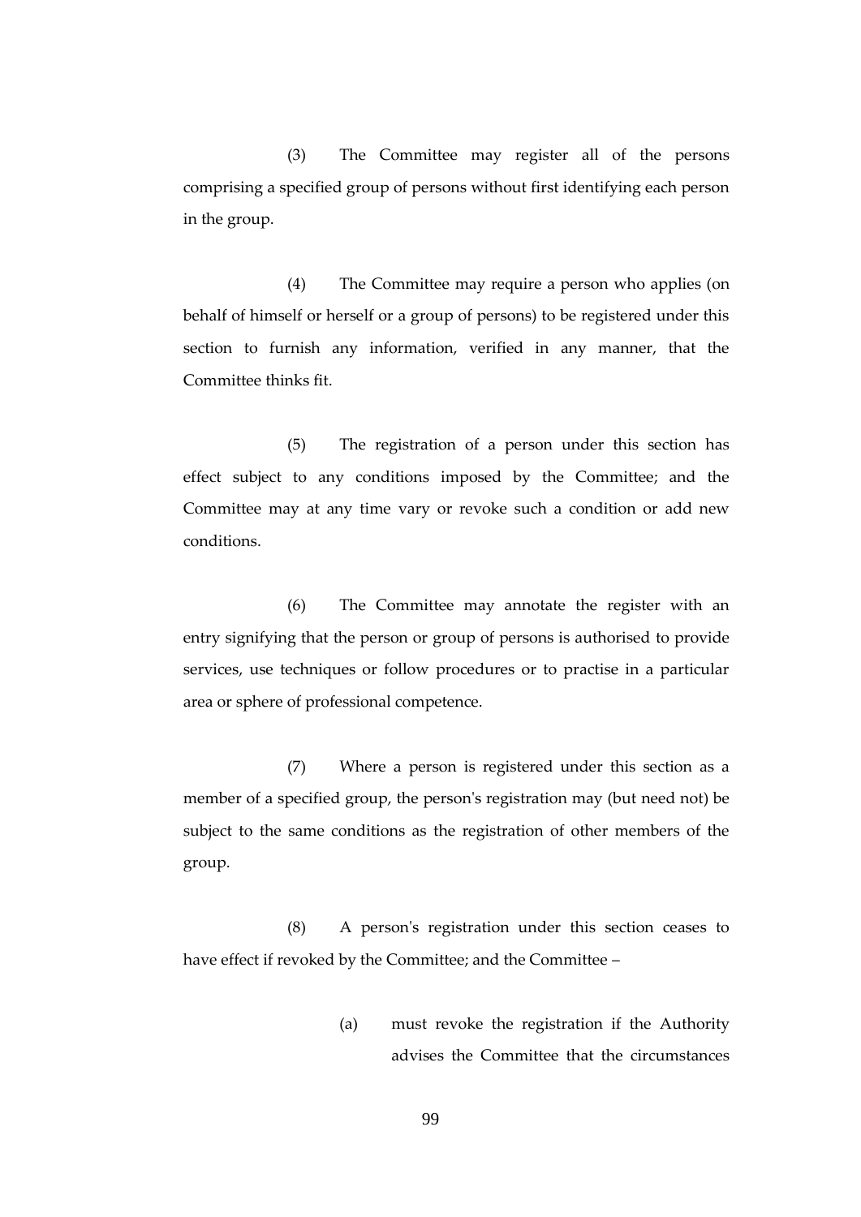(3) The Committee may register all of the persons comprising a specified group of persons without first identifying each person in the group.

(4) The Committee may require a person who applies (on behalf of himself or herself or a group of persons) to be registered under this section to furnish any information, verified in any manner, that the Committee thinks fit.

(5) The registration of a person under this section has effect subject to any conditions imposed by the Committee; and the Committee may at any time vary or revoke such a condition or add new conditions.

(6) The Committee may annotate the register with an entry signifying that the person or group of persons is authorised to provide services, use techniques or follow procedures or to practise in a particular area or sphere of professional competence.

(7) Where a person is registered under this section as a member of a specified group, the person's registration may (but need not) be subject to the same conditions as the registration of other members of the group.

(8) A person's registration under this section ceases to have effect if revoked by the Committee; and the Committee –

> (a) must revoke the registration if the Authority advises the Committee that the circumstances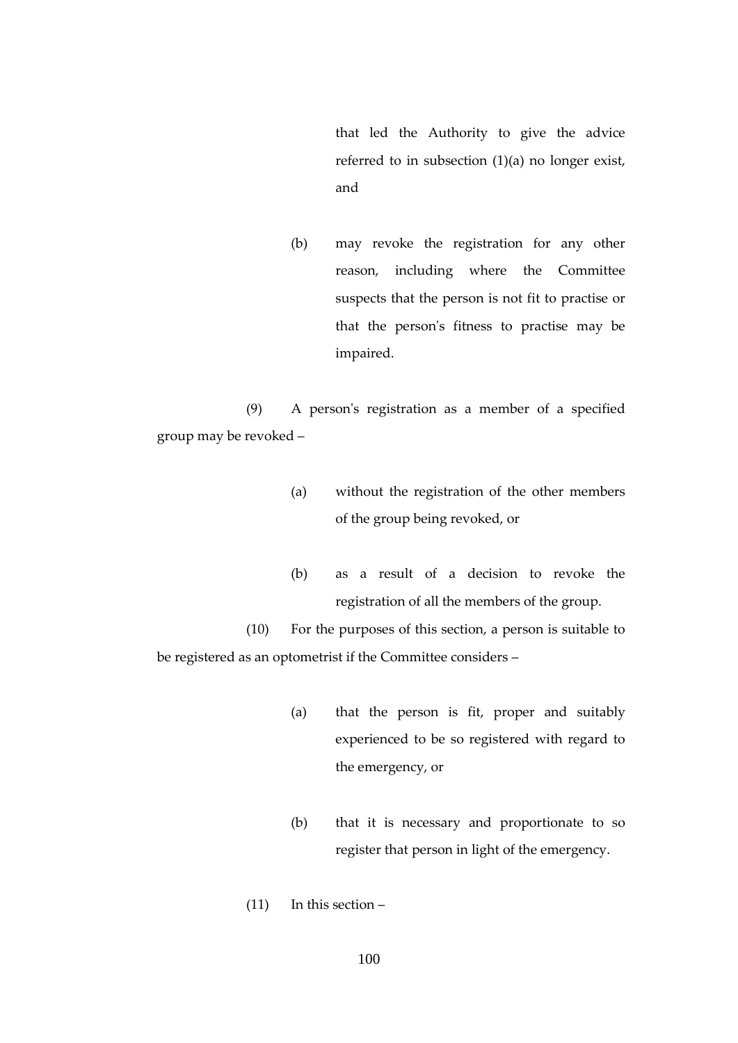that led the Authority to give the advice referred to in subsection (1)(a) no longer exist, and

(b) may revoke the registration for any other reason, including where the Committee suspects that the person is not fit to practise or that the person's fitness to practise may be impaired.

(9) A person's registration as a member of a specified group may be revoked –

(a) without the registration of the other members of the group being revoked, or

(b) as a result of a decision to revoke the registration of all the members of the group.

(10) For the purposes of this section, a person is suitable to be registered as an optometrist if the Committee considers –

(a) that the person is fit, proper and suitably experienced to be so registered with regard to the emergency, or

(b) that it is necessary and proportionate to so register that person in light of the emergency.

(11) In this section –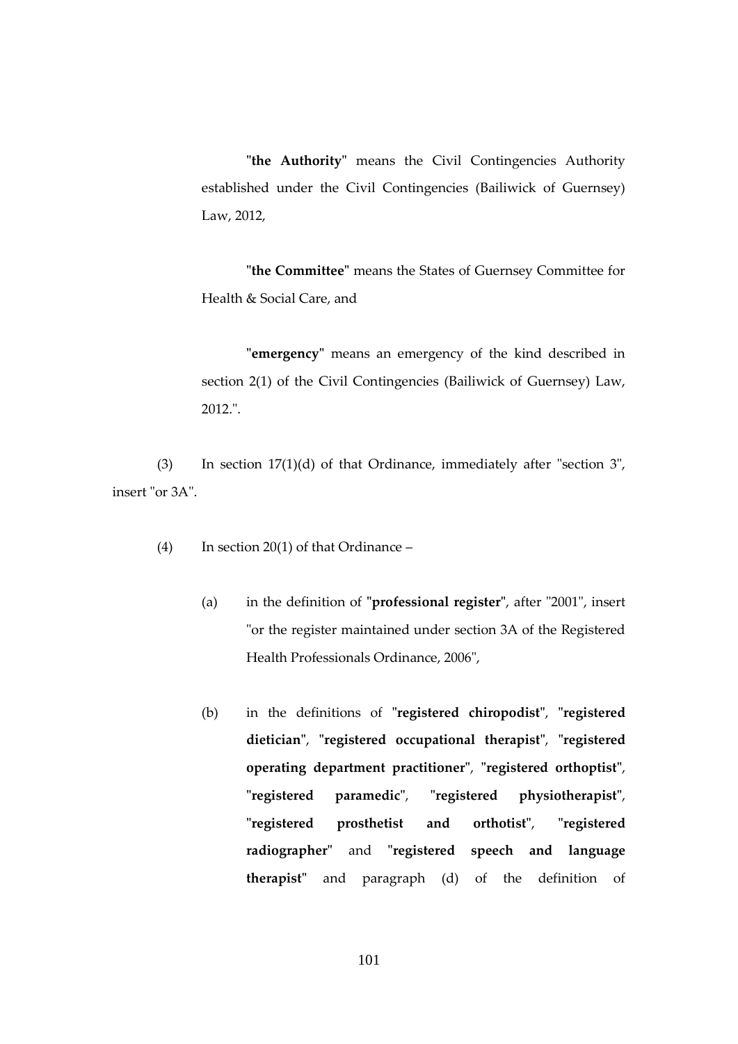"**the Authority**" means the Civil Contingencies Authority established under the Civil Contingencies (Bailiwick of Guernsey) Law, 2012,

"**the Committee**" means the States of Guernsey Committee for Health & Social Care, and

"**emergency**" means an emergency of the kind described in section 2(1) of the Civil Contingencies (Bailiwick of Guernsey) Law, 2012.".

(3) In section 17(1)(d) of that Ordinance, immediately after "section 3", insert "or 3A".

(4) In section 20(1) of that Ordinance –

(a) in the definition of "**professional register**", after "2001", insert "or the register maintained under section 3A of the Registered Health Professionals Ordinance, 2006",

(b) in the definitions of "**registered chiropodist**", "**registered dietician**", "**registered occupational therapist**", "**registered operating department practitioner**", "**registered orthoptist**", "**registered paramedic**", "**registered physiotherapist**", "**registered prosthetist and orthotist**", "**registered radiographer**" and "**registered speech and language therapist**" and paragraph (d) of the definition of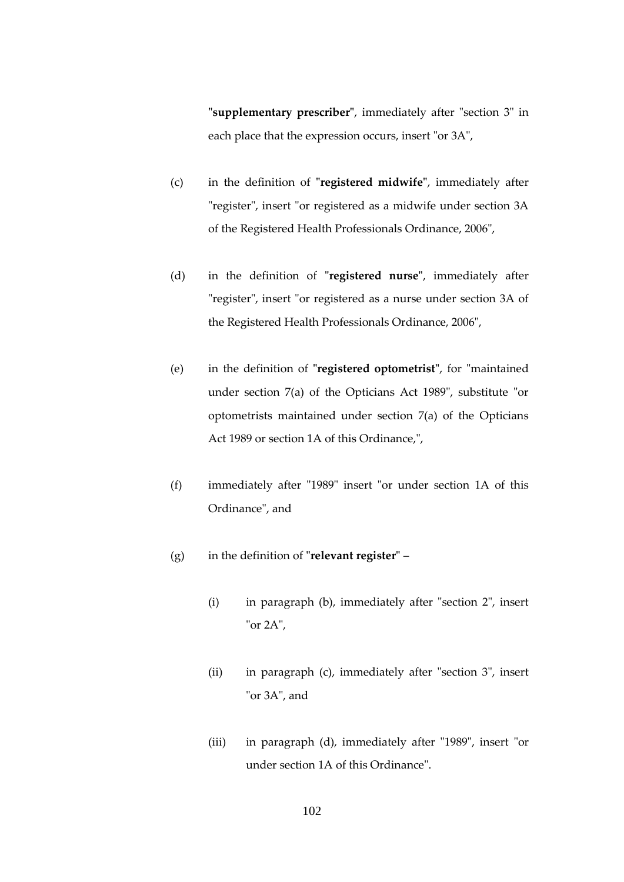**"supplementary prescriber"**, immediately after "section 3" in each place that the expression occurs, insert "or 3A",

(c) in the definition of **"registered midwife"**, immediately after "register", insert "or registered as a midwife under section 3A of the Registered Health Professionals Ordinance, 2006",

(d) in the definition of **"registered nurse"**, immediately after "register", insert "or registered as a nurse under section 3A of the Registered Health Professionals Ordinance, 2006",

(e) in the definition of **"registered optometrist"**, for "maintained under section 7(a) of the Opticians Act 1989", substitute "or optometrists maintained under section 7(a) of the Opticians Act 1989 or section 1A of this Ordinance,",

(f) immediately after "1989" insert "or under section 1A of this Ordinance", and

(g) in the definition of **"relevant register"** –

(i) in paragraph (b), immediately after "section 2", insert "or 2A",

(ii) in paragraph (c), immediately after "section 3", insert "or 3A", and

(iii) in paragraph (d), immediately after "1989", insert "or under section 1A of this Ordinance".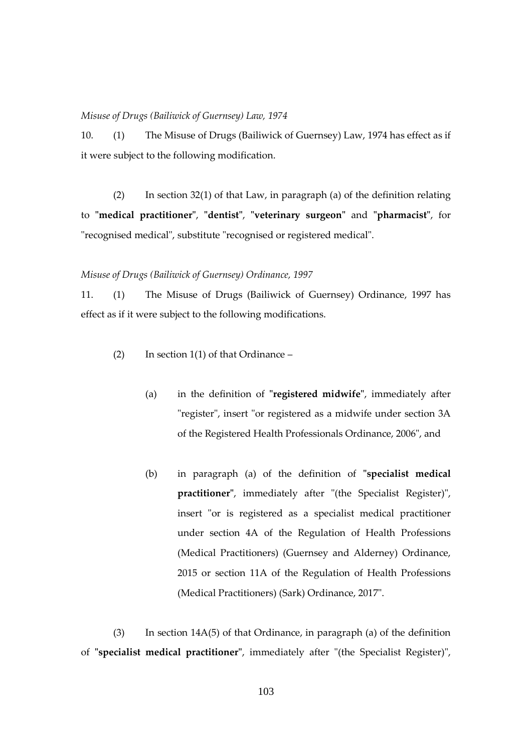*Misuse of Drugs (Bailiwick of Guernsey) Law, 1974*

10. (1) The Misuse of Drugs (Bailiwick of Guernsey) Law, 1974 has effect as if it were subject to the following modification.

(2) In section 32(1) of that Law, in paragraph (a) of the definition relating to **"medical practitioner"**, **"dentist"**, **"veterinary surgeon"** and **"pharmacist"**, for "recognised medical", substitute "recognised or registered medical".

*Misuse of Drugs (Bailiwick of Guernsey) Ordinance, 1997*

11. (1) The Misuse of Drugs (Bailiwick of Guernsey) Ordinance, 1997 has effect as if it were subject to the following modifications.

(2) In section 1(1) of that Ordinance –

(a) in the definition of **"registered midwife"**, immediately after "register", insert "or registered as a midwife under section 3A of the Registered Health Professionals Ordinance, 2006", and

(b) in paragraph (a) of the definition of **"specialist medical practitioner"**, immediately after "(the Specialist Register)", insert "or is registered as a specialist medical practitioner under section 4A of the Regulation of Health Professions (Medical Practitioners) (Guernsey and Alderney) Ordinance, 2015 or section 11A of the Regulation of Health Professions (Medical Practitioners) (Sark) Ordinance, 2017".

(3) In section 14A(5) of that Ordinance, in paragraph (a) of the definition of **"specialist medical practitioner"**, immediately after "(the Specialist Register)",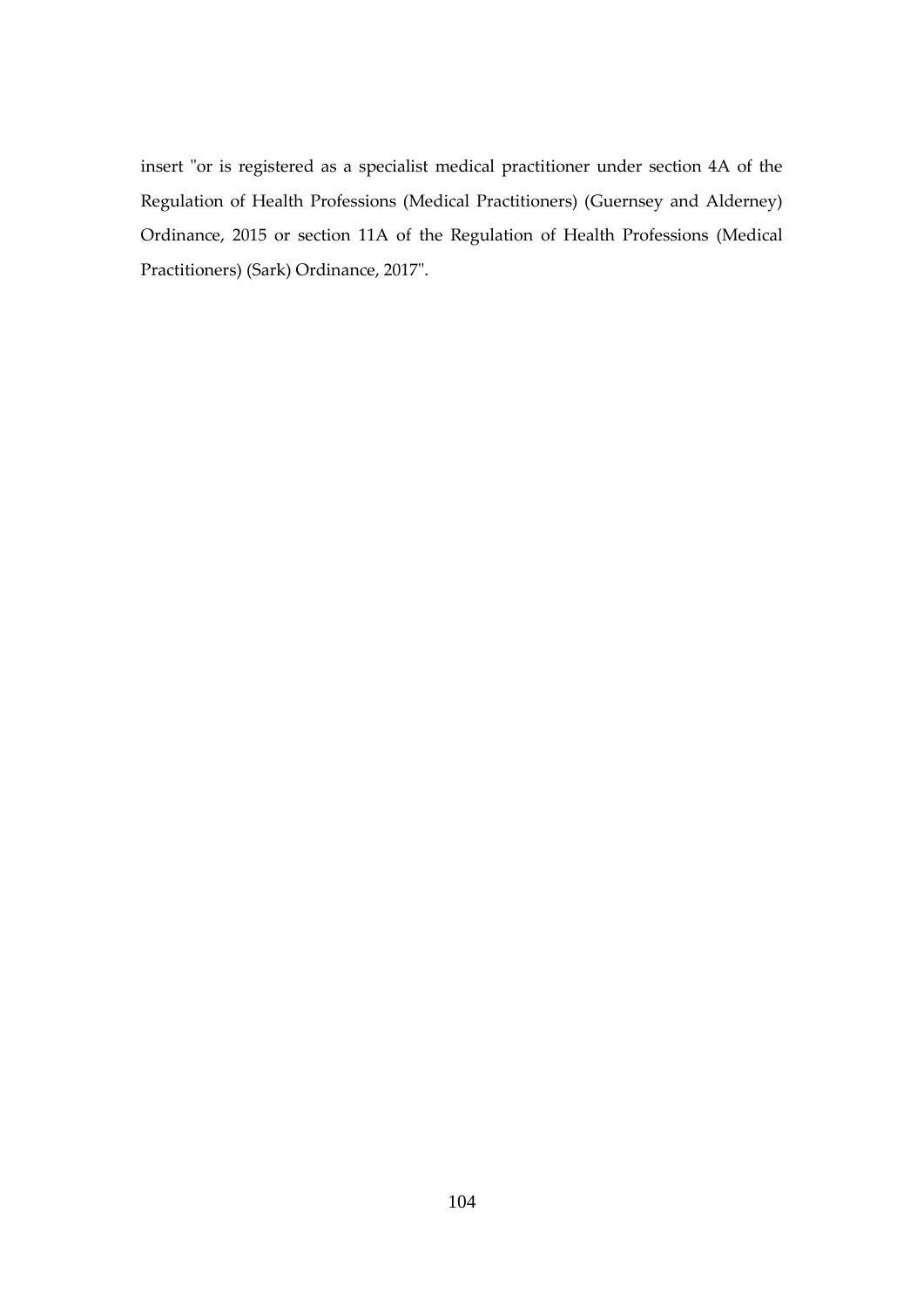insert "or is registered as a specialist medical practitioner under section 4A of the Regulation of Health Professions (Medical Practitioners) (Guernsey and Alderney) Ordinance, 2015 or section 11A of the Regulation of Health Professions (Medical Practitioners) (Sark) Ordinance, 2017".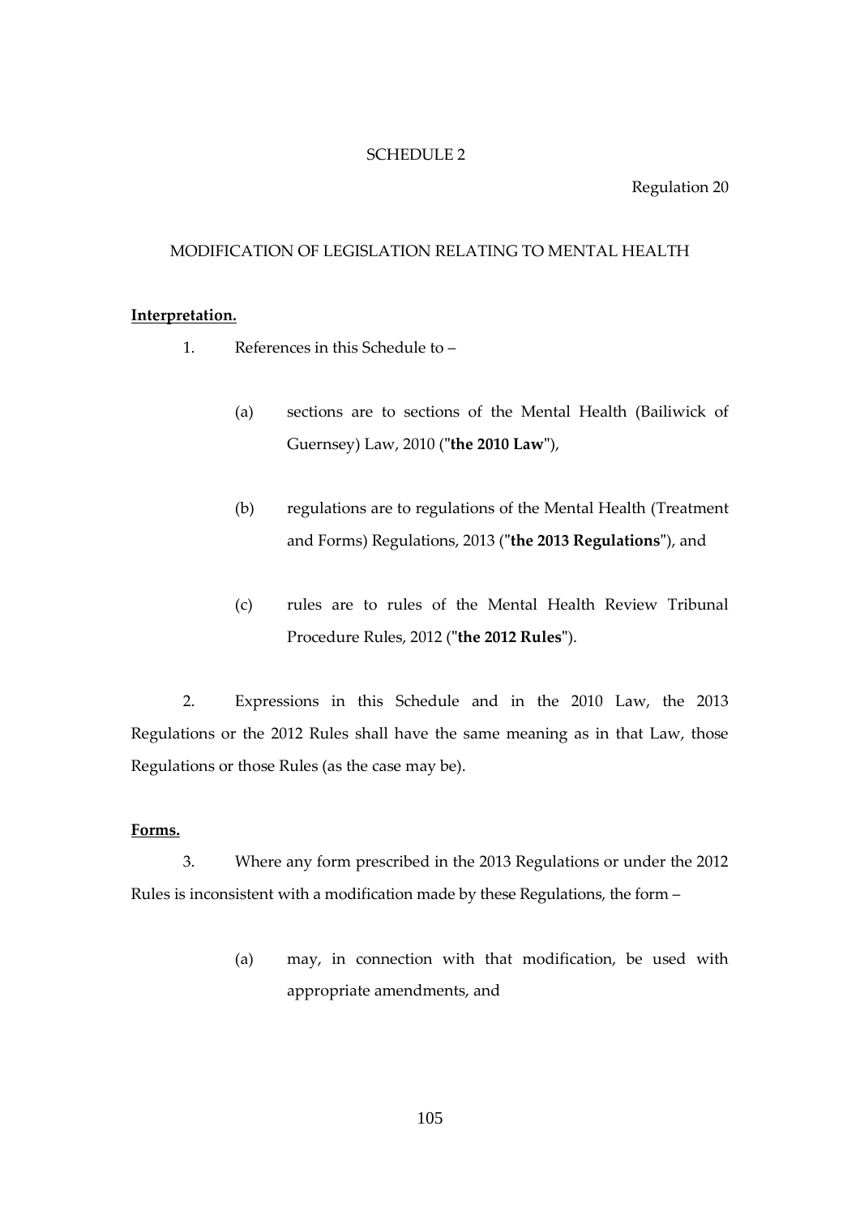# SCHEDULE 2

Regulation 20

## MODIFICATION OF LEGISLATION RELATING TO MENTAL HEALTH

**Interpretation.**

1. References in this Schedule to –

   (a) sections are to sections of the Mental Health (Bailiwick of Guernsey) Law, 2010 ("**the 2010 Law**"),

   (b) regulations are to regulations of the Mental Health (Treatment and Forms) Regulations, 2013 ("**the 2013 Regulations**"), and

   (c) rules are to rules of the Mental Health Review Tribunal Procedure Rules, 2012 ("**the 2012 Rules**").

2. Expressions in this Schedule and in the 2010 Law, the 2013 Regulations or the 2012 Rules shall have the same meaning as in that Law, those Regulations or those Rules (as the case may be).

**Forms.**

3. Where any form prescribed in the 2013 Regulations or under the 2012 Rules is inconsistent with a modification made by these Regulations, the form –

   (a) may, in connection with that modification, be used with appropriate amendments, and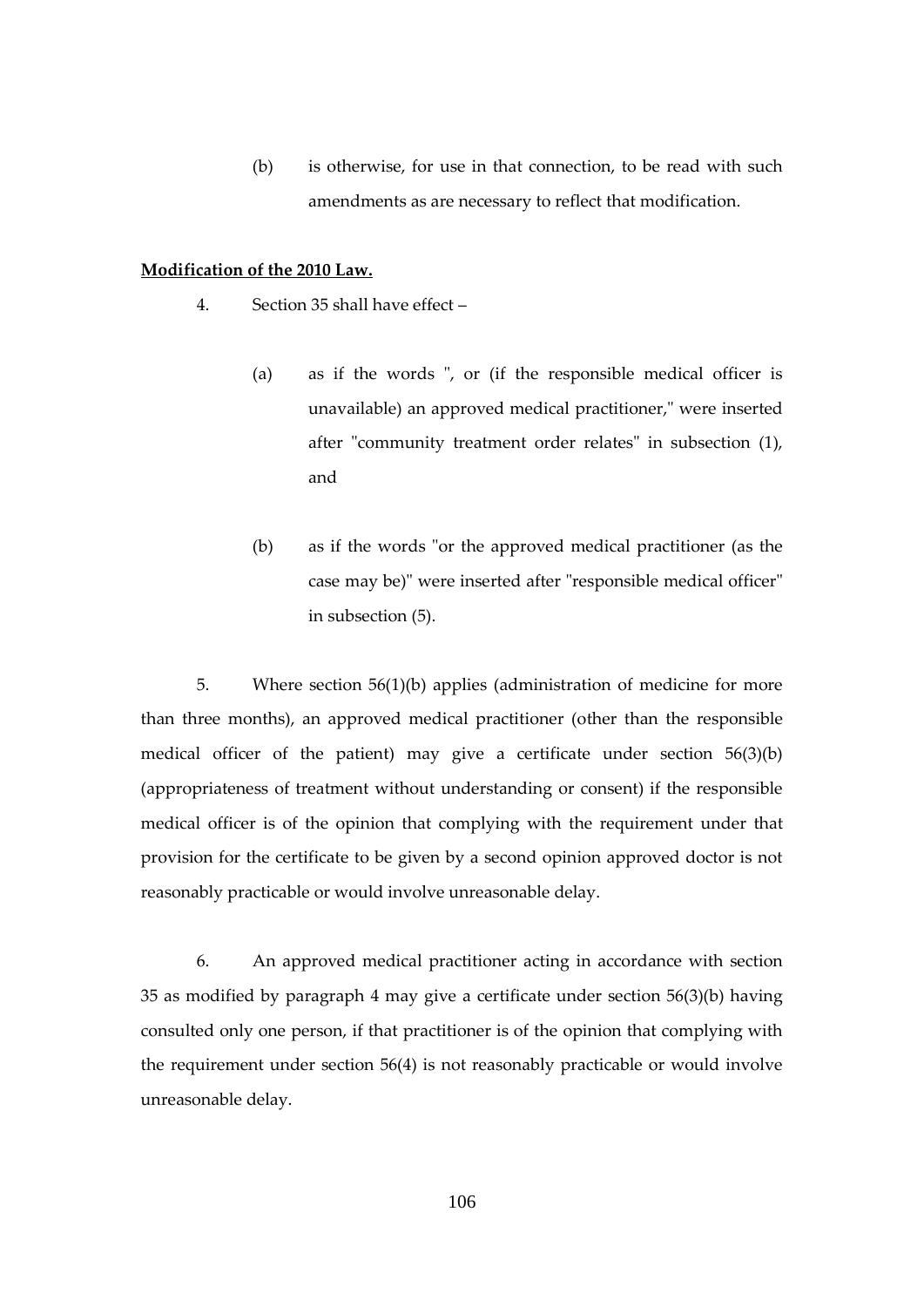(b) is otherwise, for use in that connection, to be read with such amendments as are necessary to reflect that modification.

**Modification of the 2010 Law.**

4. Section 35 shall have effect –

(a) as if the words ", or (if the responsible medical officer is unavailable) an approved medical practitioner," were inserted after "community treatment order relates" in subsection (1), and

(b) as if the words "or the approved medical practitioner (as the case may be)" were inserted after "responsible medical officer" in subsection (5).

5. Where section 56(1)(b) applies (administration of medicine for more than three months), an approved medical practitioner (other than the responsible medical officer of the patient) may give a certificate under section 56(3)(b) (appropriateness of treatment without understanding or consent) if the responsible medical officer is of the opinion that complying with the requirement under that provision for the certificate to be given by a second opinion approved doctor is not reasonably practicable or would involve unreasonable delay.

6. An approved medical practitioner acting in accordance with section 35 as modified by paragraph 4 may give a certificate under section 56(3)(b) having consulted only one person, if that practitioner is of the opinion that complying with the requirement under section 56(4) is not reasonably practicable or would involve unreasonable delay.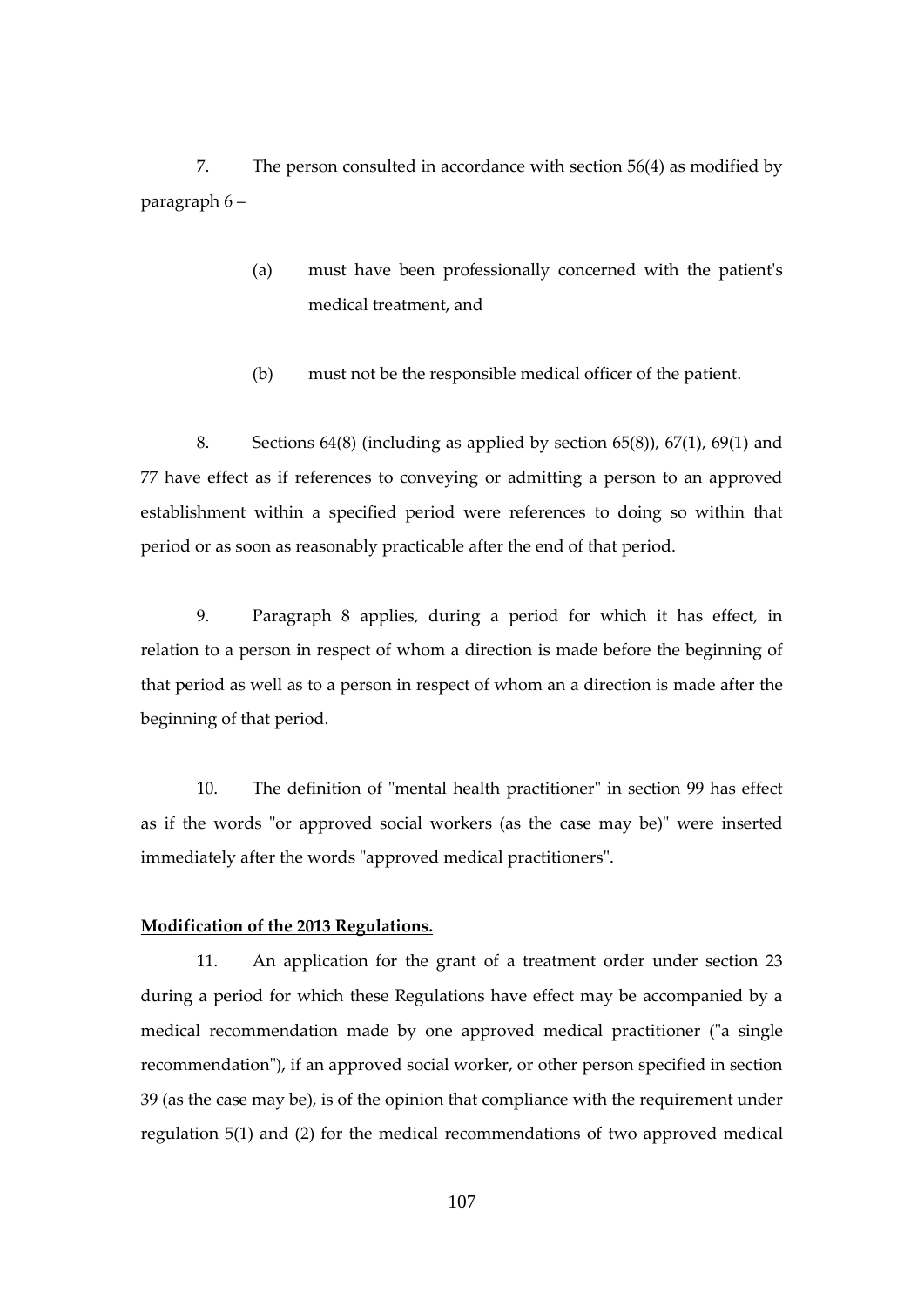7. The person consulted in accordance with section 56(4) as modified by paragraph 6 –

(a) must have been professionally concerned with the patient's medical treatment, and

(b) must not be the responsible medical officer of the patient.

8. Sections 64(8) (including as applied by section 65(8)), 67(1), 69(1) and 77 have effect as if references to conveying or admitting a person to an approved establishment within a specified period were references to doing so within that period or as soon as reasonably practicable after the end of that period.

9. Paragraph 8 applies, during a period for which it has effect, in relation to a person in respect of whom a direction is made before the beginning of that period as well as to a person in respect of whom an a direction is made after the beginning of that period.

10. The definition of "mental health practitioner" in section 99 has effect as if the words "or approved social workers (as the case may be)" were inserted immediately after the words "approved medical practitioners".

**Modification of the 2013 Regulations.**

11. An application for the grant of a treatment order under section 23 during a period for which these Regulations have effect may be accompanied by a medical recommendation made by one approved medical practitioner ("a single recommendation"), if an approved social worker, or other person specified in section 39 (as the case may be), is of the opinion that compliance with the requirement under regulation 5(1) and (2) for the medical recommendations of two approved medical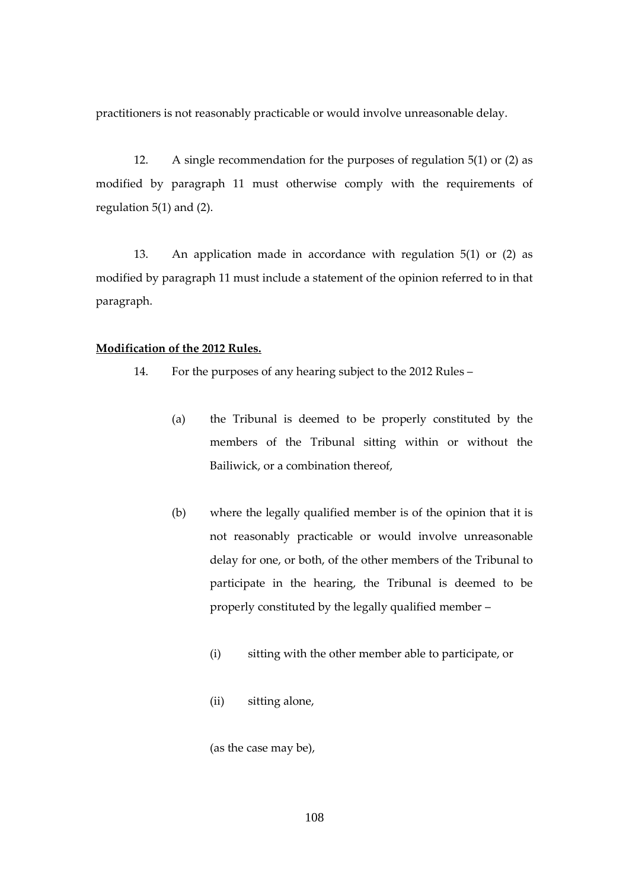practitioners is not reasonably practicable or would involve unreasonable delay.

12. A single recommendation for the purposes of regulation 5(1) or (2) as modified by paragraph 11 must otherwise comply with the requirements of regulation 5(1) and (2).

13. An application made in accordance with regulation 5(1) or (2) as modified by paragraph 11 must include a statement of the opinion referred to in that paragraph.

**Modification of the 2012 Rules.**

14. For the purposes of any hearing subject to the 2012 Rules –

(a) the Tribunal is deemed to be properly constituted by the members of the Tribunal sitting within or without the Bailiwick, or a combination thereof,

(b) where the legally qualified member is of the opinion that it is not reasonably practicable or would involve unreasonable delay for one, or both, of the other members of the Tribunal to participate in the hearing, the Tribunal is deemed to be properly constituted by the legally qualified member –

(i) sitting with the other member able to participate, or

(ii) sitting alone,

(as the case may be),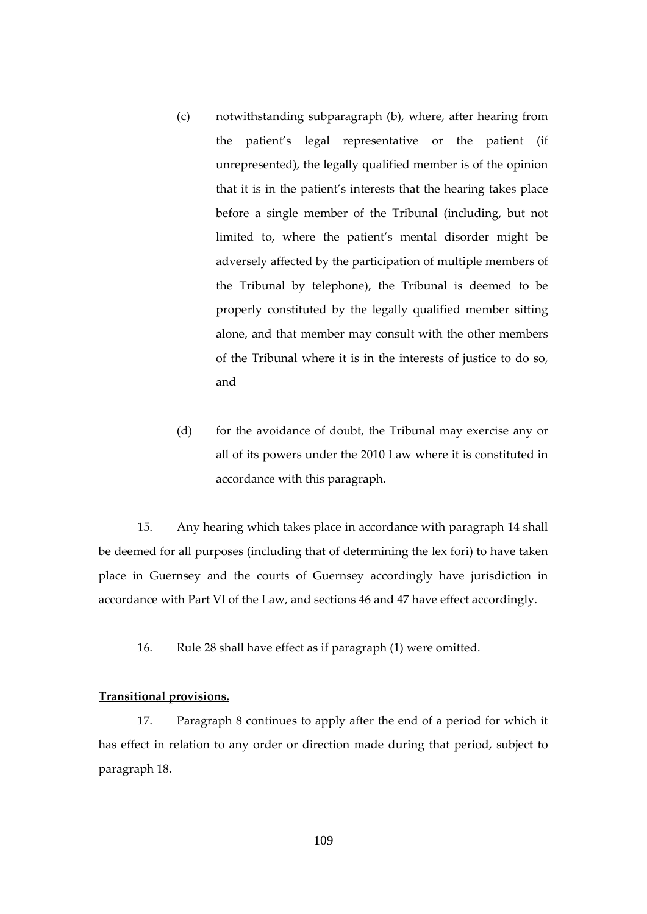(c) notwithstanding subparagraph (b), where, after hearing from the patient's legal representative or the patient (if unrepresented), the legally qualified member is of the opinion that it is in the patient's interests that the hearing takes place before a single member of the Tribunal (including, but not limited to, where the patient's mental disorder might be adversely affected by the participation of multiple members of the Tribunal by telephone), the Tribunal is deemed to be properly constituted by the legally qualified member sitting alone, and that member may consult with the other members of the Tribunal where it is in the interests of justice to do so, and

(d) for the avoidance of doubt, the Tribunal may exercise any or all of its powers under the 2010 Law where it is constituted in accordance with this paragraph.

15. Any hearing which takes place in accordance with paragraph 14 shall be deemed for all purposes (including that of determining the lex fori) to have taken place in Guernsey and the courts of Guernsey accordingly have jurisdiction in accordance with Part VI of the Law, and sections 46 and 47 have effect accordingly.

16. Rule 28 shall have effect as if paragraph (1) were omitted.

**Transitional provisions.**

17. Paragraph 8 continues to apply after the end of a period for which it has effect in relation to any order or direction made during that period, subject to paragraph 18.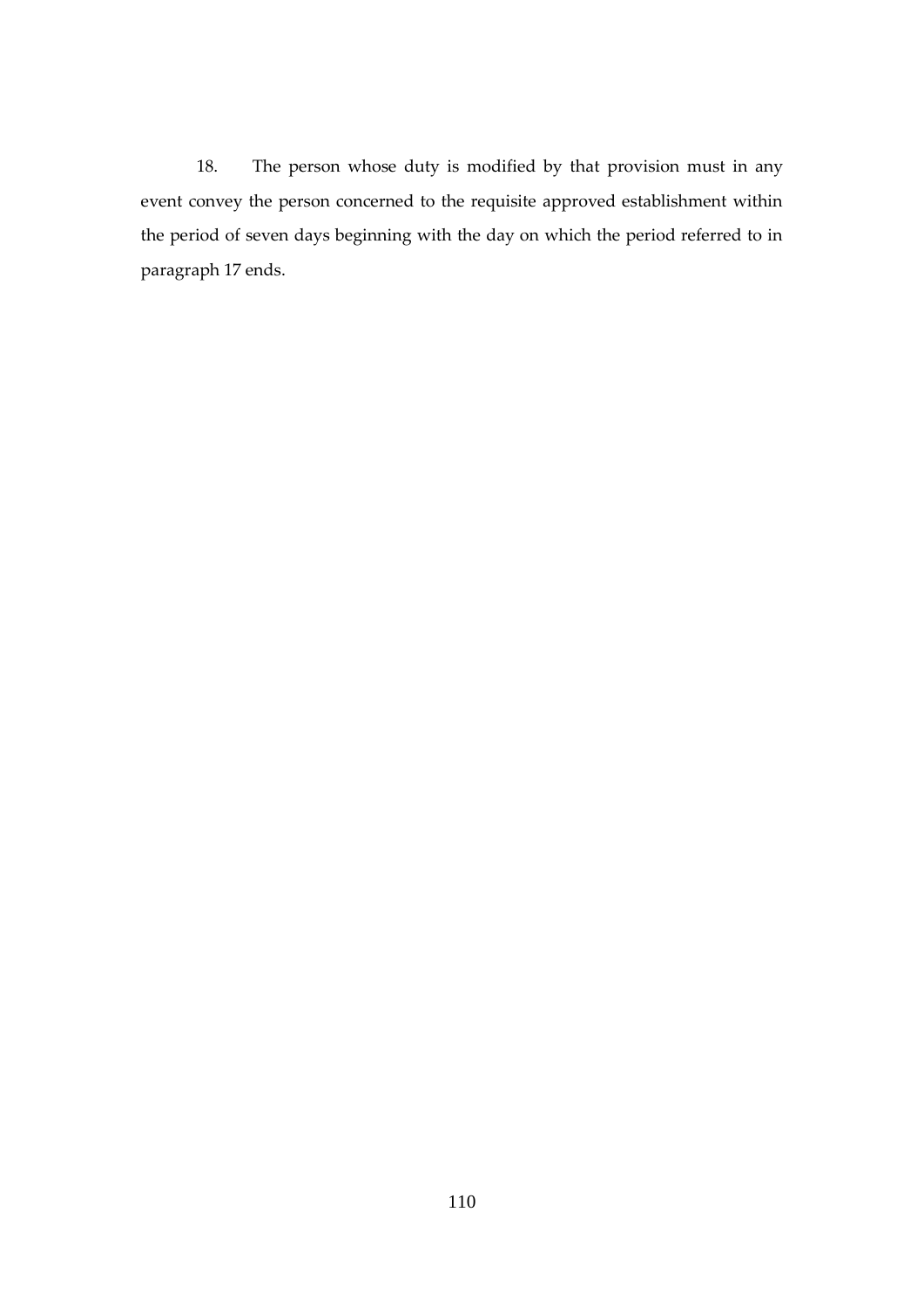18. The person whose duty is modified by that provision must in any event convey the person concerned to the requisite approved establishment within the period of seven days beginning with the day on which the period referred to in paragraph 17 ends.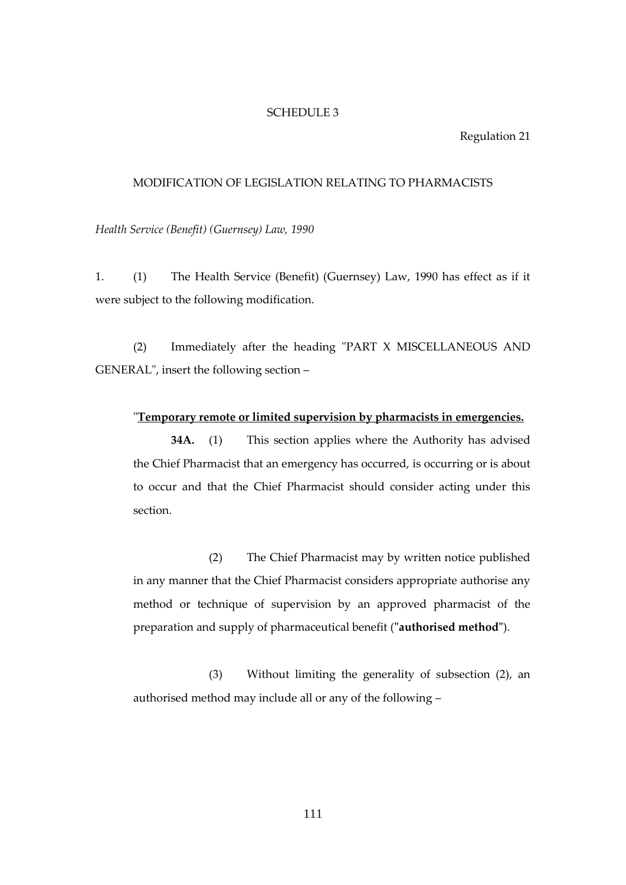SCHEDULE 3

Regulation 21

MODIFICATION OF LEGISLATION RELATING TO PHARMACISTS

*Health Service (Benefit) (Guernsey) Law, 1990*

1. (1) The Health Service (Benefit) (Guernsey) Law, 1990 has effect as if it were subject to the following modification.

(2) Immediately after the heading "PART X MISCELLANEOUS AND GENERAL", insert the following section –

"**Temporary remote or limited supervision by pharmacists in emergencies.**

**34A.** (1) This section applies where the Authority has advised the Chief Pharmacist that an emergency has occurred, is occurring or is about to occur and that the Chief Pharmacist should consider acting under this section.

(2) The Chief Pharmacist may by written notice published in any manner that the Chief Pharmacist considers appropriate authorise any method or technique of supervision by an approved pharmacist of the preparation and supply of pharmaceutical benefit ("**authorised method**").

(3) Without limiting the generality of subsection (2), an authorised method may include all or any of the following –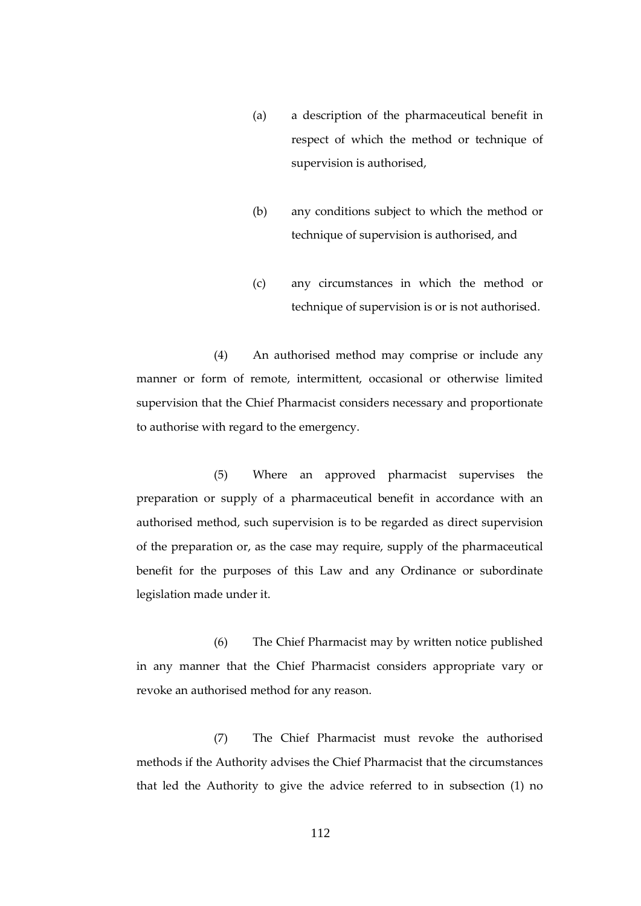(a) a description of the pharmaceutical benefit in respect of which the method or technique of supervision is authorised,

(b) any conditions subject to which the method or technique of supervision is authorised, and

(c) any circumstances in which the method or technique of supervision is or is not authorised.

(4) An authorised method may comprise or include any manner or form of remote, intermittent, occasional or otherwise limited supervision that the Chief Pharmacist considers necessary and proportionate to authorise with regard to the emergency.

(5) Where an approved pharmacist supervises the preparation or supply of a pharmaceutical benefit in accordance with an authorised method, such supervision is to be regarded as direct supervision of the preparation or, as the case may require, supply of the pharmaceutical benefit for the purposes of this Law and any Ordinance or subordinate legislation made under it.

(6) The Chief Pharmacist may by written notice published in any manner that the Chief Pharmacist considers appropriate vary or revoke an authorised method for any reason.

(7) The Chief Pharmacist must revoke the authorised methods if the Authority advises the Chief Pharmacist that the circumstances that led the Authority to give the advice referred to in subsection (1) no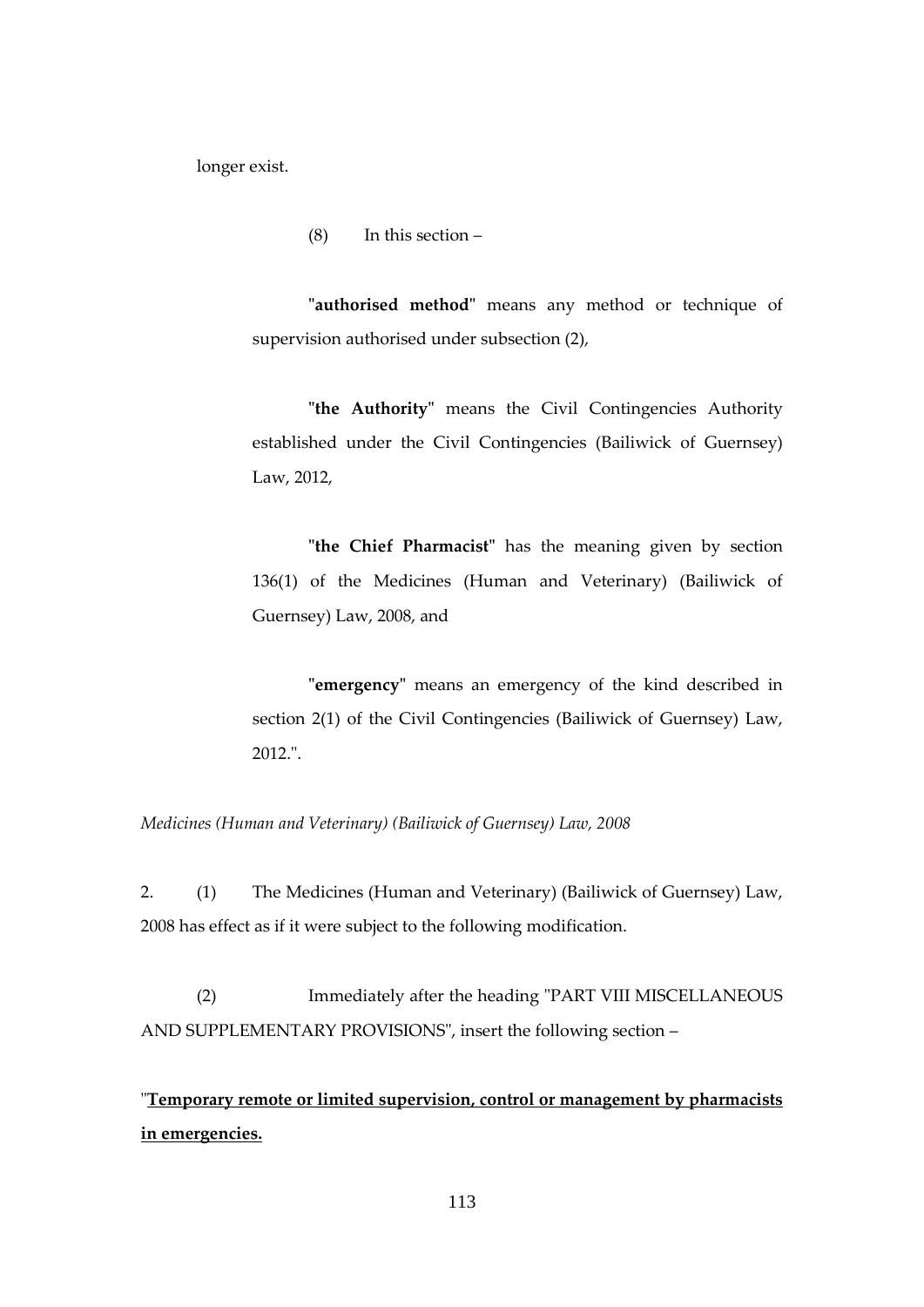longer exist.

(8) In this section –

"**authorised method**" means any method or technique of supervision authorised under subsection (2),

"**the Authority**" means the Civil Contingencies Authority established under the Civil Contingencies (Bailiwick of Guernsey) Law, 2012,

"**the Chief Pharmacist**" has the meaning given by section 136(1) of the Medicines (Human and Veterinary) (Bailiwick of Guernsey) Law, 2008, and

"**emergency**" means an emergency of the kind described in section 2(1) of the Civil Contingencies (Bailiwick of Guernsey) Law, 2012.".

*Medicines (Human and Veterinary) (Bailiwick of Guernsey) Law, 2008*

2. (1) The Medicines (Human and Veterinary) (Bailiwick of Guernsey) Law, 2008 has effect as if it were subject to the following modification.

(2) Immediately after the heading "PART VIII MISCELLANEOUS AND SUPPLEMENTARY PROVISIONS", insert the following section –

"**<u>Temporary remote or limited supervision, control or management by pharmacists in emergencies.</u>**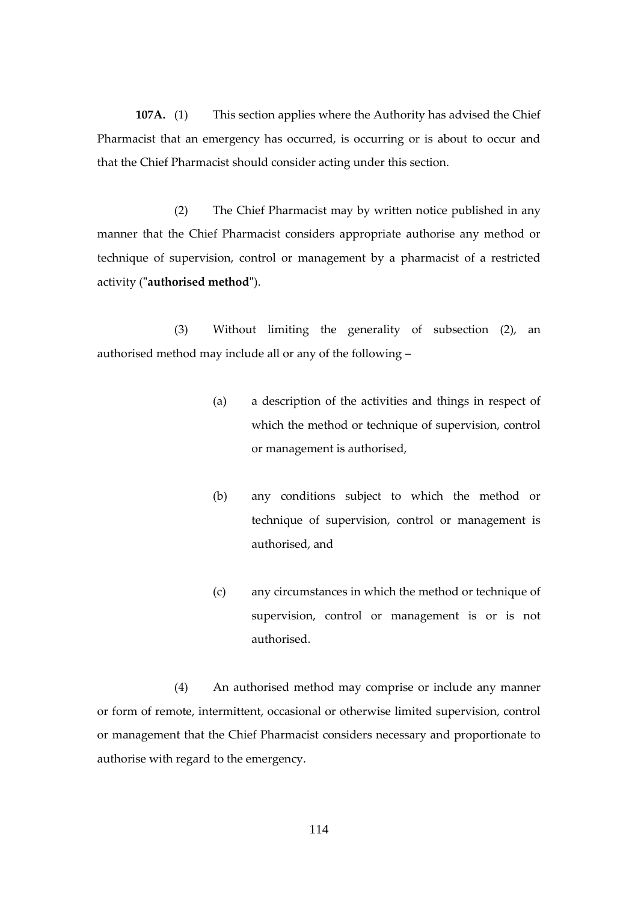**107A.** (1) This section applies where the Authority has advised the Chief Pharmacist that an emergency has occurred, is occurring or is about to occur and that the Chief Pharmacist should consider acting under this section.

(2) The Chief Pharmacist may by written notice published in any manner that the Chief Pharmacist considers appropriate authorise any method or technique of supervision, control or management by a pharmacist of a restricted activity ("**authorised method**").

(3) Without limiting the generality of subsection (2), an authorised method may include all or any of the following –

(a) a description of the activities and things in respect of which the method or technique of supervision, control or management is authorised,

(b) any conditions subject to which the method or technique of supervision, control or management is authorised, and

(c) any circumstances in which the method or technique of supervision, control or management is or is not authorised.

(4) An authorised method may comprise or include any manner or form of remote, intermittent, occasional or otherwise limited supervision, control or management that the Chief Pharmacist considers necessary and proportionate to authorise with regard to the emergency.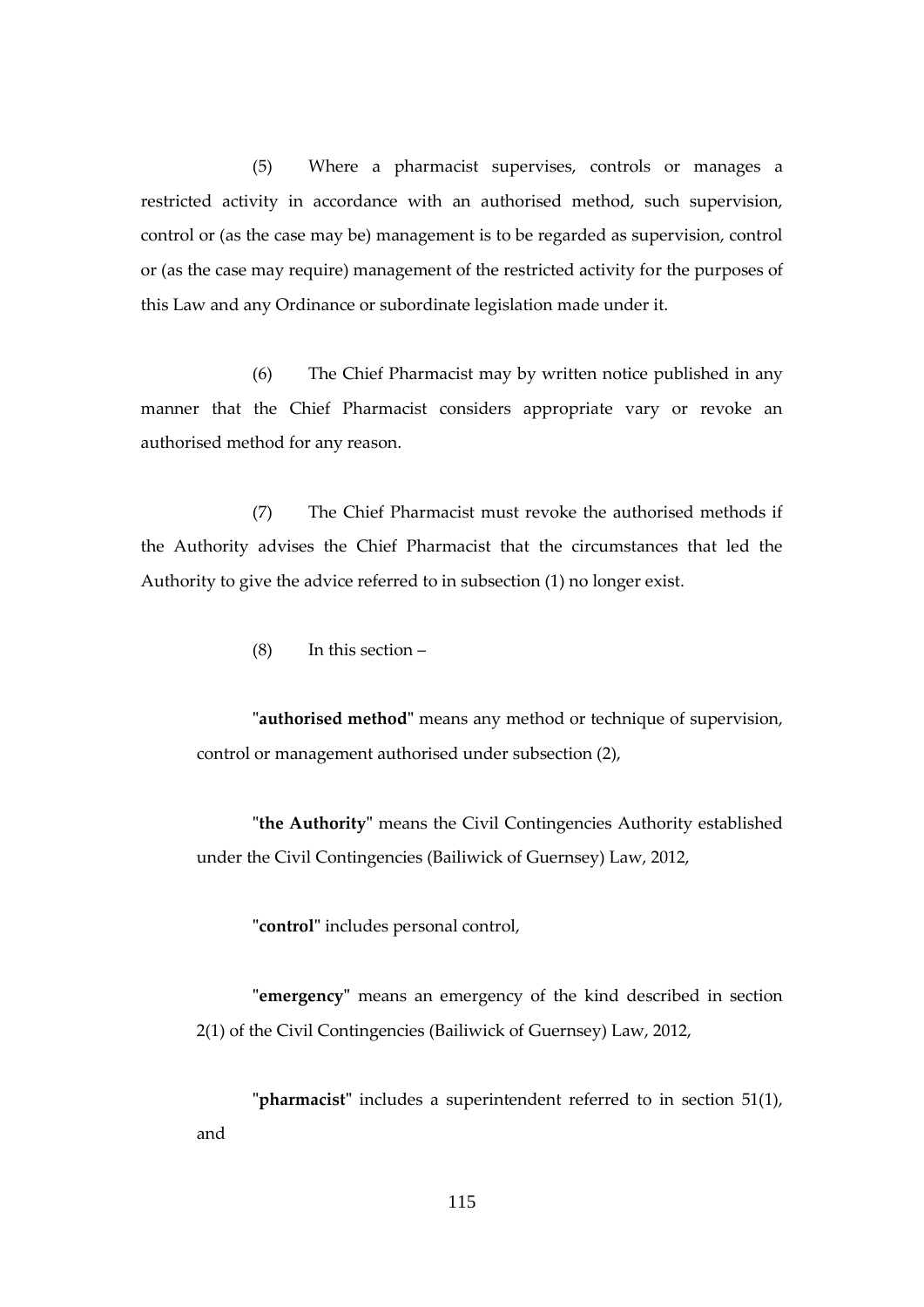(5) Where a pharmacist supervises, controls or manages a restricted activity in accordance with an authorised method, such supervision, control or (as the case may be) management is to be regarded as supervision, control or (as the case may require) management of the restricted activity for the purposes of this Law and any Ordinance or subordinate legislation made under it.

(6) The Chief Pharmacist may by written notice published in any manner that the Chief Pharmacist considers appropriate vary or revoke an authorised method for any reason.

(7) The Chief Pharmacist must revoke the authorised methods if the Authority advises the Chief Pharmacist that the circumstances that led the Authority to give the advice referred to in subsection (1) no longer exist.

(8) In this section –

"**authorised method**" means any method or technique of supervision, control or management authorised under subsection (2),

"**the Authority**" means the Civil Contingencies Authority established under the Civil Contingencies (Bailiwick of Guernsey) Law, 2012,

"**control**" includes personal control,

"**emergency**" means an emergency of the kind described in section 2(1) of the Civil Contingencies (Bailiwick of Guernsey) Law, 2012,

"**pharmacist**" includes a superintendent referred to in section 51(1), and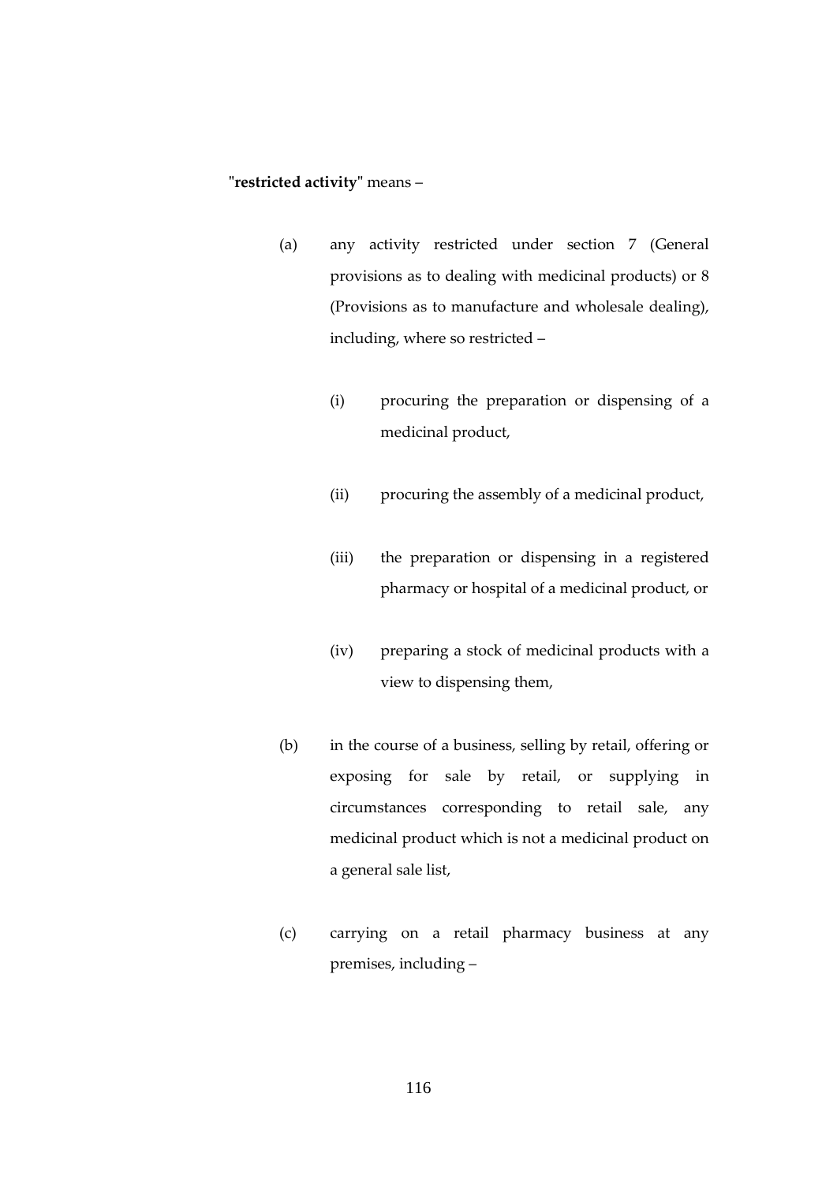"**restricted activity**" means –

(a) any activity restricted under section 7 (General provisions as to dealing with medicinal products) or 8 (Provisions as to manufacture and wholesale dealing), including, where so restricted –

  (i) procuring the preparation or dispensing of a medicinal product,

  (ii) procuring the assembly of a medicinal product,

  (iii) the preparation or dispensing in a registered pharmacy or hospital of a medicinal product, or

  (iv) preparing a stock of medicinal products with a view to dispensing them,

(b) in the course of a business, selling by retail, offering or exposing for sale by retail, or supplying in circumstances corresponding to retail sale, any medicinal product which is not a medicinal product on a general sale list,

(c) carrying on a retail pharmacy business at any premises, including –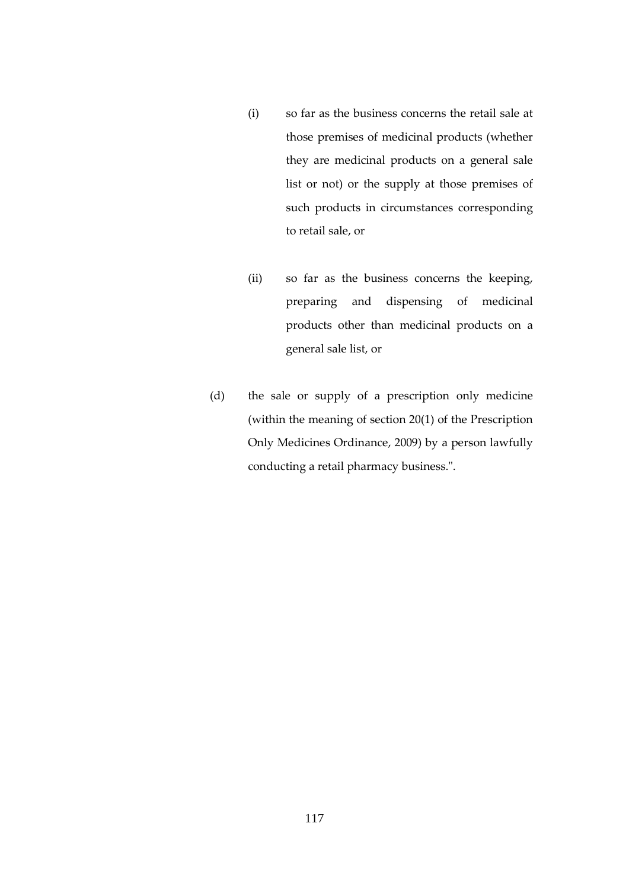(i) so far as the business concerns the retail sale at those premises of medicinal products (whether they are medicinal products on a general sale list or not) or the supply at those premises of such products in circumstances corresponding to retail sale, or

(ii) so far as the business concerns the keeping, preparing and dispensing of medicinal products other than medicinal products on a general sale list, or

(d) the sale or supply of a prescription only medicine (within the meaning of section 20(1) of the Prescription Only Medicines Ordinance, 2009) by a person lawfully conducting a retail pharmacy business.".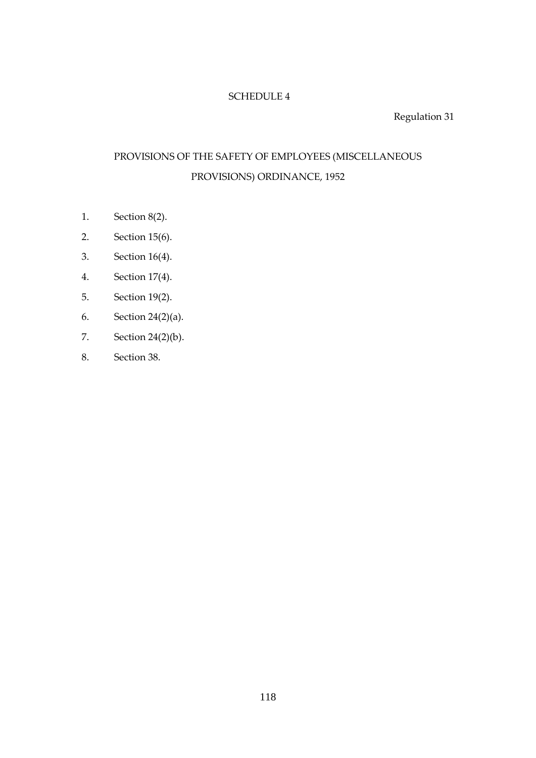# SCHEDULE 4

Regulation 31

## PROVISIONS OF THE SAFETY OF EMPLOYEES (MISCELLANEOUS PROVISIONS) ORDINANCE, 1952

1. Section 8(2).
2. Section 15(6).
3. Section 16(4).
4. Section 17(4).
5. Section 19(2).
6. Section 24(2)(a).
7. Section 24(2)(b).
8. Section 38.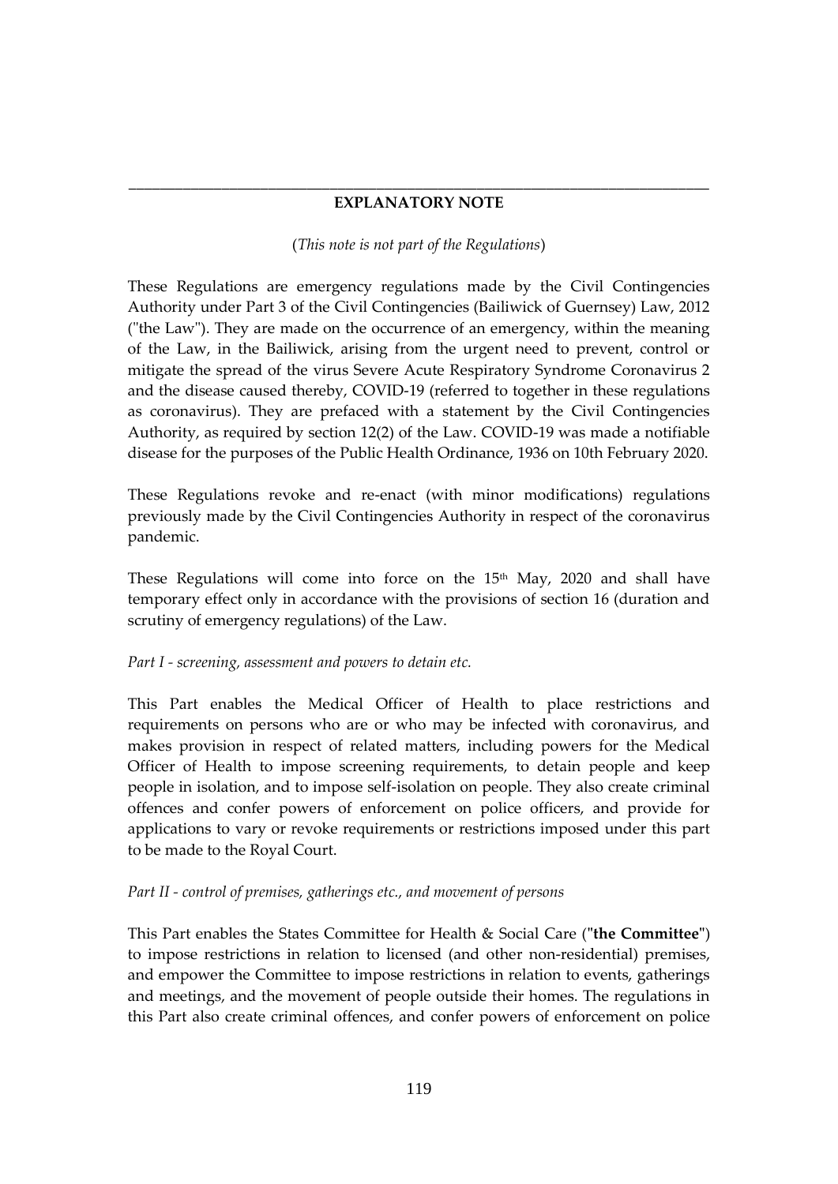---

## EXPLANATORY NOTE

(*This note is not part of the Regulations*)

These Regulations are emergency regulations made by the Civil Contingencies Authority under Part 3 of the Civil Contingencies (Bailiwick of Guernsey) Law, 2012 ("the Law"). They are made on the occurrence of an emergency, within the meaning of the Law, in the Bailiwick, arising from the urgent need to prevent, control or mitigate the spread of the virus Severe Acute Respiratory Syndrome Coronavirus 2 and the disease caused thereby, COVID-19 (referred to together in these regulations as coronavirus). They are prefaced with a statement by the Civil Contingencies Authority, as required by section 12(2) of the Law. COVID-19 was made a notifiable disease for the purposes of the Public Health Ordinance, 1936 on 10th February 2020.

These Regulations revoke and re-enact (with minor modifications) regulations previously made by the Civil Contingencies Authority in respect of the coronavirus pandemic.

These Regulations will come into force on the 15th May, 2020 and shall have temporary effect only in accordance with the provisions of section 16 (duration and scrutiny of emergency regulations) of the Law.

*Part I - screening, assessment and powers to detain etc.*

This Part enables the Medical Officer of Health to place restrictions and requirements on persons who are or who may be infected with coronavirus, and makes provision in respect of related matters, including powers for the Medical Officer of Health to impose screening requirements, to detain people and keep people in isolation, and to impose self-isolation on people. They also create criminal offences and confer powers of enforcement on police officers, and provide for applications to vary or revoke requirements or restrictions imposed under this part to be made to the Royal Court.

*Part II - control of premises, gatherings etc., and movement of persons*

This Part enables the States Committee for Health & Social Care ("**the Committee**") to impose restrictions in relation to licensed (and other non-residential) premises, and empower the Committee to impose restrictions in relation to events, gatherings and meetings, and the movement of people outside their homes. The regulations in this Part also create criminal offences, and confer powers of enforcement on police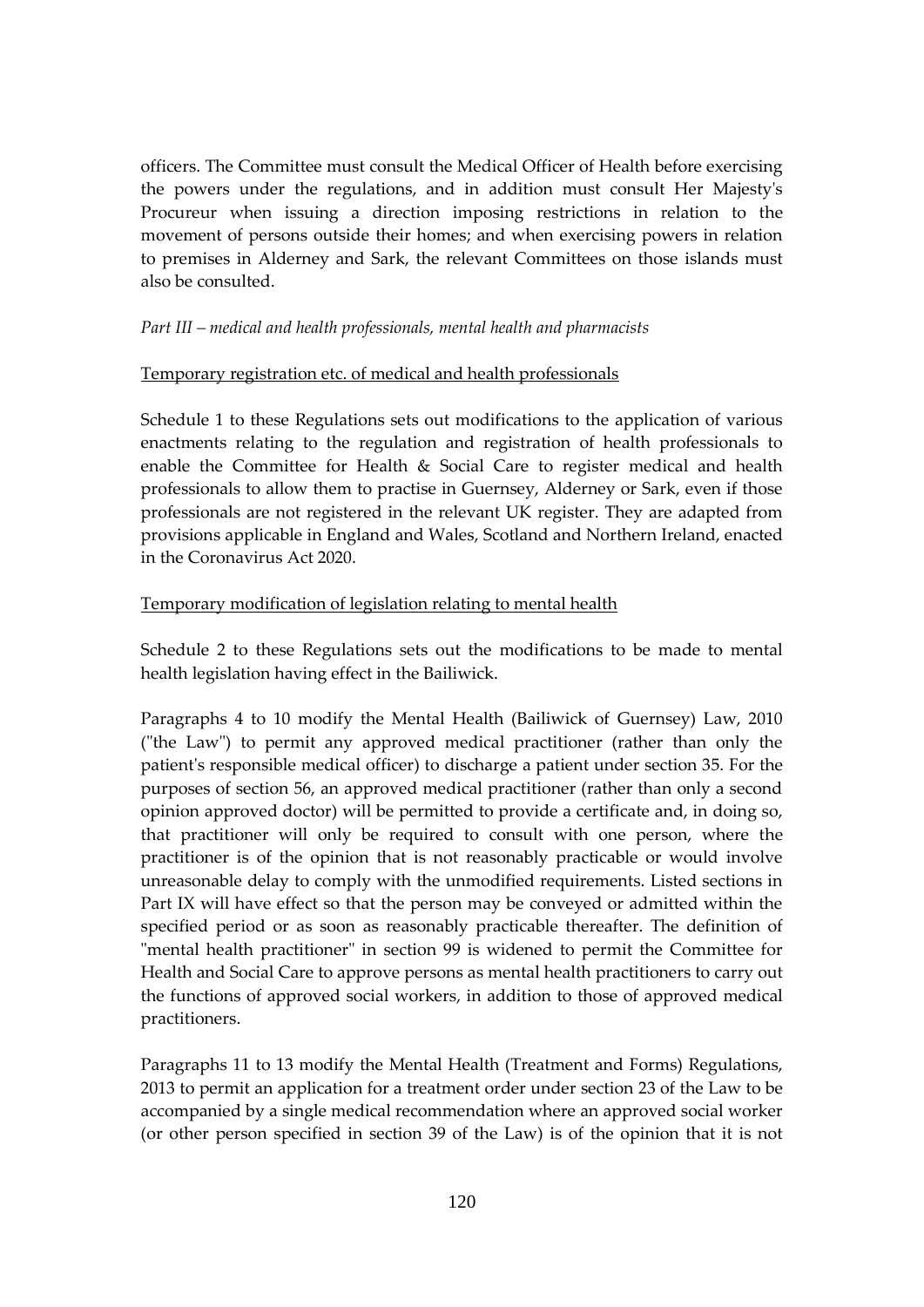officers. The Committee must consult the Medical Officer of Health before exercising the powers under the regulations, and in addition must consult Her Majesty's Procureur when issuing a direction imposing restrictions in relation to the movement of persons outside their homes; and when exercising powers in relation to premises in Alderney and Sark, the relevant Committees on those islands must also be consulted.

*Part III – medical and health professionals, mental health and pharmacists*

<u>Temporary registration etc. of medical and health professionals</u>

Schedule 1 to these Regulations sets out modifications to the application of various enactments relating to the regulation and registration of health professionals to enable the Committee for Health & Social Care to register medical and health professionals to allow them to practise in Guernsey, Alderney or Sark, even if those professionals are not registered in the relevant UK register. They are adapted from provisions applicable in England and Wales, Scotland and Northern Ireland, enacted in the Coronavirus Act 2020.

<u>Temporary modification of legislation relating to mental health</u>

Schedule 2 to these Regulations sets out the modifications to be made to mental health legislation having effect in the Bailiwick.

Paragraphs 4 to 10 modify the Mental Health (Bailiwick of Guernsey) Law, 2010 ("the Law") to permit any approved medical practitioner (rather than only the patient's responsible medical officer) to discharge a patient under section 35. For the purposes of section 56, an approved medical practitioner (rather than only a second opinion approved doctor) will be permitted to provide a certificate and, in doing so, that practitioner will only be required to consult with one person, where the practitioner is of the opinion that is not reasonably practicable or would involve unreasonable delay to comply with the unmodified requirements. Listed sections in Part IX will have effect so that the person may be conveyed or admitted within the specified period or as soon as reasonably practicable thereafter. The definition of "mental health practitioner" in section 99 is widened to permit the Committee for Health and Social Care to approve persons as mental health practitioners to carry out the functions of approved social workers, in addition to those of approved medical practitioners.

Paragraphs 11 to 13 modify the Mental Health (Treatment and Forms) Regulations, 2013 to permit an application for a treatment order under section 23 of the Law to be accompanied by a single medical recommendation where an approved social worker (or other person specified in section 39 of the Law) is of the opinion that it is not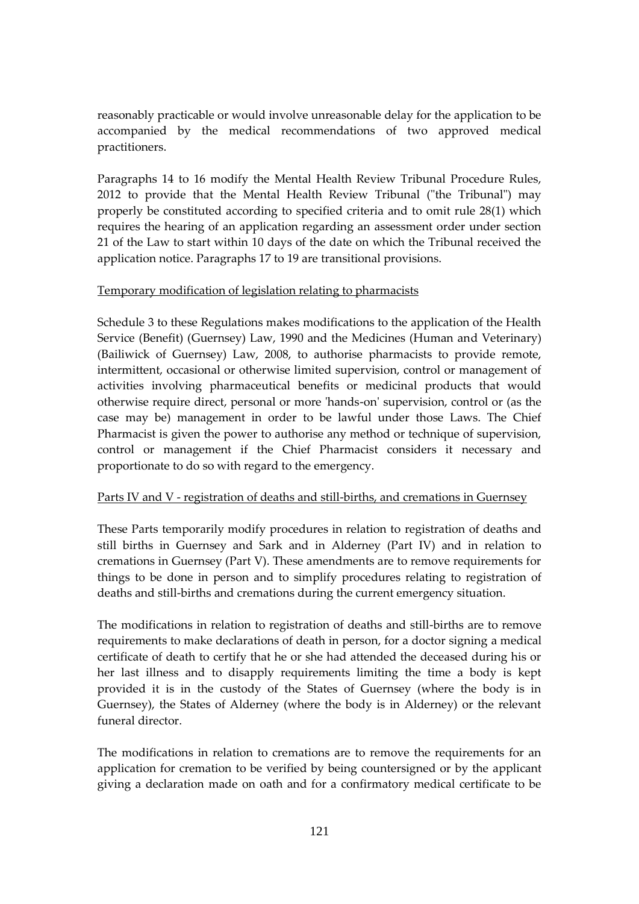reasonably practicable or would involve unreasonable delay for the application to be accompanied by the medical recommendations of two approved medical practitioners.

Paragraphs 14 to 16 modify the Mental Health Review Tribunal Procedure Rules, 2012 to provide that the Mental Health Review Tribunal ("the Tribunal") may properly be constituted according to specified criteria and to omit rule 28(1) which requires the hearing of an application regarding an assessment order under section 21 of the Law to start within 10 days of the date on which the Tribunal received the application notice. Paragraphs 17 to 19 are transitional provisions.

<u>Temporary modification of legislation relating to pharmacists</u>

Schedule 3 to these Regulations makes modifications to the application of the Health Service (Benefit) (Guernsey) Law, 1990 and the Medicines (Human and Veterinary) (Bailiwick of Guernsey) Law, 2008, to authorise pharmacists to provide remote, intermittent, occasional or otherwise limited supervision, control or management of activities involving pharmaceutical benefits or medicinal products that would otherwise require direct, personal or more 'hands-on' supervision, control or (as the case may be) management in order to be lawful under those Laws. The Chief Pharmacist is given the power to authorise any method or technique of supervision, control or management if the Chief Pharmacist considers it necessary and proportionate to do so with regard to the emergency.

<u>Parts IV and V - registration of deaths and still-births, and cremations in Guernsey</u>

These Parts temporarily modify procedures in relation to registration of deaths and still births in Guernsey and Sark and in Alderney (Part IV) and in relation to cremations in Guernsey (Part V). These amendments are to remove requirements for things to be done in person and to simplify procedures relating to registration of deaths and still-births and cremations during the current emergency situation.

The modifications in relation to registration of deaths and still-births are to remove requirements to make declarations of death in person, for a doctor signing a medical certificate of death to certify that he or she had attended the deceased during his or her last illness and to disapply requirements limiting the time a body is kept provided it is in the custody of the States of Guernsey (where the body is in Guernsey), the States of Alderney (where the body is in Alderney) or the relevant funeral director.

The modifications in relation to cremations are to remove the requirements for an application for cremation to be verified by being countersigned or by the applicant giving a declaration made on oath and for a confirmatory medical certificate to be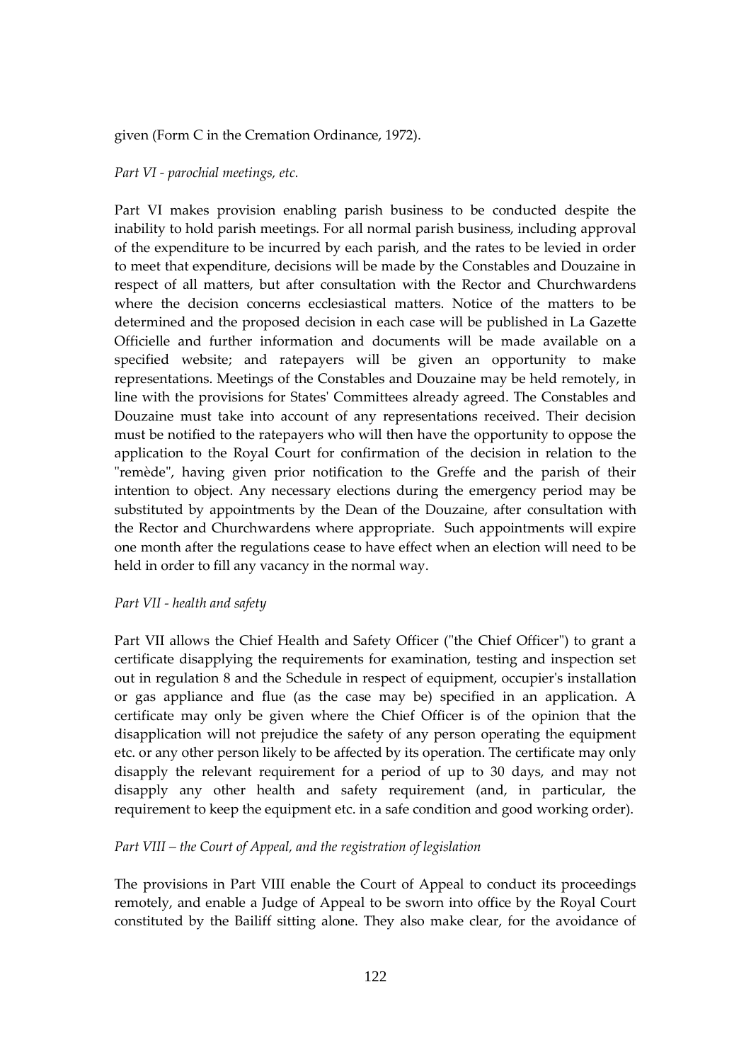given (Form C in the Cremation Ordinance, 1972).

*Part VI - parochial meetings, etc.*

Part VI makes provision enabling parish business to be conducted despite the inability to hold parish meetings. For all normal parish business, including approval of the expenditure to be incurred by each parish, and the rates to be levied in order to meet that expenditure, decisions will be made by the Constables and Douzaine in respect of all matters, but after consultation with the Rector and Churchwardens where the decision concerns ecclesiastical matters. Notice of the matters to be determined and the proposed decision in each case will be published in La Gazette Officielle and further information and documents will be made available on a specified website; and ratepayers will be given an opportunity to make representations. Meetings of the Constables and Douzaine may be held remotely, in line with the provisions for States' Committees already agreed. The Constables and Douzaine must take into account of any representations received. Their decision must be notified to the ratepayers who will then have the opportunity to oppose the application to the Royal Court for confirmation of the decision in relation to the "remède", having given prior notification to the Greffe and the parish of their intention to object. Any necessary elections during the emergency period may be substituted by appointments by the Dean of the Douzaine, after consultation with the Rector and Churchwardens where appropriate. Such appointments will expire one month after the regulations cease to have effect when an election will need to be held in order to fill any vacancy in the normal way.

*Part VII - health and safety*

Part VII allows the Chief Health and Safety Officer ("the Chief Officer") to grant a certificate disapplying the requirements for examination, testing and inspection set out in regulation 8 and the Schedule in respect of equipment, occupier's installation or gas appliance and flue (as the case may be) specified in an application. A certificate may only be given where the Chief Officer is of the opinion that the disapplication will not prejudice the safety of any person operating the equipment etc. or any other person likely to be affected by its operation. The certificate may only disapply the relevant requirement for a period of up to 30 days, and may not disapply any other health and safety requirement (and, in particular, the requirement to keep the equipment etc. in a safe condition and good working order).

*Part VIII – the Court of Appeal, and the registration of legislation*

The provisions in Part VIII enable the Court of Appeal to conduct its proceedings remotely, and enable a Judge of Appeal to be sworn into office by the Royal Court constituted by the Bailiff sitting alone. They also make clear, for the avoidance of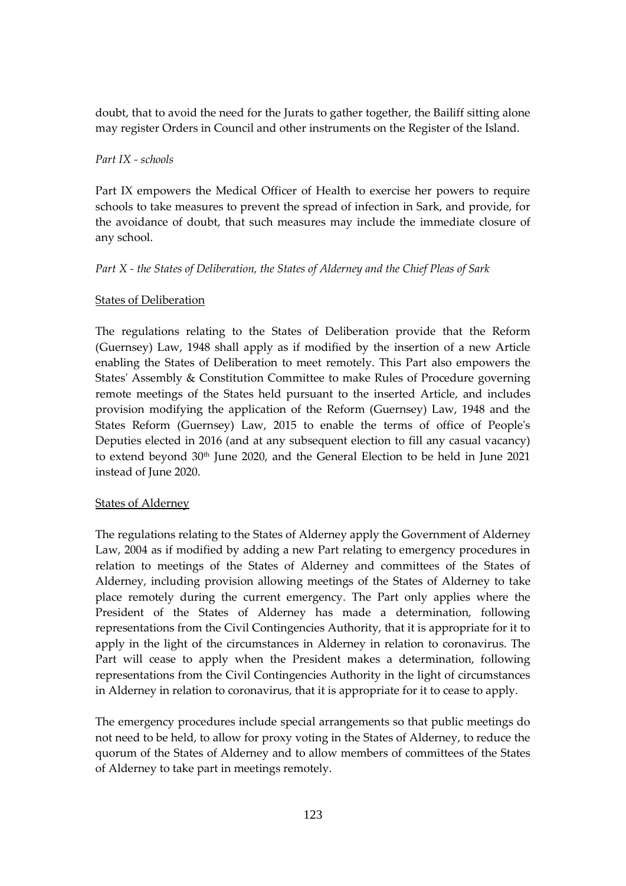doubt, that to avoid the need for the Jurats to gather together, the Bailiff sitting alone may register Orders in Council and other instruments on the Register of the Island.

*Part IX - schools*

Part IX empowers the Medical Officer of Health to exercise her powers to require schools to take measures to prevent the spread of infection in Sark, and provide, for the avoidance of doubt, that such measures may include the immediate closure of any school.

*Part X - the States of Deliberation, the States of Alderney and the Chief Pleas of Sark*

<u>States of Deliberation</u>

The regulations relating to the States of Deliberation provide that the Reform (Guernsey) Law, 1948 shall apply as if modified by the insertion of a new Article enabling the States of Deliberation to meet remotely. This Part also empowers the States' Assembly & Constitution Committee to make Rules of Procedure governing remote meetings of the States held pursuant to the inserted Article, and includes provision modifying the application of the Reform (Guernsey) Law, 1948 and the States Reform (Guernsey) Law, 2015 to enable the terms of office of People's Deputies elected in 2016 (and at any subsequent election to fill any casual vacancy) to extend beyond 30th June 2020, and the General Election to be held in June 2021 instead of June 2020.

<u>States of Alderney</u>

The regulations relating to the States of Alderney apply the Government of Alderney Law, 2004 as if modified by adding a new Part relating to emergency procedures in relation to meetings of the States of Alderney and committees of the States of Alderney, including provision allowing meetings of the States of Alderney to take place remotely during the current emergency. The Part only applies where the President of the States of Alderney has made a determination, following representations from the Civil Contingencies Authority, that it is appropriate for it to apply in the light of the circumstances in Alderney in relation to coronavirus. The Part will cease to apply when the President makes a determination, following representations from the Civil Contingencies Authority in the light of circumstances in Alderney in relation to coronavirus, that it is appropriate for it to cease to apply.

The emergency procedures include special arrangements so that public meetings do not need to be held, to allow for proxy voting in the States of Alderney, to reduce the quorum of the States of Alderney and to allow members of committees of the States of Alderney to take part in meetings remotely.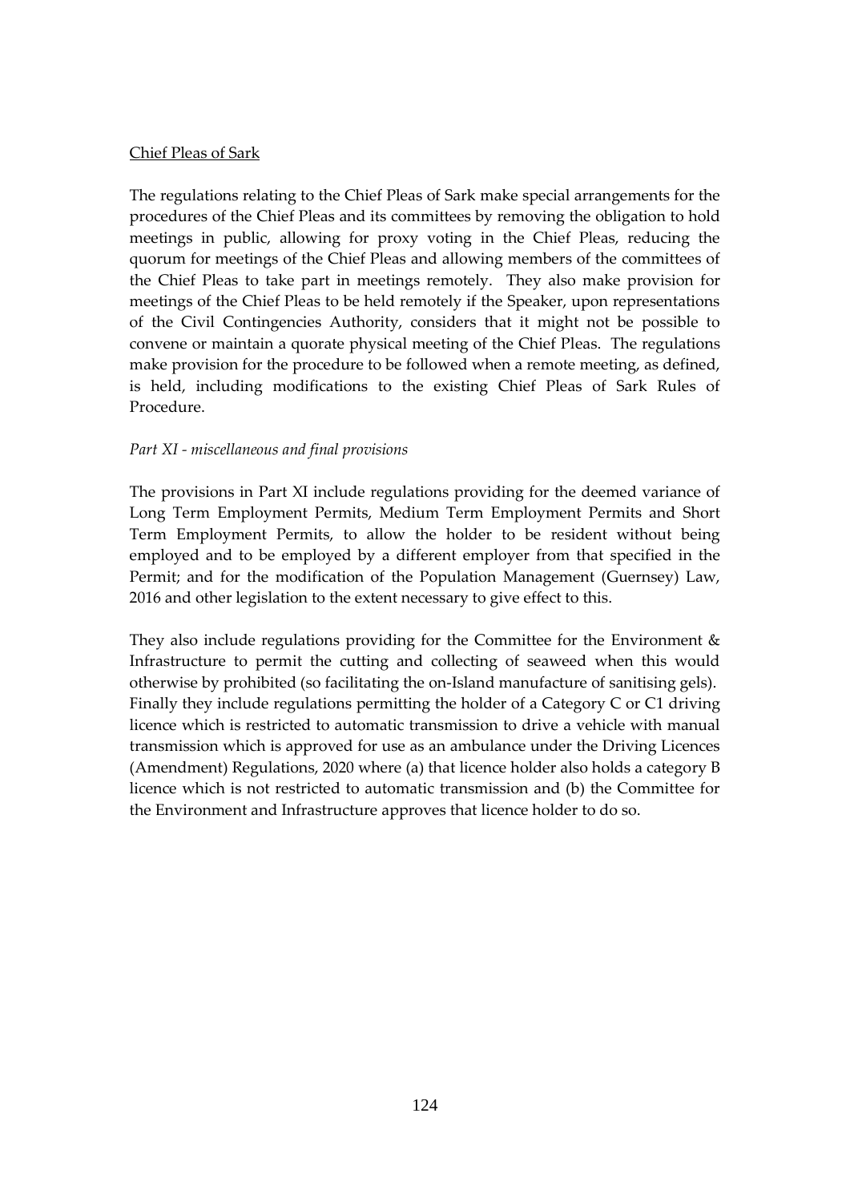Chief Pleas of Sark

The regulations relating to the Chief Pleas of Sark make special arrangements for the procedures of the Chief Pleas and its committees by removing the obligation to hold meetings in public, allowing for proxy voting in the Chief Pleas, reducing the quorum for meetings of the Chief Pleas and allowing members of the committees of the Chief Pleas to take part in meetings remotely. They also make provision for meetings of the Chief Pleas to be held remotely if the Speaker, upon representations of the Civil Contingencies Authority, considers that it might not be possible to convene or maintain a quorate physical meeting of the Chief Pleas. The regulations make provision for the procedure to be followed when a remote meeting, as defined, is held, including modifications to the existing Chief Pleas of Sark Rules of Procedure.

*Part XI - miscellaneous and final provisions*

The provisions in Part XI include regulations providing for the deemed variance of Long Term Employment Permits, Medium Term Employment Permits and Short Term Employment Permits, to allow the holder to be resident without being employed and to be employed by a different employer from that specified in the Permit; and for the modification of the Population Management (Guernsey) Law, 2016 and other legislation to the extent necessary to give effect to this.

They also include regulations providing for the Committee for the Environment & Infrastructure to permit the cutting and collecting of seaweed when this would otherwise by prohibited (so facilitating the on-Island manufacture of sanitising gels). Finally they include regulations permitting the holder of a Category C or C1 driving licence which is restricted to automatic transmission to drive a vehicle with manual transmission which is approved for use as an ambulance under the Driving Licences (Amendment) Regulations, 2020 where (a) that licence holder also holds a category B licence which is not restricted to automatic transmission and (b) the Committee for the Environment and Infrastructure approves that licence holder to do so.